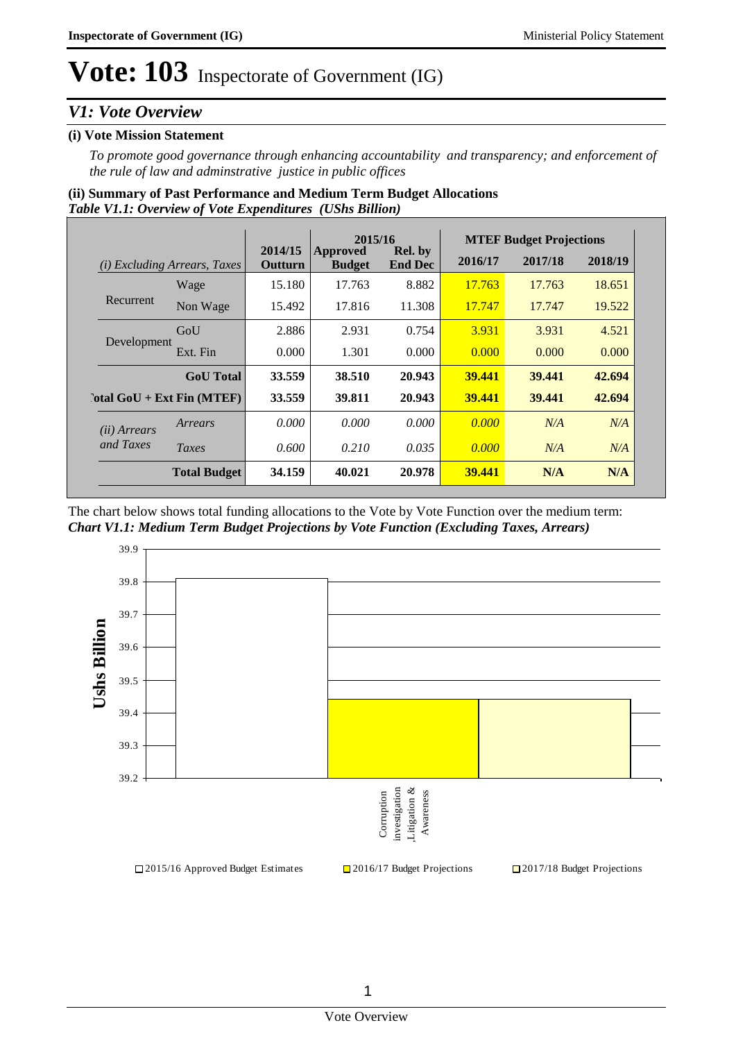# Vote: 103 Inspectorate of Government (IG)

## *V1: Vote Overview*

### (i) Vote Mission Statement

*To promote good governance through enhancing accountability and transparency; and enforcement of the rule of law and adminstrative justice in public offices*

### (ii) Summary of Past Performance and Medium Term Budget Allocations

***Table V1.1: Overview of Vote Expenditures (UShs Billion)***

| *(i) Excluding Arrears, Taxes* | | 2014/15 Outturn | 2015/16 Approved Budget | 2015/16 Rel. by End Dec | MTEF Budget Projections 2016/17 | 2017/18 | 2018/19 |
|---|---|---|---|---|---|---|---|
| Recurrent | Wage | 15.180 | 17.763 | 8.882 | 17.763 | 17.763 | 18.651 |
| | Non Wage | 15.492 | 17.816 | 11.308 | 17.747 | 17.747 | 19.522 |
| Development | GoU | 2.886 | 2.931 | 0.754 | 3.931 | 3.931 | 4.521 |
| | Ext. Fin | 0.000 | 1.301 | 0.000 | 0.000 | 0.000 | 0.000 |
| | **GoU Total** | **33.559** | **38.510** | **20.943** | **39.441** | **39.441** | **42.694** |
| **Total GoU + Ext Fin (MTEF)** | | **33.559** | **39.811** | **20.943** | **39.441** | **39.441** | **42.694** |
| *(ii) Arrears and Taxes* | *Arrears* | *0.000* | *0.000* | *0.000* | *0.000* | *N/A* | *N/A* |
| | *Taxes* | *0.600* | *0.210* | *0.035* | *0.000* | *N/A* | *N/A* |
| | **Total Budget** | **34.159** | **40.021** | **20.978** | **39.441** | **N/A** | **N/A** |

The chart below shows total funding allocations to the Vote by Vote Function over the medium term:

***Chart V1.1: Medium Term Budget Projections by Vote Function (Excluding Taxes, Arrears)***

| Vote Function | 2015/16 Approved Budget Estimates | 2016/17 Budget Projections | 2017/18 Budget Projections |
|---|---|---|---|
| Corruption investigation ,Litigation & Awareness | 39.811 | 39.441 | 39.441 |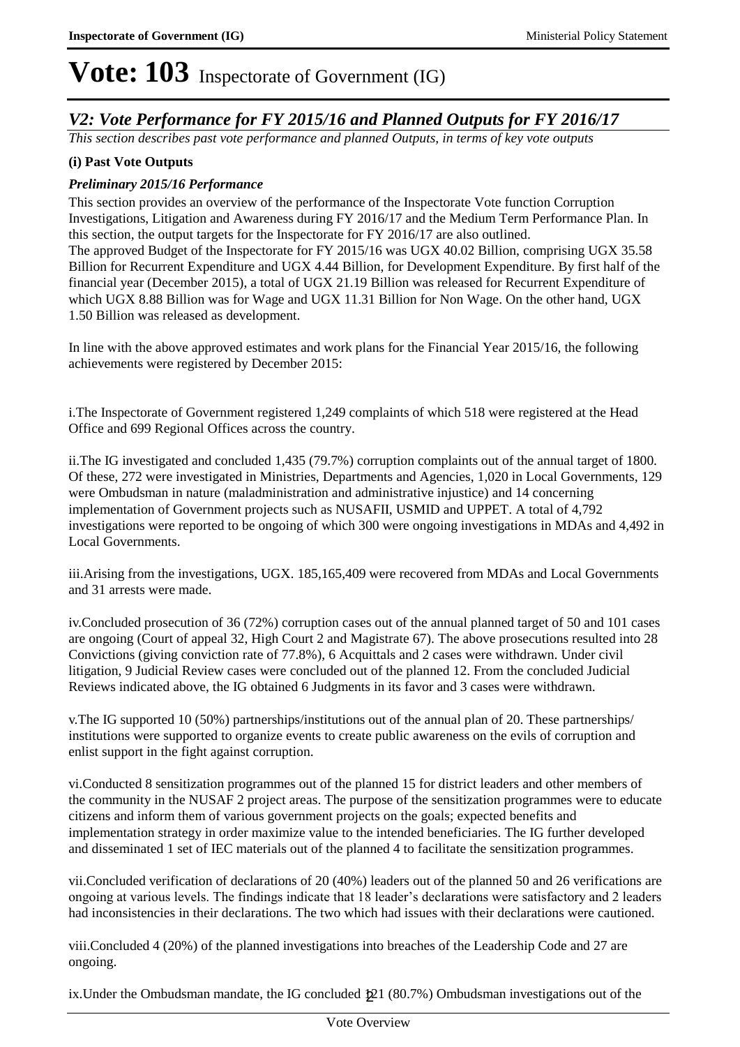# Vote: 103 Inspectorate of Government (IG)

## *V2: Vote Performance for FY 2015/16 and Planned Outputs for FY 2016/17*

*This section describes past vote performance and planned Outputs, in terms of key vote outputs*

**(i) Past Vote Outputs**

***Preliminary 2015/16 Performance***

This section provides an overview of the performance of the Inspectorate Vote function Corruption Investigations, Litigation and Awareness during FY 2016/17 and the Medium Term Performance Plan. In this section, the output targets for the Inspectorate for FY 2016/17 are also outlined.
The approved Budget of the Inspectorate for FY 2015/16 was UGX 40.02 Billion, comprising UGX 35.58 Billion for Recurrent Expenditure and UGX 4.44 Billion, for Development Expenditure. By first half of the financial year (December 2015), a total of UGX 21.19 Billion was released for Recurrent Expenditure of which UGX 8.88 Billion was for Wage and UGX 11.31 Billion for Non Wage. On the other hand, UGX 1.50 Billion was released as development.

In line with the above approved estimates and work plans for the Financial Year 2015/16, the following achievements were registered by December 2015:

i.The Inspectorate of Government registered 1,249 complaints of which 518 were registered at the Head Office and 699 Regional Offices across the country.

ii.The IG investigated and concluded 1,435 (79.7%) corruption complaints out of the annual target of 1800. Of these, 272 were investigated in Ministries, Departments and Agencies, 1,020 in Local Governments, 129 were Ombudsman in nature (maladministration and administrative injustice) and 14 concerning implementation of Government projects such as NUSAFII, USMID and UPPET. A total of 4,792 investigations were reported to be ongoing of which 300 were ongoing investigations in MDAs and 4,492 in Local Governments.

iii.Arising from the investigations, UGX. 185,165,409 were recovered from MDAs and Local Governments and 31 arrests were made.

iv.Concluded prosecution of 36 (72%) corruption cases out of the annual planned target of 50 and 101 cases are ongoing (Court of appeal 32, High Court 2 and Magistrate 67). The above prosecutions resulted into 28 Convictions (giving conviction rate of 77.8%), 6 Acquittals and 2 cases were withdrawn. Under civil litigation, 9 Judicial Review cases were concluded out of the planned 12. From the concluded Judicial Reviews indicated above, the IG obtained 6 Judgments in its favor and 3 cases were withdrawn.

v.The IG supported 10 (50%) partnerships/institutions out of the annual plan of 20. These partnerships/ institutions were supported to organize events to create public awareness on the evils of corruption and enlist support in the fight against corruption.

vi.Conducted 8 sensitization programmes out of the planned 15 for district leaders and other members of the community in the NUSAF 2 project areas. The purpose of the sensitization programmes were to educate citizens and inform them of various government projects on the goals; expected benefits and implementation strategy in order maximize value to the intended beneficiaries. The IG further developed and disseminated 1 set of IEC materials out of the planned 4 to facilitate the sensitization programmes.

vii.Concluded verification of declarations of 20 (40%) leaders out of the planned 50 and 26 verifications are ongoing at various levels. The findings indicate that 18 leader's declarations were satisfactory and 2 leaders had inconsistencies in their declarations. The two which had issues with their declarations were cautioned.

viii.Concluded 4 (20%) of the planned investigations into breaches of the Leadership Code and 27 are ongoing.

ix.Under the Ombudsman mandate, the IG concluded 121 (80.7%) Ombudsman investigations out of the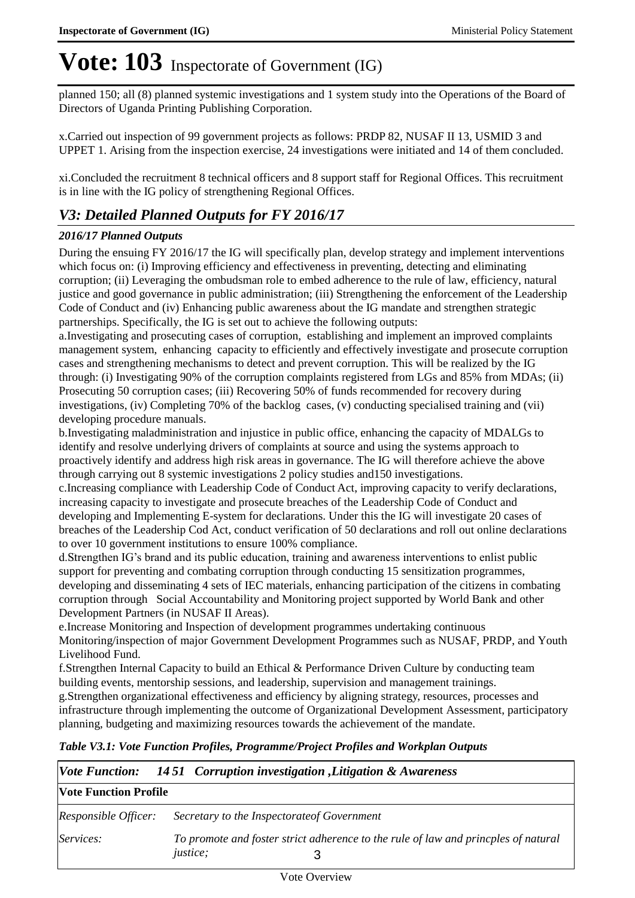# Vote: 103 Inspectorate of Government (IG)

planned 150; all (8) planned systemic investigations and 1 system study into the Operations of the Board of Directors of Uganda Printing Publishing Corporation.

x.Carried out inspection of 99 government projects as follows: PRDP 82, NUSAF II 13, USMID 3 and UPPET 1. Arising from the inspection exercise, 24 investigations were initiated and 14 of them concluded.

xi.Concluded the recruitment 8 technical officers and 8 support staff for Regional Offices. This recruitment is in line with the IG policy of strengthening Regional Offices.

## *V3: Detailed Planned Outputs for FY 2016/17*

### *2016/17 Planned Outputs*

During the ensuing FY 2016/17 the IG will specifically plan, develop strategy and implement interventions which focus on: (i) Improving efficiency and effectiveness in preventing, detecting and eliminating corruption; (ii) Leveraging the ombudsman role to embed adherence to the rule of law, efficiency, natural justice and good governance in public administration; (iii) Strengthening the enforcement of the Leadership Code of Conduct and (iv) Enhancing public awareness about the IG mandate and strengthen strategic partnerships. Specifically, the IG is set out to achieve the following outputs:

a.Investigating and prosecuting cases of corruption, establishing and implement an improved complaints management system, enhancing capacity to efficiently and effectively investigate and prosecute corruption cases and strengthening mechanisms to detect and prevent corruption. This will be realized by the IG through: (i) Investigating 90% of the corruption complaints registered from LGs and 85% from MDAs; (ii) Prosecuting 50 corruption cases; (iii) Recovering 50% of funds recommended for recovery during investigations, (iv) Completing 70% of the backlog cases, (v) conducting specialised training and (vii) developing procedure manuals.

b.Investigating maladministration and injustice in public office, enhancing the capacity of MDALGs to identify and resolve underlying drivers of complaints at source and using the systems approach to proactively identify and address high risk areas in governance. The IG will therefore achieve the above through carrying out 8 systemic investigations 2 policy studies and150 investigations.

c.Increasing compliance with Leadership Code of Conduct Act, improving capacity to verify declarations, increasing capacity to investigate and prosecute breaches of the Leadership Code of Conduct and developing and Implementing E-system for declarations. Under this the IG will investigate 20 cases of breaches of the Leadership Cod Act, conduct verification of 50 declarations and roll out online declarations to over 10 government institutions to ensure 100% compliance.

d.Strengthen IG's brand and its public education, training and awareness interventions to enlist public support for preventing and combating corruption through conducting 15 sensitization programmes, developing and disseminating 4 sets of IEC materials, enhancing participation of the citizens in combating corruption through Social Accountability and Monitoring project supported by World Bank and other Development Partners (in NUSAF II Areas).

e.Increase Monitoring and Inspection of development programmes undertaking continuous Monitoring/inspection of major Government Development Programmes such as NUSAF, PRDP, and Youth Livelihood Fund.

f.Strengthen Internal Capacity to build an Ethical & Performance Driven Culture by conducting team building events, mentorship sessions, and leadership, supervision and management trainings.

g.Strengthen organizational effectiveness and efficiency by aligning strategy, resources, processes and infrastructure through implementing the outcome of Organizational Development Assessment, participatory planning, budgeting and maximizing resources towards the achievement of the mandate.

*Table V3.1: Vote Function Profiles, Programme/Project Profiles and Workplan Outputs*

| *Vote Function:* | *14 51 Corruption investigation ,Litigation & Awareness* |
|---|---|
| **Vote Function Profile** | |
| *Responsible Officer:* | *Secretary to the Inspectorateof Government* |
| *Services:* | *To promote and foster strict adherence to the rule of law and princples of natural justice;* |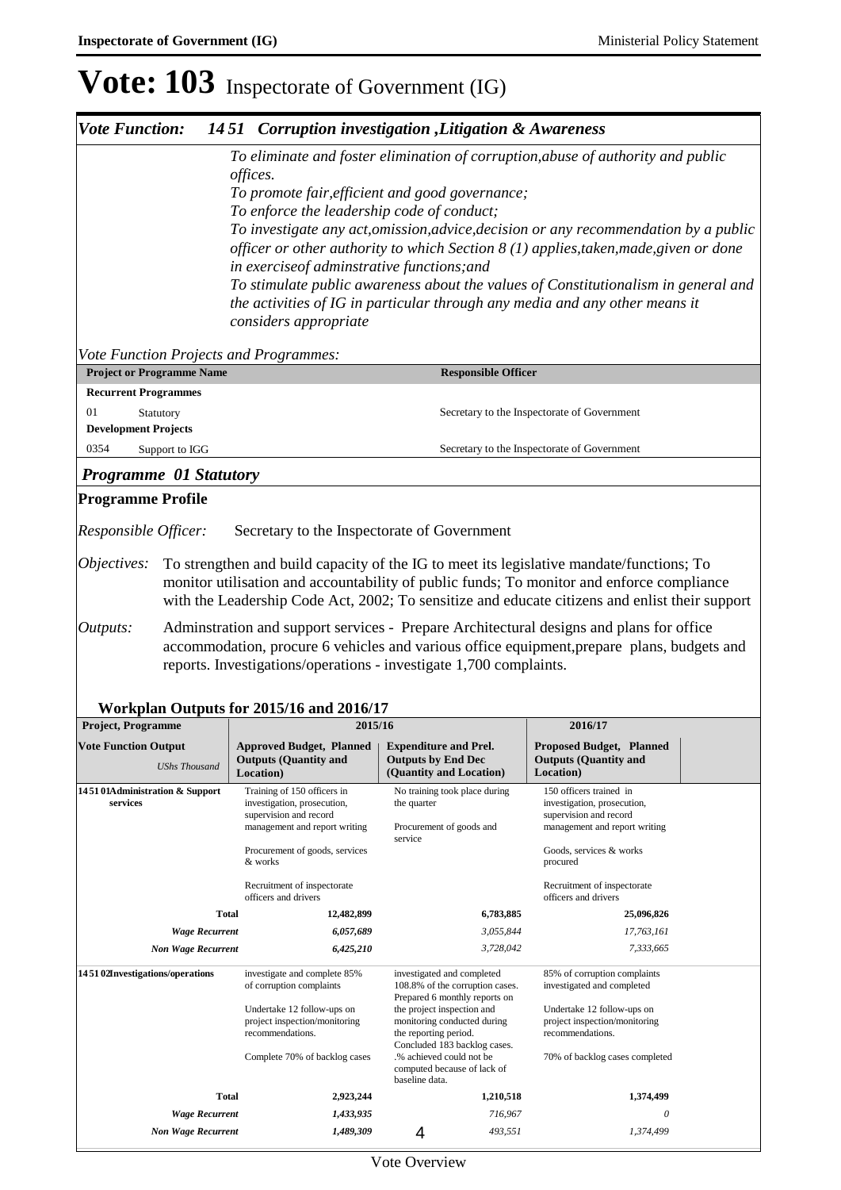# Vote: 103 Inspectorate of Government (IG)

## *Vote Function: 14 51 Corruption investigation ,Litigation & Awareness*

*To eliminate and foster elimination of corruption,abuse of authority and public offices.*
*To promote fair,efficient and good governance;*
*To enforce the leadership code of conduct;*
*To investigate any act,omission,advice,decision or any recommendation by a public officer or other authority to which Section 8 (1) applies,taken,made,given or done in exerciseof adminstrative functions;and*
*To stimulate public awareness about the values of Constitutionalism in general and the activities of IG in particular through any media and any other means it considers appropriate*

*Vote Function Projects and Programmes:*

| Project or Programme Name | Responsible Officer |
|---|---|
| **Recurrent Programmes** | |
| 01 Statutory | Secretary to the Inspectorate of Government |
| **Development Projects** | |
| 0354 Support to IGG | Secretary to the Inspectorate of Government |

### *Programme 01 Statutory*

**Programme Profile**

*Responsible Officer:* Secretary to the Inspectorate of Government

*Objectives:* To strengthen and build capacity of the IG to meet its legislative mandate/functions; To monitor utilisation and accountability of public funds; To monitor and enforce compliance with the Leadership Code Act, 2002; To sensitize and educate citizens and enlist their support

*Outputs:* Adminstration and support services - Prepare Architectural designs and plans for office accommodation, procure 6 vehicles and various office equipment,prepare plans, budgets and reports. Investigations/operations - investigate 1,700 complaints.

**Workplan Outputs for 2015/16 and 2016/17**

| Project, Programme | 2015/16 | | 2016/17 |
|---|---|---|---|
| **Vote Function Output** *UShs Thousand* | **Approved Budget, Planned Outputs (Quantity and Location)** | **Expenditure and Prel. Outputs by End Dec (Quantity and Location)** | **Proposed Budget, Planned Outputs (Quantity and Location)** |
| **14 51 01 Administration & Support services** | Training of 150 officers in investigation, prosecution, supervision and record management and report writing<br><br>Procurement of goods, services & works<br><br>Recruitment of inspectorate officers and drivers | No training took place during the quarter<br><br>Procurement of goods and service | 150 officers trained in investigation, prosecution, supervision and record management and report writing<br><br>Goods, services & works procured<br><br>Recruitment of inspectorate officers and drivers |
| **Total** | **12,482,899** | **6,783,885** | **25,096,826** |
| ***Wage Recurrent*** | *6,057,689* | *3,055,844* | *17,763,161* |
| ***Non Wage Recurrent*** | *6,425,210* | *3,728,042* | *7,333,665* |
| **14 51 02 Investigations/operations** | investigate and complete 85% of corruption complaints<br><br>Undertake 12 follow-ups on project inspection/monitoring recommendations.<br><br>Complete 70% of backlog cases | investigated and completed 108.8% of the corruption cases. Prepared 6 monthly reports on the project inspection and monitoring conducted during the reporting period. Concluded 183 backlog cases. .% achieved could not be computed because of lack of baseline data. | 85% of corruption complaints investigated and completed<br><br>Undertake 12 follow-ups on project inspection/monitoring recommendations.<br><br>70% of backlog cases completed |
| **Total** | **2,923,244** | **1,210,518** | **1,374,499** |
| ***Wage Recurrent*** | *1,433,935* | *716,967* | *0* |
| ***Non Wage Recurrent*** | *1,489,309* | *493,551* | *1,374,499* |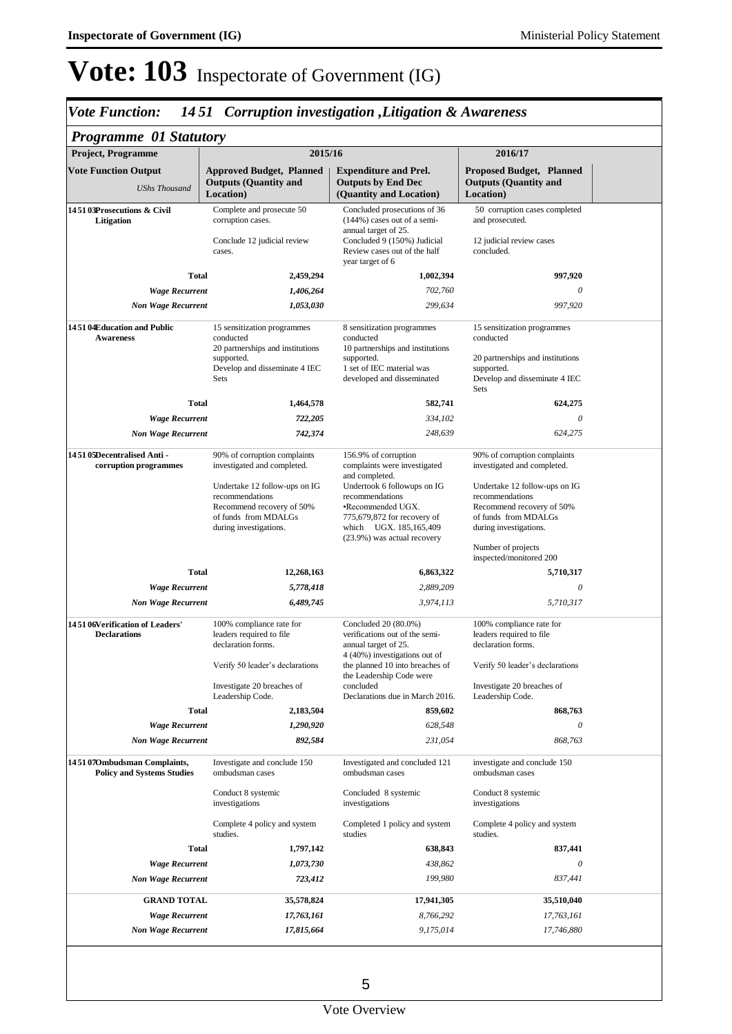# Vote: 103 Inspectorate of Government (IG)

## *Vote Function: 14 51 Corruption investigation ,Litigation & Awareness*

### *Programme 01 Statutory*

| Project, Programme | 2015/16 | | 2016/17 |
|---|---|---|---|
| **Vote Function Output** *UShs Thousand* | **Approved Budget, Planned Outputs (Quantity and Location)** | **Expenditure and Prel. Outputs by End Dec (Quantity and Location)** | **Proposed Budget, Planned Outputs (Quantity and Location)** |
| **14 51 03 Prosecutions & Civil Litigation** | Complete and prosecute 50 corruption cases.<br><br>Conclude 12 judicial review cases. | Concluded prosecutions of 36 (144%) cases out of a semi-annual target of 25.<br>Concluded 9 (150%) Judicial Review cases out of the half year target of 6 | 50 corruption cases completed and prosecuted.<br><br>12 judicial review cases concluded. |
| **Total** | **2,459,294** | **1,002,394** | **997,920** |
| ***Wage Recurrent*** | ***1,406,264*** | *702,760* | *0* |
| ***Non Wage Recurrent*** | ***1,053,030*** | *299,634* | *997,920* |
| **14 51 04 Education and Public Awareness** | 15 sensitization programmes conducted<br>20 partnerships and institutions supported.<br>Develop and disseminate 4 IEC Sets | 8 sensitization programmes conducted<br>10 partnerships and institutions supported.<br>1 set of IEC material was developed and disseminated | 15 sensitization programmes conducted<br><br>20 partnerships and institutions supported.<br>Develop and disseminate 4 IEC Sets |
| **Total** | **1,464,578** | **582,741** | **624,275** |
| ***Wage Recurrent*** | ***722,205*** | *334,102* | *0* |
| ***Non Wage Recurrent*** | ***742,374*** | *248,639* | *624,275* |
| **14 51 05 Decentralised Anti - corruption programmes** | 90% of corruption complaints investigated and completed.<br><br>Undertake 12 follow-ups on IG recommendations<br>Recommend recovery of 50% of funds from MDALGs during investigations. | 156.9% of corruption complaints were investigated and completed.<br>Undertook 6 followups on IG recommendations<br>•Recommended UGX. 775,679,872 for recovery of which UGX. 185,165,409 (23.9%) was actual recovery | 90% of corruption complaints investigated and completed.<br><br>Undertake 12 follow-ups on IG recommendations<br>Recommend recovery of 50% of funds from MDALGs during investigations.<br><br>Number of projects inspected/monitored 200 |
| **Total** | **12,268,163** | **6,863,322** | **5,710,317** |
| ***Wage Recurrent*** | ***5,778,418*** | *2,889,209* | *0* |
| ***Non Wage Recurrent*** | ***6,489,745*** | *3,974,113* | *5,710,317* |
| **14 51 06 Verification of Leaders' Declarations** | 100% compliance rate for leaders required to file declaration forms.<br><br>Verify 50 leader's declarations<br><br>Investigate 20 breaches of Leadership Code. | Concluded 20 (80.0%) verifications out of the semi-annual target of 25.<br>4 (40%) investigations out of the planned 10 into breaches of the Leadership Code were concluded<br>Declarations due in March 2016. | 100% compliance rate for leaders required to file declaration forms.<br><br>Verify 50 leader's declarations<br><br>Investigate 20 breaches of Leadership Code. |
| **Total** | **2,183,504** | **859,602** | **868,763** |
| ***Wage Recurrent*** | ***1,290,920*** | *628,548* | *0* |
| ***Non Wage Recurrent*** | ***892,584*** | *231,054* | *868,763* |
| **14 51 07 Ombudsman Complaints, Policy and Systems Studies** | Investigate and conclude 150 ombudsman cases<br><br>Conduct 8 systemic investigations<br><br>Complete 4 policy and system studies. | Investigated and concluded 121 ombudsman cases<br><br>Concluded 8 systemic investigations<br><br>Completed 1 policy and system studies | investigate and conclude 150 ombudsman cases<br><br>Conduct 8 systemic investigations<br><br>Complete 4 policy and system studies. |
| **Total** | **1,797,142** | **638,843** | **837,441** |
| ***Wage Recurrent*** | ***1,073,730*** | *438,862* | *0* |
| ***Non Wage Recurrent*** | ***723,412*** | *199,980* | *837,441* |
| **GRAND TOTAL** | **35,578,824** | **17,941,305** | **35,510,040** |
| ***Wage Recurrent*** | ***17,763,161*** | *8,766,292* | *17,763,161* |
| ***Non Wage Recurrent*** | ***17,815,664*** | *9,175,014* | *17,746,880* |

Vote Overview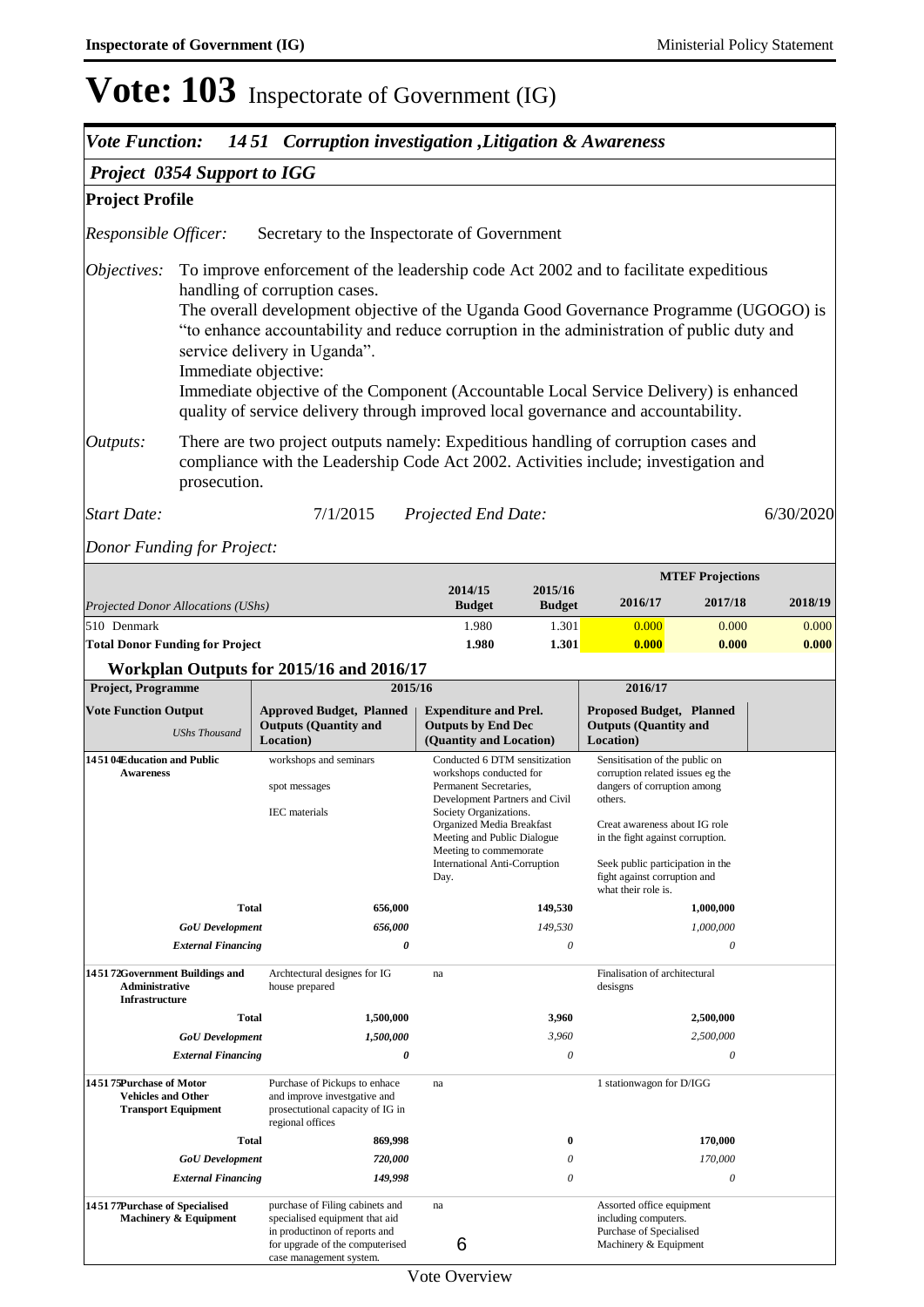# Vote: 103 Inspectorate of Government (IG)

*Vote Function:* ***14 51 Corruption investigation ,Litigation & Awareness***

***Project 0354 Support to IGG***

**Project Profile**

*Responsible Officer:* Secretary to the Inspectorate of Government

*Objectives:* To improve enforcement of the leadership code Act 2002 and to facilitate expeditious handling of corruption cases.
The overall development objective of the Uganda Good Governance Programme (UGOGO) is "to enhance accountability and reduce corruption in the administration of public duty and service delivery in Uganda".
Immediate objective:
Immediate objective of the Component (Accountable Local Service Delivery) is enhanced quality of service delivery through improved local governance and accountability.

*Outputs:* There are two project outputs namely: Expeditious handling of corruption cases and compliance with the Leadership Code Act 2002. Activities include; investigation and prosecution.

*Start Date:* 7/1/2015 *Projected End Date:* 6/30/2020

*Donor Funding for Project:*

| *Projected Donor Allocations (UShs)* | 2014/15 Budget | 2015/16 Budget | MTEF Projections 2016/17 | 2017/18 | 2018/19 |
|---|---|---|---|---|---|
| 510 Denmark | 1.980 | 1.301 | 0.000 | 0.000 | 0.000 |
| **Total Donor Funding for Project** | **1.980** | **1.301** | **0.000** | **0.000** | **0.000** |

**Workplan Outputs for 2015/16 and 2016/17**

| Project, Programme | 2015/16 | | 2016/17 |
|---|---|---|---|
| **Vote Function Output** *UShs Thousand* | **Approved Budget, Planned Outputs (Quantity and Location)** | **Expenditure and Prel. Outputs by End Dec (Quantity and Location)** | **Proposed Budget, Planned Outputs (Quantity and Location)** |
| **14 51 04 Education and Public Awareness** | workshops and seminars<br><br>spot messages<br><br>IEC materials | Conducted 6 DTM sensitization workshops conducted for Permanent Secretaries, Development Partners and Civil Society Organizations.<br>Organized Media Breakfast Meeting and Public Dialogue Meeting to commemorate International Anti-Corruption Day. | Sensitisation of the public on corruption related issues eg the dangers of corruption among others.<br><br>Creat awareness about IG role in the fight against corruption.<br><br>Seek public participation in the fight against corruption and what their role is. |
| **Total** | **656,000** | **149,530** | **1,000,000** |
| ***GoU Development*** | *656,000* | *149,530* | *1,000,000* |
| ***External Financing*** | *0* | *0* | *0* |
| **14 51 72 Government Buildings and Administrative Infrastructure** | Archtectural designes for IG house prepared | na | Finalisation of architectural desisgns |
| **Total** | **1,500,000** | **3,960** | **2,500,000** |
| ***GoU Development*** | *1,500,000* | *3,960* | *2,500,000* |
| ***External Financing*** | *0* | *0* | *0* |
| **14 51 75 Purchase of Motor Vehicles and Other Transport Equipment** | Purchase of Pickups to enhace and improve investgative and prosectutional capacity of IG in regional offices | na | 1 stationwagon for D/IGG |
| **Total** | **869,998** | **0** | **170,000** |
| ***GoU Development*** | *720,000* | *0* | *170,000* |
| ***External Financing*** | *149,998* | *0* | *0* |
| **14 51 77 Purchase of Specialised Machinery & Equipment** | purchase of Filing cabinets and specialised equipment that aid in productinon of reports and for upgrade of the computerised case management system. | na | Assorted office equipment including computers.<br>Purchase of Specialised Machinery & Equipment |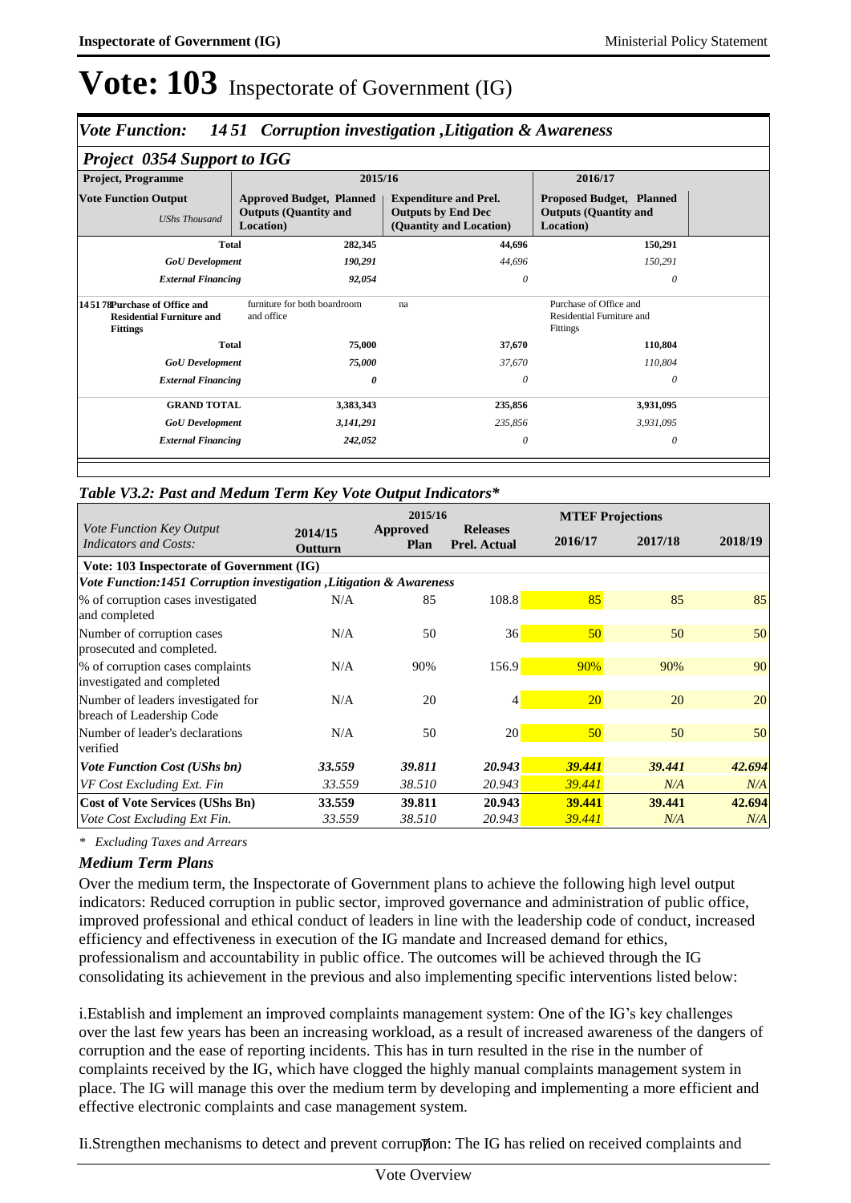# Vote: 103 Inspectorate of Government (IG)

## *Vote Function: 14 51 Corruption investigation ,Litigation & Awareness*

### *Project 0354 Support to IGG*

| Project, Programme | 2015/16 | | | 2016/17 | |
|---|---|---|---|---|---|
| **Vote Function Output** *UShs Thousand* | **Approved Budget, Planned Outputs (Quantity and Location)** | | **Expenditure and Prel. Outputs by End Dec (Quantity and Location)** | **Proposed Budget, Planned Outputs (Quantity and Location)** | |
| **Total** | | 282,345 | 44,696 | | 150,291 |
| *GoU Development* | | *190,291* | *44,696* | | *150,291* |
| *External Financing* | | *92,054* | *0* | | *0* |
| **14 51 78 Purchase of Office and Residential Furniture and Fittings** | furniture for both boardroom and office | | na | Purchase of Office and Residential Furniture and Fittings | |
| **Total** | | 75,000 | 37,670 | | 110,804 |
| *GoU Development* | | *75,000* | *37,670* | | *110,804* |
| *External Financing* | | *0* | *0* | | *0* |
| **GRAND TOTAL** | | 3,383,343 | 235,856 | | 3,931,095 |
| *GoU Development* | | *3,141,291* | *235,856* | | *3,931,095* |
| *External Financing* | | *242,052* | *0* | | *0* |

### *Table V3.2: Past and Medium Term Key Vote Output Indicators**

| *Vote Function Key Output Indicators and Costs:* | 2014/15 Outturn | 2015/16 Approved Plan | 2015/16 Releases Prel. Actual | MTEF Projections 2016/17 | 2017/18 | 2018/19 |
|---|---|---|---|---|---|---|
| **Vote: 103 Inspectorate of Government (IG)** | | | | | | |
| ***Vote Function:1451 Corruption investigation ,Litigation & Awareness*** | | | | | | |
| % of corruption cases investigated and completed | N/A | 85 | 108.8 | 85 | 85 | 85 |
| Number of corruption cases prosecuted and completed. | N/A | 50 | 36 | 50 | 50 | 50 |
| % of corruption cases complaints investigated and completed | N/A | 90% | 156.9 | 90% | 90% | 90 |
| Number of leaders investigated for breach of Leadership Code | N/A | 20 | 4 | 20 | 20 | 20 |
| Number of leader's declarations verified | N/A | 50 | 20 | 50 | 50 | 50 |
| ***Vote Function Cost (UShs bn)*** | ***33.559*** | ***39.811*** | ***20.943*** | ***39.441*** | ***39.441*** | ***42.694*** |
| *VF Cost Excluding Ext. Fin* | *33.559* | *38.510* | *20.943* | *39.441* | *N/A* | *N/A* |
| **Cost of Vote Services (UShs Bn)** | **33.559** | **39.811** | **20.943** | **39.441** | **39.441** | **42.694** |
| *Vote Cost Excluding Ext Fin.* | *33.559* | *38.510* | *20.943* | *39.441* | *N/A* | *N/A* |

*\* Excluding Taxes and Arrears*

### *Medium Term Plans*

Over the medium term, the Inspectorate of Government plans to achieve the following high level output indicators: Reduced corruption in public sector, improved governance and administration of public office, improved professional and ethical conduct of leaders in line with the leadership code of conduct, increased efficiency and effectiveness in execution of the IG mandate and Increased demand for ethics, professionalism and accountability in public office. The outcomes will be achieved through the IG consolidating its achievement in the previous and also implementing specific interventions listed below:

i.Establish and implement an improved complaints management system: One of the IG's key challenges over the last few years has been an increasing workload, as a result of increased awareness of the dangers of corruption and the ease of reporting incidents. This has in turn resulted in the rise in the number of complaints received by the IG, which have clogged the highly manual complaints management system in place. The IG will manage this over the medium term by developing and implementing a more efficient and effective electronic complaints and case management system.

Ii.Strengthen mechanisms to detect and prevent corruption: The IG has relied on received complaints and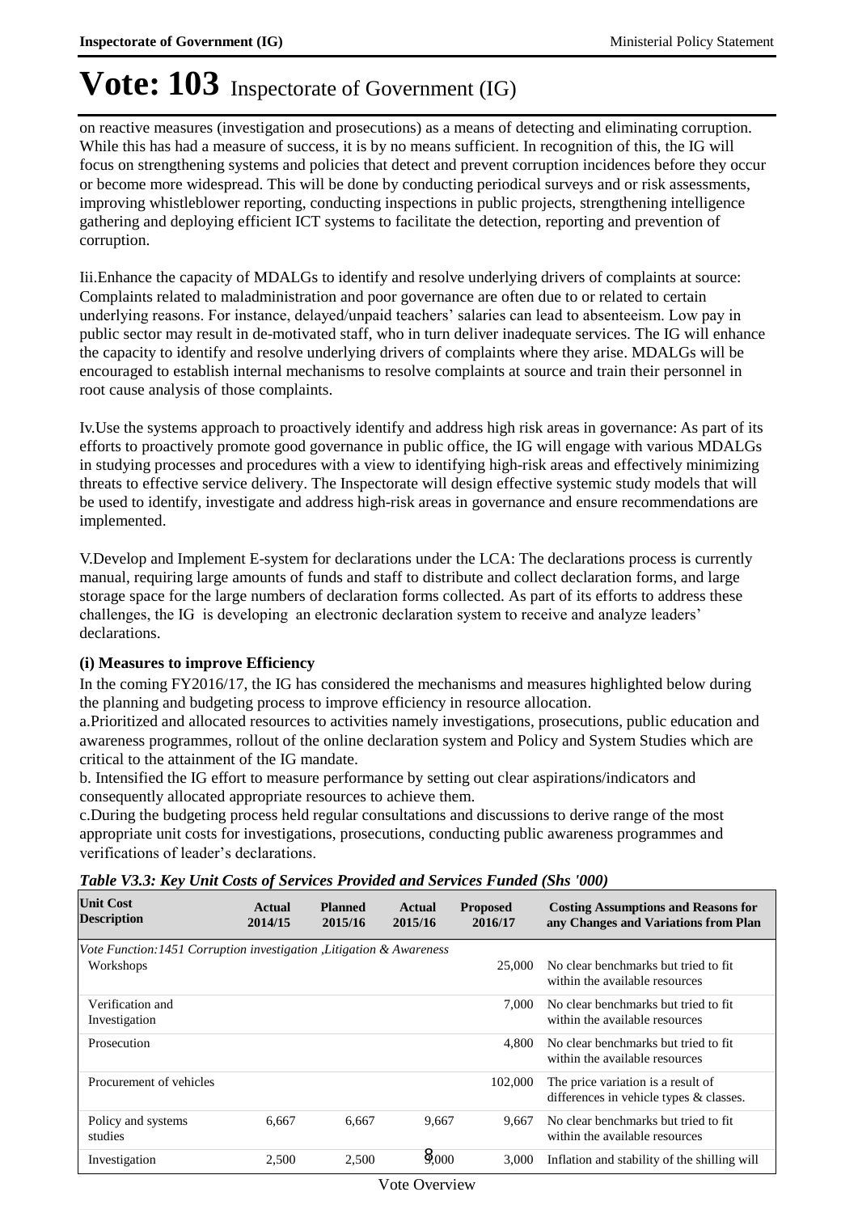# Vote: 103 Inspectorate of Government (IG)

on reactive measures (investigation and prosecutions) as a means of detecting and eliminating corruption. While this has had a measure of success, it is by no means sufficient. In recognition of this, the IG will focus on strengthening systems and policies that detect and prevent corruption incidences before they occur or become more widespread. This will be done by conducting periodical surveys and or risk assessments, improving whistleblower reporting, conducting inspections in public projects, strengthening intelligence gathering and deploying efficient ICT systems to facilitate the detection, reporting and prevention of corruption.

Iii.Enhance the capacity of MDALGs to identify and resolve underlying drivers of complaints at source: Complaints related to maladministration and poor governance are often due to or related to certain underlying reasons. For instance, delayed/unpaid teachers' salaries can lead to absenteeism. Low pay in public sector may result in de-motivated staff, who in turn deliver inadequate services. The IG will enhance the capacity to identify and resolve underlying drivers of complaints where they arise. MDALGs will be encouraged to establish internal mechanisms to resolve complaints at source and train their personnel in root cause analysis of those complaints.

Iv.Use the systems approach to proactively identify and address high risk areas in governance: As part of its efforts to proactively promote good governance in public office, the IG will engage with various MDALGs in studying processes and procedures with a view to identifying high-risk areas and effectively minimizing threats to effective service delivery. The Inspectorate will design effective systemic study models that will be used to identify, investigate and address high-risk areas in governance and ensure recommendations are implemented.

V.Develop and Implement E-system for declarations under the LCA: The declarations process is currently manual, requiring large amounts of funds and staff to distribute and collect declaration forms, and large storage space for the large numbers of declaration forms collected. As part of its efforts to address these challenges, the IG is developing an electronic declaration system to receive and analyze leaders' declarations.

**(i) Measures to improve Efficiency**

In the coming FY2016/17, the IG has considered the mechanisms and measures highlighted below during the planning and budgeting process to improve efficiency in resource allocation.

a.Prioritized and allocated resources to activities namely investigations, prosecutions, public education and awareness programmes, rollout of the online declaration system and Policy and System Studies which are critical to the attainment of the IG mandate.

b. Intensified the IG effort to measure performance by setting out clear aspirations/indicators and consequently allocated appropriate resources to achieve them.

c.During the budgeting process held regular consultations and discussions to derive range of the most appropriate unit costs for investigations, prosecutions, conducting public awareness programmes and verifications of leader's declarations.

*Table V3.3: Key Unit Costs of Services Provided and Services Funded (Shs '000)*

| Unit Cost Description | Actual 2014/15 | Planned 2015/16 | Actual 2015/16 | Proposed 2016/17 | Costing Assumptions and Reasons for any Changes and Variations from Plan |
|---|---|---|---|---|---|
| *Vote Function:1451 Corruption investigation ,Litigation & Awareness* | | | | | |
| Workshops | | | | 25,000 | No clear benchmarks but tried to fit within the available resources |
| Verification and Investigation | | | | 7,000 | No clear benchmarks but tried to fit within the available resources |
| Prosecution | | | | 4,800 | No clear benchmarks but tried to fit within the available resources |
| Procurement of vehicles | | | | 102,000 | The price variation is a result of differences in vehicle types & classes. |
| Policy and systems studies | 6,667 | 6,667 | 9,667 | 9,667 | No clear benchmarks but tried to fit within the available resources |
| Investigation | 2,500 | 2,500 | 3,000 | 3,000 | Inflation and stability of the shilling will |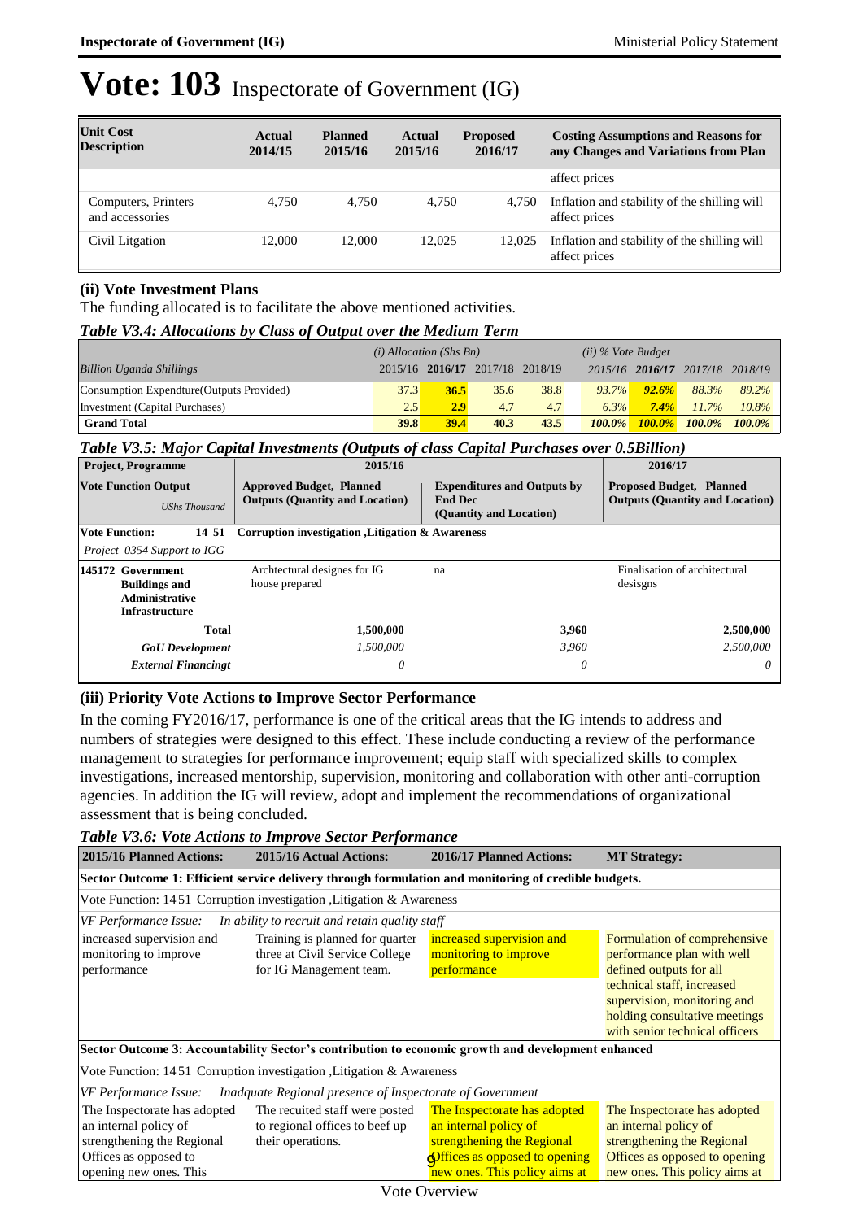# Vote: 103 Inspectorate of Government (IG)

| Unit Cost Description | Actual 2014/15 | Planned 2015/16 | Actual 2015/16 | Proposed 2016/17 | Costing Assumptions and Reasons for any Changes and Variations from Plan |
|---|---|---|---|---|---|
| | | | | | affect prices |
| Computers, Printers and accessories | 4,750 | 4,750 | 4,750 | 4,750 | Inflation and stability of the shilling will affect prices |
| Civil Litigation | 12,000 | 12,000 | 12,025 | 12,025 | Inflation and stability of the shilling will affect prices |

### (ii) Vote Investment Plans

The funding allocated is to facilitate the above mentioned activities.

#### *Table V3.4: Allocations by Class of Output over the Medium Term*

| *Billion Uganda Shillings* | *(i) Allocation (Shs Bn)* 2015/16 | **2016/17** | 2017/18 | 2018/19 | *(ii) % Vote Budget* 2015/16 | **2016/17** | 2017/18 | 2018/19 |
|---|---|---|---|---|---|---|---|---|
| Consumption Expendture(Outputs Provided) | 37.3 | **36.5** | 35.6 | 38.8 | *93.7%* | ***92.6%*** | *88.3%* | *89.2%* |
| Investment (Capital Purchases) | 2.5 | **2.9** | 4.7 | 4.7 | *6.3%* | ***7.4%*** | *11.7%* | *10.8%* |
| **Grand Total** | **39.8** | **39.4** | **40.3** | **43.5** | ***100.0%*** | ***100.0%*** | ***100.0%*** | ***100.0%*** |

#### *Table V3.5: Major Capital Investments (Outputs of class Capital Purchases over 0.5Billion)*

| Project, Programme | 2015/16 | | 2016/17 |
|---|---|---|---|
| **Vote Function Output** *UShs Thousand* | **Approved Budget, Planned Outputs (Quantity and Location)** | **Expenditures and Outputs by End Dec (Quantity and Location)** | **Proposed Budget, Planned Outputs (Quantity and Location)** |
| **Vote Function: 14 51** | **Corruption investigation ,Litigation & Awareness** | | |
| *Project 0354 Support to IGG* | | | |
| **145172 Government Buildings and Administrative Infrastructure** | Archtectural designes for IG house prepared | na | Finalisation of architectural desisgns |
| **Total** | **1,500,000** | **3,960** | **2,500,000** |
| ***GoU Development*** | *1,500,000* | *3,960* | *2,500,000* |
| ***External Financingt*** | *0* | *0* | *0* |

### (iii) Priority Vote Actions to Improve Sector Performance

In the coming FY2016/17, performance is one of the critical areas that the IG intends to address and numbers of strategies were designed to this effect. These include conducting a review of the performance management to strategies for performance improvement; equip staff with specialized skills to complex investigations, increased mentorship, supervision, monitoring and collaboration with other anti-corruption agencies. In addition the IG will review, adopt and implement the recommendations of organizational assessment that is being concluded.

#### *Table V3.6: Vote Actions to Improve Sector Performance*

| 2015/16 Planned Actions: | 2015/16 Actual Actions: | 2016/17 Planned Actions: | MT Strategy: |
|---|---|---|---|
| **Sector Outcome 1: Efficient service delivery through formulation and monitoring of credible budgets.** | | | |
| Vote Function: 14 51 Corruption investigation ,Litigation & Awareness | | | |
| *VF Performance Issue: In ability to recruit and retain quality staff* | | | |
| increased supervision and monitoring to improve performance | Training is planned for quarter three at Civil Service College for IG Management team. | increased supervision and monitoring to improve performance | Formulation of comprehensive performance plan with well defined outputs for all technical staff, increased supervision, monitoring and holding consultative meetings with senior technical officers |
| **Sector Outcome 3: Accountability Sector's contribution to economic growth and development enhanced** | | | |
| Vote Function: 14 51 Corruption investigation ,Litigation & Awareness | | | |
| *VF Performance Issue: Inadquate Regional presence of Inspectorate of Government* | | | |
| The Inspectorate has adopted an internal policy of strengthening the Regional Offices as opposed to opening new ones. This | The recuited staff were posted to regional offices to beef up their operations. | The Inspectorate has adopted an internal policy of strengthening the Regional Offices as opposed to opening new ones. This policy aims at | The Inspectorate has adopted an internal policy of strengthening the Regional Offices as opposed to opening new ones. This policy aims at |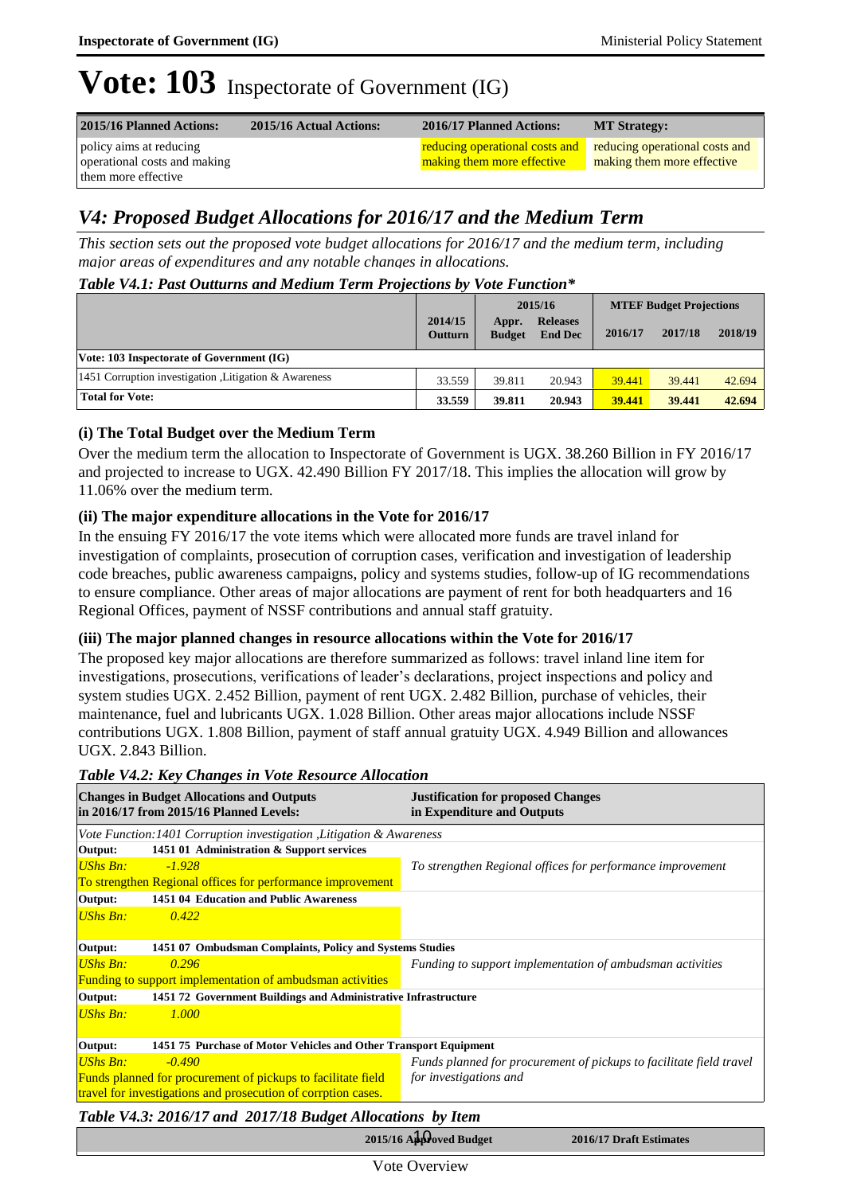# Vote: 103 Inspectorate of Government (IG)

| 2015/16 Planned Actions: | 2015/16 Actual Actions: | 2016/17 Planned Actions: | MT Strategy: |
|---|---|---|---|
| policy aims at reducing operational costs and making them more effective | | reducing operational costs and making them more effective | reducing operational costs and making them more effective |

## V4: Proposed Budget Allocations for 2016/17 and the Medium Term

*This section sets out the proposed vote budget allocations for 2016/17 and the medium term, including major areas of expenditures and any notable changes in allocations.*

***Table V4.1: Past Outturns and Medium Term Projections by Vote Function****

| | 2014/15 Outturn | 2015/16 Appr. Budget | 2015/16 Releases End Dec | MTEF Budget Projections 2016/17 | 2017/18 | 2018/19 |
|---|---|---|---|---|---|---|
| **Vote: 103 Inspectorate of Government (IG)** | | | | | | |
| 1451 Corruption investigation ,Litigation & Awareness | 33.559 | 39.811 | 20.943 | 39.441 | 39.441 | 42.694 |
| **Total for Vote:** | **33.559** | **39.811** | **20.943** | **39.441** | **39.441** | **42.694** |

### (i) The Total Budget over the Medium Term

Over the medium term the allocation to Inspectorate of Government is UGX. 38.260 Billion in FY 2016/17 and projected to increase to UGX. 42.490 Billion FY 2017/18. This implies the allocation will grow by 11.06% over the medium term.

### (ii) The major expenditure allocations in the Vote for 2016/17

In the ensuing FY 2016/17 the vote items which were allocated more funds are travel inland for investigation of complaints, prosecution of corruption cases, verification and investigation of leadership code breaches, public awareness campaigns, policy and systems studies, follow-up of IG recommendations to ensure compliance. Other areas of major allocations are payment of rent for both headquarters and 16 Regional Offices, payment of NSSF contributions and annual staff gratuity.

### (iii) The major planned changes in resource allocations within the Vote for 2016/17

The proposed key major allocations are therefore summarized as follows: travel inland line item for investigations, prosecutions, verifications of leader's declarations, project inspections and policy and system studies UGX. 2.452 Billion, payment of rent UGX. 2.482 Billion, purchase of vehicles, their maintenance, fuel and lubricants UGX. 1.028 Billion. Other areas major allocations include NSSF contributions UGX. 1.808 Billion, payment of staff annual gratuity UGX. 4.949 Billion and allowances UGX. 2.843 Billion.

***Table V4.2: Key Changes in Vote Resource Allocation***

| Changes in Budget Allocations and Outputs in 2016/17 from 2015/16 Planned Levels: | Justification for proposed Changes in Expenditure and Outputs |
|---|---|
| *Vote Function:1401 Corruption investigation ,Litigation & Awareness* | |
| **Output: 1451 01 Administration & Support services** | |
| *UShs Bn: -1.928* To strengthen Regional offices for performance improvement | *To strengthen Regional offices for performance improvement* |
| **Output: 1451 04 Education and Public Awareness** | |
| *UShs Bn: 0.422* | |
| **Output: 1451 07 Ombudsman Complaints, Policy and Systems Studies** | |
| *UShs Bn: 0.296* Funding to support implementation of ambudsman activities | *Funding to support implementation of ambudsman activities* |
| **Output: 1451 72 Government Buildings and Administrative Infrastructure** | |
| *UShs Bn: 1.000* | |
| **Output: 1451 75 Purchase of Motor Vehicles and Other Transport Equipment** | |
| *UShs Bn: -0.490* Funds planned for procurement of pickups to facilitate field travel for investigations and prosecution of corrption cases. | *Funds planned for procurement of pickups to facilitate field travel for investigations and* |

***Table V4.3: 2016/17 and 2017/18 Budget Allocations by Item***

| | 2015/16 Approved Budget | 2016/17 Draft Estimates |
|---|---|---|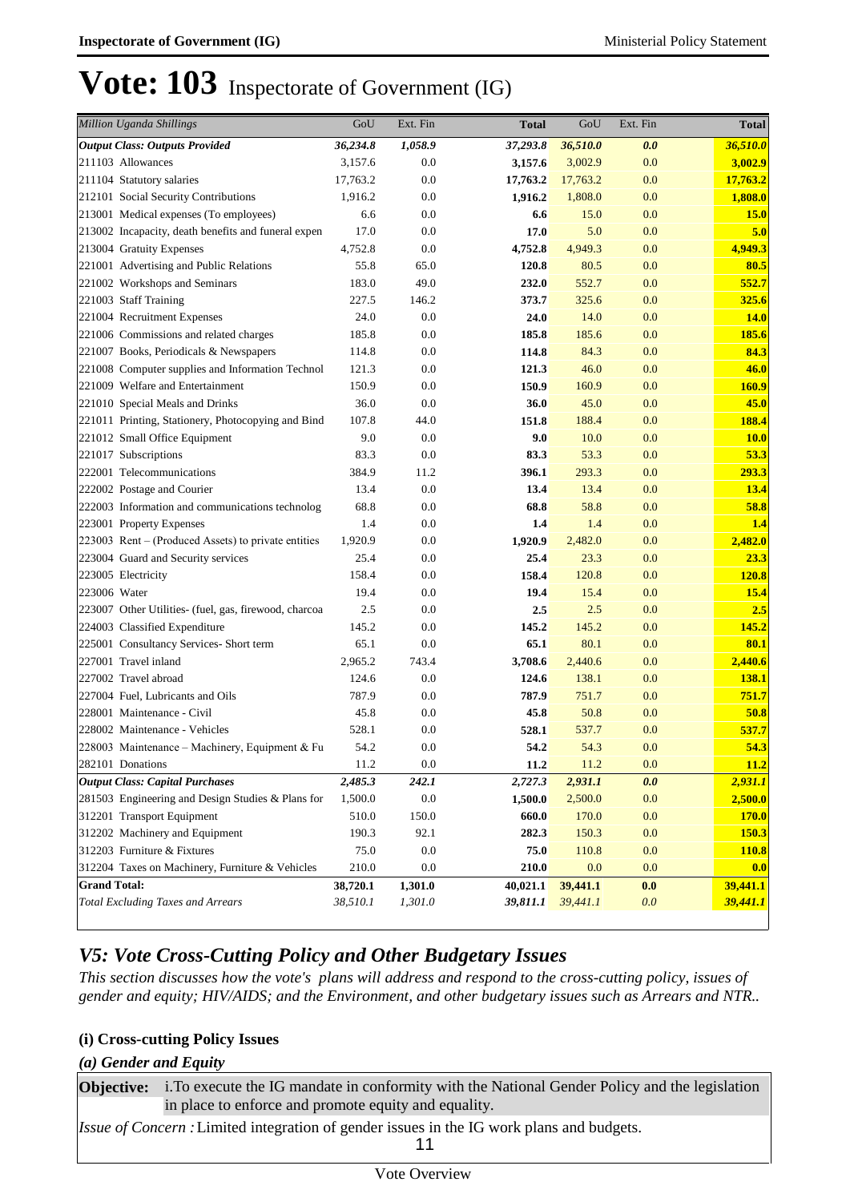# Vote: 103 Inspectorate of Government (IG)

| Million Uganda Shillings | GoU | Ext. Fin | Total | GoU | Ext. Fin | Total |
|---|---|---|---|---|---|---|
| ***Output Class: Outputs Provided*** | ***36,234.8*** | ***1,058.9*** | ***37,293.8*** | ***36,510.0*** | ***0.0*** | ***36,510.0*** |
| 211103 Allowances | 3,157.6 | 0.0 | **3,157.6** | 3,002.9 | 0.0 | **3,002.9** |
| 211104 Statutory salaries | 17,763.2 | 0.0 | **17,763.2** | 17,763.2 | 0.0 | **17,763.2** |
| 212101 Social Security Contributions | 1,916.2 | 0.0 | **1,916.2** | 1,808.0 | 0.0 | **1,808.0** |
| 213001 Medical expenses (To employees) | 6.6 | 0.0 | **6.6** | 15.0 | 0.0 | **15.0** |
| 213002 Incapacity, death benefits and funeral expen | 17.0 | 0.0 | **17.0** | 5.0 | 0.0 | **5.0** |
| 213004 Gratuity Expenses | 4,752.8 | 0.0 | **4,752.8** | 4,949.3 | 0.0 | **4,949.3** |
| 221001 Advertising and Public Relations | 55.8 | 65.0 | **120.8** | 80.5 | 0.0 | **80.5** |
| 221002 Workshops and Seminars | 183.0 | 49.0 | **232.0** | 552.7 | 0.0 | **552.7** |
| 221003 Staff Training | 227.5 | 146.2 | **373.7** | 325.6 | 0.0 | **325.6** |
| 221004 Recruitment Expenses | 24.0 | 0.0 | **24.0** | 14.0 | 0.0 | **14.0** |
| 221006 Commissions and related charges | 185.8 | 0.0 | **185.8** | 185.6 | 0.0 | **185.6** |
| 221007 Books, Periodicals & Newspapers | 114.8 | 0.0 | **114.8** | 84.3 | 0.0 | **84.3** |
| 221008 Computer supplies and Information Technol | 121.3 | 0.0 | **121.3** | 46.0 | 0.0 | **46.0** |
| 221009 Welfare and Entertainment | 150.9 | 0.0 | **150.9** | 160.9 | 0.0 | **160.9** |
| 221010 Special Meals and Drinks | 36.0 | 0.0 | **36.0** | 45.0 | 0.0 | **45.0** |
| 221011 Printing, Stationery, Photocopying and Bind | 107.8 | 44.0 | **151.8** | 188.4 | 0.0 | **188.4** |
| 221012 Small Office Equipment | 9.0 | 0.0 | **9.0** | 10.0 | 0.0 | **10.0** |
| 221017 Subscriptions | 83.3 | 0.0 | **83.3** | 53.3 | 0.0 | **53.3** |
| 222001 Telecommunications | 384.9 | 11.2 | **396.1** | 293.3 | 0.0 | **293.3** |
| 222002 Postage and Courier | 13.4 | 0.0 | **13.4** | 13.4 | 0.0 | **13.4** |
| 222003 Information and communications technolog | 68.8 | 0.0 | **68.8** | 58.8 | 0.0 | **58.8** |
| 223001 Property Expenses | 1.4 | 0.0 | **1.4** | 1.4 | 0.0 | **1.4** |
| 223003 Rent – (Produced Assets) to private entities | 1,920.9 | 0.0 | **1,920.9** | 2,482.0 | 0.0 | **2,482.0** |
| 223004 Guard and Security services | 25.4 | 0.0 | **25.4** | 23.3 | 0.0 | **23.3** |
| 223005 Electricity | 158.4 | 0.0 | **158.4** | 120.8 | 0.0 | **120.8** |
| 223006 Water | 19.4 | 0.0 | **19.4** | 15.4 | 0.0 | **15.4** |
| 223007 Other Utilities- (fuel, gas, firewood, charcoa | 2.5 | 0.0 | **2.5** | 2.5 | 0.0 | **2.5** |
| 224003 Classified Expenditure | 145.2 | 0.0 | **145.2** | 145.2 | 0.0 | **145.2** |
| 225001 Consultancy Services- Short term | 65.1 | 0.0 | **65.1** | 80.1 | 0.0 | **80.1** |
| 227001 Travel inland | 2,965.2 | 743.4 | **3,708.6** | 2,440.6 | 0.0 | **2,440.6** |
| 227002 Travel abroad | 124.6 | 0.0 | **124.6** | 138.1 | 0.0 | **138.1** |
| 227004 Fuel, Lubricants and Oils | 787.9 | 0.0 | **787.9** | 751.7 | 0.0 | **751.7** |
| 228001 Maintenance - Civil | 45.8 | 0.0 | **45.8** | 50.8 | 0.0 | **50.8** |
| 228002 Maintenance - Vehicles | 528.1 | 0.0 | **528.1** | 537.7 | 0.0 | **537.7** |
| 228003 Maintenance – Machinery, Equipment & Fu | 54.2 | 0.0 | **54.2** | 54.3 | 0.0 | **54.3** |
| 282101 Donations | 11.2 | 0.0 | **11.2** | 11.2 | 0.0 | **11.2** |
| ***Output Class: Capital Purchases*** | ***2,485.3*** | ***242.1*** | ***2,727.3*** | ***2,931.1*** | ***0.0*** | ***2,931.1*** |
| 281503 Engineering and Design Studies & Plans for | 1,500.0 | 0.0 | **1,500.0** | 2,500.0 | 0.0 | **2,500.0** |
| 312201 Transport Equipment | 510.0 | 150.0 | **660.0** | 170.0 | 0.0 | **170.0** |
| 312202 Machinery and Equipment | 190.3 | 92.1 | **282.3** | 150.3 | 0.0 | **150.3** |
| 312203 Furniture & Fixtures | 75.0 | 0.0 | **75.0** | 110.8 | 0.0 | **110.8** |
| 312204 Taxes on Machinery, Furniture & Vehicles | 210.0 | 0.0 | **210.0** | 0.0 | 0.0 | **0.0** |
| **Grand Total:** | **38,720.1** | **1,301.0** | **40,021.1** | **39,441.1** | **0.0** | **39,441.1** |
| *Total Excluding Taxes and Arrears* | *38,510.1* | *1,301.0* | ***39,811.1*** | *39,441.1* | *0.0* | ***39,441.1*** |

## *V5: Vote Cross-Cutting Policy and Other Budgetary Issues*

*This section discusses how the vote's plans will address and respond to the cross-cutting policy, issues of gender and equity; HIV/AIDS; and the Environment, and other budgetary issues such as Arrears and NTR..*

### (i) Cross-cutting Policy Issues

***(a) Gender and Equity***

**Objective:** i.To execute the IG mandate in conformity with the National Gender Policy and the legislation in place to enforce and promote equity and equality.

*Issue of Concern :* Limited integration of gender issues in the IG work plans and budgets.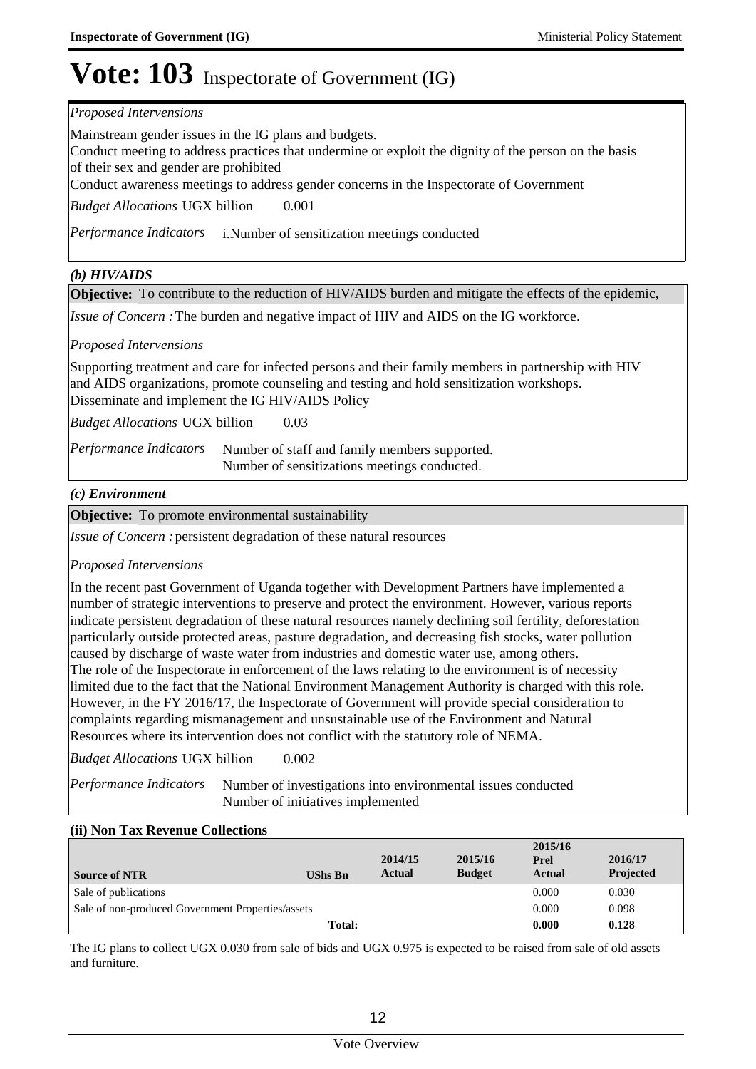# Vote: 103 Inspectorate of Government (IG)

*Proposed Intervensions*

Mainstream gender issues in the IG plans and budgets.
Conduct meeting to address practices that undermine or exploit the dignity of the person on the basis of their sex and gender are prohibited
Conduct awareness meetings to address gender concerns in the Inspectorate of Government

*Budget Allocations* UGX billion 0.001

*Performance Indicators* i.Number of sensitization meetings conducted

### *(b) HIV/AIDS*

**Objective:** To contribute to the reduction of HIV/AIDS burden and mitigate the effects of the epidemic,

*Issue of Concern :* The burden and negative impact of HIV and AIDS on the IG workforce.

*Proposed Intervensions*

Supporting treatment and care for infected persons and their family members in partnership with HIV and AIDS organizations, promote counseling and testing and hold sensitization workshops.
Disseminate and implement the IG HIV/AIDS Policy

*Budget Allocations* UGX billion 0.03

*Performance Indicators* Number of staff and family members supported.
Number of sensitizations meetings conducted.

### *(c) Environment*

**Objective:** To promote environmental sustainability

*Issue of Concern :* persistent degradation of these natural resources

*Proposed Intervensions*

In the recent past Government of Uganda together with Development Partners have implemented a number of strategic interventions to preserve and protect the environment. However, various reports indicate persistent degradation of these natural resources namely declining soil fertility, deforestation particularly outside protected areas, pasture degradation, and decreasing fish stocks, water pollution caused by discharge of waste water from industries and domestic water use, among others.
The role of the Inspectorate in enforcement of the laws relating to the environment is of necessity limited due to the fact that the National Environment Management Authority is charged with this role. However, in the FY 2016/17, the Inspectorate of Government will provide special consideration to complaints regarding mismanagement and unsustainable use of the Environment and Natural Resources where its intervention does not conflict with the statutory role of NEMA.

*Budget Allocations* UGX billion 0.002

*Performance Indicators* Number of investigations into environmental issues conducted
Number of initiatives implemented

### (ii) Non Tax Revenue Collections

| Source of NTR | UShs Bn | 2014/15 Actual | 2015/16 Budget | 2015/16 Prel Actual | 2016/17 Projected |
|---|---|---|---|---|---|
| Sale of publications | | | | 0.000 | 0.030 |
| Sale of non-produced Government Properties/assets | | | | 0.000 | 0.098 |
| | **Total:** | | | **0.000** | **0.128** |

The IG plans to collect UGX 0.030 from sale of bids and UGX 0.975 is expected to be raised from sale of old assets and furniture.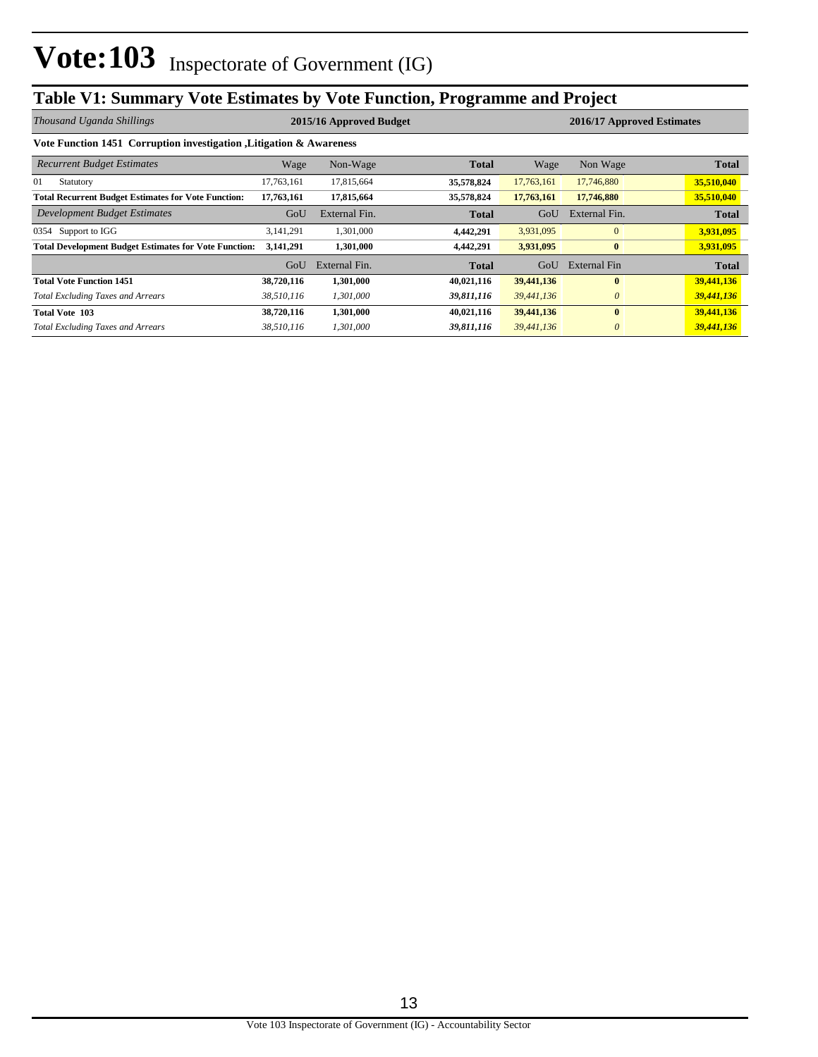# Vote:103 Inspectorate of Government (IG)

## Table V1: Summary Vote Estimates by Vote Function, Programme and Project

| *Thousand Uganda Shillings* | 2015/16 Approved Budget | | | 2016/17 Approved Estimates | | |
|---|---|---|---|---|---|---|
| **Vote Function 1451 Corruption investigation ,Litigation & Awareness** | | | | | | |
| *Recurrent Budget Estimates* | Wage | Non-Wage | **Total** | Wage | Non Wage | **Total** |
| 01 Statutory | 17,763,161 | 17,815,664 | **35,578,824** | 17,763,161 | 17,746,880 | **35,510,040** |
| **Total Recurrent Budget Estimates for Vote Function:** | **17,763,161** | **17,815,664** | **35,578,824** | **17,763,161** | **17,746,880** | **35,510,040** |
| *Development Budget Estimates* | GoU | External Fin. | **Total** | GoU | External Fin. | **Total** |
| 0354 Support to IGG | 3,141,291 | 1,301,000 | **4,442,291** | 3,931,095 | 0 | **3,931,095** |
| **Total Development Budget Estimates for Vote Function:** | **3,141,291** | **1,301,000** | **4,442,291** | **3,931,095** | **0** | **3,931,095** |
| | GoU | External Fin. | **Total** | GoU | External Fin | **Total** |
| **Total Vote Function 1451** | **38,720,116** | **1,301,000** | **40,021,116** | **39,441,136** | **0** | **39,441,136** |
| *Total Excluding Taxes and Arrears* | *38,510,116* | *1,301,000* | ***39,811,116*** | *39,441,136* | *0* | ***39,441,136*** |
| **Total Vote 103** | **38,720,116** | **1,301,000** | **40,021,116** | **39,441,136** | **0** | **39,441,136** |
| *Total Excluding Taxes and Arrears* | *38,510,116* | *1,301,000* | ***39,811,116*** | *39,441,136* | *0* | ***39,441,136*** |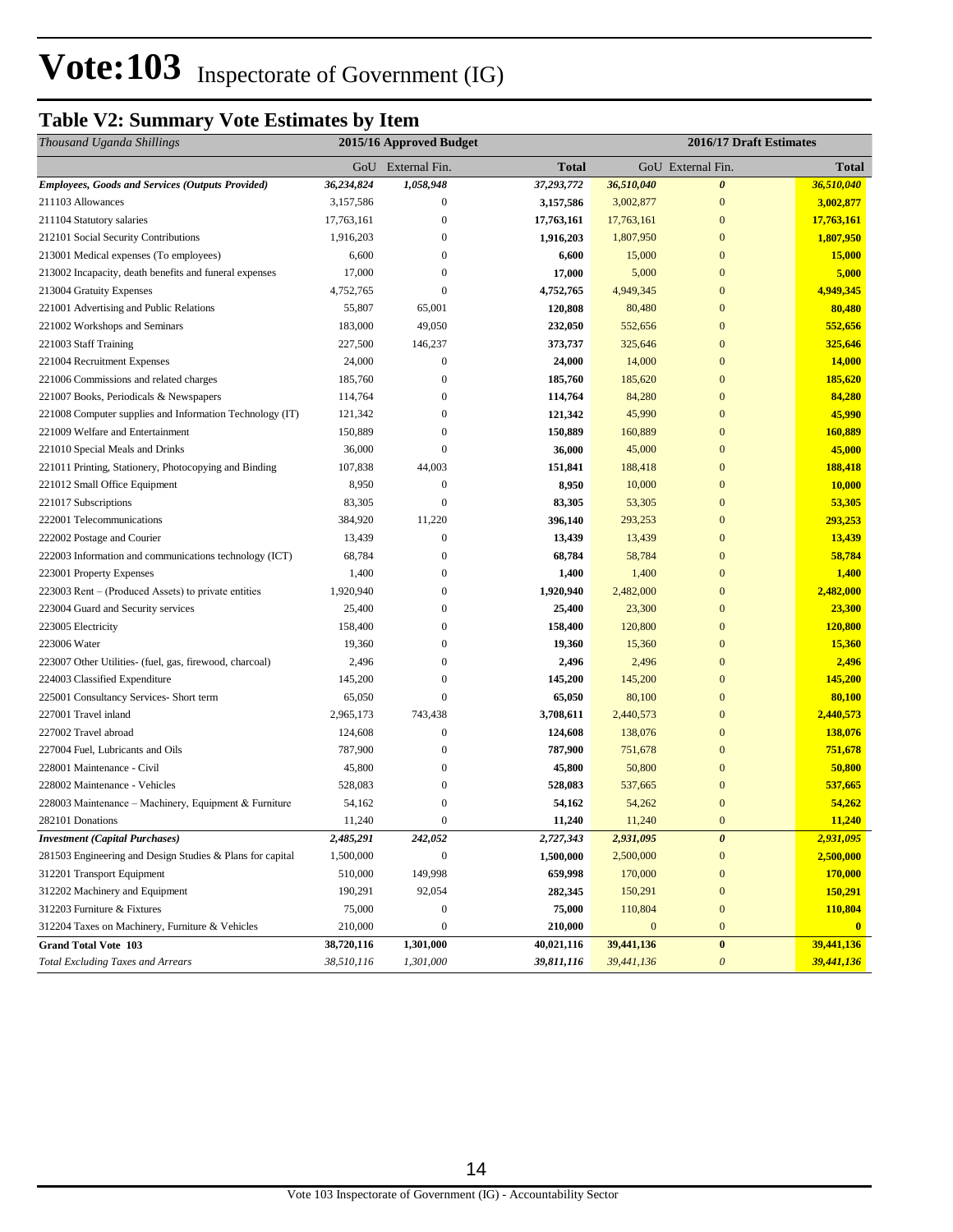# Vote:103 Inspectorate of Government (IG)

## Table V2: Summary Vote Estimates by Item

| *Thousand Uganda Shillings* | 2015/16 Approved Budget | | | 2016/17 Draft Estimates | | |
|---|---|---|---|---|---|---|
| | GoU | External Fin. | **Total** | GoU | External Fin. | **Total** |
| ***Employees, Goods and Services (Outputs Provided)*** | ***36,234,824*** | ***1,058,948*** | ***37,293,772*** | ***36,510,040*** | ***0*** | ***36,510,040*** |
| 211103 Allowances | 3,157,586 | 0 | **3,157,586** | 3,002,877 | 0 | **3,002,877** |
| 211104 Statutory salaries | 17,763,161 | 0 | **17,763,161** | 17,763,161 | 0 | **17,763,161** |
| 212101 Social Security Contributions | 1,916,203 | 0 | **1,916,203** | 1,807,950 | 0 | **1,807,950** |
| 213001 Medical expenses (To employees) | 6,600 | 0 | **6,600** | 15,000 | 0 | **15,000** |
| 213002 Incapacity, death benefits and funeral expenses | 17,000 | 0 | **17,000** | 5,000 | 0 | **5,000** |
| 213004 Gratuity Expenses | 4,752,765 | 0 | **4,752,765** | 4,949,345 | 0 | **4,949,345** |
| 221001 Advertising and Public Relations | 55,807 | 65,001 | **120,808** | 80,480 | 0 | **80,480** |
| 221002 Workshops and Seminars | 183,000 | 49,050 | **232,050** | 552,656 | 0 | **552,656** |
| 221003 Staff Training | 227,500 | 146,237 | **373,737** | 325,646 | 0 | **325,646** |
| 221004 Recruitment Expenses | 24,000 | 0 | **24,000** | 14,000 | 0 | **14,000** |
| 221006 Commissions and related charges | 185,760 | 0 | **185,760** | 185,620 | 0 | **185,620** |
| 221007 Books, Periodicals & Newspapers | 114,764 | 0 | **114,764** | 84,280 | 0 | **84,280** |
| 221008 Computer supplies and Information Technology (IT) | 121,342 | 0 | **121,342** | 45,990 | 0 | **45,990** |
| 221009 Welfare and Entertainment | 150,889 | 0 | **150,889** | 160,889 | 0 | **160,889** |
| 221010 Special Meals and Drinks | 36,000 | 0 | **36,000** | 45,000 | 0 | **45,000** |
| 221011 Printing, Stationery, Photocopying and Binding | 107,838 | 44,003 | **151,841** | 188,418 | 0 | **188,418** |
| 221012 Small Office Equipment | 8,950 | 0 | **8,950** | 10,000 | 0 | **10,000** |
| 221017 Subscriptions | 83,305 | 0 | **83,305** | 53,305 | 0 | **53,305** |
| 222001 Telecommunications | 384,920 | 11,220 | **396,140** | 293,253 | 0 | **293,253** |
| 222002 Postage and Courier | 13,439 | 0 | **13,439** | 13,439 | 0 | **13,439** |
| 222003 Information and communications technology (ICT) | 68,784 | 0 | **68,784** | 58,784 | 0 | **58,784** |
| 223001 Property Expenses | 1,400 | 0 | **1,400** | 1,400 | 0 | **1,400** |
| 223003 Rent – (Produced Assets) to private entities | 1,920,940 | 0 | **1,920,940** | 2,482,000 | 0 | **2,482,000** |
| 223004 Guard and Security services | 25,400 | 0 | **25,400** | 23,300 | 0 | **23,300** |
| 223005 Electricity | 158,400 | 0 | **158,400** | 120,800 | 0 | **120,800** |
| 223006 Water | 19,360 | 0 | **19,360** | 15,360 | 0 | **15,360** |
| 223007 Other Utilities- (fuel, gas, firewood, charcoal) | 2,496 | 0 | **2,496** | 2,496 | 0 | **2,496** |
| 224003 Classified Expenditure | 145,200 | 0 | **145,200** | 145,200 | 0 | **145,200** |
| 225001 Consultancy Services- Short term | 65,050 | 0 | **65,050** | 80,100 | 0 | **80,100** |
| 227001 Travel inland | 2,965,173 | 743,438 | **3,708,611** | 2,440,573 | 0 | **2,440,573** |
| 227002 Travel abroad | 124,608 | 0 | **124,608** | 138,076 | 0 | **138,076** |
| 227004 Fuel, Lubricants and Oils | 787,900 | 0 | **787,900** | 751,678 | 0 | **751,678** |
| 228001 Maintenance - Civil | 45,800 | 0 | **45,800** | 50,800 | 0 | **50,800** |
| 228002 Maintenance - Vehicles | 528,083 | 0 | **528,083** | 537,665 | 0 | **537,665** |
| 228003 Maintenance – Machinery, Equipment & Furniture | 54,162 | 0 | **54,162** | 54,262 | 0 | **54,262** |
| 282101 Donations | 11,240 | 0 | **11,240** | 11,240 | 0 | **11,240** |
| ***Investment (Capital Purchases)*** | ***2,485,291*** | ***242,052*** | ***2,727,343*** | ***2,931,095*** | ***0*** | ***2,931,095*** |
| 281503 Engineering and Design Studies & Plans for capital | 1,500,000 | 0 | **1,500,000** | 2,500,000 | 0 | **2,500,000** |
| 312201 Transport Equipment | 510,000 | 149,998 | **659,998** | 170,000 | 0 | **170,000** |
| 312202 Machinery and Equipment | 190,291 | 92,054 | **282,345** | 150,291 | 0 | **150,291** |
| 312203 Furniture & Fixtures | 75,000 | 0 | **75,000** | 110,804 | 0 | **110,804** |
| 312204 Taxes on Machinery, Furniture & Vehicles | 210,000 | 0 | **210,000** | 0 | 0 | **0** |
| **Grand Total Vote 103** | **38,720,116** | **1,301,000** | **40,021,116** | **39,441,136** | **0** | **39,441,136** |
| *Total Excluding Taxes and Arrears* | *38,510,116* | *1,301,000* | ***39,811,116*** | *39,441,136* | *0* | ***39,441,136*** |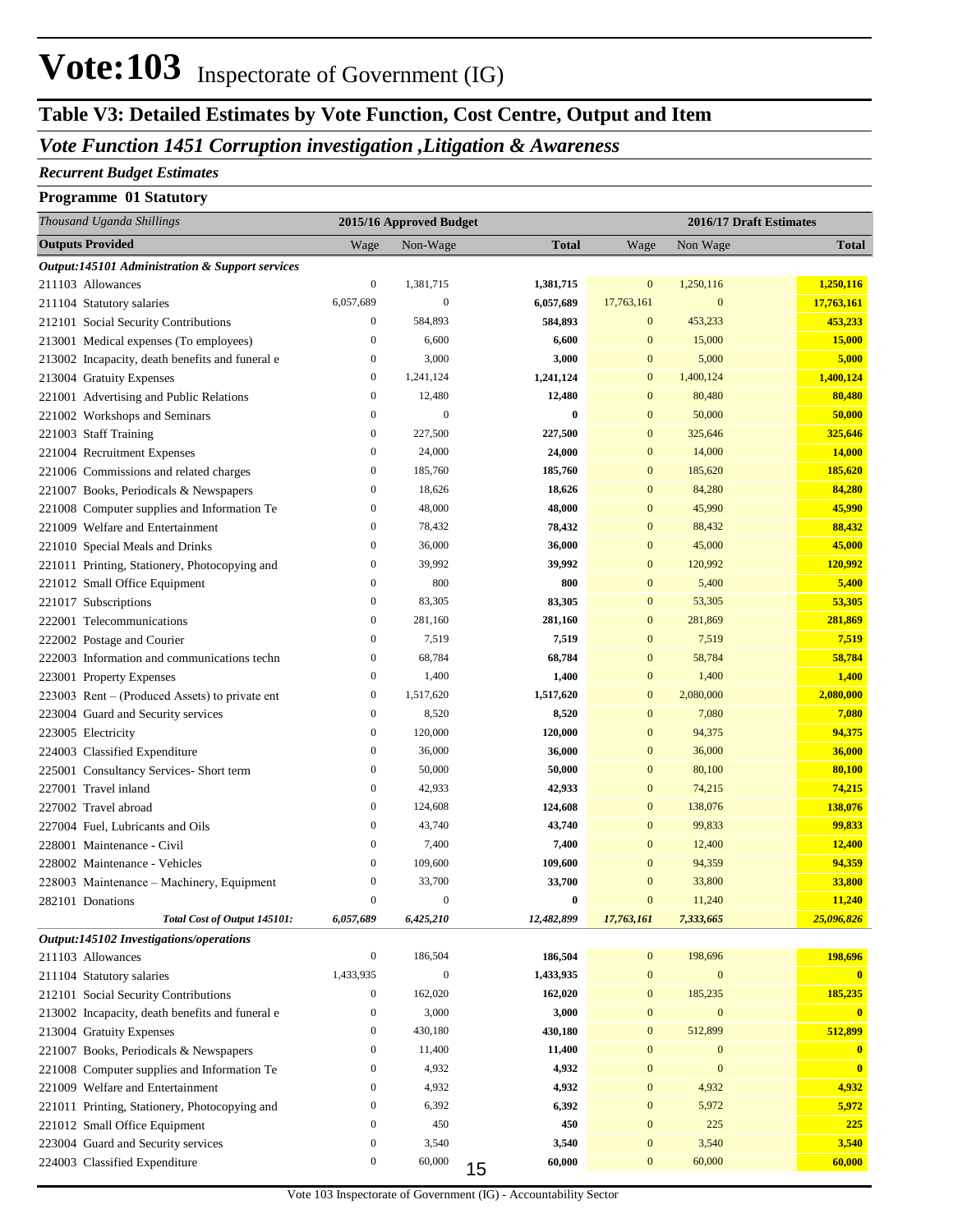# Vote:103 Inspectorate of Government (IG)

## Table V3: Detailed Estimates by Vote Function, Cost Centre, Output and Item

### *Vote Function 1451 Corruption investigation ,Litigation & Awareness*

***Recurrent Budget Estimates***

**Programme 01 Statutory**

| *Thousand Uganda Shillings* | 2015/16 Approved Budget | | | 2016/17 Draft Estimates | | |
|---|---|---|---|---|---|---|
| **Outputs Provided** | Wage | Non-Wage | Total | Wage | Non Wage | Total |
| ***Output:145101 Administration & Support services*** | | | | | | |
| 211103 Allowances | 0 | 1,381,715 | **1,381,715** | 0 | 1,250,116 | **1,250,116** |
| 211104 Statutory salaries | 6,057,689 | 0 | **6,057,689** | 17,763,161 | 0 | **17,763,161** |
| 212101 Social Security Contributions | 0 | 584,893 | **584,893** | 0 | 453,233 | **453,233** |
| 213001 Medical expenses (To employees) | 0 | 6,600 | **6,600** | 0 | 15,000 | **15,000** |
| 213002 Incapacity, death benefits and funeral e | 0 | 3,000 | **3,000** | 0 | 5,000 | **5,000** |
| 213004 Gratuity Expenses | 0 | 1,241,124 | **1,241,124** | 0 | 1,400,124 | **1,400,124** |
| 221001 Advertising and Public Relations | 0 | 12,480 | **12,480** | 0 | 80,480 | **80,480** |
| 221002 Workshops and Seminars | 0 | 0 | **0** | 0 | 50,000 | **50,000** |
| 221003 Staff Training | 0 | 227,500 | **227,500** | 0 | 325,646 | **325,646** |
| 221004 Recruitment Expenses | 0 | 24,000 | **24,000** | 0 | 14,000 | **14,000** |
| 221006 Commissions and related charges | 0 | 185,760 | **185,760** | 0 | 185,620 | **185,620** |
| 221007 Books, Periodicals & Newspapers | 0 | 18,626 | **18,626** | 0 | 84,280 | **84,280** |
| 221008 Computer supplies and Information Te | 0 | 48,000 | **48,000** | 0 | 45,990 | **45,990** |
| 221009 Welfare and Entertainment | 0 | 78,432 | **78,432** | 0 | 88,432 | **88,432** |
| 221010 Special Meals and Drinks | 0 | 36,000 | **36,000** | 0 | 45,000 | **45,000** |
| 221011 Printing, Stationery, Photocopying and | 0 | 39,992 | **39,992** | 0 | 120,992 | **120,992** |
| 221012 Small Office Equipment | 0 | 800 | **800** | 0 | 5,400 | **5,400** |
| 221017 Subscriptions | 0 | 83,305 | **83,305** | 0 | 53,305 | **53,305** |
| 222001 Telecommunications | 0 | 281,160 | **281,160** | 0 | 281,869 | **281,869** |
| 222002 Postage and Courier | 0 | 7,519 | **7,519** | 0 | 7,519 | **7,519** |
| 222003 Information and communications techn | 0 | 68,784 | **68,784** | 0 | 58,784 | **58,784** |
| 223001 Property Expenses | 0 | 1,400 | **1,400** | 0 | 1,400 | **1,400** |
| 223003 Rent – (Produced Assets) to private ent | 0 | 1,517,620 | **1,517,620** | 0 | 2,080,000 | **2,080,000** |
| 223004 Guard and Security services | 0 | 8,520 | **8,520** | 0 | 7,080 | **7,080** |
| 223005 Electricity | 0 | 120,000 | **120,000** | 0 | 94,375 | **94,375** |
| 224003 Classified Expenditure | 0 | 36,000 | **36,000** | 0 | 36,000 | **36,000** |
| 225001 Consultancy Services- Short term | 0 | 50,000 | **50,000** | 0 | 80,100 | **80,100** |
| 227001 Travel inland | 0 | 42,933 | **42,933** | 0 | 74,215 | **74,215** |
| 227002 Travel abroad | 0 | 124,608 | **124,608** | 0 | 138,076 | **138,076** |
| 227004 Fuel, Lubricants and Oils | 0 | 43,740 | **43,740** | 0 | 99,833 | **99,833** |
| 228001 Maintenance - Civil | 0 | 7,400 | **7,400** | 0 | 12,400 | **12,400** |
| 228002 Maintenance - Vehicles | 0 | 109,600 | **109,600** | 0 | 94,359 | **94,359** |
| 228003 Maintenance – Machinery, Equipment | 0 | 33,700 | **33,700** | 0 | 33,800 | **33,800** |
| 282101 Donations | 0 | 0 | **0** | 0 | 11,240 | **11,240** |
| ***Total Cost of Output 145101:*** | ***6,057,689*** | ***6,425,210*** | ***12,482,899*** | ***17,763,161*** | ***7,333,665*** | ***25,096,826*** |
| ***Output:145102 Investigations/operations*** | | | | | | |
| 211103 Allowances | 0 | 186,504 | **186,504** | 0 | 198,696 | **198,696** |
| 211104 Statutory salaries | 1,433,935 | 0 | **1,433,935** | 0 | 0 | **0** |
| 212101 Social Security Contributions | 0 | 162,020 | **162,020** | 0 | 185,235 | **185,235** |
| 213002 Incapacity, death benefits and funeral e | 0 | 3,000 | **3,000** | 0 | 0 | **0** |
| 213004 Gratuity Expenses | 0 | 430,180 | **430,180** | 0 | 512,899 | **512,899** |
| 221007 Books, Periodicals & Newspapers | 0 | 11,400 | **11,400** | 0 | 0 | **0** |
| 221008 Computer supplies and Information Te | 0 | 4,932 | **4,932** | 0 | 0 | **0** |
| 221009 Welfare and Entertainment | 0 | 4,932 | **4,932** | 0 | 4,932 | **4,932** |
| 221011 Printing, Stationery, Photocopying and | 0 | 6,392 | **6,392** | 0 | 5,972 | **5,972** |
| 221012 Small Office Equipment | 0 | 450 | **450** | 0 | 225 | **225** |
| 223004 Guard and Security services | 0 | 3,540 | **3,540** | 0 | 3,540 | **3,540** |
| 224003 Classified Expenditure | 0 | 60,000 | **60,000** | 0 | 60,000 | **60,000** |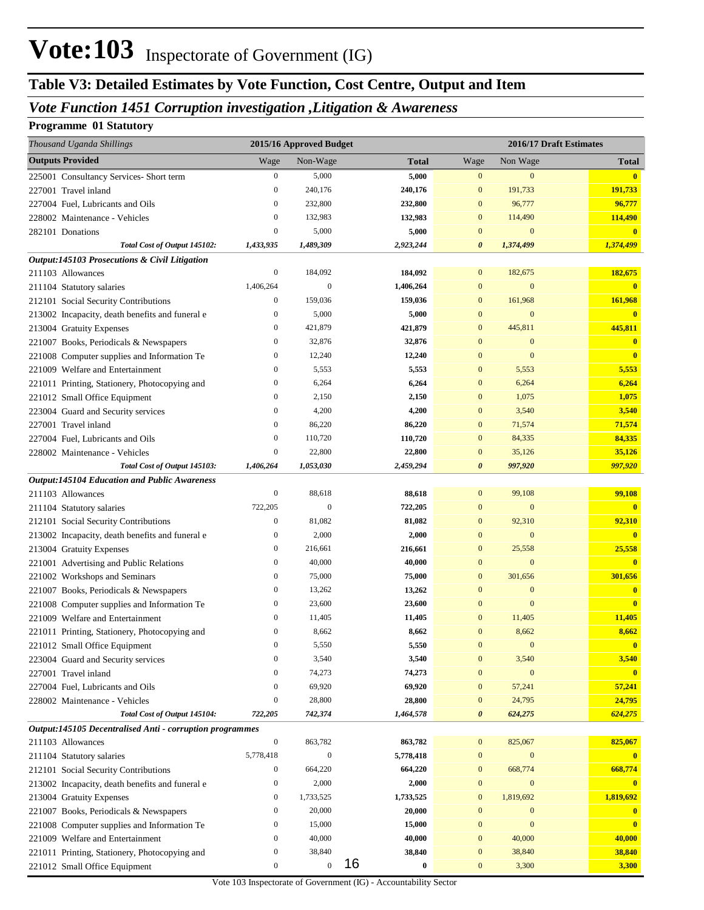# Vote:103 Inspectorate of Government (IG)

## Table V3: Detailed Estimates by Vote Function, Cost Centre, Output and Item

### *Vote Function 1451 Corruption investigation ,Litigation & Awareness*

**Programme 01 Statutory**

| *Thousand Uganda Shillings* | 2015/16 Approved Budget | | | 2016/17 Draft Estimates | | |
|---|---|---|---|---|---|---|
| **Outputs Provided** | Wage | Non-Wage | **Total** | Wage | Non Wage | **Total** |
| 225001 Consultancy Services- Short term | 0 | 5,000 | **5,000** | 0 | 0 | **0** |
| 227001 Travel inland | 0 | 240,176 | **240,176** | 0 | 191,733 | **191,733** |
| 227004 Fuel, Lubricants and Oils | 0 | 232,800 | **232,800** | 0 | 96,777 | **96,777** |
| 228002 Maintenance - Vehicles | 0 | 132,983 | **132,983** | 0 | 114,490 | **114,490** |
| 282101 Donations | 0 | 5,000 | **5,000** | 0 | 0 | **0** |
| ***Total Cost of Output 145102:*** | ***1,433,935*** | ***1,489,309*** | ***2,923,244*** | ***0*** | ***1,374,499*** | ***1,374,499*** |
| ***Output:145103 Prosecutions & Civil Litigation*** | | | | | | |
| 211103 Allowances | 0 | 184,092 | **184,092** | 0 | 182,675 | **182,675** |
| 211104 Statutory salaries | 1,406,264 | 0 | **1,406,264** | 0 | 0 | **0** |
| 212101 Social Security Contributions | 0 | 159,036 | **159,036** | 0 | 161,968 | **161,968** |
| 213002 Incapacity, death benefits and funeral e | 0 | 5,000 | **5,000** | 0 | 0 | **0** |
| 213004 Gratuity Expenses | 0 | 421,879 | **421,879** | 0 | 445,811 | **445,811** |
| 221007 Books, Periodicals & Newspapers | 0 | 32,876 | **32,876** | 0 | 0 | **0** |
| 221008 Computer supplies and Information Te | 0 | 12,240 | **12,240** | 0 | 0 | **0** |
| 221009 Welfare and Entertainment | 0 | 5,553 | **5,553** | 0 | 5,553 | **5,553** |
| 221011 Printing, Stationery, Photocopying and | 0 | 6,264 | **6,264** | 0 | 6,264 | **6,264** |
| 221012 Small Office Equipment | 0 | 2,150 | **2,150** | 0 | 1,075 | **1,075** |
| 223004 Guard and Security services | 0 | 4,200 | **4,200** | 0 | 3,540 | **3,540** |
| 227001 Travel inland | 0 | 86,220 | **86,220** | 0 | 71,574 | **71,574** |
| 227004 Fuel, Lubricants and Oils | 0 | 110,720 | **110,720** | 0 | 84,335 | **84,335** |
| 228002 Maintenance - Vehicles | 0 | 22,800 | **22,800** | 0 | 35,126 | **35,126** |
| ***Total Cost of Output 145103:*** | ***1,406,264*** | ***1,053,030*** | ***2,459,294*** | ***0*** | ***997,920*** | ***997,920*** |
| ***Output:145104 Education and Public Awareness*** | | | | | | |
| 211103 Allowances | 0 | 88,618 | **88,618** | 0 | 99,108 | **99,108** |
| 211104 Statutory salaries | 722,205 | 0 | **722,205** | 0 | 0 | **0** |
| 212101 Social Security Contributions | 0 | 81,082 | **81,082** | 0 | 92,310 | **92,310** |
| 213002 Incapacity, death benefits and funeral e | 0 | 2,000 | **2,000** | 0 | 0 | **0** |
| 213004 Gratuity Expenses | 0 | 216,661 | **216,661** | 0 | 25,558 | **25,558** |
| 221001 Advertising and Public Relations | 0 | 40,000 | **40,000** | 0 | 0 | **0** |
| 221002 Workshops and Seminars | 0 | 75,000 | **75,000** | 0 | 301,656 | **301,656** |
| 221007 Books, Periodicals & Newspapers | 0 | 13,262 | **13,262** | 0 | 0 | **0** |
| 221008 Computer supplies and Information Te | 0 | 23,600 | **23,600** | 0 | 0 | **0** |
| 221009 Welfare and Entertainment | 0 | 11,405 | **11,405** | 0 | 11,405 | **11,405** |
| 221011 Printing, Stationery, Photocopying and | 0 | 8,662 | **8,662** | 0 | 8,662 | **8,662** |
| 221012 Small Office Equipment | 0 | 5,550 | **5,550** | 0 | 0 | **0** |
| 223004 Guard and Security services | 0 | 3,540 | **3,540** | 0 | 3,540 | **3,540** |
| 227001 Travel inland | 0 | 74,273 | **74,273** | 0 | 0 | **0** |
| 227004 Fuel, Lubricants and Oils | 0 | 69,920 | **69,920** | 0 | 57,241 | **57,241** |
| 228002 Maintenance - Vehicles | 0 | 28,800 | **28,800** | 0 | 24,795 | **24,795** |
| ***Total Cost of Output 145104:*** | ***722,205*** | ***742,374*** | ***1,464,578*** | ***0*** | ***624,275*** | ***624,275*** |
| ***Output:145105 Decentralised Anti - corruption programmes*** | | | | | | |
| 211103 Allowances | 0 | 863,782 | **863,782** | 0 | 825,067 | **825,067** |
| 211104 Statutory salaries | 5,778,418 | 0 | **5,778,418** | 0 | 0 | **0** |
| 212101 Social Security Contributions | 0 | 664,220 | **664,220** | 0 | 668,774 | **668,774** |
| 213002 Incapacity, death benefits and funeral e | 0 | 2,000 | **2,000** | 0 | 0 | **0** |
| 213004 Gratuity Expenses | 0 | 1,733,525 | **1,733,525** | 0 | 1,819,692 | **1,819,692** |
| 221007 Books, Periodicals & Newspapers | 0 | 20,000 | **20,000** | 0 | 0 | **0** |
| 221008 Computer supplies and Information Te | 0 | 15,000 | **15,000** | 0 | 0 | **0** |
| 221009 Welfare and Entertainment | 0 | 40,000 | **40,000** | 0 | 40,000 | **40,000** |
| 221011 Printing, Stationery, Photocopying and | 0 | 38,840 | **38,840** | 0 | 38,840 | **38,840** |
| 221012 Small Office Equipment | 0 | 0 | **0** | 0 | 3,300 | **3,300** |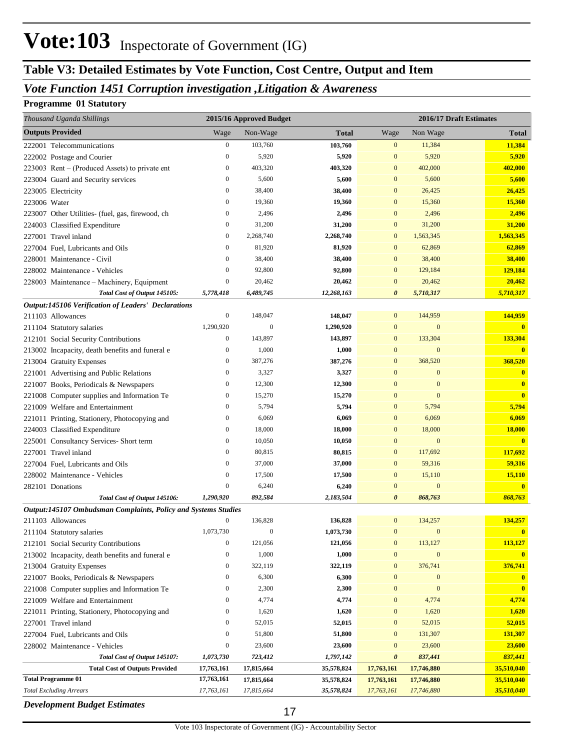# Vote:103 Inspectorate of Government (IG)

## Table V3: Detailed Estimates by Vote Function, Cost Centre, Output and Item

### *Vote Function 1451 Corruption investigation ,Litigation & Awareness*

**Programme 01 Statutory**

| *Thousand Uganda Shillings* | 2015/16 Approved Budget | | | 2016/17 Draft Estimates | | |
|---|---|---|---|---|---|---|
| **Outputs Provided** | Wage | Non-Wage | **Total** | Wage | Non Wage | **Total** |
| 222001 Telecommunications | 0 | 103,760 | **103,760** | 0 | 11,384 | **11,384** |
| 222002 Postage and Courier | 0 | 5,920 | **5,920** | 0 | 5,920 | **5,920** |
| 223003 Rent – (Produced Assets) to private ent | 0 | 403,320 | **403,320** | 0 | 402,000 | **402,000** |
| 223004 Guard and Security services | 0 | 5,600 | **5,600** | 0 | 5,600 | **5,600** |
| 223005 Electricity | 0 | 38,400 | **38,400** | 0 | 26,425 | **26,425** |
| 223006 Water | 0 | 19,360 | **19,360** | 0 | 15,360 | **15,360** |
| 223007 Other Utilities- (fuel, gas, firewood, ch | 0 | 2,496 | **2,496** | 0 | 2,496 | **2,496** |
| 224003 Classified Expenditure | 0 | 31,200 | **31,200** | 0 | 31,200 | **31,200** |
| 227001 Travel inland | 0 | 2,268,740 | **2,268,740** | 0 | 1,563,345 | **1,563,345** |
| 227004 Fuel, Lubricants and Oils | 0 | 81,920 | **81,920** | 0 | 62,869 | **62,869** |
| 228001 Maintenance - Civil | 0 | 38,400 | **38,400** | 0 | 38,400 | **38,400** |
| 228002 Maintenance - Vehicles | 0 | 92,800 | **92,800** | 0 | 129,184 | **129,184** |
| 228003 Maintenance – Machinery, Equipment | 0 | 20,462 | **20,462** | 0 | 20,462 | **20,462** |
| ***Total Cost of Output 145105:*** | ***5,778,418*** | ***6,489,745*** | ***12,268,163*** | ***0*** | ***5,710,317*** | ***5,710,317*** |
| ***Output:145106 Verification of Leaders' Declarations*** | | | | | | |
| 211103 Allowances | 0 | 148,047 | **148,047** | 0 | 144,959 | **144,959** |
| 211104 Statutory salaries | 1,290,920 | 0 | **1,290,920** | 0 | 0 | **0** |
| 212101 Social Security Contributions | 0 | 143,897 | **143,897** | 0 | 133,304 | **133,304** |
| 213002 Incapacity, death benefits and funeral e | 0 | 1,000 | **1,000** | 0 | 0 | **0** |
| 213004 Gratuity Expenses | 0 | 387,276 | **387,276** | 0 | 368,520 | **368,520** |
| 221001 Advertising and Public Relations | 0 | 3,327 | **3,327** | 0 | 0 | **0** |
| 221007 Books, Periodicals & Newspapers | 0 | 12,300 | **12,300** | 0 | 0 | **0** |
| 221008 Computer supplies and Information Te | 0 | 15,270 | **15,270** | 0 | 0 | **0** |
| 221009 Welfare and Entertainment | 0 | 5,794 | **5,794** | 0 | 5,794 | **5,794** |
| 221011 Printing, Stationery, Photocopying and | 0 | 6,069 | **6,069** | 0 | 6,069 | **6,069** |
| 224003 Classified Expenditure | 0 | 18,000 | **18,000** | 0 | 18,000 | **18,000** |
| 225001 Consultancy Services- Short term | 0 | 10,050 | **10,050** | 0 | 0 | **0** |
| 227001 Travel inland | 0 | 80,815 | **80,815** | 0 | 117,692 | **117,692** |
| 227004 Fuel, Lubricants and Oils | 0 | 37,000 | **37,000** | 0 | 59,316 | **59,316** |
| 228002 Maintenance - Vehicles | 0 | 17,500 | **17,500** | 0 | 15,110 | **15,110** |
| 282101 Donations | 0 | 6,240 | **6,240** | 0 | 0 | **0** |
| ***Total Cost of Output 145106:*** | ***1,290,920*** | ***892,584*** | ***2,183,504*** | ***0*** | ***868,763*** | ***868,763*** |
| ***Output:145107 Ombudsman Complaints, Policy and Systems Studies*** | | | | | | |
| 211103 Allowances | 0 | 136,828 | **136,828** | 0 | 134,257 | **134,257** |
| 211104 Statutory salaries | 1,073,730 | 0 | **1,073,730** | 0 | 0 | **0** |
| 212101 Social Security Contributions | 0 | 121,056 | **121,056** | 0 | 113,127 | **113,127** |
| 213002 Incapacity, death benefits and funeral e | 0 | 1,000 | **1,000** | 0 | 0 | **0** |
| 213004 Gratuity Expenses | 0 | 322,119 | **322,119** | 0 | 376,741 | **376,741** |
| 221007 Books, Periodicals & Newspapers | 0 | 6,300 | **6,300** | 0 | 0 | **0** |
| 221008 Computer supplies and Information Te | 0 | 2,300 | **2,300** | 0 | 0 | **0** |
| 221009 Welfare and Entertainment | 0 | 4,774 | **4,774** | 0 | 4,774 | **4,774** |
| 221011 Printing, Stationery, Photocopying and | 0 | 1,620 | **1,620** | 0 | 1,620 | **1,620** |
| 227001 Travel inland | 0 | 52,015 | **52,015** | 0 | 52,015 | **52,015** |
| 227004 Fuel, Lubricants and Oils | 0 | 51,800 | **51,800** | 0 | 131,307 | **131,307** |
| 228002 Maintenance - Vehicles | 0 | 23,600 | **23,600** | 0 | 23,600 | **23,600** |
| ***Total Cost of Output 145107:*** | ***1,073,730*** | ***723,412*** | ***1,797,142*** | ***0*** | ***837,441*** | ***837,441*** |
| **Total Cost of Outputs Provided** | **17,763,161** | **17,815,664** | **35,578,824** | **17,763,161** | **17,746,880** | **35,510,040** |
| **Total Programme 01** | **17,763,161** | **17,815,664** | **35,578,824** | **17,763,161** | **17,746,880** | **35,510,040** |
| *Total Excluding Arrears* | *17,763,161* | *17,815,664* | *35,578,824* | *17,763,161* | *17,746,880* | *35,510,040* |

***Development Budget Estimates***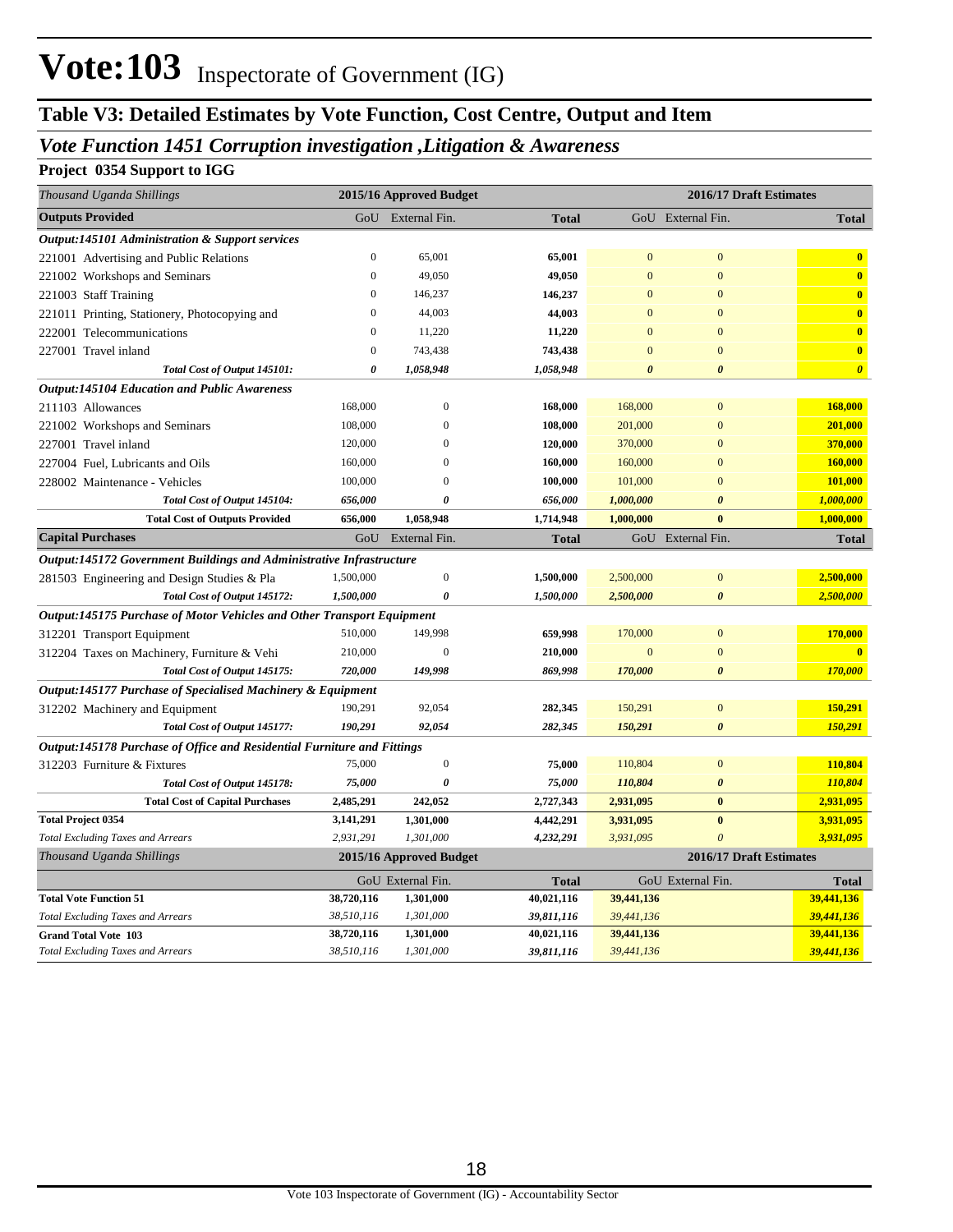# Vote:103 Inspectorate of Government (IG)

## Table V3: Detailed Estimates by Vote Function, Cost Centre, Output and Item

### *Vote Function 1451 Corruption investigation ,Litigation & Awareness*

**Project 0354 Support to IGG**

| *Thousand Uganda Shillings* | 2015/16 Approved Budget | | | 2016/17 Draft Estimates | | |
|---|---|---|---|---|---|---|
| **Outputs Provided** | GoU | External Fin. | **Total** | GoU | External Fin. | **Total** |
| ***Output:145101 Administration & Support services*** | | | | | | |
| 221001 Advertising and Public Relations | 0 | 65,001 | **65,001** | 0 | 0 | **0** |
| 221002 Workshops and Seminars | 0 | 49,050 | **49,050** | 0 | 0 | **0** |
| 221003 Staff Training | 0 | 146,237 | **146,237** | 0 | 0 | **0** |
| 221011 Printing, Stationery, Photocopying and | 0 | 44,003 | **44,003** | 0 | 0 | **0** |
| 222001 Telecommunications | 0 | 11,220 | **11,220** | 0 | 0 | **0** |
| 227001 Travel inland | 0 | 743,438 | **743,438** | 0 | 0 | **0** |
| ***Total Cost of Output 145101:*** | ***0*** | ***1,058,948*** | ***1,058,948*** | ***0*** | ***0*** | ***0*** |
| ***Output:145104 Education and Public Awareness*** | | | | | | |
| 211103 Allowances | 168,000 | 0 | **168,000** | 168,000 | 0 | **168,000** |
| 221002 Workshops and Seminars | 108,000 | 0 | **108,000** | 201,000 | 0 | **201,000** |
| 227001 Travel inland | 120,000 | 0 | **120,000** | 370,000 | 0 | **370,000** |
| 227004 Fuel, Lubricants and Oils | 160,000 | 0 | **160,000** | 160,000 | 0 | **160,000** |
| 228002 Maintenance - Vehicles | 100,000 | 0 | **100,000** | 101,000 | 0 | **101,000** |
| ***Total Cost of Output 145104:*** | ***656,000*** | ***0*** | ***656,000*** | ***1,000,000*** | ***0*** | ***1,000,000*** |
| **Total Cost of Outputs Provided** | **656,000** | **1,058,948** | **1,714,948** | **1,000,000** | **0** | **1,000,000** |
| **Capital Purchases** | GoU | External Fin. | **Total** | GoU | External Fin. | **Total** |
| ***Output:145172 Government Buildings and Administrative Infrastructure*** | | | | | | |
| 281503 Engineering and Design Studies & Pla | 1,500,000 | 0 | **1,500,000** | 2,500,000 | 0 | **2,500,000** |
| ***Total Cost of Output 145172:*** | ***1,500,000*** | ***0*** | ***1,500,000*** | ***2,500,000*** | ***0*** | ***2,500,000*** |
| ***Output:145175 Purchase of Motor Vehicles and Other Transport Equipment*** | | | | | | |
| 312201 Transport Equipment | 510,000 | 149,998 | **659,998** | 170,000 | 0 | **170,000** |
| 312204 Taxes on Machinery, Furniture & Vehi | 210,000 | 0 | **210,000** | 0 | 0 | **0** |
| ***Total Cost of Output 145175:*** | ***720,000*** | ***149,998*** | ***869,998*** | ***170,000*** | ***0*** | ***170,000*** |
| ***Output:145177 Purchase of Specialised Machinery & Equipment*** | | | | | | |
| 312202 Machinery and Equipment | 190,291 | 92,054 | **282,345** | 150,291 | 0 | **150,291** |
| ***Total Cost of Output 145177:*** | ***190,291*** | ***92,054*** | ***282,345*** | ***150,291*** | ***0*** | ***150,291*** |
| ***Output:145178 Purchase of Office and Residential Furniture and Fittings*** | | | | | | |
| 312203 Furniture & Fixtures | 75,000 | 0 | **75,000** | 110,804 | 0 | **110,804** |
| ***Total Cost of Output 145178:*** | ***75,000*** | ***0*** | ***75,000*** | ***110,804*** | ***0*** | ***110,804*** |
| **Total Cost of Capital Purchases** | **2,485,291** | **242,052** | **2,727,343** | **2,931,095** | **0** | **2,931,095** |
| **Total Project 0354** | **3,141,291** | **1,301,000** | **4,442,291** | **3,931,095** | **0** | **3,931,095** |
| *Total Excluding Taxes and Arrears* | *2,931,291* | *1,301,000* | ***4,232,291*** | *3,931,095* | *0* | ***3,931,095*** |

| *Thousand Uganda Shillings* | 2015/16 Approved Budget | | | 2016/17 Draft Estimates | | |
|---|---|---|---|---|---|---|
| | GoU | External Fin. | **Total** | GoU | External Fin. | **Total** |
| **Total Vote Function 51** | **38,720,116** | **1,301,000** | **40,021,116** | **39,441,136** | | **39,441,136** |
| *Total Excluding Taxes and Arrears* | *38,510,116* | *1,301,000* | ***39,811,116*** | *39,441,136* | | ***39,441,136*** |
| **Grand Total Vote 103** | **38,720,116** | **1,301,000** | **40,021,116** | **39,441,136** | | **39,441,136** |
| *Total Excluding Taxes and Arrears* | *38,510,116* | *1,301,000* | ***39,811,116*** | *39,441,136* | | ***39,441,136*** |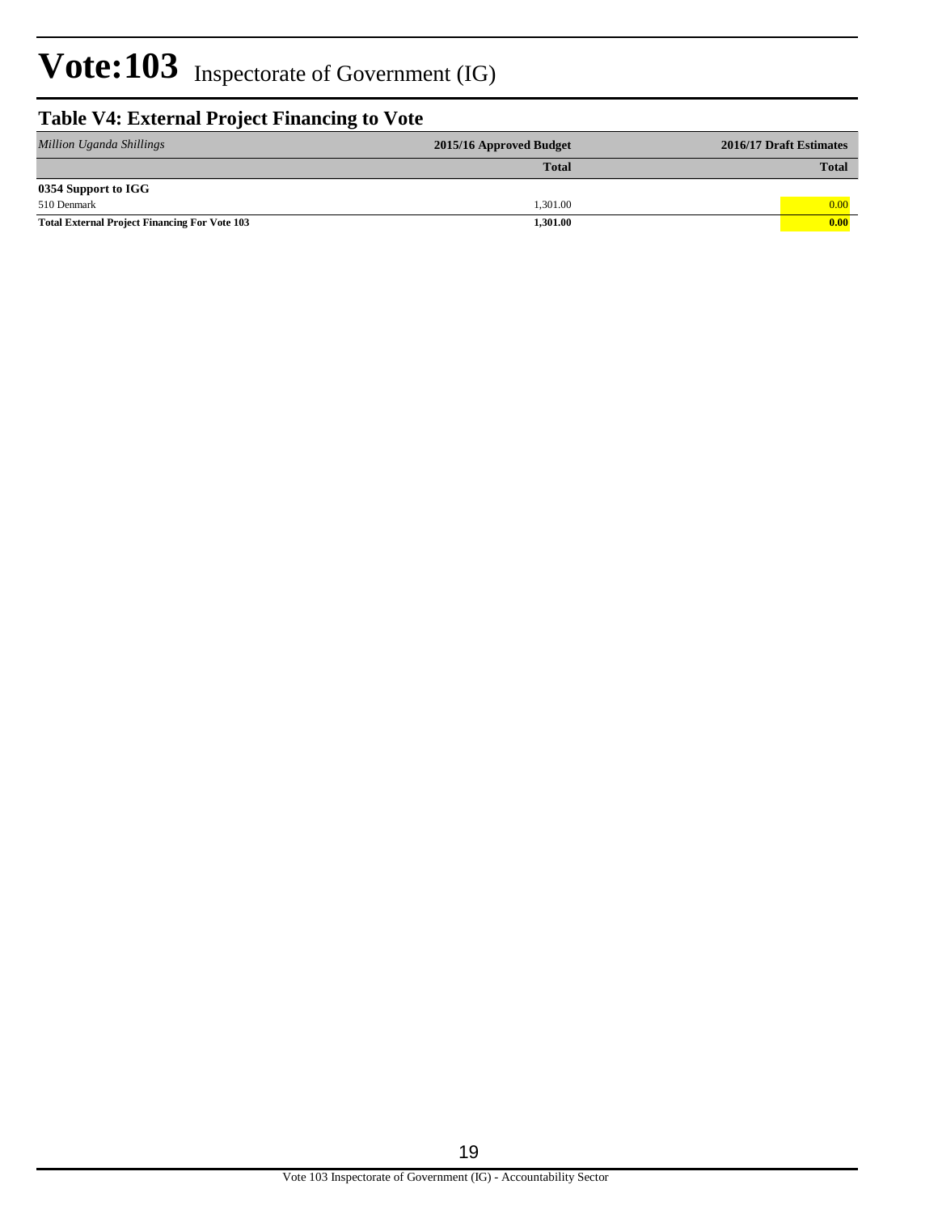# Vote:103 Inspectorate of Government (IG)

## Table V4: External Project Financing to Vote

| *Million Uganda Shillings* | 2015/16 Approved Budget | 2016/17 Draft Estimates |
|---|---|---|
| | **Total** | **Total** |
| **0354 Support to IGG** | | |
| 510 Denmark | 1,301.00 | 0.00 |
| **Total External Project Financing For Vote 103** | **1,301.00** | **0.00** |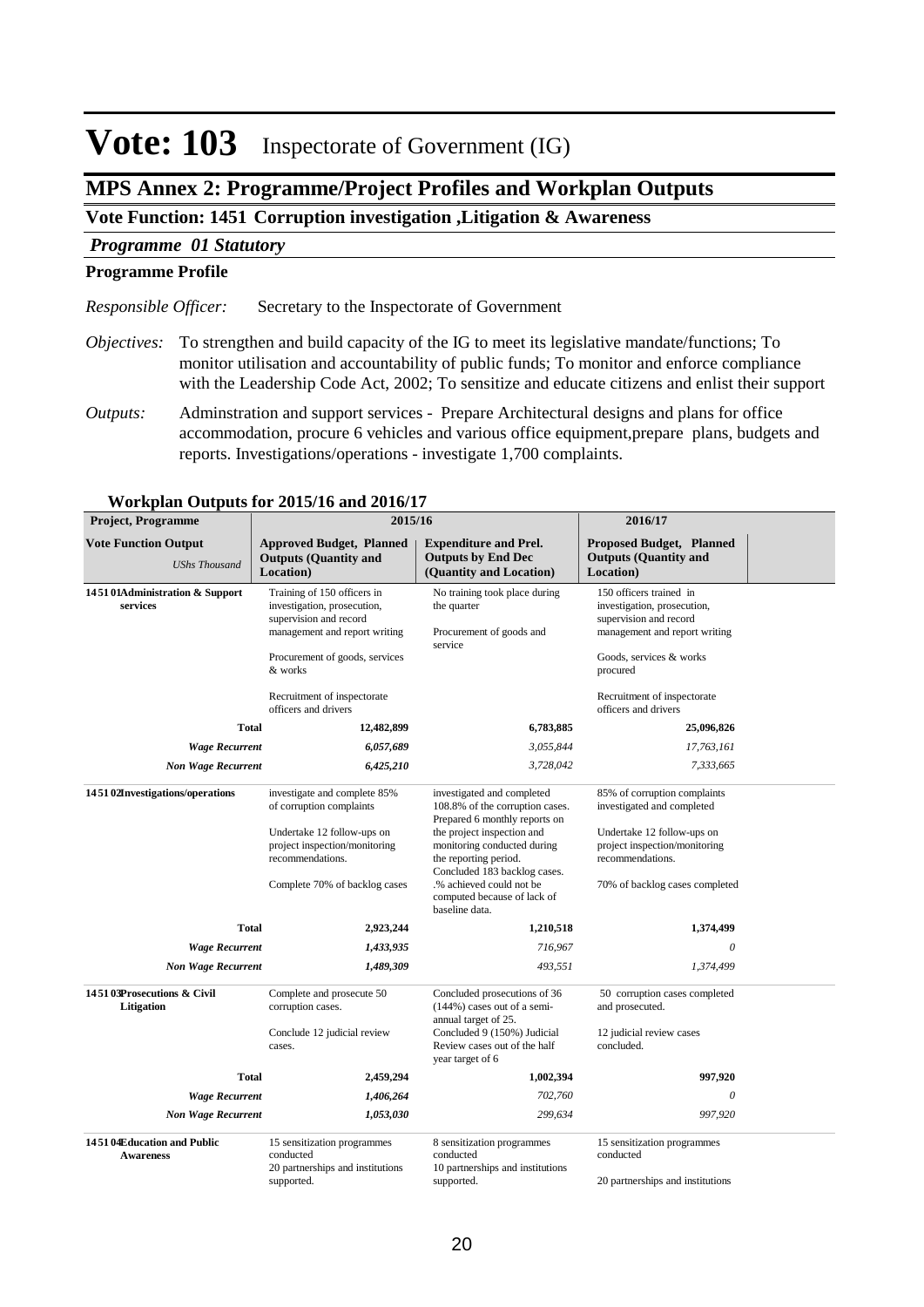# Vote: 103 Inspectorate of Government (IG)

## MPS Annex 2: Programme/Project Profiles and Workplan Outputs

### Vote Function: 1451 Corruption investigation ,Litigation & Awareness

#### *Programme 01 Statutory*

**Programme Profile**

*Responsible Officer:* Secretary to the Inspectorate of Government

*Objectives:* To strengthen and build capacity of the IG to meet its legislative mandate/functions; To monitor utilisation and accountability of public funds; To monitor and enforce compliance with the Leadership Code Act, 2002; To sensitize and educate citizens and enlist their support

*Outputs:* Adminstration and support services - Prepare Architectural designs and plans for office accommodation, procure 6 vehicles and various office equipment,prepare plans, budgets and reports. Investigations/operations - investigate 1,700 complaints.

**Workplan Outputs for 2015/16 and 2016/17**

| Project, Programme | 2015/16 | | 2016/17 |
|---|---|---|---|
| **Vote Function Output** *UShs Thousand* | **Approved Budget, Planned Outputs (Quantity and Location)** | **Expenditure and Prel. Outputs by End Dec (Quantity and Location)** | **Proposed Budget, Planned Outputs (Quantity and Location)** |
| **145101Administration & Support services** | Training of 150 officers in investigation, prosecution, supervision and record management and report writing<br><br>Procurement of goods, services & works<br><br>Recruitment of inspectorate officers and drivers | No training took place during the quarter<br><br>Procurement of goods and service | 150 officers trained in investigation, prosecution, supervision and record management and report writing<br><br>Goods, services & works procured<br><br>Recruitment of inspectorate officers and drivers |
| **Total** | 12,482,899 | 6,783,885 | 25,096,826 |
| ***Wage Recurrent*** | *6,057,689* | *3,055,844* | *17,763,161* |
| ***Non Wage Recurrent*** | *6,425,210* | *3,728,042* | *7,333,665* |
| **145102Investigations/operations** | investigate and complete 85% of corruption complaints<br><br>Undertake 12 follow-ups on project inspection/monitoring recommendations.<br><br>Complete 70% of backlog cases | investigated and completed 108.8% of the corruption cases. Prepared 6 monthly reports on the project inspection and monitoring conducted during the reporting period. Concluded 183 backlog cases. .% achieved could not be computed because of lack of baseline data. | 85% of corruption complaints investigated and completed<br><br>Undertake 12 follow-ups on project inspection/monitoring recommendations.<br><br>70% of backlog cases completed |
| **Total** | 2,923,244 | 1,210,518 | 1,374,499 |
| ***Wage Recurrent*** | *1,433,935* | *716,967* | *0* |
| ***Non Wage Recurrent*** | *1,489,309* | *493,551* | *1,374,499* |
| **145103Prosecutions & Civil Litigation** | Complete and prosecute 50 corruption cases.<br><br>Conclude 12 judicial review cases. | Concluded prosecutions of 36 (144%) cases out of a semi-annual target of 25.<br>Concluded 9 (150%) Judicial Review cases out of the half year target of 6 | 50 corruption cases completed and prosecuted.<br><br>12 judicial review cases concluded. |
| **Total** | 2,459,294 | 1,002,394 | 997,920 |
| ***Wage Recurrent*** | *1,406,264* | *702,760* | *0* |
| ***Non Wage Recurrent*** | *1,053,030* | *299,634* | *997,920* |
| **145104Education and Public Awareness** | 15 sensitization programmes conducted<br>20 partnerships and institutions supported. | 8 sensitization programmes conducted<br>10 partnerships and institutions supported. | 15 sensitization programmes conducted<br><br>20 partnerships and institutions |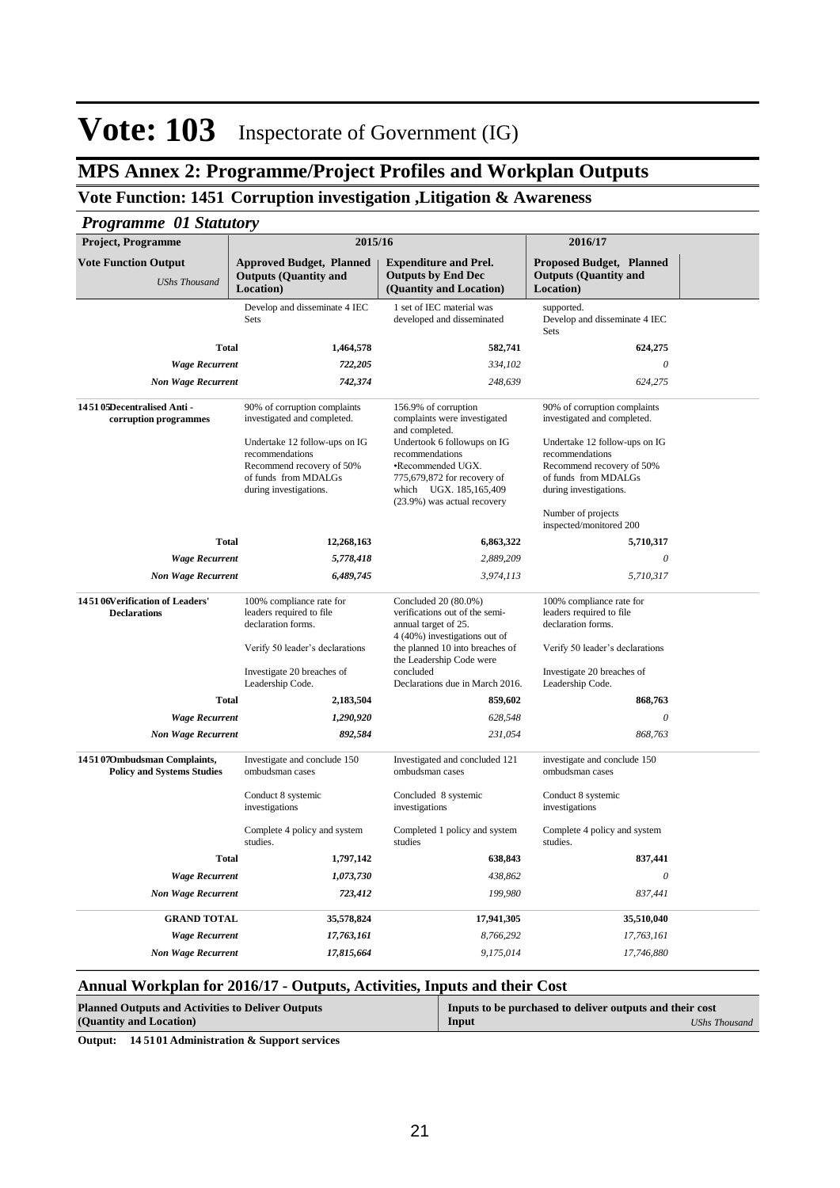# Vote: 103 Inspectorate of Government (IG)

## MPS Annex 2: Programme/Project Profiles and Workplan Outputs

### Vote Function: 1451 Corruption investigation ,Litigation & Awareness

#### *Programme 01 Statutory*

| Project, Programme | 2015/16 | | 2016/17 |
|---|---|---|---|
| **Vote Function Output** *UShs Thousand* | **Approved Budget, Planned Outputs (Quantity and Location)** | **Expenditure and Prel. Outputs by End Dec (Quantity and Location)** | **Proposed Budget, Planned Outputs (Quantity and Location)** |
| | Develop and disseminate 4 IEC Sets | 1 set of IEC material was developed and disseminated | supported.<br>Develop and disseminate 4 IEC Sets |
| **Total** | **1,464,578** | **582,741** | **624,275** |
| ***Wage Recurrent*** | ***722,205*** | *334,102* | *0* |
| ***Non Wage Recurrent*** | ***742,374*** | *248,639* | *624,275* |
| **1451 05 Decentralised Anti - corruption programmes** | 90% of corruption complaints investigated and completed.<br><br>Undertake 12 follow-ups on IG recommendations<br>Recommend recovery of 50% of funds from MDALGs during investigations. | 156.9% of corruption complaints were investigated and completed.<br>Undertook 6 followups on IG recommendations<br>•Recommended UGX. 775,679,872 for recovery of which UGX. 185,165,409 (23.9%) was actual recovery | 90% of corruption complaints investigated and completed.<br><br>Undertake 12 follow-ups on IG recommendations<br>Recommend recovery of 50% of funds from MDALGs during investigations.<br><br>Number of projects inspected/monitored 200 |
| **Total** | **12,268,163** | **6,863,322** | **5,710,317** |
| ***Wage Recurrent*** | ***5,778,418*** | *2,889,209* | *0* |
| ***Non Wage Recurrent*** | ***6,489,745*** | *3,974,113* | *5,710,317* |
| **1451 06 Verification of Leaders' Declarations** | 100% compliance rate for leaders required to file declaration forms.<br><br>Verify 50 leader's declarations<br><br>Investigate 20 breaches of Leadership Code. | Concluded 20 (80.0%) verifications out of the semi-annual target of 25.<br>4 (40%) investigations out of the planned 10 into breaches of the Leadership Code were concluded<br>Declarations due in March 2016. | 100% compliance rate for leaders required to file declaration forms.<br><br>Verify 50 leader's declarations<br><br>Investigate 20 breaches of Leadership Code. |
| **Total** | **2,183,504** | **859,602** | **868,763** |
| ***Wage Recurrent*** | ***1,290,920*** | *628,548* | *0* |
| ***Non Wage Recurrent*** | ***892,584*** | *231,054* | *868,763* |
| **1451 07 Ombudsman Complaints, Policy and Systems Studies** | Investigate and conclude 150 ombudsman cases<br><br>Conduct 8 systemic investigations<br><br>Complete 4 policy and system studies. | Investigated and concluded 121 ombudsman cases<br><br>Concluded 8 systemic investigations<br><br>Completed 1 policy and system studies | investigate and conclude 150 ombudsman cases<br><br>Conduct 8 systemic investigations<br><br>Complete 4 policy and system studies. |
| **Total** | **1,797,142** | **638,843** | **837,441** |
| ***Wage Recurrent*** | ***1,073,730*** | *438,862* | *0* |
| ***Non Wage Recurrent*** | ***723,412*** | *199,980* | *837,441* |
| **GRAND TOTAL** | **35,578,824** | **17,941,305** | **35,510,040** |
| ***Wage Recurrent*** | ***17,763,161*** | *8,766,292* | *17,763,161* |
| ***Non Wage Recurrent*** | ***17,815,664*** | *9,175,014* | *17,746,880* |

### Annual Workplan for 2016/17 - Outputs, Activities, Inputs and their Cost

| Planned Outputs and Activities to Deliver Outputs (Quantity and Location) | Inputs to be purchased to deliver outputs and their cost Input *UShs Thousand* |
|---|---|

**Output: 14 5101 Administration & Support services**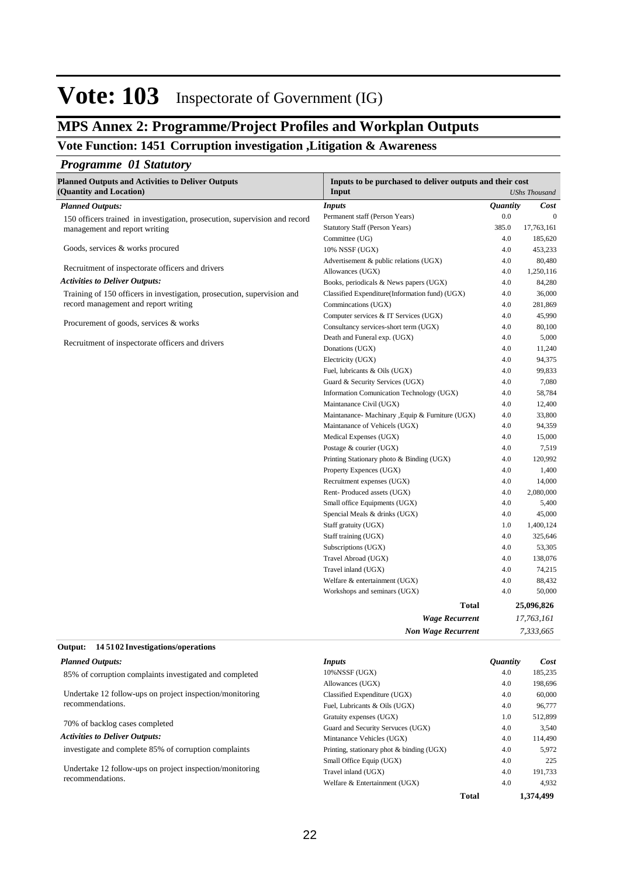# Vote: 103 Inspectorate of Government (IG)

## MPS Annex 2: Programme/Project Profiles and Workplan Outputs

### Vote Function: 1451 Corruption investigation ,Litigation & Awareness

#### *Programme 01 Statutory*

| Planned Outputs and Activities to Deliver Outputs (Quantity and Location) | Inputs to be purchased to deliver outputs and their cost Input | | *UShs Thousand* |
|---|---|---|---|
| ***Planned Outputs:*** | ***Inputs*** | ***Quantity*** | ***Cost*** |
| 150 officers trained in investigation, prosecution, supervision and record management and report writing | Permanent staff (Person Years) | 0.0 | 0 |
| | Statutory Staff (Person Years) | 385.0 | 17,763,161 |
| Goods, services & works procured | Committee (UG) | 4.0 | 185,620 |
| | 10% NSSF (UGX) | 4.0 | 453,233 |
| Recruitment of inspectorate officers and drivers | Advertisement & public relations (UGX) | 4.0 | 80,480 |
| | Allowances (UGX) | 4.0 | 1,250,116 |
| ***Activities to Deliver Outputs:*** | Books, periodicals & News papers (UGX) | 4.0 | 84,280 |
| Training of 150 officers in investigation, prosecution, supervision and record management and report writing | Classified Expenditure(Information fund) (UGX) | 4.0 | 36,000 |
| | Commincations (UGX) | 4.0 | 281,869 |
| Procurement of goods, services & works | Computer services & IT Services (UGX) | 4.0 | 45,990 |
| | Consultancy services-short term (UGX) | 4.0 | 80,100 |
| Recruitment of inspectorate officers and drivers | Death and Funeral exp. (UGX) | 4.0 | 5,000 |
| | Donations (UGX) | 4.0 | 11,240 |
| | Electricity (UGX) | 4.0 | 94,375 |
| | Fuel, lubricants & Oils (UGX) | 4.0 | 99,833 |
| | Guard & Security Services (UGX) | 4.0 | 7,080 |
| | Information Comunication Technology (UGX) | 4.0 | 58,784 |
| | Maintanance Civil (UGX) | 4.0 | 12,400 |
| | Maintanance- Machinary ,Equip & Furniture (UGX) | 4.0 | 33,800 |
| | Maintanance of Vehicels (UGX) | 4.0 | 94,359 |
| | Medical Expenses (UGX) | 4.0 | 15,000 |
| | Postage & courier (UGX) | 4.0 | 7,519 |
| | Printing Stationary photo & Binding (UGX) | 4.0 | 120,992 |
| | Property Expences (UGX) | 4.0 | 1,400 |
| | Recruitment expenses (UGX) | 4.0 | 14,000 |
| | Rent- Produced assets (UGX) | 4.0 | 2,080,000 |
| | Small office Equipments (UGX) | 4.0 | 5,400 |
| | Spencial Meals & drinks (UGX) | 4.0 | 45,000 |
| | Staff gratuity (UGX) | 1.0 | 1,400,124 |
| | Staff training (UGX) | 4.0 | 325,646 |
| | Subscriptions (UGX) | 4.0 | 53,305 |
| | Travel Abroad (UGX) | 4.0 | 138,076 |
| | Travel inland (UGX) | 4.0 | 74,215 |
| | Welfare & entertainment (UGX) | 4.0 | 88,432 |
| | Workshops and seminars (UGX) | 4.0 | 50,000 |
| | **Total** | | **25,096,826** |
| | ***Wage Recurrent*** | | *17,763,161* |
| | ***Non Wage Recurrent*** | | *7,333,665* |

**Output: 14 51 02 Investigations/operations**

| Planned Outputs and Activities to Deliver Outputs | Inputs | Quantity | Cost |
|---|---|---|---|
| ***Planned Outputs:*** | ***Inputs*** | ***Quantity*** | ***Cost*** |
| 85% of corruption complaints investigated and completed | 10%NSSF (UGX) | 4.0 | 185,235 |
| | Allowances (UGX) | 4.0 | 198,696 |
| Undertake 12 follow-ups on project inspection/monitoring recommendations. | Classified Expenditure (UGX) | 4.0 | 60,000 |
| | Fuel, Lubricants & Oils (UGX) | 4.0 | 96,777 |
| 70% of backlog cases completed | Gratuity expenses (UGX) | 1.0 | 512,899 |
| | Guard and Security Servuces (UGX) | 4.0 | 3,540 |
| ***Activities to Deliver Outputs:*** | Mintanance Vehicles (UGX) | 4.0 | 114,490 |
| investigate and complete 85% of corruption complaints | Printing, stationary phot & binding (UGX) | 4.0 | 5,972 |
| | Small Office Equip (UGX) | 4.0 | 225 |
| Undertake 12 follow-ups on project inspection/monitoring recommendations. | Travel inland (UGX) | 4.0 | 191,733 |
| | Welfare & Entertainment (UGX) | 4.0 | 4,932 |
| | **Total** | | **1,374,499** |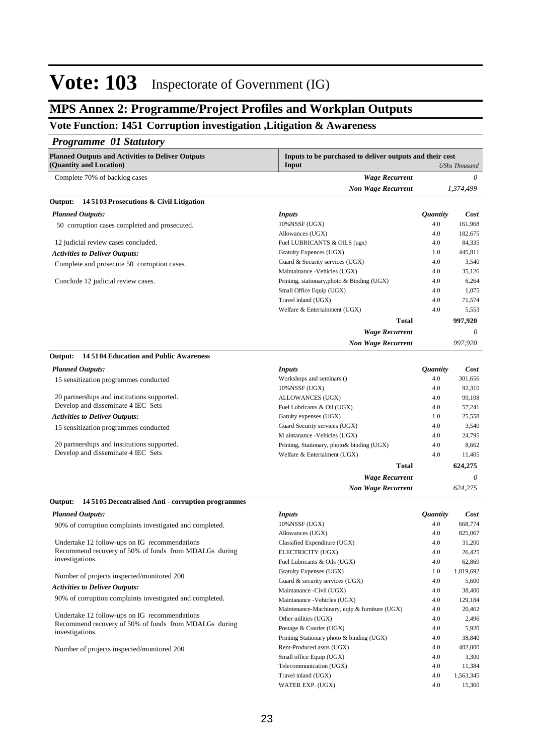# Vote: 103 Inspectorate of Government (IG)

## MPS Annex 2: Programme/Project Profiles and Workplan Outputs

### Vote Function: 1451 Corruption investigation ,Litigation & Awareness

#### *Programme 01 Statutory*

| Planned Outputs and Activities to Deliver Outputs (Quantity and Location) | Inputs to be purchased to deliver outputs and their cost Input | | *UShs Thousand* |
|---|---|---|---|
| Complete 70% of backlog cases | *Wage Recurrent* | | *0* |
| | *Non Wage Recurrent* | | *1,374,499* |

**Output: 14 5103 Prosecutions & Civil Litigation**

| *Planned Outputs:* | *Inputs* | *Quantity* | *Cost* |
|---|---|---|---|
| 50 corruption cases completed and prosecuted. | 10%NSSF (UGX) | 4.0 | 161,968 |
| | Allowances (UGX) | 4.0 | 182,675 |
| 12 judicial review cases concluded. | Fuel LUBRICANTS & OILS (ugx) | 4.0 | 84,335 |
| *Activities to Deliver Outputs:* | Gratuity Expences (UGX) | 1.0 | 445,811 |
| Complete and prosecute 50 corruption cases. | Guard & Security services (UGX) | 4.0 | 3,540 |
| | Maintainance -Vehicles (UGX) | 4.0 | 35,126 |
| Conclude 12 judicial review cases. | Printing, stationary,photo & Binding (UGX) | 4.0 | 6,264 |
| | Small Office Equip (UGX) | 4.0 | 1,075 |
| | Travel inland (UGX) | 4.0 | 71,574 |
| | Welfare & Entertainment (UGX) | 4.0 | 5,553 |
| | **Total** | | **997,920** |
| | *Wage Recurrent* | | *0* |
| | *Non Wage Recurrent* | | *997,920* |

**Output: 14 5104 Education and Public Awareness**

| *Planned Outputs:* | *Inputs* | *Quantity* | *Cost* |
|---|---|---|---|
| 15 sensitization programmes conducted | Workshops and seminars () | 4.0 | 301,656 |
| | 10%NSSF (UGX) | 4.0 | 92,310 |
| 20 partnerships and institutions supported. | ALLOWANCES (UGX) | 4.0 | 99,108 |
| Develop and disseminate 4 IEC Sets | Fuel Lubricants & Oil (UGX) | 4.0 | 57,241 |
| *Activities to Deliver Outputs:* | Gatuity expenses (UGX) | 1.0 | 25,558 |
| 15 sensitization programmes conducted | Guard Security services (UGX) | 4.0 | 3,540 |
| | M aintanance -Vehicles (UGX) | 4.0 | 24,795 |
| 20 partnerships and institutions supported. | Printing, Stationary, photo& binding (UGX) | 4.0 | 8,662 |
| Develop and disseminate 4 IEC Sets | Welfare & Entertaiment (UGX) | 4.0 | 11,405 |
| | **Total** | | **624,275** |
| | *Wage Recurrent* | | *0* |
| | *Non Wage Recurrent* | | *624,275* |

**Output: 14 5105 Decentralised Anti - corruption programmes**

| *Planned Outputs:* | *Inputs* | *Quantity* | *Cost* |
|---|---|---|---|
| 90% of corruption complaints investigated and completed. | 10%NSSF (UGX) | 4.0 | 668,774 |
| | Allowances (UGX) | 4.0 | 825,067 |
| Undertake 12 follow-ups on IG recommendations | Classified Expenditure (UGX) | 4.0 | 31,200 |
| Recommend recovery of 50% of funds from MDALGs during investigations. | ELECTRICITY (UGX) | 4.0 | 26,425 |
| | Fuel Lubricants & Oils (UGX) | 4.0 | 62,869 |
| Number of projects inspected/monitored 200 | Gratuity Expenses (UGX) | 1.0 | 1,819,692 |
| | Guard & security services (UGX) | 4.0 | 5,600 |
| *Activities to Deliver Outputs:* | Maintanance -Civil (UGX) | 4.0 | 38,400 |
| 90% of corruption complaints investigated and completed. | Maintanance -Vehicles (UGX) | 4.0 | 129,184 |
| | Maintenance-Machinary, eqip & furniture (UGX) | 4.0 | 20,462 |
| Undertake 12 follow-ups on IG recommendations | Other utilities (UGX) | 4.0 | 2,496 |
| Recommend recovery of 50% of funds from MDALGs during investigations. | Postage & Courier (UGX) | 4.0 | 5,920 |
| | Printing Stationary photo & binding (UGX) | 4.0 | 38,840 |
| Number of projects inspected/monitored 200 | Rent-Produced assts (UGX) | 4.0 | 402,000 |
| | Small office Equip (UGX) | 4.0 | 3,300 |
| | Telecommunication (UGX) | 4.0 | 11,384 |
| | Travel inland (UGX) | 4.0 | 1,563,345 |
| | WATER EXP. (UGX) | 4.0 | 15,360 |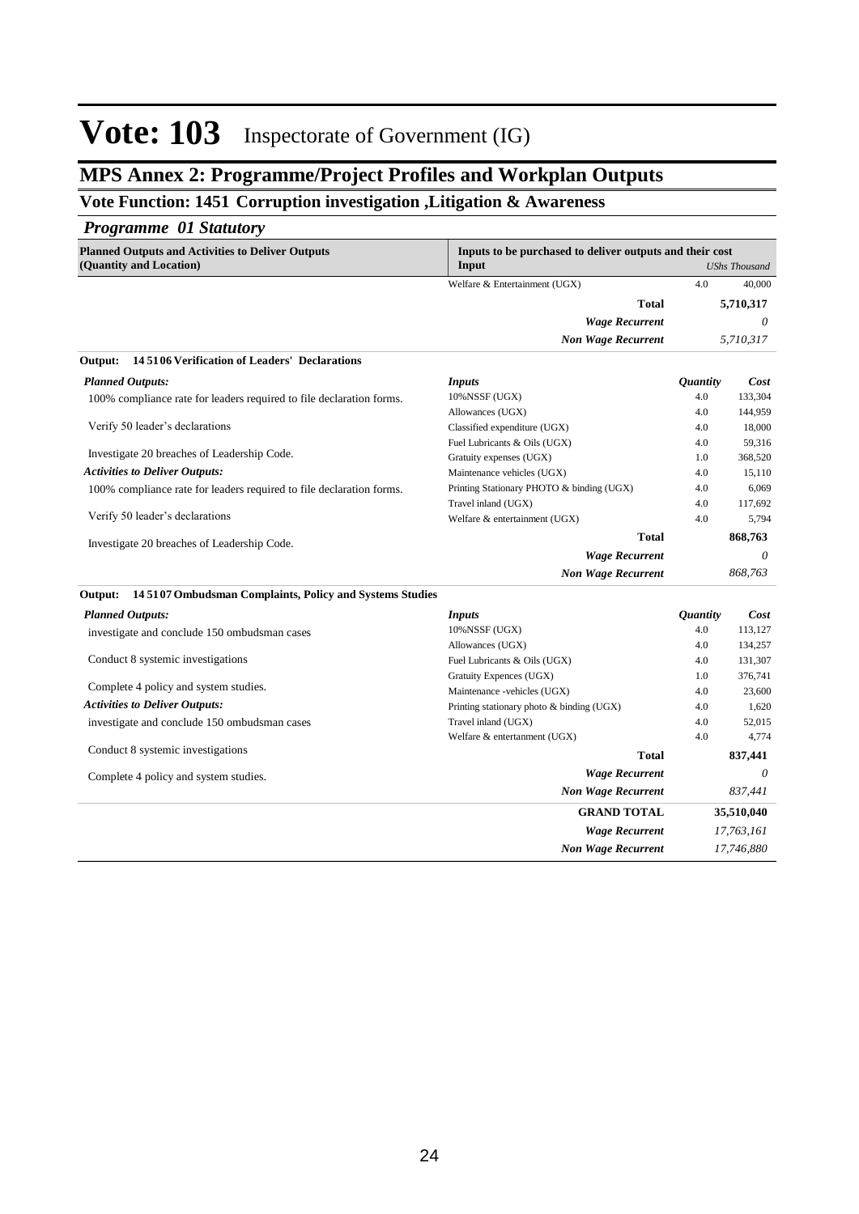# Vote: 103 Inspectorate of Government (IG)

## MPS Annex 2: Programme/Project Profiles and Workplan Outputs

### Vote Function: 1451 Corruption investigation ,Litigation & Awareness

#### *Programme 01 Statutory*

| Planned Outputs and Activities to Deliver Outputs (Quantity and Location) | Inputs to be purchased to deliver outputs and their cost Input | | *UShs Thousand* |
|---|---|---|---|
| | Welfare & Entertainment (UGX) | 4.0 | 40,000 |
| | **Total** | | **5,710,317** |
| | ***Wage Recurrent*** | | *0* |
| | ***Non Wage Recurrent*** | | *5,710,317* |

**Output: 14 5106 Verification of Leaders' Declarations**

| ***Planned Outputs:*** | ***Inputs*** | ***Quantity*** | ***Cost*** |
|---|---|---|---|
| 100% compliance rate for leaders required to file declaration forms. | 10%NSSF (UGX) | 4.0 | 133,304 |
| | Allowances (UGX) | 4.0 | 144,959 |
| Verify 50 leader's declarations | Classified expenditure (UGX) | 4.0 | 18,000 |
| | Fuel Lubricants & Oils (UGX) | 4.0 | 59,316 |
| Investigate 20 breaches of Leadership Code. | Gratuity expenses (UGX) | 1.0 | 368,520 |
| ***Activities to Deliver Outputs:*** | Maintenance vehicles (UGX) | 4.0 | 15,110 |
| 100% compliance rate for leaders required to file declaration forms. | Printing Stationary PHOTO & binding (UGX) | 4.0 | 6,069 |
| | Travel inland (UGX) | 4.0 | 117,692 |
| Verify 50 leader's declarations | Welfare & entertainment (UGX) | 4.0 | 5,794 |
| Investigate 20 breaches of Leadership Code. | **Total** | | **868,763** |
| | ***Wage Recurrent*** | | *0* |
| | ***Non Wage Recurrent*** | | *868,763* |

**Output: 14 5107 Ombudsman Complaints, Policy and Systems Studies**

| ***Planned Outputs:*** | ***Inputs*** | ***Quantity*** | ***Cost*** |
|---|---|---|---|
| investigate and conclude 150 ombudsman cases | 10%NSSF (UGX) | 4.0 | 113,127 |
| | Allowances (UGX) | 4.0 | 134,257 |
| Conduct 8 systemic investigations | Fuel Lubricants & Oils (UGX) | 4.0 | 131,307 |
| | Gratuity Expences (UGX) | 1.0 | 376,741 |
| Complete 4 policy and system studies. | Maintenance -vehicles (UGX) | 4.0 | 23,600 |
| ***Activities to Deliver Outputs:*** | Printing stationary photo & binding (UGX) | 4.0 | 1,620 |
| investigate and conclude 150 ombudsman cases | Travel inland (UGX) | 4.0 | 52,015 |
| | Welfare & entertanment (UGX) | 4.0 | 4,774 |
| Conduct 8 systemic investigations | **Total** | | **837,441** |
| Complete 4 policy and system studies. | ***Wage Recurrent*** | | *0* |
| | ***Non Wage Recurrent*** | | *837,441* |
| | **GRAND TOTAL** | | **35,510,040** |
| | ***Wage Recurrent*** | | *17,763,161* |
| | ***Non Wage Recurrent*** | | *17,746,880* |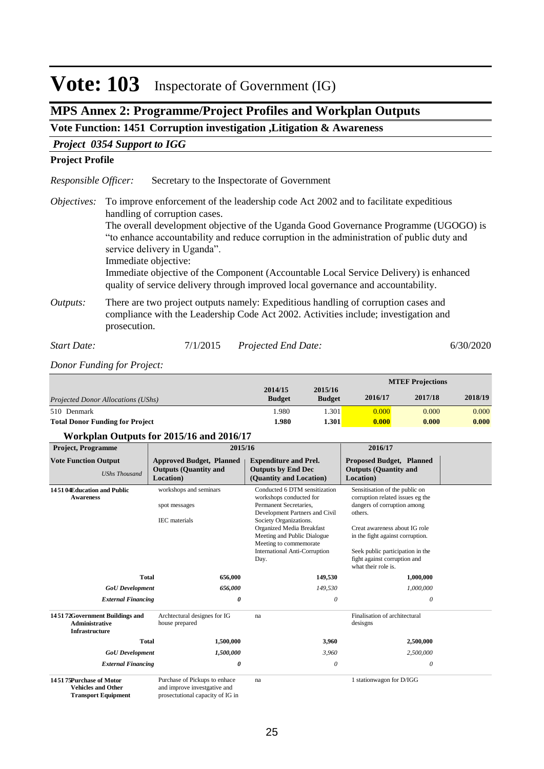# Vote: 103 Inspectorate of Government (IG)

## MPS Annex 2: Programme/Project Profiles and Workplan Outputs

### Vote Function: 1451 Corruption investigation ,Litigation & Awareness

#### *Project 0354 Support to IGG*

**Project Profile**

*Responsible Officer:* Secretary to the Inspectorate of Government

*Objectives:* To improve enforcement of the leadership code Act 2002 and to facilitate expeditious handling of corruption cases.
The overall development objective of the Uganda Good Governance Programme (UGOGO) is "to enhance accountability and reduce corruption in the administration of public duty and service delivery in Uganda".
Immediate objective:
Immediate objective of the Component (Accountable Local Service Delivery) is enhanced quality of service delivery through improved local governance and accountability.

*Outputs:* There are two project outputs namely: Expeditious handling of corruption cases and compliance with the Leadership Code Act 2002. Activities include; investigation and prosecution.

*Start Date:* 7/1/2015 *Projected End Date:* 6/30/2020

*Donor Funding for Project:*

| *Projected Donor Allocations (UShs)* | 2014/15 Budget | 2015/16 Budget | MTEF Projections 2016/17 | 2017/18 | 2018/19 |
|---|---|---|---|---|---|
| 510 Denmark | 1.980 | 1.301 | 0.000 | 0.000 | 0.000 |
| **Total Donor Funding for Project** | **1.980** | **1.301** | **0.000** | **0.000** | **0.000** |

**Workplan Outputs for 2015/16 and 2016/17**

| Project, Programme | 2015/16 | | 2016/17 |
|---|---|---|---|
| **Vote Function Output** *UShs Thousand* | **Approved Budget, Planned Outputs (Quantity and Location)** | **Expenditure and Prel. Outputs by End Dec (Quantity and Location)** | **Proposed Budget, Planned Outputs (Quantity and Location)** |
| **145104Education and Public Awareness** | workshops and seminars<br><br>spot messages<br><br>IEC materials | Conducted 6 DTM sensitization workshops conducted for Permanent Secretaries, Development Partners and Civil Society Organizations.<br>Organized Media Breakfast Meeting and Public Dialogue Meeting to commemorate International Anti-Corruption Day. | Sensitisation of the public on corruption related issues eg the dangers of corruption among others.<br><br>Creat awareness about IG role in the fight against corruption.<br><br>Seek public participation in the fight against corruption and what their role is. |
| **Total** | **656,000** | **149,530** | **1,000,000** |
| ***GoU Development*** | *656,000* | *149,530* | *1,000,000* |
| ***External Financing*** | *0* | *0* | *0* |
| **145172Government Buildings and Administrative Infrastructure** | Archtectural designes for IG house prepared | na | Finalisation of architectural desisgns |
| **Total** | **1,500,000** | **3,960** | **2,500,000** |
| ***GoU Development*** | *1,500,000* | *3,960* | *2,500,000* |
| ***External Financing*** | *0* | *0* | *0* |
| **145175Purchase of Motor Vehicles and Other Transport Equipment** | Purchase of Pickups to enhace and improve investgative and prosectutional capacity of IG in | na | 1 stationwagon for D/IGG |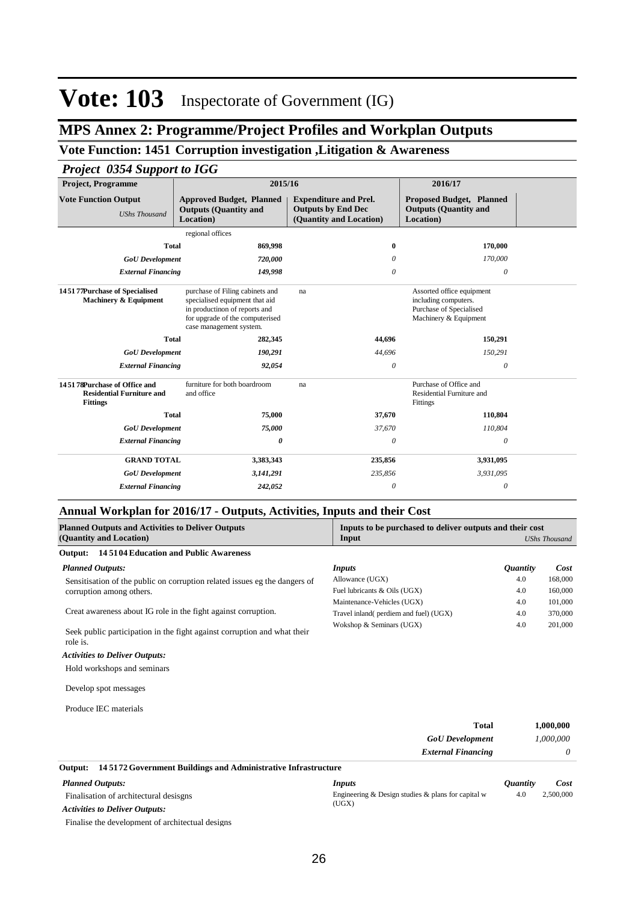# Vote: 103 Inspectorate of Government (IG)

## MPS Annex 2: Programme/Project Profiles and Workplan Outputs

### Vote Function: 1451 Corruption investigation ,Litigation & Awareness

#### *Project 0354 Support to IGG*

| Project, Programme | 2015/16 | | 2016/17 |
|---|---|---|---|
| **Vote Function Output** *UShs Thousand* | **Approved Budget, Planned Outputs (Quantity and Location)** | **Expenditure and Prel. Outputs by End Dec (Quantity and Location)** | **Proposed Budget, Planned Outputs (Quantity and Location)** |
| | regional offices | | |
| **Total** | **869,998** | **0** | **170,000** |
| *GoU Development* | *720,000* | *0* | *170,000* |
| *External Financing* | *149,998* | *0* | *0* |
| **145177Purchase of Specialised Machinery & Equipment** | purchase of Filing cabinets and specialised equipment that aid in productinon of reports and for upgrade of the computerised case management system. | na | Assorted office equipment including computers. Purchase of Specialised Machinery & Equipment |
| **Total** | **282,345** | **44,696** | **150,291** |
| *GoU Development* | *190,291* | *44,696* | *150,291* |
| *External Financing* | *92,054* | *0* | *0* |
| **145178Purchase of Office and Residential Furniture and Fittings** | furniture for both boardroom and office | na | Purchase of Office and Residential Furniture and Fittings |
| **Total** | **75,000** | **37,670** | **110,804** |
| *GoU Development* | *75,000* | *37,670* | *110,804* |
| *External Financing* | *0* | *0* | *0* |
| **GRAND TOTAL** | **3,383,343** | **235,856** | **3,931,095** |
| *GoU Development* | *3,141,291* | *235,856* | *3,931,095* |
| *External Financing* | *242,052* | *0* | *0* |

### Annual Workplan for 2016/17 - Outputs, Activities, Inputs and their Cost

| Planned Outputs and Activities to Deliver Outputs (Quantity and Location) | Inputs to be purchased to deliver outputs and their cost Input | Quantity | Cost *UShs Thousand* |
|---|---|---|---|
| **Output: 14 5104 Education and Public Awareness** | | | |
| ***Planned Outputs:*** | ***Inputs*** | ***Quantity*** | ***Cost*** |
| Sensitisation of the public on corruption related issues eg the dangers of corruption among others. | Allowance (UGX) | 4.0 | 168,000 |
| Creat awareness about IG role in the fight against corruption. | Fuel lubricants & Oils (UGX) | 4.0 | 160,000 |
| Seek public participation in the fight against corruption and what their role is. | Maintenance-Vehicles (UGX) | 4.0 | 101,000 |
| ***Activities to Deliver Outputs:*** | Travel inland( perdiem and fuel) (UGX) | 4.0 | 370,000 |
| Hold workshops and seminars | Wokshop & Seminars (UGX) | 4.0 | 201,000 |
| Develop spot messages | | | |
| Produce IEC materials | | | |
| | **Total** | | **1,000,000** |
| | ***GoU Development*** | | *1,000,000* |
| | ***External Financing*** | | *0* |
| **Output: 14 5172 Government Buildings and Administrative Infrastructure** | | | |
| ***Planned Outputs:*** | ***Inputs*** | ***Quantity*** | ***Cost*** |
| Finalisation of architectural desisgns | Engineering & Design studies & plans for capital w (UGX) | 4.0 | 2,500,000 |
| ***Activities to Deliver Outputs:*** | | | |
| Finalise the development of architectual designs | | | |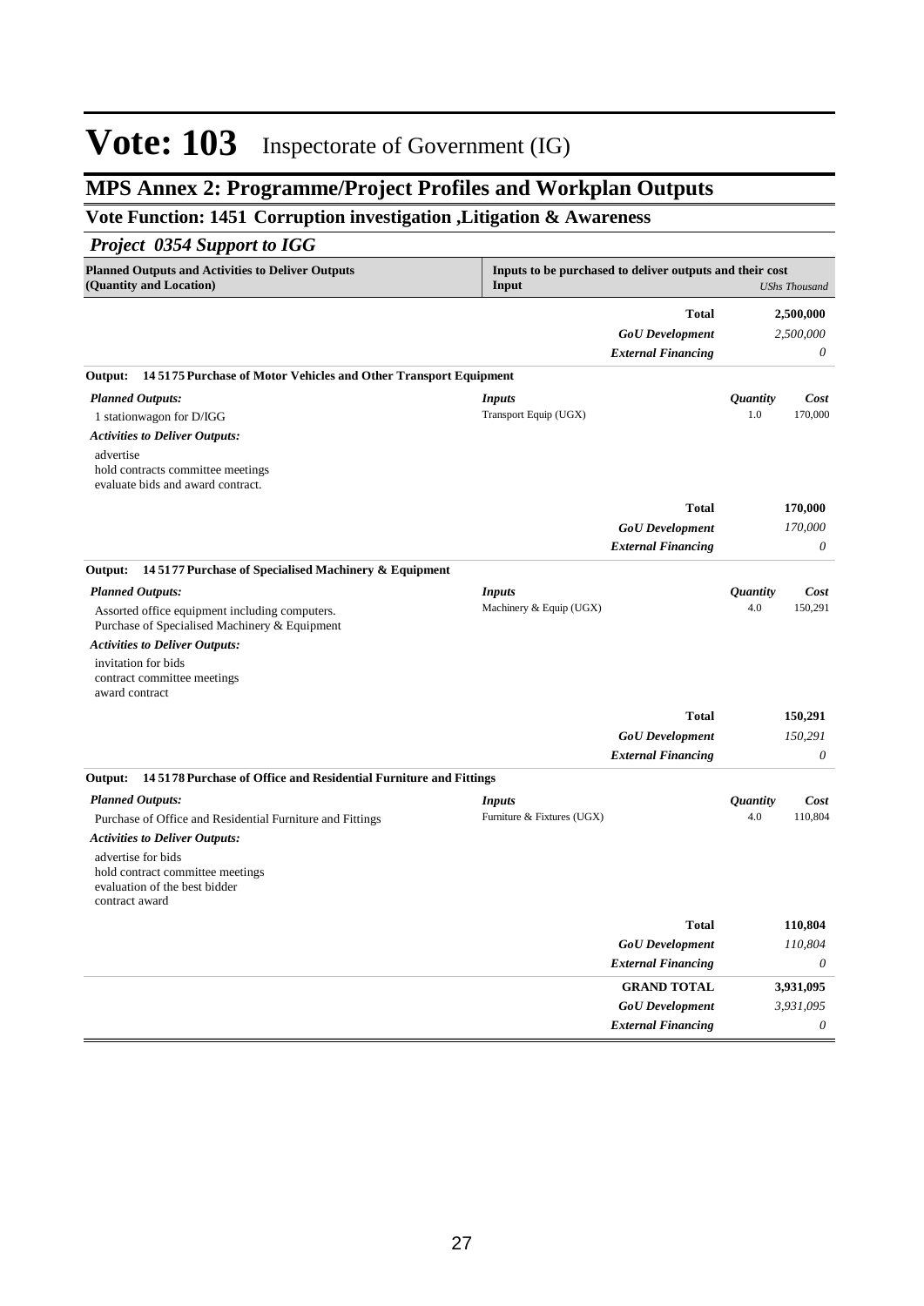# Vote: 103 Inspectorate of Government (IG)

## MPS Annex 2: Programme/Project Profiles and Workplan Outputs

### Vote Function: 1451 Corruption investigation ,Litigation & Awareness

#### *Project 0354 Support to IGG*

| Planned Outputs and Activities to Deliver Outputs (Quantity and Location) | Inputs to be purchased to deliver outputs and their cost Input | | *UShs Thousand* |
|---|---|---|---|
| | **Total** | | **2,500,000** |
| | ***GoU Development*** | | *2,500,000* |
| | ***External Financing*** | | *0* |
| **Output: 14 5175 Purchase of Motor Vehicles and Other Transport Equipment** | | | |
| ***Planned Outputs:*** | ***Inputs*** | ***Quantity*** | ***Cost*** |
| 1 stationwagon for D/IGG | Transport Equip (UGX) | 1.0 | 170,000 |
| ***Activities to Deliver Outputs:*** | | | |
| advertise<br>hold contracts committee meetings<br>evaluate bids and award contract. | | | |
| | **Total** | | **170,000** |
| | ***GoU Development*** | | *170,000* |
| | ***External Financing*** | | *0* |
| **Output: 14 5177 Purchase of Specialised Machinery & Equipment** | | | |
| ***Planned Outputs:*** | ***Inputs*** | ***Quantity*** | ***Cost*** |
| Assorted office equipment including computers.<br>Purchase of Specialised Machinery & Equipment | Machinery & Equip (UGX) | 4.0 | 150,291 |
| ***Activities to Deliver Outputs:*** | | | |
| invitation for bids<br>contract committee meetings<br>award contract | | | |
| | **Total** | | **150,291** |
| | ***GoU Development*** | | *150,291* |
| | ***External Financing*** | | *0* |
| **Output: 14 5178 Purchase of Office and Residential Furniture and Fittings** | | | |
| ***Planned Outputs:*** | ***Inputs*** | ***Quantity*** | ***Cost*** |
| Purchase of Office and Residential Furniture and Fittings | Furniture & Fixtures (UGX) | 4.0 | 110,804 |
| ***Activities to Deliver Outputs:*** | | | |
| advertise for bids<br>hold contract committee meetings<br>evaluation of the best bidder<br>contract award | | | |
| | **Total** | | **110,804** |
| | ***GoU Development*** | | *110,804* |
| | ***External Financing*** | | *0* |
| | **GRAND TOTAL** | | **3,931,095** |
| | ***GoU Development*** | | *3,931,095* |
| | ***External Financing*** | | *0* |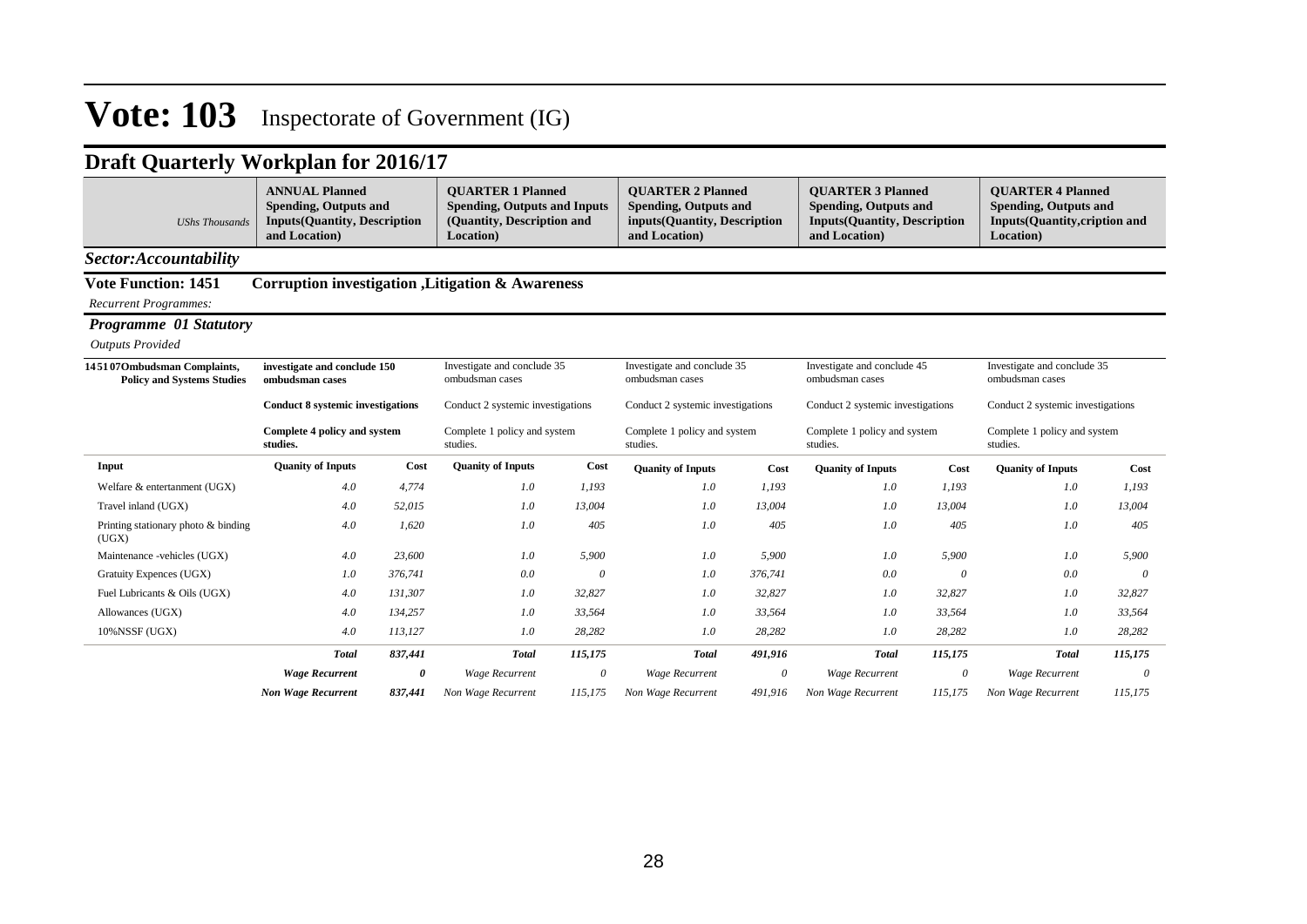# Vote: 103 Inspectorate of Government (IG)

## Draft Quarterly Workplan for 2016/17

| *UShs Thousands* | **ANNUAL Planned Spending, Outputs and Inputs(Quantity, Description and Location)** | | **QUARTER 1 Planned Spending, Outputs and Inputs (Quantity, Description and Location)** | | **QUARTER 2 Planned Spending, Outputs and inputs(Quantity, Description and Location)** | | **QUARTER 3 Planned Spending, Outputs and Inputs(Quantity, Description and Location)** | | **QUARTER 4 Planned Spending, Outputs and Inputs(Quantity,cription and Location)** | |
|---|---|---|---|---|---|---|---|---|---|---|

***Sector:Accountability***

**Vote Function: 1451 Corruption investigation ,Litigation & Awareness**

*Recurrent Programmes:*

***Programme 01 Statutory***

*Outputs Provided*

| **145107Ombudsman Complaints, Policy and Systems Studies** | **investigate and conclude 150 ombudsman cases**<br><br>**Conduct 8 systemic investigations**<br><br>**Complete 4 policy and system studies.** | | Investigate and conclude 35 ombudsman cases<br><br>Conduct 2 systemic investigations<br><br>Complete 1 policy and system studies. | | Investigate and conclude 35 ombudsman cases<br><br>Conduct 2 systemic investigations<br><br>Complete 1 policy and system studies. | | Investigate and conclude 45 ombudsman cases<br><br>Conduct 2 systemic investigations<br><br>Complete 1 policy and system studies. | | Investigate and conclude 35 ombudsman cases<br><br>Conduct 2 systemic investigations<br><br>Complete 1 policy and system studies. | |
|---|---|---|---|---|---|---|---|---|---|---|
| **Input** | **Quanity of Inputs** | **Cost** | **Quanity of Inputs** | **Cost** | **Quanity of Inputs** | **Cost** | **Quanity of Inputs** | **Cost** | **Quanity of Inputs** | **Cost** |
| Welfare & entertanment (UGX) | *4.0* | *4,774* | *1.0* | *1,193* | *1.0* | *1,193* | *1.0* | *1,193* | *1.0* | *1,193* |
| Travel inland (UGX) | *4.0* | *52,015* | *1.0* | *13,004* | *1.0* | *13,004* | *1.0* | *13,004* | *1.0* | *13,004* |
| Printing stationary photo & binding (UGX) | *4.0* | *1,620* | *1.0* | *405* | *1.0* | *405* | *1.0* | *405* | *1.0* | *405* |
| Maintenance -vehicles (UGX) | *4.0* | *23,600* | *1.0* | *5,900* | *1.0* | *5,900* | *1.0* | *5,900* | *1.0* | *5,900* |
| Gratuity Expences (UGX) | *1.0* | *376,741* | *0.0* | *0* | *1.0* | *376,741* | *0.0* | *0* | *0.0* | *0* |
| Fuel Lubricants & Oils (UGX) | *4.0* | *131,307* | *1.0* | *32,827* | *1.0* | *32,827* | *1.0* | *32,827* | *1.0* | *32,827* |
| Allowances (UGX) | *4.0* | *134,257* | *1.0* | *33,564* | *1.0* | *33,564* | *1.0* | *33,564* | *1.0* | *33,564* |
| 10%NSSF (UGX) | *4.0* | *113,127* | *1.0* | *28,282* | *1.0* | *28,282* | *1.0* | *28,282* | *1.0* | *28,282* |
| | ***Total*** | ***837,441*** | ***Total*** | ***115,175*** | ***Total*** | ***491,916*** | ***Total*** | ***115,175*** | ***Total*** | ***115,175*** |
| | ***Wage Recurrent*** | ***0*** | *Wage Recurrent* | *0* | *Wage Recurrent* | *0* | *Wage Recurrent* | *0* | *Wage Recurrent* | *0* |
| | ***Non Wage Recurrent*** | ***837,441*** | *Non Wage Recurrent* | *115,175* | *Non Wage Recurrent* | *491,916* | *Non Wage Recurrent* | *115,175* | *Non Wage Recurrent* | *115,175* |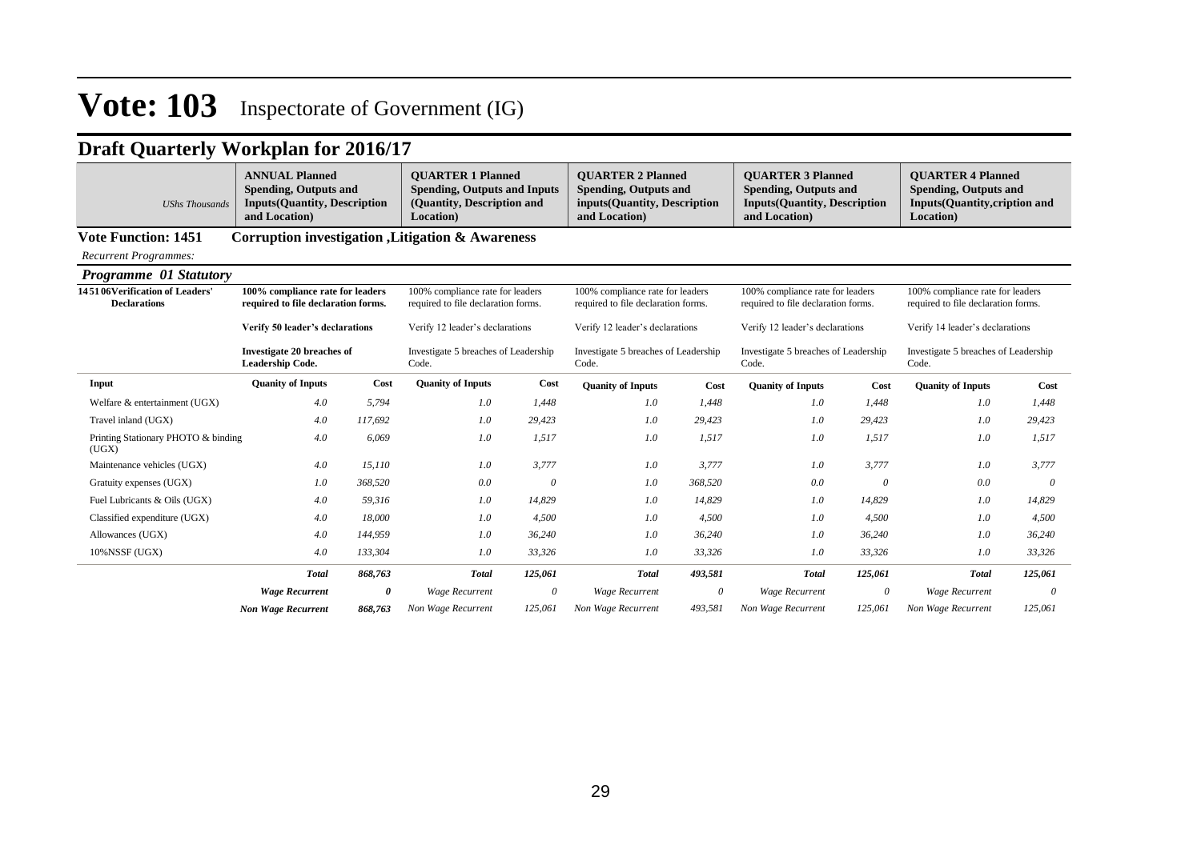# Vote: 103 Inspectorate of Government (IG)

## Draft Quarterly Workplan for 2016/17

| *UShs Thousands* | **ANNUAL Planned Spending, Outputs and Inputs(Quantity, Description and Location)** | | **QUARTER 1 Planned Spending, Outputs and Inputs (Quantity, Description and Location)** | | **QUARTER 2 Planned Spending, Outputs and inputs(Quantity, Description and Location)** | | **QUARTER 3 Planned Spending, Outputs and Inputs(Quantity, Description and Location)** | | **QUARTER 4 Planned Spending, Outputs and Inputs(Quantity,cription and Location)** | |
|---|---|---|---|---|---|---|---|---|---|---|
| **Vote Function: 1451** | **Corruption investigation ,Litigation & Awareness** | | | | | | | | | |
| *Recurrent Programmes:* | | | | | | | | | | |
| ***Programme 01 Statutory*** | | | | | | | | | | |
| **145106Verification of Leaders' Declarations** | **100% compliance rate for leaders required to file declaration forms.** <br><br> **Verify 50 leader's declarations** <br><br> **Investigate 20 breaches of Leadership Code.** | | 100% compliance rate for leaders required to file declaration forms. <br><br> Verify 12 leader's declarations <br><br> Investigate 5 breaches of Leadership Code. | | 100% compliance rate for leaders required to file declaration forms. <br><br> Verify 12 leader's declarations <br><br> Investigate 5 breaches of Leadership Code. | | 100% compliance rate for leaders required to file declaration forms. <br><br> Verify 12 leader's declarations <br><br> Investigate 5 breaches of Leadership Code. | | 100% compliance rate for leaders required to file declaration forms. <br><br> Verify 14 leader's declarations <br><br> Investigate 5 breaches of Leadership Code. | |
| **Input** | **Quanity of Inputs** | **Cost** | **Quanity of Inputs** | **Cost** | **Quanity of Inputs** | **Cost** | **Quanity of Inputs** | **Cost** | **Quanity of Inputs** | **Cost** |
| Welfare & entertainment (UGX) | *4.0* | *5,794* | *1.0* | *1,448* | *1.0* | *1,448* | *1.0* | *1,448* | *1.0* | *1,448* |
| Travel inland (UGX) | *4.0* | *117,692* | *1.0* | *29,423* | *1.0* | *29,423* | *1.0* | *29,423* | *1.0* | *29,423* |
| Printing Stationary PHOTO & binding (UGX) | *4.0* | *6,069* | *1.0* | *1,517* | *1.0* | *1,517* | *1.0* | *1,517* | *1.0* | *1,517* |
| Maintenance vehicles (UGX) | *4.0* | *15,110* | *1.0* | *3,777* | *1.0* | *3,777* | *1.0* | *3,777* | *1.0* | *3,777* |
| Gratuity expenses (UGX) | *1.0* | *368,520* | *0.0* | *0* | *1.0* | *368,520* | *0.0* | *0* | *0.0* | *0* |
| Fuel Lubricants & Oils (UGX) | *4.0* | *59,316* | *1.0* | *14,829* | *1.0* | *14,829* | *1.0* | *14,829* | *1.0* | *14,829* |
| Classified expenditure (UGX) | *4.0* | *18,000* | *1.0* | *4,500* | *1.0* | *4,500* | *1.0* | *4,500* | *1.0* | *4,500* |
| Allowances (UGX) | *4.0* | *144,959* | *1.0* | *36,240* | *1.0* | *36,240* | *1.0* | *36,240* | *1.0* | *36,240* |
| 10%NSSF (UGX) | *4.0* | *133,304* | *1.0* | *33,326* | *1.0* | *33,326* | *1.0* | *33,326* | *1.0* | *33,326* |
| | ***Total*** | ***868,763*** | ***Total*** | ***125,061*** | ***Total*** | ***493,581*** | ***Total*** | ***125,061*** | ***Total*** | ***125,061*** |
| | ***Wage Recurrent*** | ***0*** | *Wage Recurrent* | *0* | *Wage Recurrent* | *0* | *Wage Recurrent* | *0* | *Wage Recurrent* | *0* |
| | ***Non Wage Recurrent*** | ***868,763*** | *Non Wage Recurrent* | *125,061* | *Non Wage Recurrent* | *493,581* | *Non Wage Recurrent* | *125,061* | *Non Wage Recurrent* | *125,061* |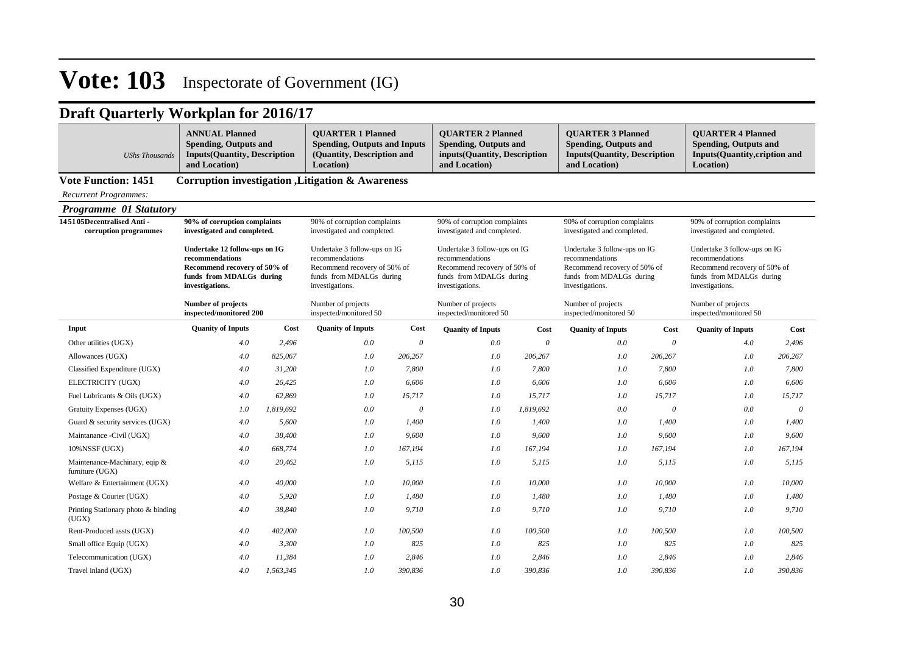# Vote: 103 Inspectorate of Government (IG)

## Draft Quarterly Workplan for 2016/17

| *UShs Thousands* | **ANNUAL Planned Spending, Outputs and Inputs(Quantity, Description and Location)** | | **QUARTER 1 Planned Spending, Outputs and Inputs (Quantity, Description and Location)** | | **QUARTER 2 Planned Spending, Outputs and inputs(Quantity, Description and Location)** | | **QUARTER 3 Planned Spending, Outputs and Inputs(Quantity, Description and Location)** | | **QUARTER 4 Planned Spending, Outputs and Inputs(Quantity,cription and Location)** | |
|---|---|---|---|---|---|---|---|---|---|---|

**Vote Function: 1451 Corruption investigation ,Litigation & Awareness**

*Recurrent Programmes:*

***Programme 01 Statutory***

| | | | | | | | | | | |
|---|---|---|---|---|---|---|---|---|---|---|
| **145105Decentralised Anti - corruption programmes** | **90% of corruption complaints investigated and completed.**<br><br>**Undertake 12 follow-ups on IG recommendations**<br>**Recommend recovery of 50% of funds from MDALGs during investigations.**<br><br>**Number of projects inspected/monitored 200** | | 90% of corruption complaints investigated and completed.<br><br>Undertake 3 follow-ups on IG recommendations<br>Recommend recovery of 50% of funds from MDALGs during investigations.<br><br>Number of projects inspected/monitored 50 | | 90% of corruption complaints investigated and completed.<br><br>Undertake 3 follow-ups on IG recommendations<br>Recommend recovery of 50% of funds from MDALGs during investigations.<br><br>Number of projects inspected/monitored 50 | | 90% of corruption complaints investigated and completed.<br><br>Undertake 3 follow-ups on IG recommendations<br>Recommend recovery of 50% of funds from MDALGs during investigations.<br><br>Number of projects inspected/monitored 50 | | 90% of corruption complaints investigated and completed.<br><br>Undertake 3 follow-ups on IG recommendations<br>Recommend recovery of 50% of funds from MDALGs during investigations.<br><br>Number of projects inspected/monitored 50 | |
| **Input** | **Quanity of Inputs** | **Cost** | **Quanity of Inputs** | **Cost** | **Quanity of Inputs** | **Cost** | **Quanity of Inputs** | **Cost** | **Quanity of Inputs** | **Cost** |
| Other utilities (UGX) | *4.0* | *2,496* | *0.0* | *0* | *0.0* | *0* | *0.0* | *0* | *4.0* | *2,496* |
| Allowances (UGX) | *4.0* | *825,067* | *1.0* | *206,267* | *1.0* | *206,267* | *1.0* | *206,267* | *1.0* | *206,267* |
| Classified Expenditure (UGX) | *4.0* | *31,200* | *1.0* | *7,800* | *1.0* | *7,800* | *1.0* | *7,800* | *1.0* | *7,800* |
| ELECTRICITY (UGX) | *4.0* | *26,425* | *1.0* | *6,606* | *1.0* | *6,606* | *1.0* | *6,606* | *1.0* | *6,606* |
| Fuel Lubricants & Oils (UGX) | *4.0* | *62,869* | *1.0* | *15,717* | *1.0* | *15,717* | *1.0* | *15,717* | *1.0* | *15,717* |
| Gratuity Expenses (UGX) | *1.0* | *1,819,692* | *0.0* | *0* | *1.0* | *1,819,692* | *0.0* | *0* | *0.0* | *0* |
| Guard & security services (UGX) | *4.0* | *5,600* | *1.0* | *1,400* | *1.0* | *1,400* | *1.0* | *1,400* | *1.0* | *1,400* |
| Maintanance -Civil (UGX) | *4.0* | *38,400* | *1.0* | *9,600* | *1.0* | *9,600* | *1.0* | *9,600* | *1.0* | *9,600* |
| 10%NSSF (UGX) | *4.0* | *668,774* | *1.0* | *167,194* | *1.0* | *167,194* | *1.0* | *167,194* | *1.0* | *167,194* |
| Maintenance-Machinary, eqip & furniture (UGX) | *4.0* | *20,462* | *1.0* | *5,115* | *1.0* | *5,115* | *1.0* | *5,115* | *1.0* | *5,115* |
| Welfare & Entertainment (UGX) | *4.0* | *40,000* | *1.0* | *10,000* | *1.0* | *10,000* | *1.0* | *10,000* | *1.0* | *10,000* |
| Postage & Courier (UGX) | *4.0* | *5,920* | *1.0* | *1,480* | *1.0* | *1,480* | *1.0* | *1,480* | *1.0* | *1,480* |
| Printing Stationary photo & binding (UGX) | *4.0* | *38,840* | *1.0* | *9,710* | *1.0* | *9,710* | *1.0* | *9,710* | *1.0* | *9,710* |
| Rent-Produced assts (UGX) | *4.0* | *402,000* | *1.0* | *100,500* | *1.0* | *100,500* | *1.0* | *100,500* | *1.0* | *100,500* |
| Small office Equip (UGX) | *4.0* | *3,300* | *1.0* | *825* | *1.0* | *825* | *1.0* | *825* | *1.0* | *825* |
| Telecommunication (UGX) | *4.0* | *11,384* | *1.0* | *2,846* | *1.0* | *2,846* | *1.0* | *2,846* | *1.0* | *2,846* |
| Travel inland (UGX) | *4.0* | *1,563,345* | *1.0* | *390,836* | *1.0* | *390,836* | *1.0* | *390,836* | *1.0* | *390,836* |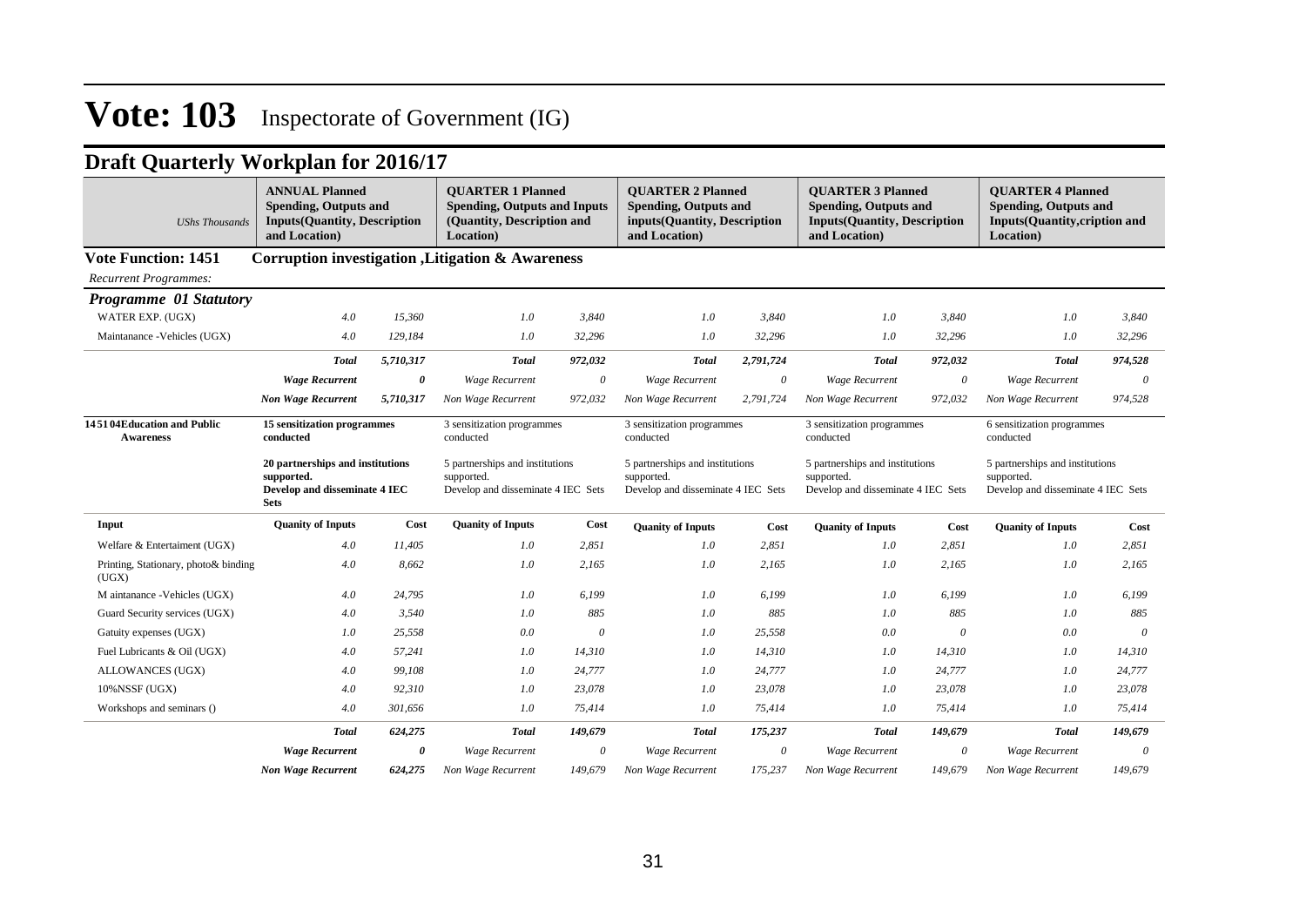# Vote: 103 Inspectorate of Government (IG)

## Draft Quarterly Workplan for 2016/17

| *UShs Thousands* | **ANNUAL Planned Spending, Outputs and Inputs(Quantity, Description and Location)** | | **QUARTER 1 Planned Spending, Outputs and Inputs (Quantity, Description and Location)** | | **QUARTER 2 Planned Spending, Outputs and inputs(Quantity, Description and Location)** | | **QUARTER 3 Planned Spending, Outputs and Inputs(Quantity, Description and Location)** | | **QUARTER 4 Planned Spending, Outputs and Inputs(Quantity,cription and Location)** | |
|---|---|---|---|---|---|---|---|---|---|---|
| **Vote Function: 1451** | **Corruption investigation ,Litigation & Awareness** | | | | | | | | | |
| *Recurrent Programmes:* | | | | | | | | | | |
| ***Programme 01 Statutory*** | | | | | | | | | | |
| WATER EXP. (UGX) | *4.0* | *15,360* | *1.0* | *3,840* | *1.0* | *3,840* | *1.0* | *3,840* | *1.0* | *3,840* |
| Maintanance -Vehicles (UGX) | *4.0* | *129,184* | *1.0* | *32,296* | *1.0* | *32,296* | *1.0* | *32,296* | *1.0* | *32,296* |
| | ***Total*** | ***5,710,317*** | ***Total*** | ***972,032*** | ***Total*** | ***2,791,724*** | ***Total*** | ***972,032*** | ***Total*** | ***974,528*** |
| | ***Wage Recurrent*** | ***0*** | *Wage Recurrent* | *0* | *Wage Recurrent* | *0* | *Wage Recurrent* | *0* | *Wage Recurrent* | *0* |
| | ***Non Wage Recurrent*** | ***5,710,317*** | *Non Wage Recurrent* | *972,032* | *Non Wage Recurrent* | *2,791,724* | *Non Wage Recurrent* | *972,032* | *Non Wage Recurrent* | *974,528* |
| **145104Education and Public Awareness** | **15 sensitization programmes conducted** <br> **20 partnerships and institutions supported.** <br> **Develop and disseminate 4 IEC Sets** | | 3 sensitization programmes conducted <br> 5 partnerships and institutions supported. <br> Develop and disseminate 4 IEC Sets | | 3 sensitization programmes conducted <br> 5 partnerships and institutions supported. <br> Develop and disseminate 4 IEC Sets | | 3 sensitization programmes conducted <br> 5 partnerships and institutions supported. <br> Develop and disseminate 4 IEC Sets | | 6 sensitization programmes conducted <br> 5 partnerships and institutions supported. <br> Develop and disseminate 4 IEC Sets | |
| **Input** | **Quanity of Inputs** | **Cost** | **Quanity of Inputs** | **Cost** | **Quanity of Inputs** | **Cost** | **Quanity of Inputs** | **Cost** | **Quanity of Inputs** | **Cost** |
| Welfare & Entertaiment (UGX) | *4.0* | *11,405* | *1.0* | *2,851* | *1.0* | *2,851* | *1.0* | *2,851* | *1.0* | *2,851* |
| Printing, Stationary, photo& binding (UGX) | *4.0* | *8,662* | *1.0* | *2,165* | *1.0* | *2,165* | *1.0* | *2,165* | *1.0* | *2,165* |
| M aintanance -Vehicles (UGX) | *4.0* | *24,795* | *1.0* | *6,199* | *1.0* | *6,199* | *1.0* | *6,199* | *1.0* | *6,199* |
| Guard Security services (UGX) | *4.0* | *3,540* | *1.0* | *885* | *1.0* | *885* | *1.0* | *885* | *1.0* | *885* |
| Gatuity expenses (UGX) | *1.0* | *25,558* | *0.0* | *0* | *1.0* | *25,558* | *0.0* | *0* | *0.0* | *0* |
| Fuel Lubricants & Oil (UGX) | *4.0* | *57,241* | *1.0* | *14,310* | *1.0* | *14,310* | *1.0* | *14,310* | *1.0* | *14,310* |
| ALLOWANCES (UGX) | *4.0* | *99,108* | *1.0* | *24,777* | *1.0* | *24,777* | *1.0* | *24,777* | *1.0* | *24,777* |
| 10%NSSF (UGX) | *4.0* | *92,310* | *1.0* | *23,078* | *1.0* | *23,078* | *1.0* | *23,078* | *1.0* | *23,078* |
| Workshops and seminars () | *4.0* | *301,656* | *1.0* | *75,414* | *1.0* | *75,414* | *1.0* | *75,414* | *1.0* | *75,414* |
| | ***Total*** | ***624,275*** | ***Total*** | ***149,679*** | ***Total*** | ***175,237*** | ***Total*** | ***149,679*** | ***Total*** | ***149,679*** |
| | ***Wage Recurrent*** | ***0*** | *Wage Recurrent* | *0* | *Wage Recurrent* | *0* | *Wage Recurrent* | *0* | *Wage Recurrent* | *0* |
| | ***Non Wage Recurrent*** | ***624,275*** | *Non Wage Recurrent* | *149,679* | *Non Wage Recurrent* | *175,237* | *Non Wage Recurrent* | *149,679* | *Non Wage Recurrent* | *149,679* |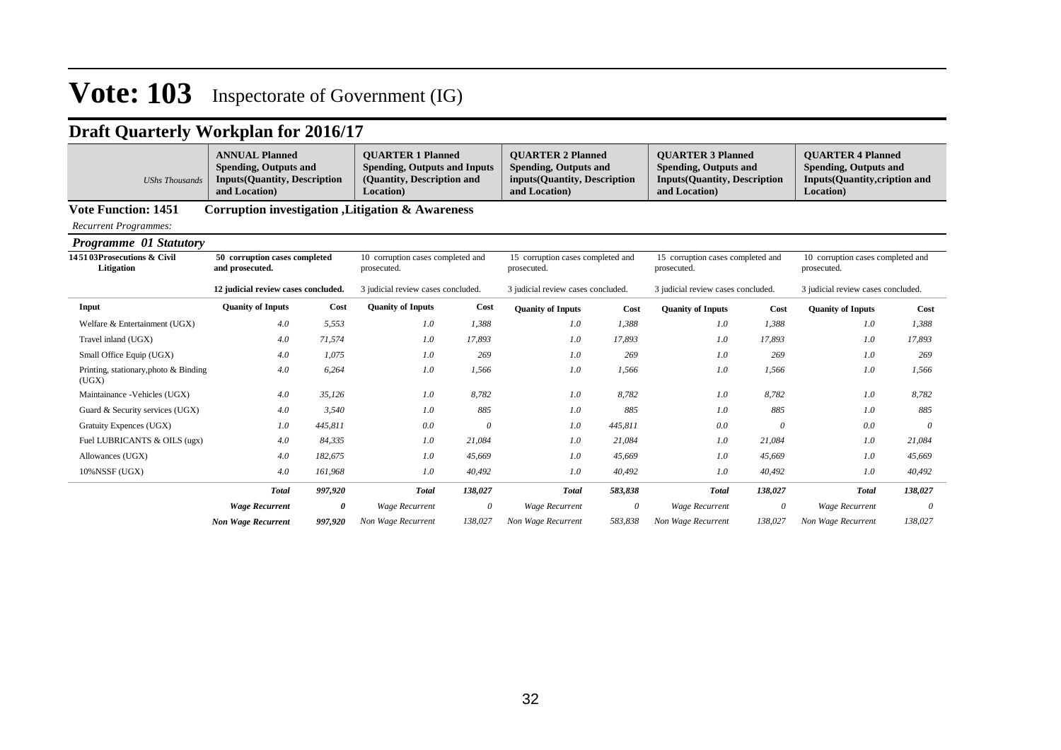# Vote: 103 Inspectorate of Government (IG)

## Draft Quarterly Workplan for 2016/17

| *UShs Thousands* | **ANNUAL Planned Spending, Outputs and Inputs(Quantity, Description and Location)** | | **QUARTER 1 Planned Spending, Outputs and Inputs (Quantity, Description and Location)** | | **QUARTER 2 Planned Spending, Outputs and inputs(Quantity, Description and Location)** | | **QUARTER 3 Planned Spending, Outputs and Inputs(Quantity, Description and Location)** | | **QUARTER 4 Planned Spending, Outputs and Inputs(Quantity,cription and Location)** | |
|---|---|---|---|---|---|---|---|---|---|---|

**Vote Function: 1451 Corruption investigation ,Litigation & Awareness**

*Recurrent Programmes:*

***Programme 01 Statutory***

| **145103Prosecutions & Civil Litigation** | **50 corruption cases completed and prosecuted.** <br> **12 judicial review cases concluded.** | | 10 corruption cases completed and prosecuted. <br> 3 judicial review cases concluded. | | 15 corruption cases completed and prosecuted. <br> 3 judicial review cases concluded. | | 15 corruption cases completed and prosecuted. <br> 3 judicial review cases concluded. | | 10 corruption cases completed and prosecuted. <br> 3 judicial review cases concluded. | |
|---|---|---|---|---|---|---|---|---|---|---|
| **Input** | **Quanity of Inputs** | **Cost** | **Quanity of Inputs** | **Cost** | **Quanity of Inputs** | **Cost** | **Quanity of Inputs** | **Cost** | **Quanity of Inputs** | **Cost** |
| Welfare & Entertainment (UGX) | *4.0* | *5,553* | *1.0* | *1,388* | *1.0* | *1,388* | *1.0* | *1,388* | *1.0* | *1,388* |
| Travel inland (UGX) | *4.0* | *71,574* | *1.0* | *17,893* | *1.0* | *17,893* | *1.0* | *17,893* | *1.0* | *17,893* |
| Small Office Equip (UGX) | *4.0* | *1,075* | *1.0* | *269* | *1.0* | *269* | *1.0* | *269* | *1.0* | *269* |
| Printing, stationary,photo & Binding (UGX) | *4.0* | *6,264* | *1.0* | *1,566* | *1.0* | *1,566* | *1.0* | *1,566* | *1.0* | *1,566* |
| Maintainance -Vehicles (UGX) | *4.0* | *35,126* | *1.0* | *8,782* | *1.0* | *8,782* | *1.0* | *8,782* | *1.0* | *8,782* |
| Guard & Security services (UGX) | *4.0* | *3,540* | *1.0* | *885* | *1.0* | *885* | *1.0* | *885* | *1.0* | *885* |
| Gratuity Expences (UGX) | *1.0* | *445,811* | *0.0* | *0* | *1.0* | *445,811* | *0.0* | *0* | *0.0* | *0* |
| Fuel LUBRICANTS & OILS (ugx) | *4.0* | *84,335* | *1.0* | *21,084* | *1.0* | *21,084* | *1.0* | *21,084* | *1.0* | *21,084* |
| Allowances (UGX) | *4.0* | *182,675* | *1.0* | *45,669* | *1.0* | *45,669* | *1.0* | *45,669* | *1.0* | *45,669* |
| 10%NSSF (UGX) | *4.0* | *161,968* | *1.0* | *40,492* | *1.0* | *40,492* | *1.0* | *40,492* | *1.0* | *40,492* |
| | ***Total*** | ***997,920*** | ***Total*** | ***138,027*** | ***Total*** | ***583,838*** | ***Total*** | ***138,027*** | ***Total*** | ***138,027*** |
| | ***Wage Recurrent*** | ***0*** | *Wage Recurrent* | *0* | *Wage Recurrent* | *0* | *Wage Recurrent* | *0* | *Wage Recurrent* | *0* |
| | ***Non Wage Recurrent*** | ***997,920*** | *Non Wage Recurrent* | *138,027* | *Non Wage Recurrent* | *583,838* | *Non Wage Recurrent* | *138,027* | *Non Wage Recurrent* | *138,027* |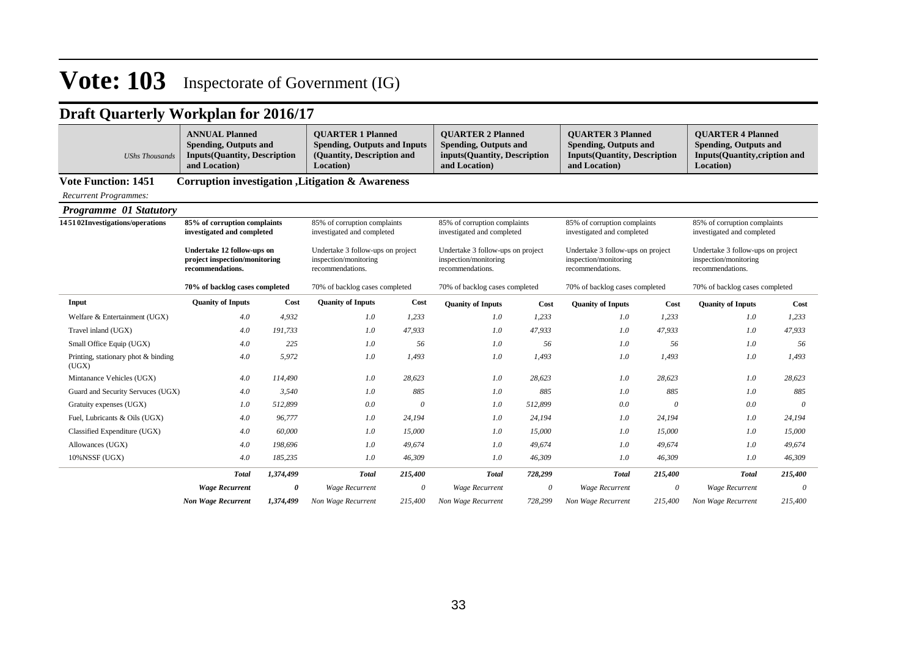# Vote: 103 Inspectorate of Government (IG)

## Draft Quarterly Workplan for 2016/17

| *UShs Thousands* | **ANNUAL Planned Spending, Outputs and Inputs(Quantity, Description and Location)** | | **QUARTER 1 Planned Spending, Outputs and Inputs (Quantity, Description and Location)** | | **QUARTER 2 Planned Spending, Outputs and inputs(Quantity, Description and Location)** | | **QUARTER 3 Planned Spending, Outputs and Inputs(Quantity, Description and Location)** | | **QUARTER 4 Planned Spending, Outputs and Inputs(Quantity,cription and Location)** | |
|---|---|---|---|---|---|---|---|---|---|---|

**Vote Function: 1451 Corruption investigation ,Litigation & Awareness**

*Recurrent Programmes:*

***Programme 01 Statutory***

| **1451 02Investigations/operations** | **85% of corruption complaints investigated and completed**<br><br>**Undertake 12 follow-ups on project inspection/monitoring recommendations.**<br><br>**70% of backlog cases completed** | | 85% of corruption complaints investigated and completed<br><br>Undertake 3 follow-ups on project inspection/monitoring recommendations.<br><br>70% of backlog cases completed | | 85% of corruption complaints investigated and completed<br><br>Undertake 3 follow-ups on project inspection/monitoring recommendations.<br><br>70% of backlog cases completed | | 85% of corruption complaints investigated and completed<br><br>Undertake 3 follow-ups on project inspection/monitoring recommendations.<br><br>70% of backlog cases completed | | 85% of corruption complaints investigated and completed<br><br>Undertake 3 follow-ups on project inspection/monitoring recommendations.<br><br>70% of backlog cases completed | |
|---|---|---|---|---|---|---|---|---|---|---|
| **Input** | **Quanity of Inputs** | **Cost** | **Quanity of Inputs** | **Cost** | **Quanity of Inputs** | **Cost** | **Quanity of Inputs** | **Cost** | **Quanity of Inputs** | **Cost** |
| Welfare & Entertainment (UGX) | *4.0* | *4,932* | *1.0* | *1,233* | *1.0* | *1,233* | *1.0* | *1,233* | *1.0* | *1,233* |
| Travel inland (UGX) | *4.0* | *191,733* | *1.0* | *47,933* | *1.0* | *47,933* | *1.0* | *47,933* | *1.0* | *47,933* |
| Small Office Equip (UGX) | *4.0* | *225* | *1.0* | *56* | *1.0* | *56* | *1.0* | *56* | *1.0* | *56* |
| Printing, stationary phot & binding (UGX) | *4.0* | *5,972* | *1.0* | *1,493* | *1.0* | *1,493* | *1.0* | *1,493* | *1.0* | *1,493* |
| Mintanance Vehicles (UGX) | *4.0* | *114,490* | *1.0* | *28,623* | *1.0* | *28,623* | *1.0* | *28,623* | *1.0* | *28,623* |
| Guard and Security Servuces (UGX) | *4.0* | *3,540* | *1.0* | *885* | *1.0* | *885* | *1.0* | *885* | *1.0* | *885* |
| Gratuity expenses (UGX) | *1.0* | *512,899* | *0.0* | *0* | *1.0* | *512,899* | *0.0* | *0* | *0.0* | *0* |
| Fuel, Lubricants & Oils (UGX) | *4.0* | *96,777* | *1.0* | *24,194* | *1.0* | *24,194* | *1.0* | *24,194* | *1.0* | *24,194* |
| Classified Expenditure (UGX) | *4.0* | *60,000* | *1.0* | *15,000* | *1.0* | *15,000* | *1.0* | *15,000* | *1.0* | *15,000* |
| Allowances (UGX) | *4.0* | *198,696* | *1.0* | *49,674* | *1.0* | *49,674* | *1.0* | *49,674* | *1.0* | *49,674* |
| 10%NSSF (UGX) | *4.0* | *185,235* | *1.0* | *46,309* | *1.0* | *46,309* | *1.0* | *46,309* | *1.0* | *46,309* |
| | ***Total*** | ***1,374,499*** | ***Total*** | ***215,400*** | ***Total*** | ***728,299*** | ***Total*** | ***215,400*** | ***Total*** | ***215,400*** |
| | ***Wage Recurrent*** | ***0*** | *Wage Recurrent* | *0* | *Wage Recurrent* | *0* | *Wage Recurrent* | *0* | *Wage Recurrent* | *0* |
| | ***Non Wage Recurrent*** | ***1,374,499*** | *Non Wage Recurrent* | *215,400* | *Non Wage Recurrent* | *728,299* | *Non Wage Recurrent* | *215,400* | *Non Wage Recurrent* | *215,400* |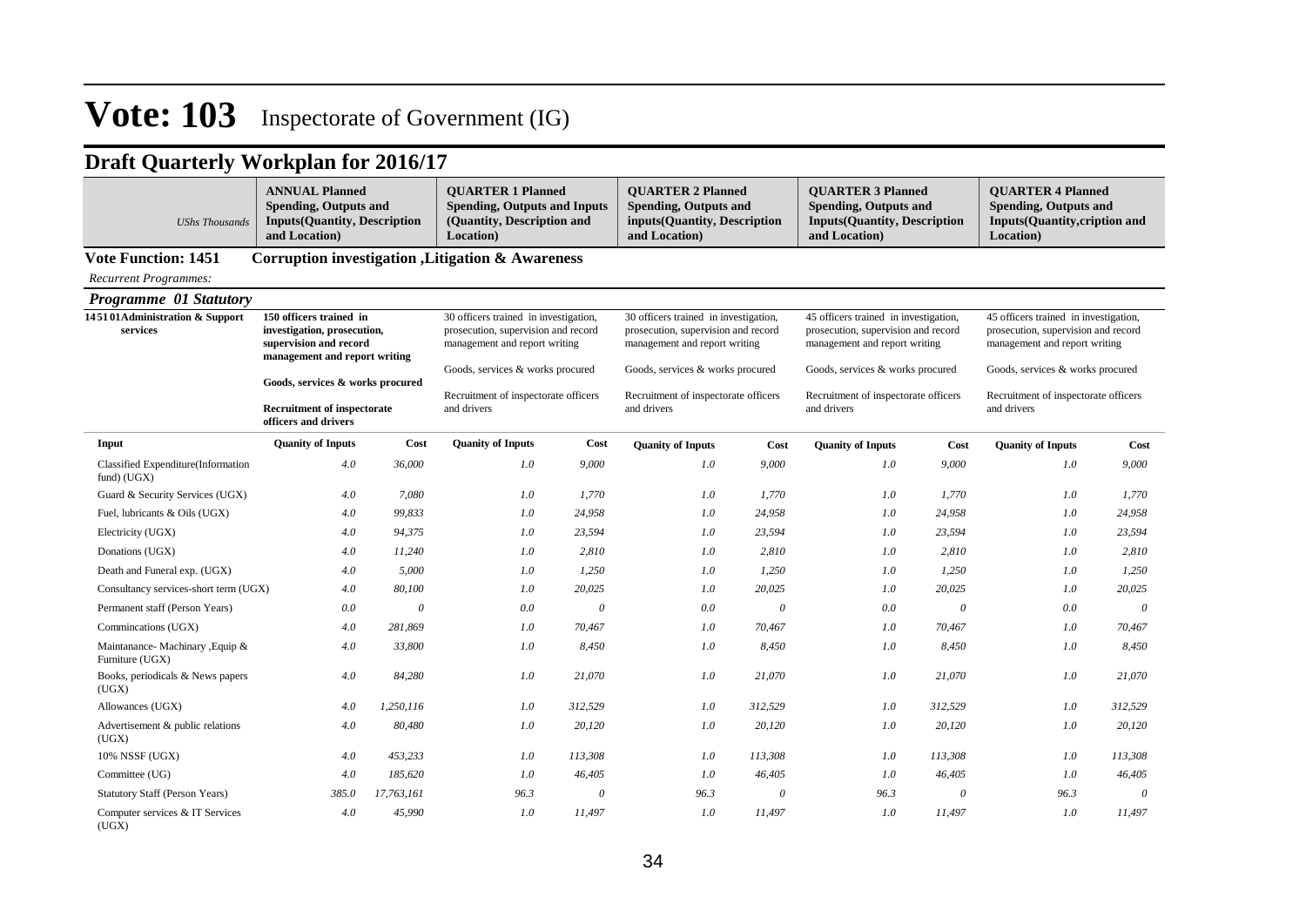# Vote: 103 Inspectorate of Government (IG)

## Draft Quarterly Workplan for 2016/17

| *UShs Thousands* | **ANNUAL Planned Spending, Outputs and Inputs(Quantity, Description and Location)** | | **QUARTER 1 Planned Spending, Outputs and Inputs (Quantity, Description and Location)** | | **QUARTER 2 Planned Spending, Outputs and inputs(Quantity, Description and Location)** | | **QUARTER 3 Planned Spending, Outputs and Inputs(Quantity, Description and Location)** | | **QUARTER 4 Planned Spending, Outputs and Inputs(Quantity,cription and Location)** | |
|---|---|---|---|---|---|---|---|---|---|---|

**Vote Function: 1451 Corruption investigation ,Litigation & Awareness**

*Recurrent Programmes:*

***Programme 01 Statutory***

| **145101Administration & Support services** | **150 officers trained in investigation, prosecution, supervision and record management and report writing**<br><br>**Goods, services & works procured**<br><br>**Recruitment of inspectorate officers and drivers** | | 30 officers trained in investigation, prosecution, supervision and record management and report writing<br><br>Goods, services & works procured<br><br>Recruitment of inspectorate officers and drivers | | 30 officers trained in investigation, prosecution, supervision and record management and report writing<br><br>Goods, services & works procured<br><br>Recruitment of inspectorate officers and drivers | | 45 officers trained in investigation, prosecution, supervision and record management and report writing<br><br>Goods, services & works procured<br><br>Recruitment of inspectorate officers and drivers | | 45 officers trained in investigation, prosecution, supervision and record management and report writing<br><br>Goods, services & works procured<br><br>Recruitment of inspectorate officers and drivers | |
|---|---|---|---|---|---|---|---|---|---|---|
| **Input** | **Quanity of Inputs** | **Cost** | **Quanity of Inputs** | **Cost** | **Quanity of Inputs** | **Cost** | **Quanity of Inputs** | **Cost** | **Quanity of Inputs** | **Cost** |
| Classified Expenditure(Information fund) (UGX) | *4.0* | *36,000* | *1.0* | *9,000* | *1.0* | *9,000* | *1.0* | *9,000* | *1.0* | *9,000* |
| Guard & Security Services (UGX) | *4.0* | *7,080* | *1.0* | *1,770* | *1.0* | *1,770* | *1.0* | *1,770* | *1.0* | *1,770* |
| Fuel, lubricants & Oils (UGX) | *4.0* | *99,833* | *1.0* | *24,958* | *1.0* | *24,958* | *1.0* | *24,958* | *1.0* | *24,958* |
| Electricity (UGX) | *4.0* | *94,375* | *1.0* | *23,594* | *1.0* | *23,594* | *1.0* | *23,594* | *1.0* | *23,594* |
| Donations (UGX) | *4.0* | *11,240* | *1.0* | *2,810* | *1.0* | *2,810* | *1.0* | *2,810* | *1.0* | *2,810* |
| Death and Funeral exp. (UGX) | *4.0* | *5,000* | *1.0* | *1,250* | *1.0* | *1,250* | *1.0* | *1,250* | *1.0* | *1,250* |
| Consultancy services-short term (UGX) | *4.0* | *80,100* | *1.0* | *20,025* | *1.0* | *20,025* | *1.0* | *20,025* | *1.0* | *20,025* |
| Permanent staff (Person Years) | *0.0* | *0* | *0.0* | *0* | *0.0* | *0* | *0.0* | *0* | *0.0* | *0* |
| Commincations (UGX) | *4.0* | *281,869* | *1.0* | *70,467* | *1.0* | *70,467* | *1.0* | *70,467* | *1.0* | *70,467* |
| Maintanance- Machinary ,Equip & Furniture (UGX) | *4.0* | *33,800* | *1.0* | *8,450* | *1.0* | *8,450* | *1.0* | *8,450* | *1.0* | *8,450* |
| Books, periodicals & News papers (UGX) | *4.0* | *84,280* | *1.0* | *21,070* | *1.0* | *21,070* | *1.0* | *21,070* | *1.0* | *21,070* |
| Allowances (UGX) | *4.0* | *1,250,116* | *1.0* | *312,529* | *1.0* | *312,529* | *1.0* | *312,529* | *1.0* | *312,529* |
| Advertisement & public relations (UGX) | *4.0* | *80,480* | *1.0* | *20,120* | *1.0* | *20,120* | *1.0* | *20,120* | *1.0* | *20,120* |
| 10% NSSF (UGX) | *4.0* | *453,233* | *1.0* | *113,308* | *1.0* | *113,308* | *1.0* | *113,308* | *1.0* | *113,308* |
| Committee (UG) | *4.0* | *185,620* | *1.0* | *46,405* | *1.0* | *46,405* | *1.0* | *46,405* | *1.0* | *46,405* |
| Statutory Staff (Person Years) | *385.0* | *17,763,161* | *96.3* | *0* | *96.3* | *0* | *96.3* | *0* | *96.3* | *0* |
| Computer services & IT Services (UGX) | *4.0* | *45,990* | *1.0* | *11,497* | *1.0* | *11,497* | *1.0* | *11,497* | *1.0* | *11,497* |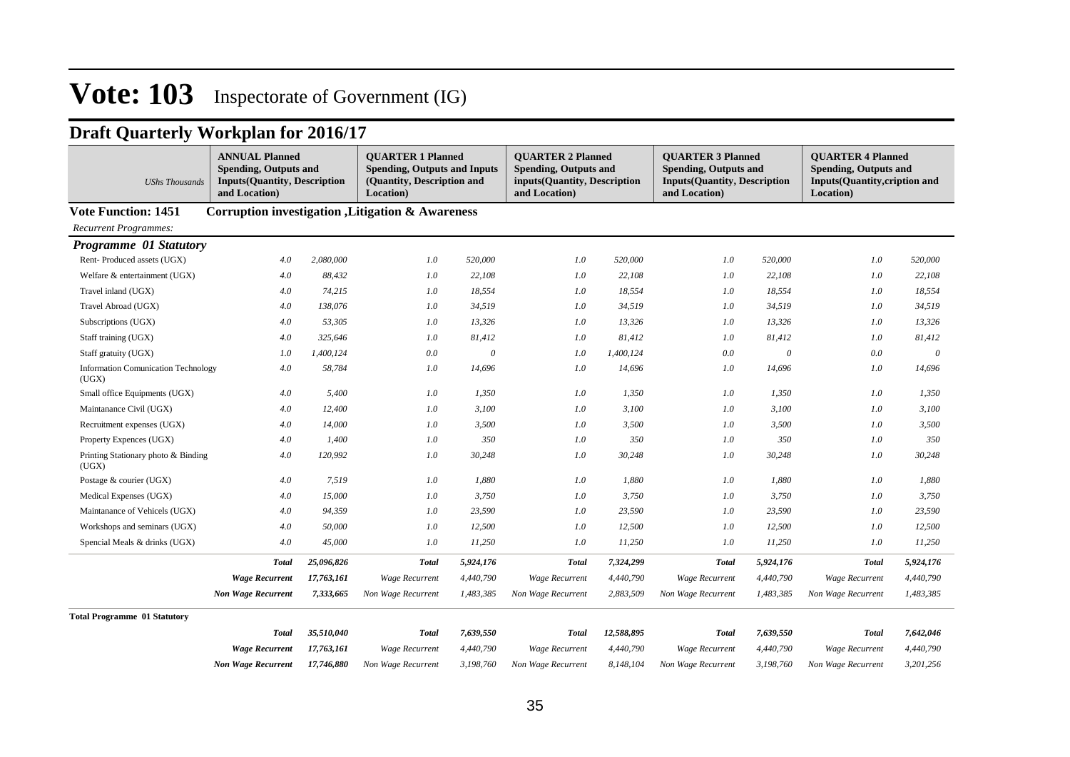# Vote: 103 Inspectorate of Government (IG)

## Draft Quarterly Workplan for 2016/17

| *UShs Thousands* | **ANNUAL Planned Spending, Outputs and Inputs(Quantity, Description and Location)** | | **QUARTER 1 Planned Spending, Outputs and Inputs (Quantity, Description and Location)** | | **QUARTER 2 Planned Spending, Outputs and inputs(Quantity, Description and Location)** | | **QUARTER 3 Planned Spending, Outputs and Inputs(Quantity, Description and Location)** | | **QUARTER 4 Planned Spending, Outputs and Inputs(Quantity,cription and Location)** | |
|---|---|---|---|---|---|---|---|---|---|---|
| **Vote Function: 1451** | **Corruption investigation ,Litigation & Awareness** | | | | | | | | | |
| *Recurrent Programmes:* | | | | | | | | | | |
| ***Programme 01 Statutory*** | | | | | | | | | | |
| Rent- Produced assets (UGX) | *4.0* | *2,080,000* | *1.0* | *520,000* | *1.0* | *520,000* | *1.0* | *520,000* | *1.0* | *520,000* |
| Welfare & entertainment (UGX) | *4.0* | *88,432* | *1.0* | *22,108* | *1.0* | *22,108* | *1.0* | *22,108* | *1.0* | *22,108* |
| Travel inland (UGX) | *4.0* | *74,215* | *1.0* | *18,554* | *1.0* | *18,554* | *1.0* | *18,554* | *1.0* | *18,554* |
| Travel Abroad (UGX) | *4.0* | *138,076* | *1.0* | *34,519* | *1.0* | *34,519* | *1.0* | *34,519* | *1.0* | *34,519* |
| Subscriptions (UGX) | *4.0* | *53,305* | *1.0* | *13,326* | *1.0* | *13,326* | *1.0* | *13,326* | *1.0* | *13,326* |
| Staff training (UGX) | *4.0* | *325,646* | *1.0* | *81,412* | *1.0* | *81,412* | *1.0* | *81,412* | *1.0* | *81,412* |
| Staff gratuity (UGX) | *1.0* | *1,400,124* | *0.0* | *0* | *1.0* | *1,400,124* | *0.0* | *0* | *0.0* | *0* |
| Information Comunication Technology (UGX) | *4.0* | *58,784* | *1.0* | *14,696* | *1.0* | *14,696* | *1.0* | *14,696* | *1.0* | *14,696* |
| Small office Equipments (UGX) | *4.0* | *5,400* | *1.0* | *1,350* | *1.0* | *1,350* | *1.0* | *1,350* | *1.0* | *1,350* |
| Maintanance Civil (UGX) | *4.0* | *12,400* | *1.0* | *3,100* | *1.0* | *3,100* | *1.0* | *3,100* | *1.0* | *3,100* |
| Recruitment expenses (UGX) | *4.0* | *14,000* | *1.0* | *3,500* | *1.0* | *3,500* | *1.0* | *3,500* | *1.0* | *3,500* |
| Property Expences (UGX) | *4.0* | *1,400* | *1.0* | *350* | *1.0* | *350* | *1.0* | *350* | *1.0* | *350* |
| Printing Stationary photo & Binding (UGX) | *4.0* | *120,992* | *1.0* | *30,248* | *1.0* | *30,248* | *1.0* | *30,248* | *1.0* | *30,248* |
| Postage & courier (UGX) | *4.0* | *7,519* | *1.0* | *1,880* | *1.0* | *1,880* | *1.0* | *1,880* | *1.0* | *1,880* |
| Medical Expenses (UGX) | *4.0* | *15,000* | *1.0* | *3,750* | *1.0* | *3,750* | *1.0* | *3,750* | *1.0* | *3,750* |
| Maintanance of Vehicels (UGX) | *4.0* | *94,359* | *1.0* | *23,590* | *1.0* | *23,590* | *1.0* | *23,590* | *1.0* | *23,590* |
| Workshops and seminars (UGX) | *4.0* | *50,000* | *1.0* | *12,500* | *1.0* | *12,500* | *1.0* | *12,500* | *1.0* | *12,500* |
| Spencial Meals & drinks (UGX) | *4.0* | *45,000* | *1.0* | *11,250* | *1.0* | *11,250* | *1.0* | *11,250* | *1.0* | *11,250* |
| | ***Total*** | ***25,096,826*** | *Total* | *5,924,176* | *Total* | *7,324,299* | *Total* | *5,924,176* | *Total* | *5,924,176* |
| | ***Wage Recurrent*** | ***17,763,161*** | *Wage Recurrent* | *4,440,790* | *Wage Recurrent* | *4,440,790* | *Wage Recurrent* | *4,440,790* | *Wage Recurrent* | *4,440,790* |
| | ***Non Wage Recurrent*** | ***7,333,665*** | *Non Wage Recurrent* | *1,483,385* | *Non Wage Recurrent* | *2,883,509* | *Non Wage Recurrent* | *1,483,385* | *Non Wage Recurrent* | *1,483,385* |
| **Total Programme 01 Statutory** | | | | | | | | | | |
| | ***Total*** | ***35,510,040*** | ***Total*** | ***7,639,550*** | ***Total*** | ***12,588,895*** | ***Total*** | ***7,639,550*** | ***Total*** | ***7,642,046*** |
| | ***Wage Recurrent*** | ***17,763,161*** | *Wage Recurrent* | *4,440,790* | *Wage Recurrent* | *4,440,790* | *Wage Recurrent* | *4,440,790* | *Wage Recurrent* | *4,440,790* |
| | ***Non Wage Recurrent*** | ***17,746,880*** | *Non Wage Recurrent* | *3,198,760* | *Non Wage Recurrent* | *8,148,104* | *Non Wage Recurrent* | *3,198,760* | *Non Wage Recurrent* | *3,201,256* |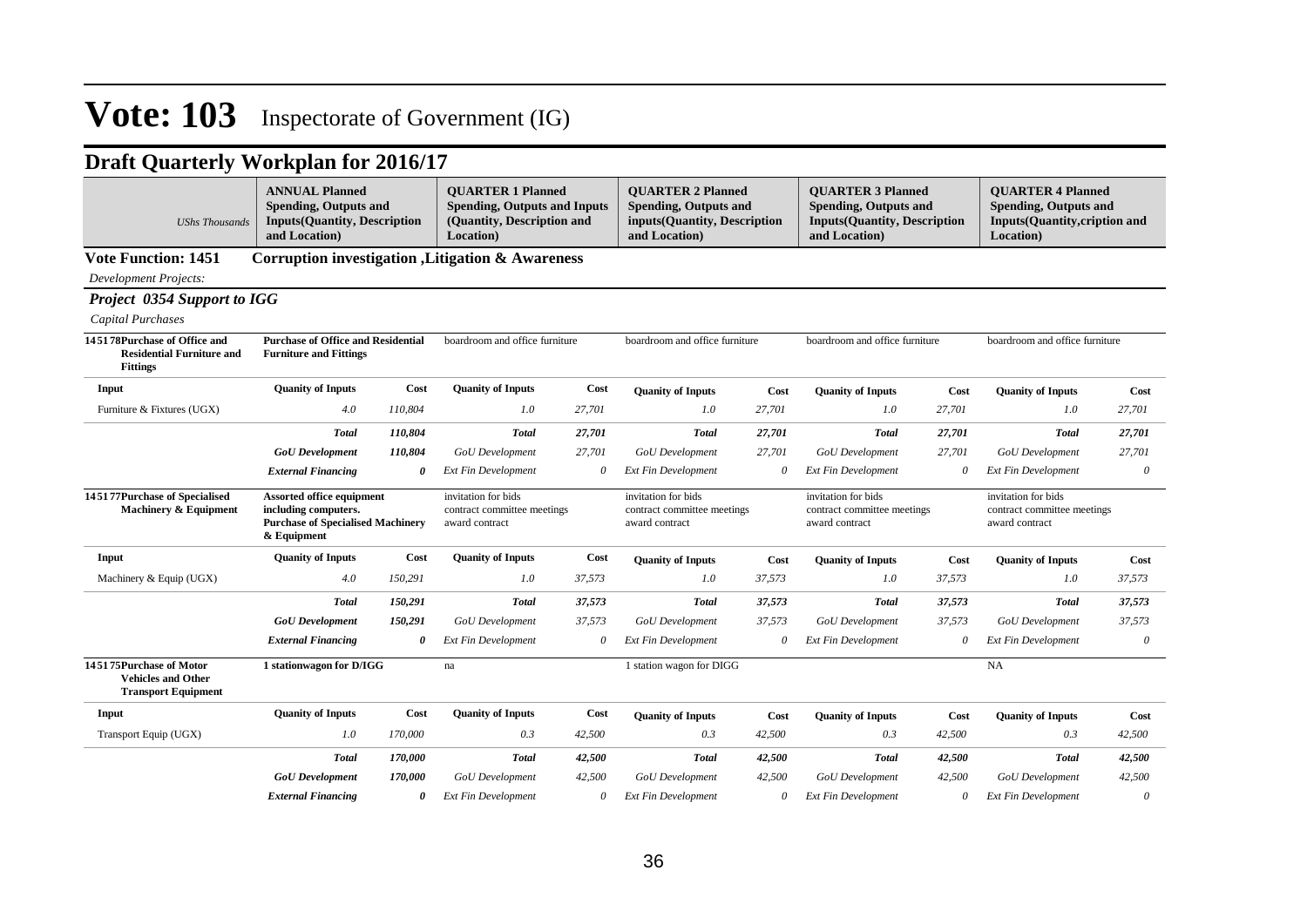# Vote: 103 Inspectorate of Government (IG)

## Draft Quarterly Workplan for 2016/17

| *UShs Thousands* | **ANNUAL Planned Spending, Outputs and Inputs(Quantity, Description and Location)** | | **QUARTER 1 Planned Spending, Outputs and Inputs (Quantity, Description and Location)** | | **QUARTER 2 Planned Spending, Outputs and inputs(Quantity, Description and Location)** | | **QUARTER 3 Planned Spending, Outputs and Inputs(Quantity, Description and Location)** | | **QUARTER 4 Planned Spending, Outputs and Inputs(Quantity,cription and Location)** | |
|---|---|---|---|---|---|---|---|---|---|---|

**Vote Function: 1451 Corruption investigation ,Litigation & Awareness**

*Development Projects:*

### *Project 0354 Support to IGG*

*Capital Purchases*

| | | | | | | | | | | |
|---|---|---|---|---|---|---|---|---|---|---|
| **145178Purchase of Office and Residential Furniture and Fittings** | **Purchase of Office and Residential Furniture and Fittings** | | boardroom and office furniture | | boardroom and office furniture | | boardroom and office furniture | | boardroom and office furniture | |
| **Input** | **Quanity of Inputs** | **Cost** | **Quanity of Inputs** | **Cost** | **Quanity of Inputs** | **Cost** | **Quanity of Inputs** | **Cost** | **Quanity of Inputs** | **Cost** |
| Furniture & Fixtures (UGX) | *4.0* | *110,804* | *1.0* | *27,701* | *1.0* | *27,701* | *1.0* | *27,701* | *1.0* | *27,701* |
| | ***Total*** | ***110,804*** | ***Total*** | ***27,701*** | ***Total*** | ***27,701*** | ***Total*** | ***27,701*** | ***Total*** | ***27,701*** |
| | ***GoU Development*** | ***110,804*** | *GoU Development* | *27,701* | *GoU Development* | *27,701* | *GoU Development* | *27,701* | *GoU Development* | *27,701* |
| | ***External Financing*** | ***0*** | *Ext Fin Development* | *0* | *Ext Fin Development* | *0* | *Ext Fin Development* | *0* | *Ext Fin Development* | *0* |
| **145177Purchase of Specialised Machinery & Equipment** | **Assorted office equipment including computers. Purchase of Specialised Machinery & Equipment** | | invitation for bids contract committee meetings award contract | | invitation for bids contract committee meetings award contract | | invitation for bids contract committee meetings award contract | | invitation for bids contract committee meetings award contract | |
| **Input** | **Quanity of Inputs** | **Cost** | **Quanity of Inputs** | **Cost** | **Quanity of Inputs** | **Cost** | **Quanity of Inputs** | **Cost** | **Quanity of Inputs** | **Cost** |
| Machinery & Equip (UGX) | *4.0* | *150,291* | *1.0* | *37,573* | *1.0* | *37,573* | *1.0* | *37,573* | *1.0* | *37,573* |
| | ***Total*** | ***150,291*** | ***Total*** | ***37,573*** | ***Total*** | ***37,573*** | ***Total*** | ***37,573*** | ***Total*** | ***37,573*** |
| | ***GoU Development*** | ***150,291*** | *GoU Development* | *37,573* | *GoU Development* | *37,573* | *GoU Development* | *37,573* | *GoU Development* | *37,573* |
| | ***External Financing*** | ***0*** | *Ext Fin Development* | *0* | *Ext Fin Development* | *0* | *Ext Fin Development* | *0* | *Ext Fin Development* | *0* |
| **145175Purchase of Motor Vehicles and Other Transport Equipment** | **1 stationwagon for D/IGG** | | na | | 1 station wagon for DIGG | | | | NA | |
| **Input** | **Quanity of Inputs** | **Cost** | **Quanity of Inputs** | **Cost** | **Quanity of Inputs** | **Cost** | **Quanity of Inputs** | **Cost** | **Quanity of Inputs** | **Cost** |
| Transport Equip (UGX) | *1.0* | *170,000* | *0.3* | *42,500* | *0.3* | *42,500* | *0.3* | *42,500* | *0.3* | *42,500* |
| | ***Total*** | ***170,000*** | ***Total*** | ***42,500*** | ***Total*** | ***42,500*** | ***Total*** | ***42,500*** | ***Total*** | ***42,500*** |
| | ***GoU Development*** | ***170,000*** | *GoU Development* | *42,500* | *GoU Development* | *42,500* | *GoU Development* | *42,500* | *GoU Development* | *42,500* |
| | ***External Financing*** | ***0*** | *Ext Fin Development* | *0* | *Ext Fin Development* | *0* | *Ext Fin Development* | *0* | *Ext Fin Development* | *0* |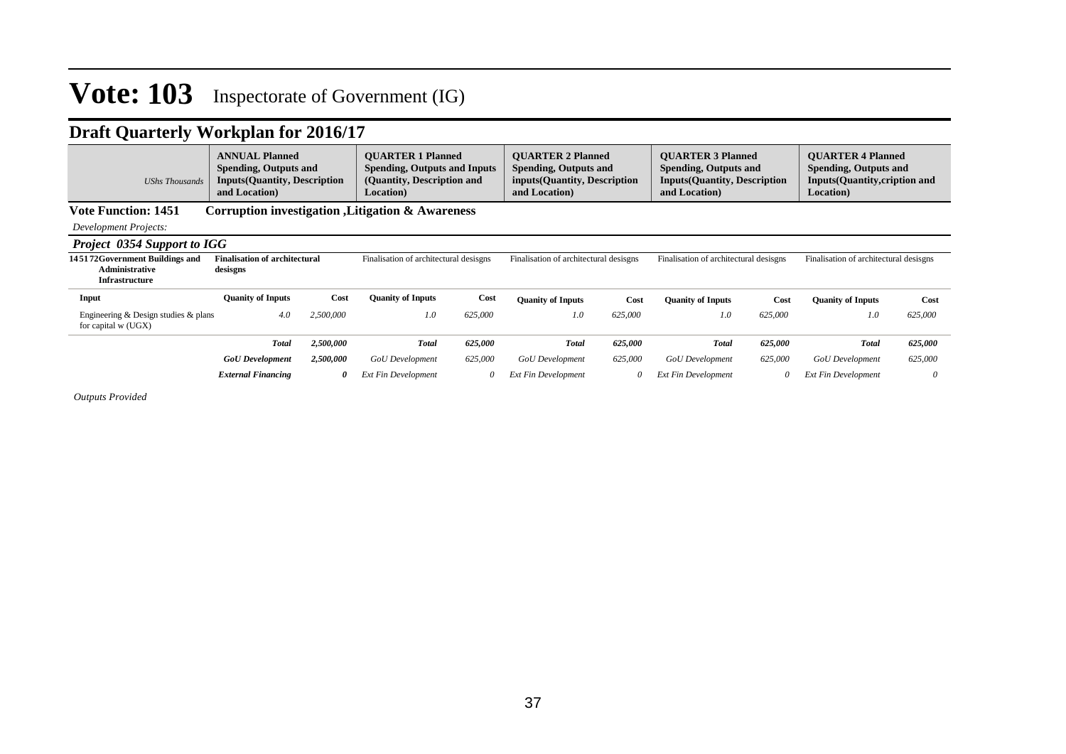# Vote: 103 Inspectorate of Government (IG)

## Draft Quarterly Workplan for 2016/17

| *UShs Thousands* | **ANNUAL Planned Spending, Outputs and Inputs(Quantity, Description and Location)** | | **QUARTER 1 Planned Spending, Outputs and Inputs (Quantity, Description and Location)** | | **QUARTER 2 Planned Spending, Outputs and inputs(Quantity, Description and Location)** | | **QUARTER 3 Planned Spending, Outputs and Inputs(Quantity, Description and Location)** | | **QUARTER 4 Planned Spending, Outputs and Inputs(Quantity,cription and Location)** | |
|---|---|---|---|---|---|---|---|---|---|---|

**Vote Function: 1451 Corruption investigation ,Litigation & Awareness**

*Development Projects:*

***Project 0354 Support to IGG***

| **145172Government Buildings and Administrative Infrastructure** | **Finalisation of architectural desisgns** | | Finalisation of architectural desisgns | | Finalisation of architectural desisgns | | Finalisation of architectural desisgns | | Finalisation of architectural desisgns | |
|---|---|---|---|---|---|---|---|---|---|---|
| **Input** | **Quanity of Inputs** | **Cost** | **Quanity of Inputs** | **Cost** | **Quanity of Inputs** | **Cost** | **Quanity of Inputs** | **Cost** | **Quanity of Inputs** | **Cost** |
| Engineering & Design studies & plans for capital w (UGX) | *4.0* | *2,500,000* | *1.0* | *625,000* | *1.0* | *625,000* | *1.0* | *625,000* | *1.0* | *625,000* |
| | ***Total*** | ***2,500,000*** | ***Total*** | ***625,000*** | ***Total*** | ***625,000*** | ***Total*** | ***625,000*** | ***Total*** | ***625,000*** |
| | ***GoU Development*** | ***2,500,000*** | *GoU Development* | *625,000* | *GoU Development* | *625,000* | *GoU Development* | *625,000* | *GoU Development* | *625,000* |
| | ***External Financing*** | ***0*** | *Ext Fin Development* | *0* | *Ext Fin Development* | *0* | *Ext Fin Development* | *0* | *Ext Fin Development* | *0* |

*Outputs Provided*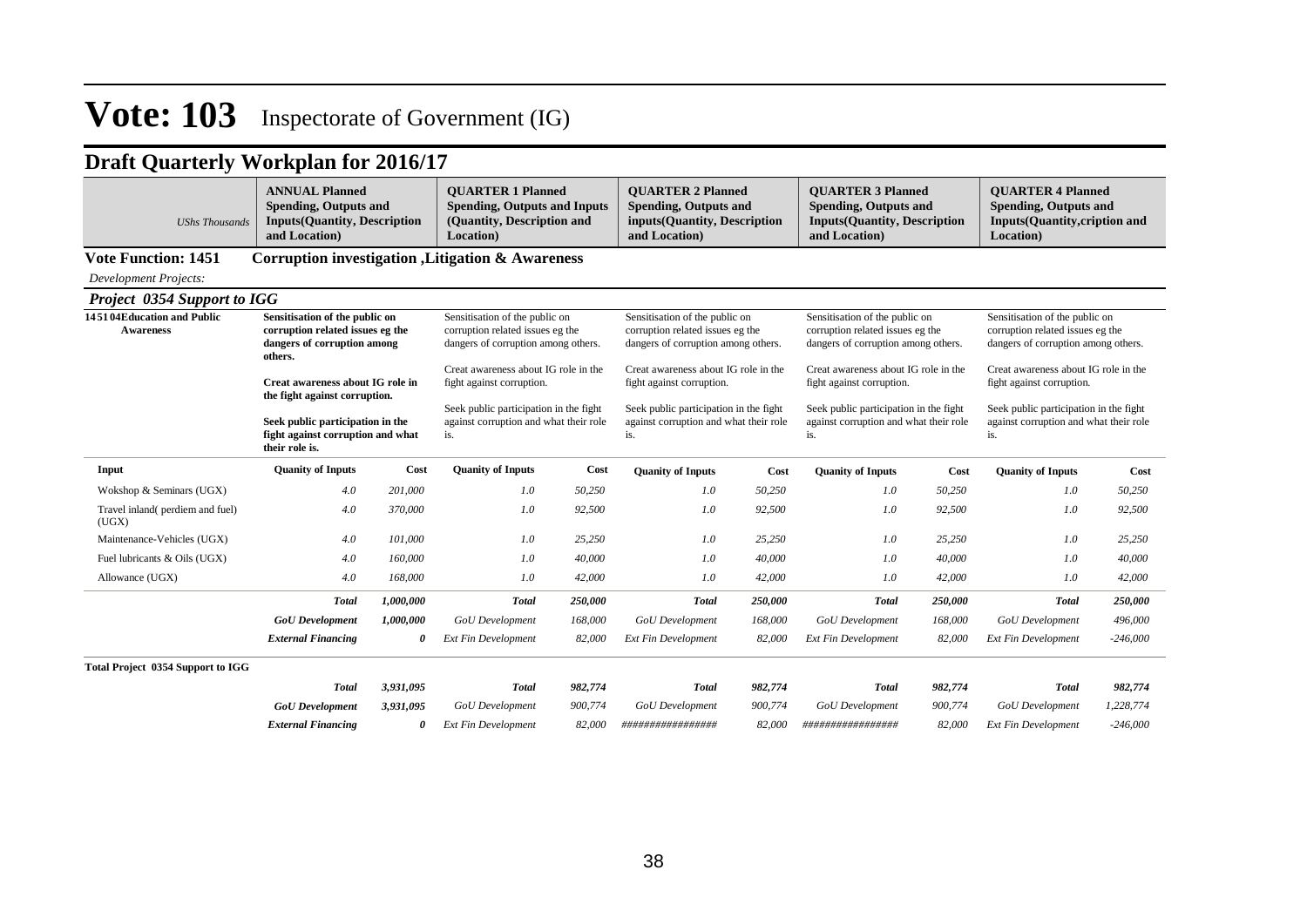# Vote: 103 Inspectorate of Government (IG)

## Draft Quarterly Workplan for 2016/17

| *UShs Thousands* | **ANNUAL Planned Spending, Outputs and Inputs(Quantity, Description and Location)** | | **QUARTER 1 Planned Spending, Outputs and Inputs (Quantity, Description and Location)** | | **QUARTER 2 Planned Spending, Outputs and inputs(Quantity, Description and Location)** | | **QUARTER 3 Planned Spending, Outputs and Inputs(Quantity, Description and Location)** | | **QUARTER 4 Planned Spending, Outputs and Inputs(Quantity,cription and Location)** | |
|---|---|---|---|---|---|---|---|---|---|---|

**Vote Function: 1451 Corruption investigation ,Litigation & Awareness**

*Development Projects:*

***Project 0354 Support to IGG***

| | | | | | | | | | | |
|---|---|---|---|---|---|---|---|---|---|---|
| **145104Education and Public Awareness** | **Sensitisation of the public on corruption related issues eg the dangers of corruption among others.**<br><br>**Creat awareness about IG role in the fight against corruption.**<br><br>**Seek public participation in the fight against corruption and what their role is.** | | Sensitisation of the public on corruption related issues eg the dangers of corruption among others.<br><br>Creat awareness about IG role in the fight against corruption.<br><br>Seek public participation in the fight against corruption and what their role is. | | Sensitisation of the public on corruption related issues eg the dangers of corruption among others.<br><br>Creat awareness about IG role in the fight against corruption.<br><br>Seek public participation in the fight against corruption and what their role is. | | Sensitisation of the public on corruption related issues eg the dangers of corruption among others.<br><br>Creat awareness about IG role in the fight against corruption.<br><br>Seek public participation in the fight against corruption and what their role is. | | Sensitisation of the public on corruption related issues eg the dangers of corruption among others.<br><br>Creat awareness about IG role in the fight against corruption.<br><br>Seek public participation in the fight against corruption and what their role is. | |
| **Input** | **Quanity of Inputs** | **Cost** | **Quanity of Inputs** | **Cost** | **Quanity of Inputs** | **Cost** | **Quanity of Inputs** | **Cost** | **Quanity of Inputs** | **Cost** |
| Wokshop & Seminars (UGX) | *4.0* | *201,000* | *1.0* | *50,250* | *1.0* | *50,250* | *1.0* | *50,250* | *1.0* | *50,250* |
| Travel inland( perdiem and fuel) (UGX) | *4.0* | *370,000* | *1.0* | *92,500* | *1.0* | *92,500* | *1.0* | *92,500* | *1.0* | *92,500* |
| Maintenance-Vehicles (UGX) | *4.0* | *101,000* | *1.0* | *25,250* | *1.0* | *25,250* | *1.0* | *25,250* | *1.0* | *25,250* |
| Fuel lubricants & Oils (UGX) | *4.0* | *160,000* | *1.0* | *40,000* | *1.0* | *40,000* | *1.0* | *40,000* | *1.0* | *40,000* |
| Allowance (UGX) | *4.0* | *168,000* | *1.0* | *42,000* | *1.0* | *42,000* | *1.0* | *42,000* | *1.0* | *42,000* |
| | ***Total*** | ***1,000,000*** | ***Total*** | ***250,000*** | ***Total*** | ***250,000*** | ***Total*** | ***250,000*** | ***Total*** | ***250,000*** |
| | ***GoU Development*** | ***1,000,000*** | *GoU Development* | *168,000* | *GoU Development* | *168,000* | *GoU Development* | *168,000* | *GoU Development* | *496,000* |
| | ***External Financing*** | ***0*** | *Ext Fin Development* | *82,000* | *Ext Fin Development* | *82,000* | *Ext Fin Development* | *82,000* | *Ext Fin Development* | *-246,000* |
| **Total Project 0354 Support to IGG** | | | | | | | | | | |
| | ***Total*** | ***3,931,095*** | ***Total*** | ***982,774*** | ***Total*** | ***982,774*** | ***Total*** | ***982,774*** | ***Total*** | ***982,774*** |
| | ***GoU Development*** | ***3,931,095*** | *GoU Development* | *900,774* | *GoU Development* | *900,774* | *GoU Development* | *900,774* | *GoU Development* | *1,228,774* |
| | ***External Financing*** | ***0*** | *Ext Fin Development* | *82,000* | *################* | *82,000* | *################* | *82,000* | *Ext Fin Development* | *-246,000* |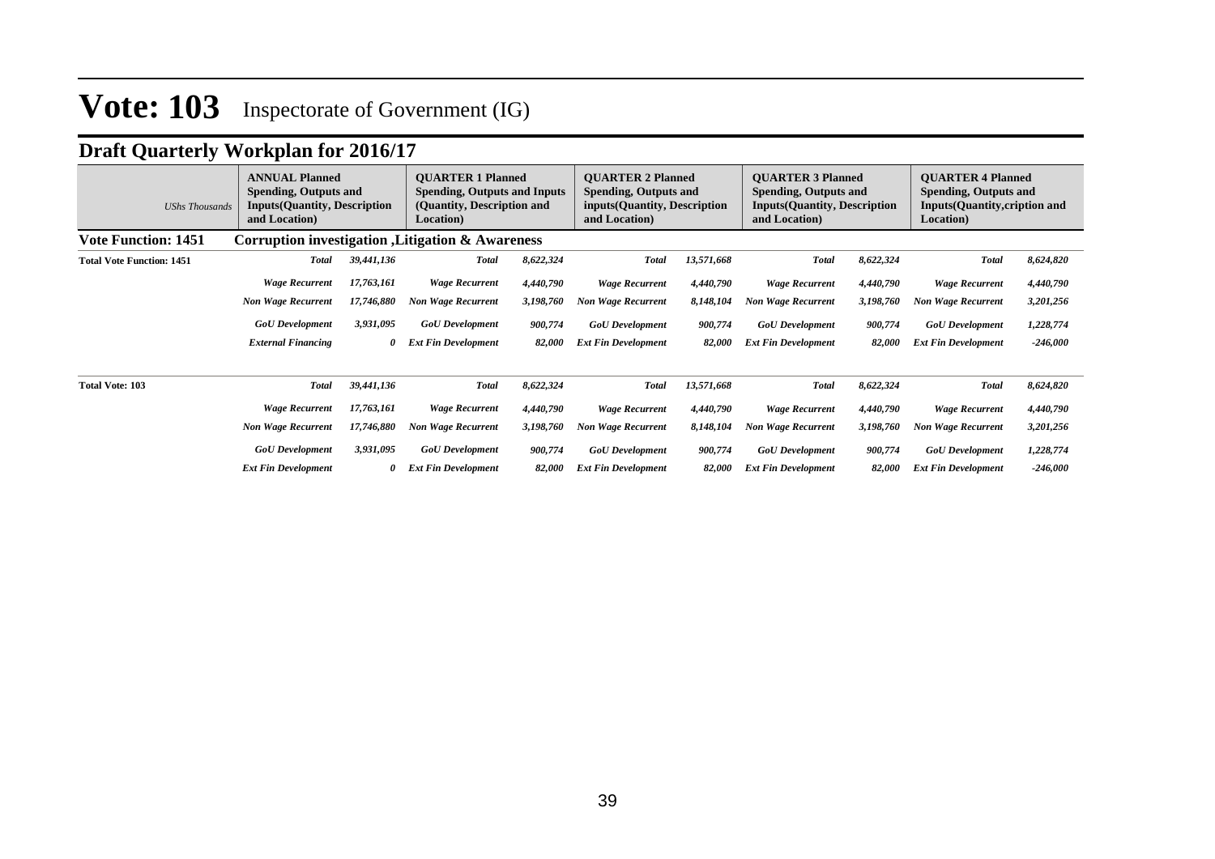# Vote: 103 Inspectorate of Government (IG)

## Draft Quarterly Workplan for 2016/17

| *UShs Thousands* | ANNUAL Planned Spending, Outputs and Inputs(Quantity, Description and Location) | | QUARTER 1 Planned Spending, Outputs and Inputs (Quantity, Description and Location) | | QUARTER 2 Planned Spending, Outputs and inputs(Quantity, Description and Location) | | QUARTER 3 Planned Spending, Outputs and Inputs(Quantity, Description and Location) | | QUARTER 4 Planned Spending, Outputs and Inputs(Quantity,cription and Location) | |
|---|---|---|---|---|---|---|---|---|---|---|
| **Vote Function: 1451** | **Corruption investigation ,Litigation & Awareness** | | | | | | | | | |
| **Total Vote Function: 1451** | ***Total*** | ***39,441,136*** | ***Total*** | ***8,622,324*** | ***Total*** | ***13,571,668*** | ***Total*** | ***8,622,324*** | ***Total*** | ***8,624,820*** |
| | ***Wage Recurrent*** | ***17,763,161*** | ***Wage Recurrent*** | ***4,440,790*** | ***Wage Recurrent*** | ***4,440,790*** | ***Wage Recurrent*** | ***4,440,790*** | ***Wage Recurrent*** | ***4,440,790*** |
| | ***Non Wage Recurrent*** | ***17,746,880*** | ***Non Wage Recurrent*** | ***3,198,760*** | ***Non Wage Recurrent*** | ***8,148,104*** | ***Non Wage Recurrent*** | ***3,198,760*** | ***Non Wage Recurrent*** | ***3,201,256*** |
| | ***GoU Development*** | ***3,931,095*** | ***GoU Development*** | ***900,774*** | ***GoU Development*** | ***900,774*** | ***GoU Development*** | ***900,774*** | ***GoU Development*** | ***1,228,774*** |
| | ***External Financing*** | ***0*** | ***Ext Fin Development*** | ***82,000*** | ***Ext Fin Development*** | ***82,000*** | ***Ext Fin Development*** | ***82,000*** | ***Ext Fin Development*** | ***-246,000*** |
| **Total Vote: 103** | ***Total*** | ***39,441,136*** | ***Total*** | ***8,622,324*** | ***Total*** | ***13,571,668*** | ***Total*** | ***8,622,324*** | ***Total*** | ***8,624,820*** |
| | ***Wage Recurrent*** | ***17,763,161*** | ***Wage Recurrent*** | ***4,440,790*** | ***Wage Recurrent*** | ***4,440,790*** | ***Wage Recurrent*** | ***4,440,790*** | ***Wage Recurrent*** | ***4,440,790*** |
| | ***Non Wage Recurrent*** | ***17,746,880*** | ***Non Wage Recurrent*** | ***3,198,760*** | ***Non Wage Recurrent*** | ***8,148,104*** | ***Non Wage Recurrent*** | ***3,198,760*** | ***Non Wage Recurrent*** | ***3,201,256*** |
| | ***GoU Development*** | ***3,931,095*** | ***GoU Development*** | ***900,774*** | ***GoU Development*** | ***900,774*** | ***GoU Development*** | ***900,774*** | ***GoU Development*** | ***1,228,774*** |
| | ***Ext Fin Development*** | ***0*** | ***Ext Fin Development*** | ***82,000*** | ***Ext Fin Development*** | ***82,000*** | ***Ext Fin Development*** | ***82,000*** | ***Ext Fin Development*** | ***-246,000*** |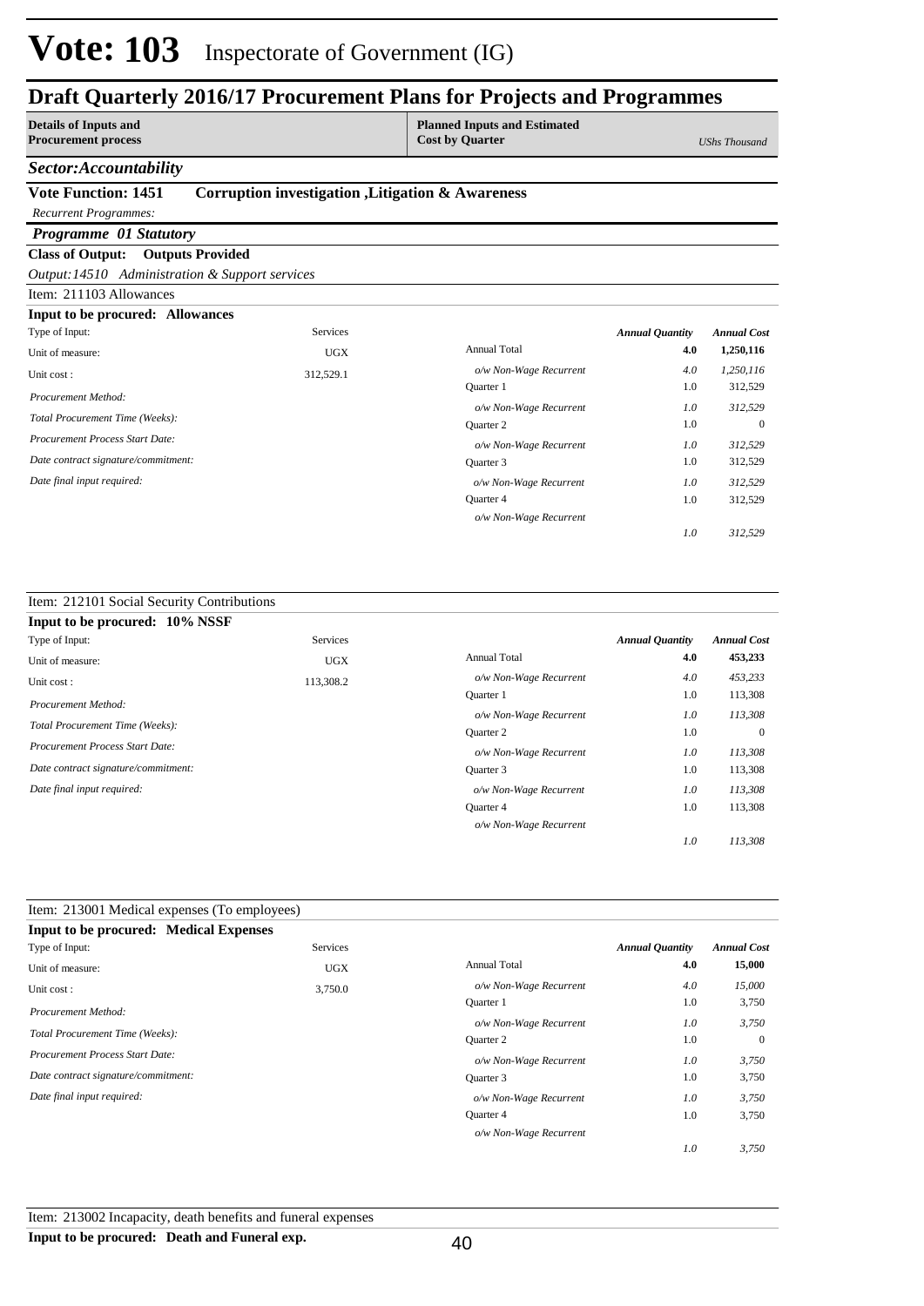# Vote: 103 Inspectorate of Government (IG)

## Draft Quarterly 2016/17 Procurement Plans for Projects and Programmes

| **Details of Inputs and Procurement process** | **Planned Inputs and Estimated Cost by Quarter** | *UShs Thousand* |
|---|---|---|

***Sector:Accountability***

**Vote Function: 1451 Corruption investigation ,Litigation & Awareness**

*Recurrent Programmes:*

***Programme 01 Statutory***

**Class of Output: Outputs Provided**

*Output:14510 Administration & Support services*

Item: 211103 Allowances

**Input to be procured: Allowances**

| | | | *Annual Quantity* | *Annual Cost* |
|---|---|---|---|---|
| Type of Input: | Services | | | |
| Unit of measure: | UGX | Annual Total | **4.0** | **1,250,116** |
| Unit cost : | 312,529.1 | *o/w Non-Wage Recurrent* | *4.0* | *1,250,116* |
| *Procurement Method:* | | Quarter 1 | 1.0 | 312,529 |
| *Total Procurement Time (Weeks):* | | *o/w Non-Wage Recurrent* | *1.0* | *312,529* |
| *Procurement Process Start Date:* | | Quarter 2 | 1.0 | 0 |
| *Date contract signature/commitment:* | | *o/w Non-Wage Recurrent* | *1.0* | *312,529* |
| *Date final input required:* | | Quarter 3 | 1.0 | 312,529 |
| | | *o/w Non-Wage Recurrent* | *1.0* | *312,529* |
| | | Quarter 4 | 1.0 | 312,529 |
| | | *o/w Non-Wage Recurrent* | *1.0* | *312,529* |

Item: 212101 Social Security Contributions

**Input to be procured: 10% NSSF**

| | | | *Annual Quantity* | *Annual Cost* |
|---|---|---|---|---|
| Type of Input: | Services | | | |
| Unit of measure: | UGX | Annual Total | **4.0** | **453,233** |
| Unit cost : | 113,308.2 | *o/w Non-Wage Recurrent* | *4.0* | *453,233* |
| *Procurement Method:* | | Quarter 1 | 1.0 | 113,308 |
| *Total Procurement Time (Weeks):* | | *o/w Non-Wage Recurrent* | *1.0* | *113,308* |
| *Procurement Process Start Date:* | | Quarter 2 | 1.0 | 0 |
| *Date contract signature/commitment:* | | *o/w Non-Wage Recurrent* | *1.0* | *113,308* |
| *Date final input required:* | | Quarter 3 | 1.0 | 113,308 |
| | | *o/w Non-Wage Recurrent* | *1.0* | *113,308* |
| | | Quarter 4 | 1.0 | 113,308 |
| | | *o/w Non-Wage Recurrent* | *1.0* | *113,308* |

Item: 213001 Medical expenses (To employees)

**Input to be procured: Medical Expenses**

| | | | *Annual Quantity* | *Annual Cost* |
|---|---|---|---|---|
| Type of Input: | Services | | | |
| Unit of measure: | UGX | Annual Total | **4.0** | **15,000** |
| Unit cost : | 3,750.0 | *o/w Non-Wage Recurrent* | *4.0* | *15,000* |
| *Procurement Method:* | | Quarter 1 | 1.0 | 3,750 |
| *Total Procurement Time (Weeks):* | | *o/w Non-Wage Recurrent* | *1.0* | *3,750* |
| *Procurement Process Start Date:* | | Quarter 2 | 1.0 | 0 |
| *Date contract signature/commitment:* | | *o/w Non-Wage Recurrent* | *1.0* | *3,750* |
| *Date final input required:* | | Quarter 3 | 1.0 | 3,750 |
| | | *o/w Non-Wage Recurrent* | *1.0* | *3,750* |
| | | Quarter 4 | 1.0 | 3,750 |
| | | *o/w Non-Wage Recurrent* | *1.0* | *3,750* |

Item: 213002 Incapacity, death benefits and funeral expenses

**Input to be procured: Death and Funeral exp.**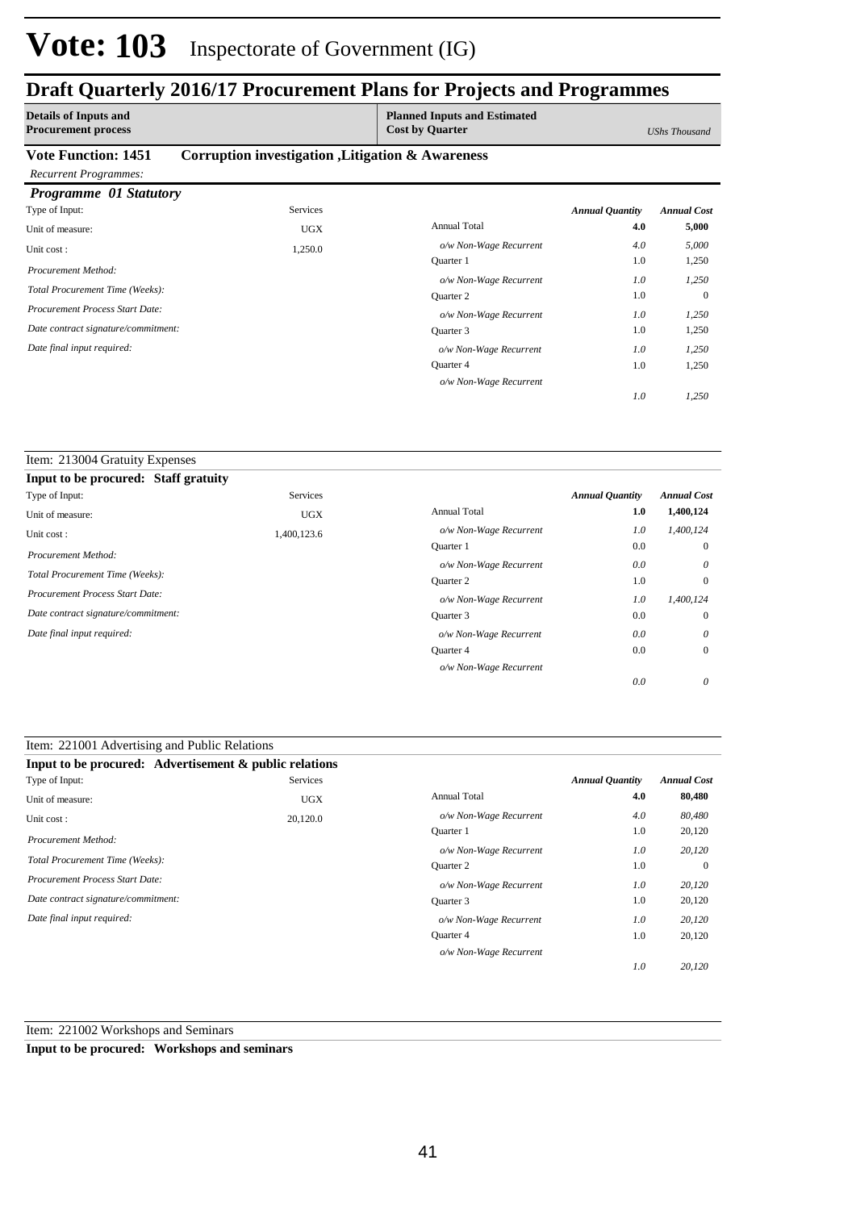# Vote: 103 Inspectorate of Government (IG)

## Draft Quarterly 2016/17 Procurement Plans for Projects and Programmes

| Details of Inputs and Procurement process | Planned Inputs and Estimated Cost by Quarter | UShs Thousand |
|---|---|---|

**Vote Function: 1451 Corruption investigation ,Litigation & Awareness**

*Recurrent Programmes:*

### *Programme 01 Statutory*

| | | | Annual Quantity | Annual Cost |
|---|---|---|---|---|
| Type of Input: | Services | | | |
| Unit of measure: | UGX | Annual Total | **4.0** | **5,000** |
| Unit cost : | 1,250.0 | *o/w Non-Wage Recurrent* | *4.0* | *5,000* |
| *Procurement Method:* | | Quarter 1 | 1.0 | 1,250 |
| *Total Procurement Time (Weeks):* | | *o/w Non-Wage Recurrent* | *1.0* | *1,250* |
| *Procurement Process Start Date:* | | Quarter 2 | 1.0 | 0 |
| *Date contract signature/commitment:* | | *o/w Non-Wage Recurrent* | *1.0* | *1,250* |
| *Date final input required:* | | Quarter 3 | 1.0 | 1,250 |
| | | *o/w Non-Wage Recurrent* | *1.0* | *1,250* |
| | | Quarter 4 | 1.0 | 1,250 |
| | | *o/w Non-Wage Recurrent* | *1.0* | *1,250* |

Item: 213004 Gratuity Expenses

**Input to be procured: Staff gratuity**

| | | | Annual Quantity | Annual Cost |
|---|---|---|---|---|
| Type of Input: | Services | | | |
| Unit of measure: | UGX | Annual Total | **1.0** | **1,400,124** |
| Unit cost : | 1,400,123.6 | *o/w Non-Wage Recurrent* | *1.0* | *1,400,124* |
| *Procurement Method:* | | Quarter 1 | 0.0 | 0 |
| *Total Procurement Time (Weeks):* | | *o/w Non-Wage Recurrent* | *0.0* | *0* |
| *Procurement Process Start Date:* | | Quarter 2 | 1.0 | 0 |
| *Date contract signature/commitment:* | | *o/w Non-Wage Recurrent* | *1.0* | *1,400,124* |
| *Date final input required:* | | Quarter 3 | 0.0 | 0 |
| | | *o/w Non-Wage Recurrent* | *0.0* | *0* |
| | | Quarter 4 | 0.0 | 0 |
| | | *o/w Non-Wage Recurrent* | *0.0* | *0* |

Item: 221001 Advertising and Public Relations

**Input to be procured: Advertisement & public relations**

| | | | Annual Quantity | Annual Cost |
|---|---|---|---|---|
| Type of Input: | Services | | | |
| Unit of measure: | UGX | Annual Total | **4.0** | **80,480** |
| Unit cost : | 20,120.0 | *o/w Non-Wage Recurrent* | *4.0* | *80,480* |
| *Procurement Method:* | | Quarter 1 | 1.0 | 20,120 |
| *Total Procurement Time (Weeks):* | | *o/w Non-Wage Recurrent* | *1.0* | *20,120* |
| *Procurement Process Start Date:* | | Quarter 2 | 1.0 | 0 |
| *Date contract signature/commitment:* | | *o/w Non-Wage Recurrent* | *1.0* | *20,120* |
| *Date final input required:* | | Quarter 3 | 1.0 | 20,120 |
| | | *o/w Non-Wage Recurrent* | *1.0* | *20,120* |
| | | Quarter 4 | 1.0 | 20,120 |
| | | *o/w Non-Wage Recurrent* | *1.0* | *20,120* |

Item: 221002 Workshops and Seminars

**Input to be procured: Workshops and seminars**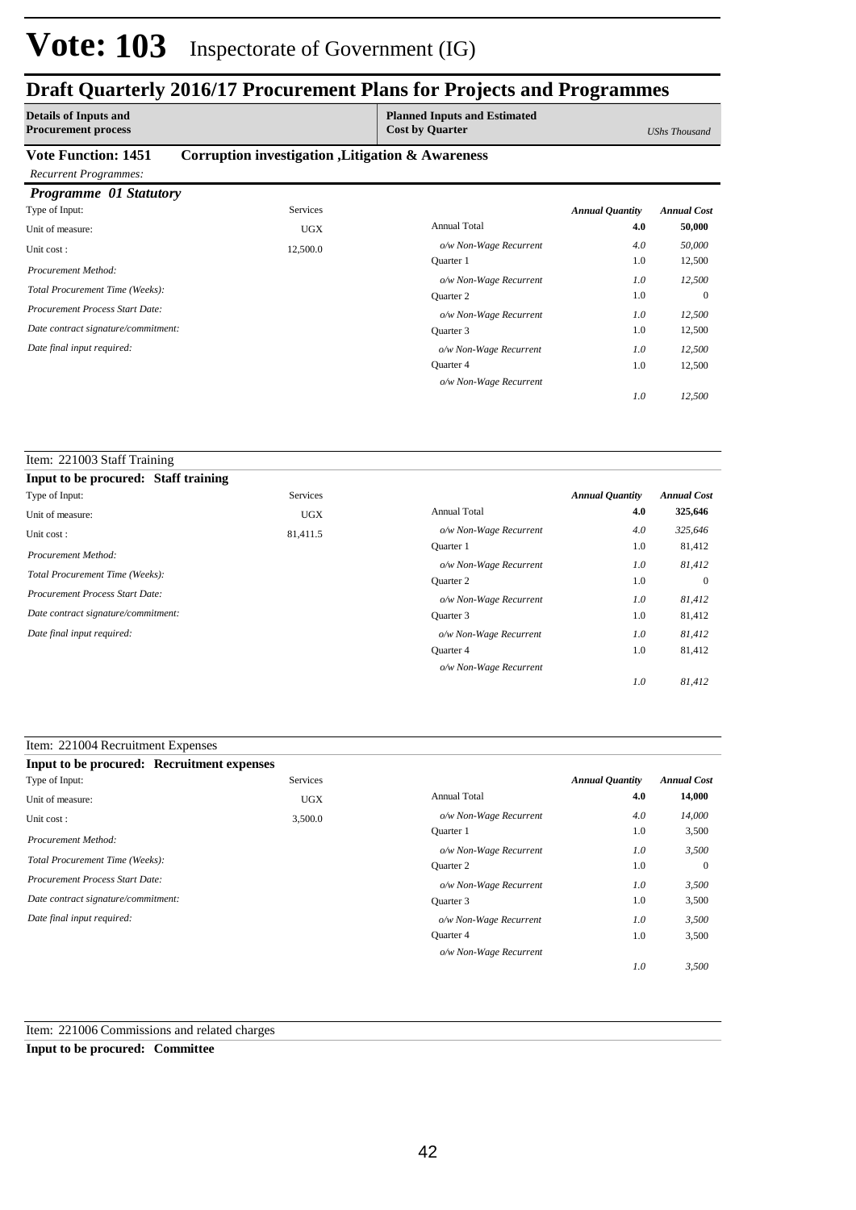# Vote: 103 Inspectorate of Government (IG)

## Draft Quarterly 2016/17 Procurement Plans for Projects and Programmes

| Details of Inputs and Procurement process | Planned Inputs and Estimated Cost by Quarter | UShs Thousand |
|---|---|---|

**Vote Function: 1451 Corruption investigation ,Litigation & Awareness**

*Recurrent Programmes:*

### *Programme 01 Statutory*

| | | | *Annual Quantity* | *Annual Cost* |
|---|---|---|---|---|
| Type of Input: | Services | | | |
| Unit of measure: | UGX | Annual Total | **4.0** | **50,000** |
| Unit cost : | 12,500.0 | *o/w Non-Wage Recurrent* | *4.0* | *50,000* |
| *Procurement Method:* | | Quarter 1 | 1.0 | 12,500 |
| *Total Procurement Time (Weeks):* | | *o/w Non-Wage Recurrent* | *1.0* | *12,500* |
| *Procurement Process Start Date:* | | Quarter 2 | 1.0 | 0 |
| *Date contract signature/commitment:* | | *o/w Non-Wage Recurrent* | *1.0* | *12,500* |
| *Date final input required:* | | Quarter 3 | 1.0 | 12,500 |
| | | *o/w Non-Wage Recurrent* | *1.0* | *12,500* |
| | | Quarter 4 | 1.0 | 12,500 |
| | | *o/w Non-Wage Recurrent* | *1.0* | *12,500* |

Item: 221003 Staff Training

**Input to be procured: Staff training**

| | | | *Annual Quantity* | *Annual Cost* |
|---|---|---|---|---|
| Type of Input: | Services | | | |
| Unit of measure: | UGX | Annual Total | **4.0** | **325,646** |
| Unit cost : | 81,411.5 | *o/w Non-Wage Recurrent* | *4.0* | *325,646* |
| *Procurement Method:* | | Quarter 1 | 1.0 | 81,412 |
| *Total Procurement Time (Weeks):* | | *o/w Non-Wage Recurrent* | *1.0* | *81,412* |
| *Procurement Process Start Date:* | | Quarter 2 | 1.0 | 0 |
| *Date contract signature/commitment:* | | *o/w Non-Wage Recurrent* | *1.0* | *81,412* |
| *Date final input required:* | | Quarter 3 | 1.0 | 81,412 |
| | | *o/w Non-Wage Recurrent* | *1.0* | *81,412* |
| | | Quarter 4 | 1.0 | 81,412 |
| | | *o/w Non-Wage Recurrent* | *1.0* | *81,412* |

Item: 221004 Recruitment Expenses

**Input to be procured: Recruitment expenses**

| | | | *Annual Quantity* | *Annual Cost* |
|---|---|---|---|---|
| Type of Input: | Services | | | |
| Unit of measure: | UGX | Annual Total | **4.0** | **14,000** |
| Unit cost : | 3,500.0 | *o/w Non-Wage Recurrent* | *4.0* | *14,000* |
| *Procurement Method:* | | Quarter 1 | 1.0 | 3,500 |
| *Total Procurement Time (Weeks):* | | *o/w Non-Wage Recurrent* | *1.0* | *3,500* |
| *Procurement Process Start Date:* | | Quarter 2 | 1.0 | 0 |
| *Date contract signature/commitment:* | | *o/w Non-Wage Recurrent* | *1.0* | *3,500* |
| *Date final input required:* | | Quarter 3 | 1.0 | 3,500 |
| | | *o/w Non-Wage Recurrent* | *1.0* | *3,500* |
| | | Quarter 4 | 1.0 | 3,500 |
| | | *o/w Non-Wage Recurrent* | *1.0* | *3,500* |

Item: 221006 Commissions and related charges

**Input to be procured: Committee**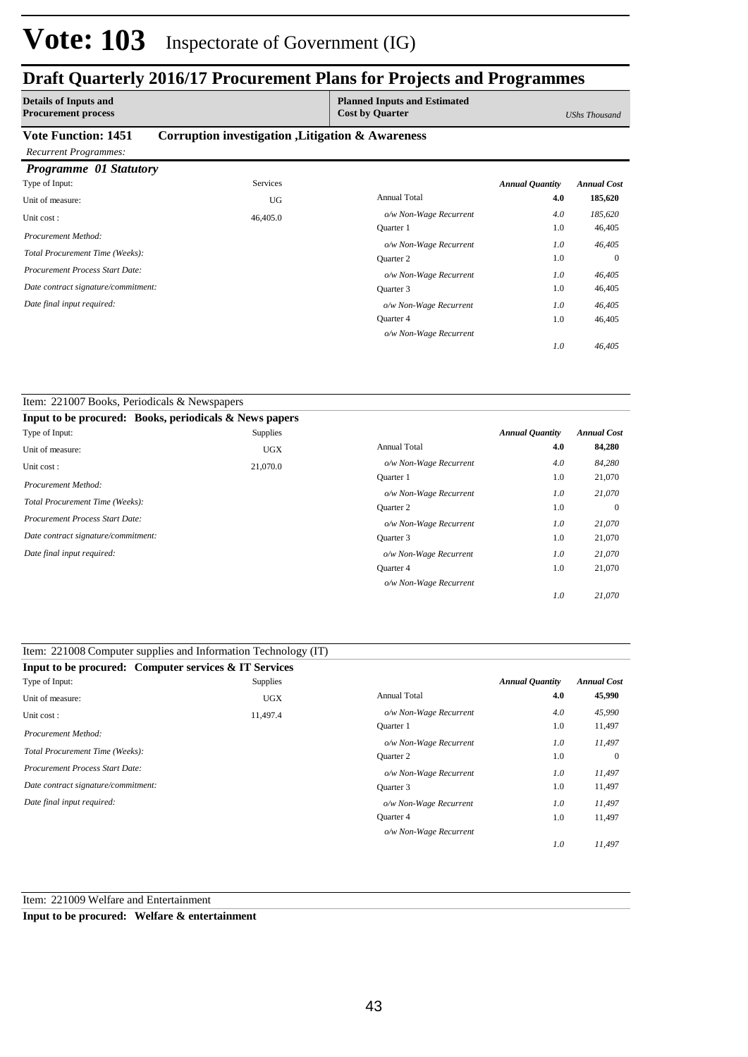# Vote: 103 Inspectorate of Government (IG)

## Draft Quarterly 2016/17 Procurement Plans for Projects and Programmes

| Details of Inputs and Procurement process | Planned Inputs and Estimated Cost by Quarter | UShs Thousand |
|---|---|---|

**Vote Function: 1451 Corruption investigation ,Litigation & Awareness**

*Recurrent Programmes:*

### *Programme 01 Statutory*

| Type of Input: | Services | | *Annual Quantity* | *Annual Cost* |
|---|---|---|---|---|
| Unit of measure: | UG | Annual Total | **4.0** | **185,620** |
| Unit cost : | 46,405.0 | *o/w Non-Wage Recurrent* | *4.0* | *185,620* |
| *Procurement Method:* | | Quarter 1 | 1.0 | 46,405 |
| | | *o/w Non-Wage Recurrent* | *1.0* | *46,405* |
| *Total Procurement Time (Weeks):* | | Quarter 2 | 1.0 | 0 |
| *Procurement Process Start Date:* | | *o/w Non-Wage Recurrent* | *1.0* | *46,405* |
| *Date contract signature/commitment:* | | Quarter 3 | 1.0 | 46,405 |
| *Date final input required:* | | *o/w Non-Wage Recurrent* | *1.0* | *46,405* |
| | | Quarter 4 | 1.0 | 46,405 |
| | | *o/w Non-Wage Recurrent* | *1.0* | *46,405* |

Item: 221007 Books, Periodicals & Newspapers

**Input to be procured: Books, periodicals & News papers**

| Type of Input: | Supplies | | *Annual Quantity* | *Annual Cost* |
|---|---|---|---|---|
| Unit of measure: | UGX | Annual Total | **4.0** | **84,280** |
| Unit cost : | 21,070.0 | *o/w Non-Wage Recurrent* | *4.0* | *84,280* |
| *Procurement Method:* | | Quarter 1 | 1.0 | 21,070 |
| | | *o/w Non-Wage Recurrent* | *1.0* | *21,070* |
| *Total Procurement Time (Weeks):* | | Quarter 2 | 1.0 | 0 |
| *Procurement Process Start Date:* | | *o/w Non-Wage Recurrent* | *1.0* | *21,070* |
| *Date contract signature/commitment:* | | Quarter 3 | 1.0 | 21,070 |
| *Date final input required:* | | *o/w Non-Wage Recurrent* | *1.0* | *21,070* |
| | | Quarter 4 | 1.0 | 21,070 |
| | | *o/w Non-Wage Recurrent* | *1.0* | *21,070* |

Item: 221008 Computer supplies and Information Technology (IT)

**Input to be procured: Computer services & IT Services**

| Type of Input: | Supplies | | *Annual Quantity* | *Annual Cost* |
|---|---|---|---|---|
| Unit of measure: | UGX | Annual Total | **4.0** | **45,990** |
| Unit cost : | 11,497.4 | *o/w Non-Wage Recurrent* | *4.0* | *45,990* |
| *Procurement Method:* | | Quarter 1 | 1.0 | 11,497 |
| | | *o/w Non-Wage Recurrent* | *1.0* | *11,497* |
| *Total Procurement Time (Weeks):* | | Quarter 2 | 1.0 | 0 |
| *Procurement Process Start Date:* | | *o/w Non-Wage Recurrent* | *1.0* | *11,497* |
| *Date contract signature/commitment:* | | Quarter 3 | 1.0 | 11,497 |
| *Date final input required:* | | *o/w Non-Wage Recurrent* | *1.0* | *11,497* |
| | | Quarter 4 | 1.0 | 11,497 |
| | | *o/w Non-Wage Recurrent* | *1.0* | *11,497* |

Item: 221009 Welfare and Entertainment

**Input to be procured: Welfare & entertainment**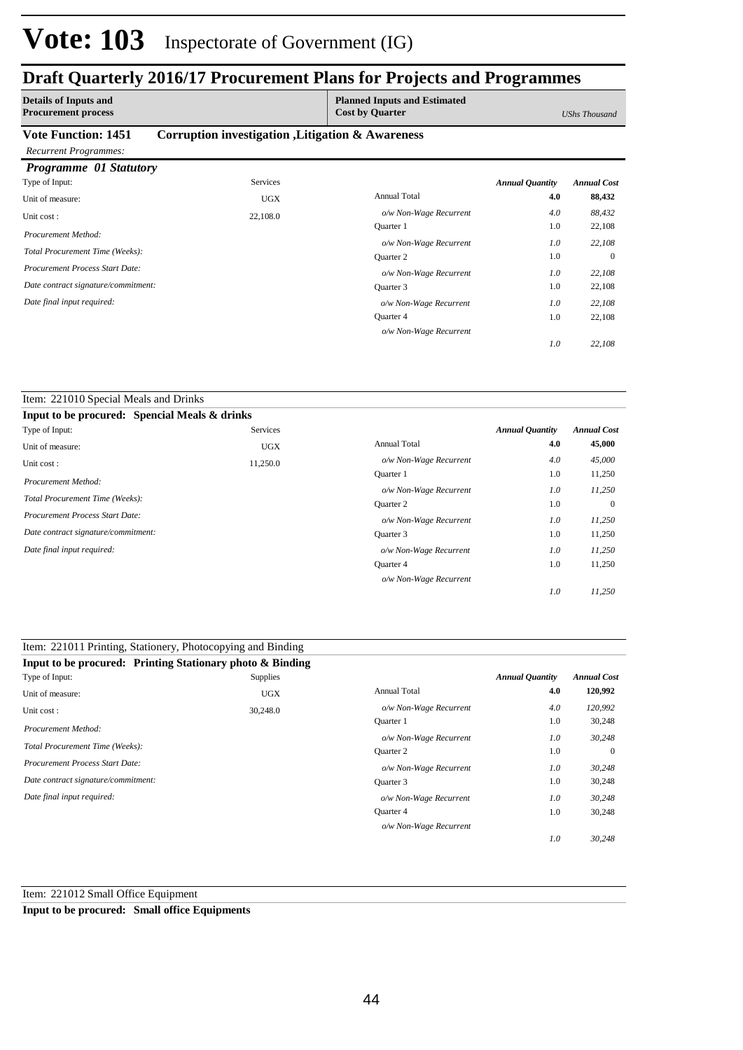# Vote: 103 Inspectorate of Government (IG)

## Draft Quarterly 2016/17 Procurement Plans for Projects and Programmes

| Details of Inputs and Procurement process | Planned Inputs and Estimated Cost by Quarter | UShs Thousand |
|---|---|---|

**Vote Function: 1451 Corruption investigation ,Litigation & Awareness**

*Recurrent Programmes:*

### *Programme 01 Statutory*

| | | | *Annual Quantity* | *Annual Cost* |
|---|---|---|---|---|
| Type of Input: | Services | | | |
| Unit of measure: | UGX | Annual Total | **4.0** | **88,432** |
| Unit cost : | 22,108.0 | *o/w Non-Wage Recurrent* | *4.0* | *88,432* |
| *Procurement Method:* | | Quarter 1 | 1.0 | 22,108 |
| *Total Procurement Time (Weeks):* | | *o/w Non-Wage Recurrent* | *1.0* | *22,108* |
| *Procurement Process Start Date:* | | Quarter 2 | 1.0 | 0 |
| *Date contract signature/commitment:* | | *o/w Non-Wage Recurrent* | *1.0* | *22,108* |
| *Date final input required:* | | Quarter 3 | 1.0 | 22,108 |
| | | *o/w Non-Wage Recurrent* | *1.0* | *22,108* |
| | | Quarter 4 | 1.0 | 22,108 |
| | | *o/w Non-Wage Recurrent* | *1.0* | *22,108* |

Item: 221010 Special Meals and Drinks

**Input to be procured: Spencial Meals & drinks**

| | | | *Annual Quantity* | *Annual Cost* |
|---|---|---|---|---|
| Type of Input: | Services | | | |
| Unit of measure: | UGX | Annual Total | **4.0** | **45,000** |
| Unit cost : | 11,250.0 | *o/w Non-Wage Recurrent* | *4.0* | *45,000* |
| *Procurement Method:* | | Quarter 1 | 1.0 | 11,250 |
| *Total Procurement Time (Weeks):* | | *o/w Non-Wage Recurrent* | *1.0* | *11,250* |
| *Procurement Process Start Date:* | | Quarter 2 | 1.0 | 0 |
| *Date contract signature/commitment:* | | *o/w Non-Wage Recurrent* | *1.0* | *11,250* |
| *Date final input required:* | | Quarter 3 | 1.0 | 11,250 |
| | | *o/w Non-Wage Recurrent* | *1.0* | *11,250* |
| | | Quarter 4 | 1.0 | 11,250 |
| | | *o/w Non-Wage Recurrent* | *1.0* | *11,250* |

Item: 221011 Printing, Stationery, Photocopying and Binding

**Input to be procured: Printing Stationary photo & Binding**

| | | | *Annual Quantity* | *Annual Cost* |
|---|---|---|---|---|
| Type of Input: | Supplies | | | |
| Unit of measure: | UGX | Annual Total | **4.0** | **120,992** |
| Unit cost : | 30,248.0 | *o/w Non-Wage Recurrent* | *4.0* | *120,992* |
| *Procurement Method:* | | Quarter 1 | 1.0 | 30,248 |
| *Total Procurement Time (Weeks):* | | *o/w Non-Wage Recurrent* | *1.0* | *30,248* |
| *Procurement Process Start Date:* | | Quarter 2 | 1.0 | 0 |
| *Date contract signature/commitment:* | | *o/w Non-Wage Recurrent* | *1.0* | *30,248* |
| *Date final input required:* | | Quarter 3 | 1.0 | 30,248 |
| | | *o/w Non-Wage Recurrent* | *1.0* | *30,248* |
| | | Quarter 4 | 1.0 | 30,248 |
| | | *o/w Non-Wage Recurrent* | *1.0* | *30,248* |

Item: 221012 Small Office Equipment

**Input to be procured: Small office Equipments**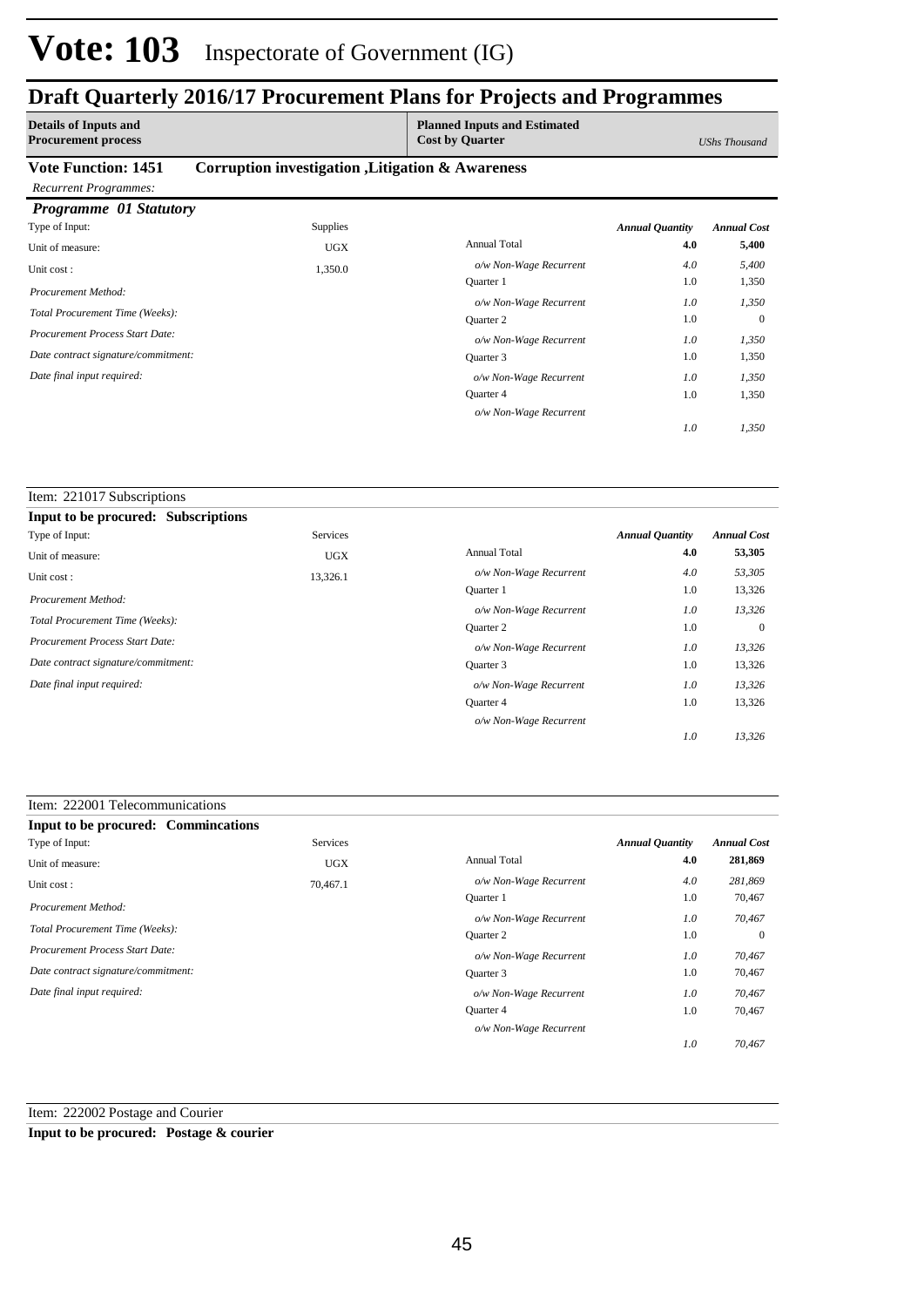# Vote: 103 Inspectorate of Government (IG)

## Draft Quarterly 2016/17 Procurement Plans for Projects and Programmes

| Details of Inputs and Procurement process | Planned Inputs and Estimated Cost by Quarter | UShs Thousand |
|---|---|---|

**Vote Function: 1451 Corruption investigation ,Litigation & Awareness**

*Recurrent Programmes:*

### *Programme 01 Statutory*

| Type of Input: | Supplies | | *Annual Quantity* | *Annual Cost* |
|---|---|---|---|---|
| Unit of measure: | UGX | Annual Total | **4.0** | **5,400** |
| Unit cost : | 1,350.0 | *o/w Non-Wage Recurrent* | *4.0* | *5,400* |
| *Procurement Method:* | | Quarter 1 | 1.0 | 1,350 |
| *Total Procurement Time (Weeks):* | | *o/w Non-Wage Recurrent* | *1.0* | *1,350* |
| *Procurement Process Start Date:* | | Quarter 2 | 1.0 | 0 |
| *Date contract signature/commitment:* | | *o/w Non-Wage Recurrent* | *1.0* | *1,350* |
| *Date final input required:* | | Quarter 3 | 1.0 | 1,350 |
| | | *o/w Non-Wage Recurrent* | *1.0* | *1,350* |
| | | Quarter 4 | 1.0 | 1,350 |
| | | *o/w Non-Wage Recurrent* | *1.0* | *1,350* |

Item: 221017 Subscriptions

**Input to be procured: Subscriptions**

| Type of Input: | Services | | *Annual Quantity* | *Annual Cost* |
|---|---|---|---|---|
| Unit of measure: | UGX | Annual Total | **4.0** | **53,305** |
| Unit cost : | 13,326.1 | *o/w Non-Wage Recurrent* | *4.0* | *53,305* |
| *Procurement Method:* | | Quarter 1 | 1.0 | 13,326 |
| *Total Procurement Time (Weeks):* | | *o/w Non-Wage Recurrent* | *1.0* | *13,326* |
| *Procurement Process Start Date:* | | Quarter 2 | 1.0 | 0 |
| *Date contract signature/commitment:* | | *o/w Non-Wage Recurrent* | *1.0* | *13,326* |
| *Date final input required:* | | Quarter 3 | 1.0 | 13,326 |
| | | *o/w Non-Wage Recurrent* | *1.0* | *13,326* |
| | | Quarter 4 | 1.0 | 13,326 |
| | | *o/w Non-Wage Recurrent* | *1.0* | *13,326* |

Item: 222001 Telecommunications

**Input to be procured: Commincations**

| Type of Input: | Services | | *Annual Quantity* | *Annual Cost* |
|---|---|---|---|---|
| Unit of measure: | UGX | Annual Total | **4.0** | **281,869** |
| Unit cost : | 70,467.1 | *o/w Non-Wage Recurrent* | *4.0* | *281,869* |
| *Procurement Method:* | | Quarter 1 | 1.0 | 70,467 |
| *Total Procurement Time (Weeks):* | | *o/w Non-Wage Recurrent* | *1.0* | *70,467* |
| *Procurement Process Start Date:* | | Quarter 2 | 1.0 | 0 |
| *Date contract signature/commitment:* | | *o/w Non-Wage Recurrent* | *1.0* | *70,467* |
| *Date final input required:* | | Quarter 3 | 1.0 | 70,467 |
| | | *o/w Non-Wage Recurrent* | *1.0* | *70,467* |
| | | Quarter 4 | 1.0 | 70,467 |
| | | *o/w Non-Wage Recurrent* | *1.0* | *70,467* |

Item: 222002 Postage and Courier

**Input to be procured: Postage & courier**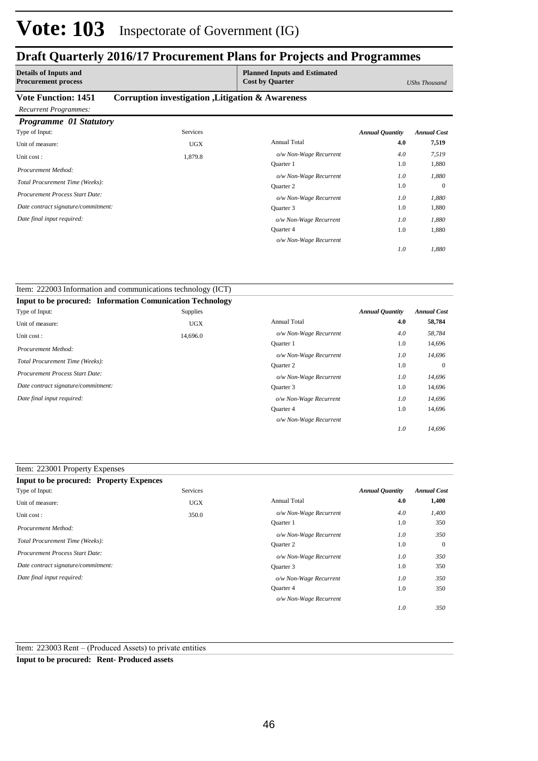# Vote: 103 Inspectorate of Government (IG)

## Draft Quarterly 2016/17 Procurement Plans for Projects and Programmes

| Details of Inputs and Procurement process | Planned Inputs and Estimated Cost by Quarter | UShs Thousand |
|---|---|---|

**Vote Function: 1451 Corruption investigation ,Litigation & Awareness**

*Recurrent Programmes:*

***Programme 01 Statutory***

| | | | Annual Quantity | Annual Cost |
|---|---|---|---|---|
| Type of Input: | Services | | | |
| Unit of measure: | UGX | Annual Total | 4.0 | 7,519 |
| Unit cost : | 1,879.8 | *o/w Non-Wage Recurrent* | *4.0* | *7,519* |
| *Procurement Method:* | | Quarter 1 | 1.0 | 1,880 |
| | | *o/w Non-Wage Recurrent* | *1.0* | *1,880* |
| *Total Procurement Time (Weeks):* | | Quarter 2 | 1.0 | 0 |
| *Procurement Process Start Date:* | | *o/w Non-Wage Recurrent* | *1.0* | *1,880* |
| *Date contract signature/commitment:* | | Quarter 3 | 1.0 | 1,880 |
| *Date final input required:* | | *o/w Non-Wage Recurrent* | *1.0* | *1,880* |
| | | Quarter 4 | 1.0 | 1,880 |
| | | *o/w Non-Wage Recurrent* | *1.0* | *1,880* |

Item: 222003 Information and communications technology (ICT)

**Input to be procured: Information Comunication Technology**

| | | | Annual Quantity | Annual Cost |
|---|---|---|---|---|
| Type of Input: | Supplies | | | |
| Unit of measure: | UGX | Annual Total | 4.0 | 58,784 |
| Unit cost : | 14,696.0 | *o/w Non-Wage Recurrent* | *4.0* | *58,784* |
| *Procurement Method:* | | Quarter 1 | 1.0 | 14,696 |
| | | *o/w Non-Wage Recurrent* | *1.0* | *14,696* |
| *Total Procurement Time (Weeks):* | | Quarter 2 | 1.0 | 0 |
| *Procurement Process Start Date:* | | *o/w Non-Wage Recurrent* | *1.0* | *14,696* |
| *Date contract signature/commitment:* | | Quarter 3 | 1.0 | 14,696 |
| *Date final input required:* | | *o/w Non-Wage Recurrent* | *1.0* | *14,696* |
| | | Quarter 4 | 1.0 | 14,696 |
| | | *o/w Non-Wage Recurrent* | *1.0* | *14,696* |

Item: 223001 Property Expenses

**Input to be procured: Property Expences**

| | | | Annual Quantity | Annual Cost |
|---|---|---|---|---|
| Type of Input: | Services | | | |
| Unit of measure: | UGX | Annual Total | 4.0 | 1,400 |
| Unit cost : | 350.0 | *o/w Non-Wage Recurrent* | *4.0* | *1,400* |
| *Procurement Method:* | | Quarter 1 | 1.0 | 350 |
| | | *o/w Non-Wage Recurrent* | *1.0* | *350* |
| *Total Procurement Time (Weeks):* | | Quarter 2 | 1.0 | 0 |
| *Procurement Process Start Date:* | | *o/w Non-Wage Recurrent* | *1.0* | *350* |
| *Date contract signature/commitment:* | | Quarter 3 | 1.0 | 350 |
| *Date final input required:* | | *o/w Non-Wage Recurrent* | *1.0* | *350* |
| | | Quarter 4 | 1.0 | 350 |
| | | *o/w Non-Wage Recurrent* | *1.0* | *350* |

Item: 223003 Rent – (Produced Assets) to private entities

**Input to be procured: Rent- Produced assets**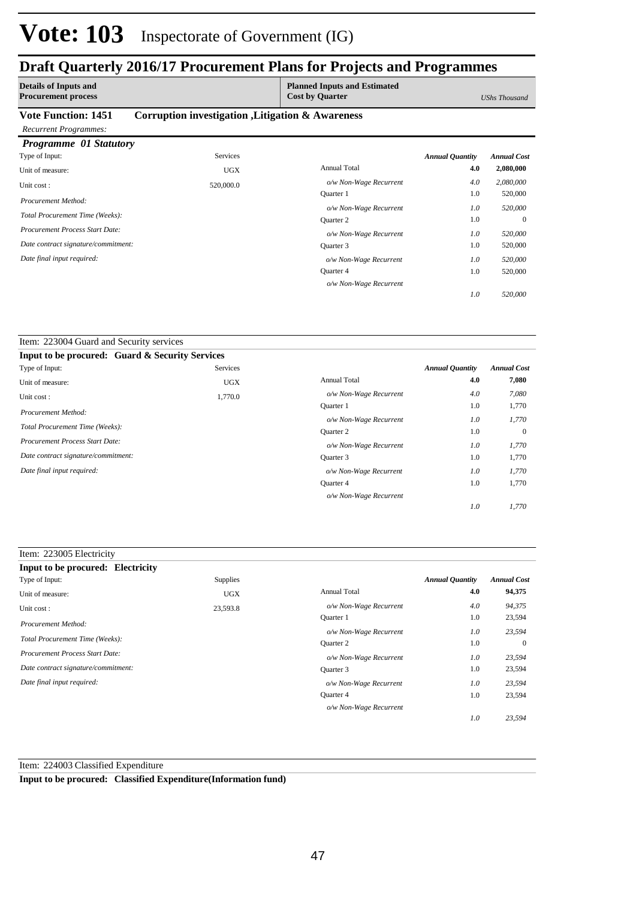# Vote: 103 Inspectorate of Government (IG)

## Draft Quarterly 2016/17 Procurement Plans for Projects and Programmes

| Details of Inputs and Procurement process | Planned Inputs and Estimated Cost by Quarter | UShs Thousand |
|---|---|---|

**Vote Function: 1451 Corruption investigation ,Litigation & Awareness**

*Recurrent Programmes:*

### *Programme 01 Statutory*

| | | | Annual Quantity | Annual Cost |
|---|---|---|---|---|
| Type of Input: | Services | | | |
| Unit of measure: | UGX | Annual Total | 4.0 | 2,080,000 |
| Unit cost : | 520,000.0 | *o/w Non-Wage Recurrent* | *4.0* | *2,080,000* |
| *Procurement Method:* | | Quarter 1 | 1.0 | 520,000 |
| *Total Procurement Time (Weeks):* | | *o/w Non-Wage Recurrent* | *1.0* | *520,000* |
| *Procurement Process Start Date:* | | Quarter 2 | 1.0 | 0 |
| *Date contract signature/commitment:* | | *o/w Non-Wage Recurrent* | *1.0* | *520,000* |
| *Date final input required:* | | Quarter 3 | 1.0 | 520,000 |
| | | *o/w Non-Wage Recurrent* | *1.0* | *520,000* |
| | | Quarter 4 | 1.0 | 520,000 |
| | | *o/w Non-Wage Recurrent* | *1.0* | *520,000* |

Item: 223004 Guard and Security services

**Input to be procured: Guard & Security Services**

| | | | Annual Quantity | Annual Cost |
|---|---|---|---|---|
| Type of Input: | Services | | | |
| Unit of measure: | UGX | Annual Total | 4.0 | 7,080 |
| Unit cost : | 1,770.0 | *o/w Non-Wage Recurrent* | *4.0* | *7,080* |
| *Procurement Method:* | | Quarter 1 | 1.0 | 1,770 |
| *Total Procurement Time (Weeks):* | | *o/w Non-Wage Recurrent* | *1.0* | *1,770* |
| *Procurement Process Start Date:* | | Quarter 2 | 1.0 | 0 |
| *Date contract signature/commitment:* | | *o/w Non-Wage Recurrent* | *1.0* | *1,770* |
| *Date final input required:* | | Quarter 3 | 1.0 | 1,770 |
| | | *o/w Non-Wage Recurrent* | *1.0* | *1,770* |
| | | Quarter 4 | 1.0 | 1,770 |
| | | *o/w Non-Wage Recurrent* | *1.0* | *1,770* |

Item: 223005 Electricity

**Input to be procured: Electricity**

| | | | Annual Quantity | Annual Cost |
|---|---|---|---|---|
| Type of Input: | Supplies | | | |
| Unit of measure: | UGX | Annual Total | 4.0 | 94,375 |
| Unit cost : | 23,593.8 | *o/w Non-Wage Recurrent* | *4.0* | *94,375* |
| *Procurement Method:* | | Quarter 1 | 1.0 | 23,594 |
| *Total Procurement Time (Weeks):* | | *o/w Non-Wage Recurrent* | *1.0* | *23,594* |
| *Procurement Process Start Date:* | | Quarter 2 | 1.0 | 0 |
| *Date contract signature/commitment:* | | *o/w Non-Wage Recurrent* | *1.0* | *23,594* |
| *Date final input required:* | | Quarter 3 | 1.0 | 23,594 |
| | | *o/w Non-Wage Recurrent* | *1.0* | *23,594* |
| | | Quarter 4 | 1.0 | 23,594 |
| | | *o/w Non-Wage Recurrent* | *1.0* | *23,594* |

Item: 224003 Classified Expenditure

**Input to be procured: Classified Expenditure(Information fund)**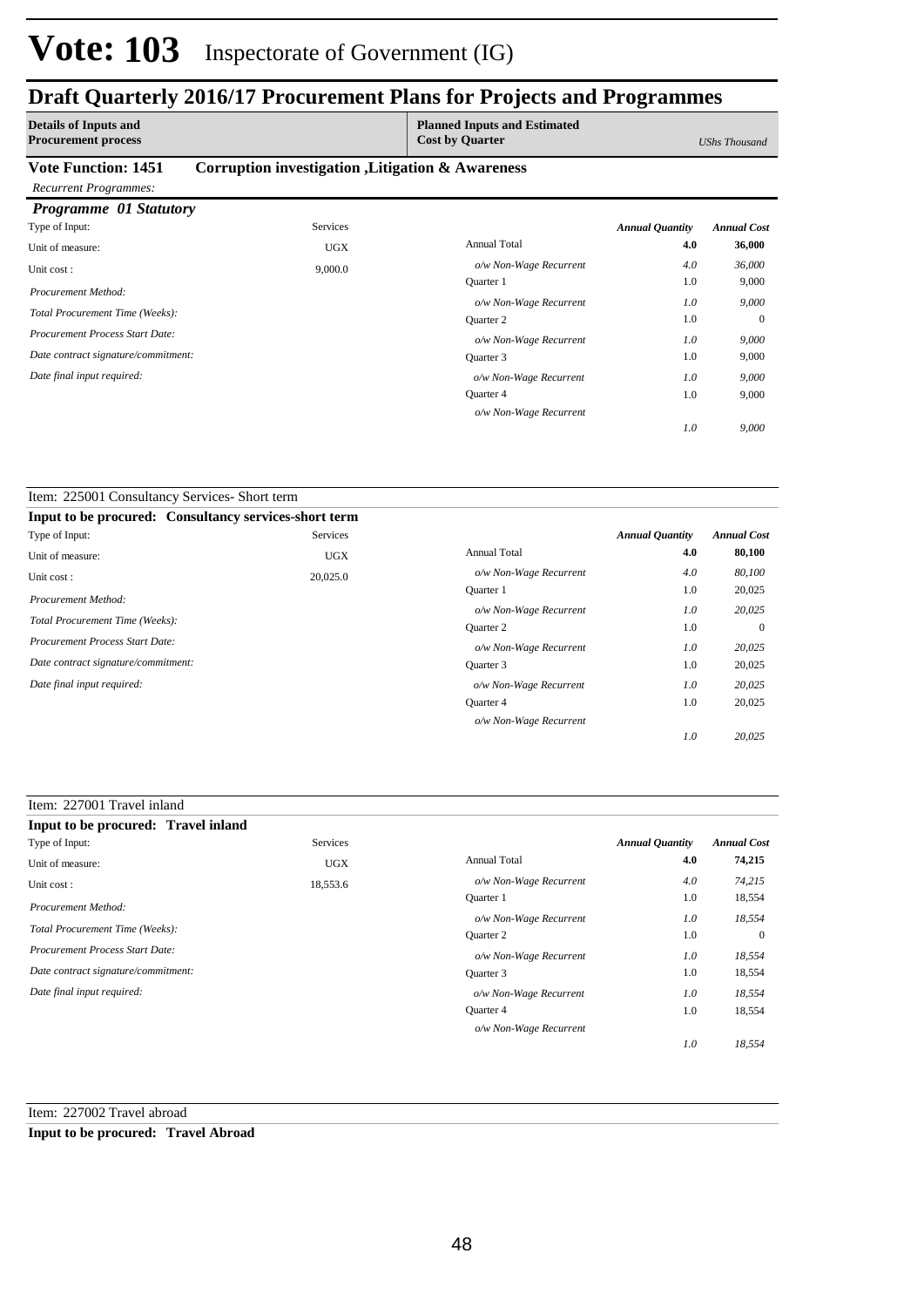# Vote: 103 Inspectorate of Government (IG)

## Draft Quarterly 2016/17 Procurement Plans for Projects and Programmes

| Details of Inputs and Procurement process | | Planned Inputs and Estimated Cost by Quarter | | *UShs Thousand* |
|---|---|---|---|---|

**Vote Function: 1451 Corruption investigation ,Litigation & Awareness**

*Recurrent Programmes:*

***Programme 01 Statutory***

| Type of Input: | Services | | *Annual Quantity* | *Annual Cost* |
|---|---|---|---|---|
| Unit of measure: | UGX | Annual Total | **4.0** | **36,000** |
| Unit cost : | 9,000.0 | *o/w Non-Wage Recurrent* | *4.0* | *36,000* |
| *Procurement Method:* | | Quarter 1 | 1.0 | 9,000 |
| *Total Procurement Time (Weeks):* | | *o/w Non-Wage Recurrent* | *1.0* | *9,000* |
| *Procurement Process Start Date:* | | Quarter 2 | 1.0 | 0 |
| *Date contract signature/commitment:* | | *o/w Non-Wage Recurrent* | *1.0* | *9,000* |
| *Date final input required:* | | Quarter 3 | 1.0 | 9,000 |
| | | *o/w Non-Wage Recurrent* | *1.0* | *9,000* |
| | | Quarter 4 | 1.0 | 9,000 |
| | | *o/w Non-Wage Recurrent* | *1.0* | *9,000* |

Item: 225001 Consultancy Services- Short term

**Input to be procured: Consultancy services-short term**

| Type of Input: | Services | | *Annual Quantity* | *Annual Cost* |
|---|---|---|---|---|
| Unit of measure: | UGX | Annual Total | **4.0** | **80,100** |
| Unit cost : | 20,025.0 | *o/w Non-Wage Recurrent* | *4.0* | *80,100* |
| *Procurement Method:* | | Quarter 1 | 1.0 | 20,025 |
| *Total Procurement Time (Weeks):* | | *o/w Non-Wage Recurrent* | *1.0* | *20,025* |
| *Procurement Process Start Date:* | | Quarter 2 | 1.0 | 0 |
| *Date contract signature/commitment:* | | *o/w Non-Wage Recurrent* | *1.0* | *20,025* |
| *Date final input required:* | | Quarter 3 | 1.0 | 20,025 |
| | | *o/w Non-Wage Recurrent* | *1.0* | *20,025* |
| | | Quarter 4 | 1.0 | 20,025 |
| | | *o/w Non-Wage Recurrent* | *1.0* | *20,025* |

Item: 227001 Travel inland

**Input to be procured: Travel inland**

| Type of Input: | Services | | *Annual Quantity* | *Annual Cost* |
|---|---|---|---|---|
| Unit of measure: | UGX | Annual Total | **4.0** | **74,215** |
| Unit cost : | 18,553.6 | *o/w Non-Wage Recurrent* | *4.0* | *74,215* |
| *Procurement Method:* | | Quarter 1 | 1.0 | 18,554 |
| *Total Procurement Time (Weeks):* | | *o/w Non-Wage Recurrent* | *1.0* | *18,554* |
| *Procurement Process Start Date:* | | Quarter 2 | 1.0 | 0 |
| *Date contract signature/commitment:* | | *o/w Non-Wage Recurrent* | *1.0* | *18,554* |
| *Date final input required:* | | Quarter 3 | 1.0 | 18,554 |
| | | *o/w Non-Wage Recurrent* | *1.0* | *18,554* |
| | | Quarter 4 | 1.0 | 18,554 |
| | | *o/w Non-Wage Recurrent* | *1.0* | *18,554* |

Item: 227002 Travel abroad

**Input to be procured: Travel Abroad**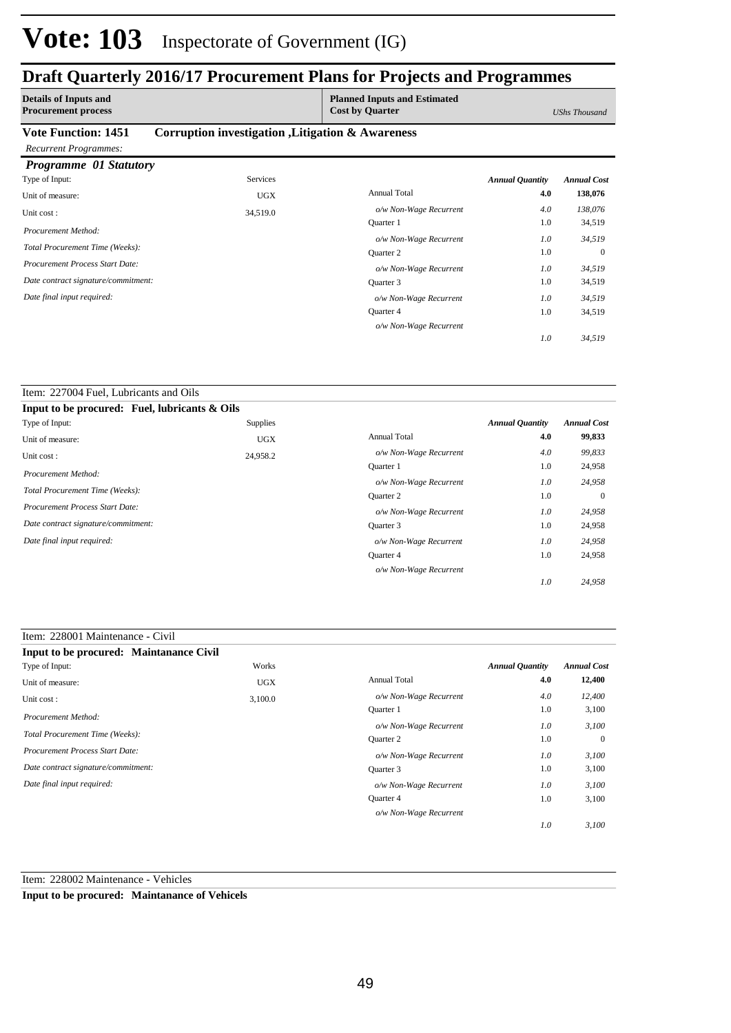# Vote: 103 Inspectorate of Government (IG)

## Draft Quarterly 2016/17 Procurement Plans for Projects and Programmes

| Details of Inputs and Procurement process | Planned Inputs and Estimated Cost by Quarter | UShs Thousand |
|---|---|---|

**Vote Function: 1451 Corruption investigation ,Litigation & Awareness**

*Recurrent Programmes:*

### *Programme 01 Statutory*

| | | | *Annual Quantity* | *Annual Cost* |
|---|---|---|---|---|
| Type of Input: | Services | | | |
| Unit of measure: | UGX | Annual Total | **4.0** | **138,076** |
| Unit cost : | 34,519.0 | *o/w Non-Wage Recurrent* | *4.0* | *138,076* |
| *Procurement Method:* | | Quarter 1 | 1.0 | 34,519 |
| *Total Procurement Time (Weeks):* | | *o/w Non-Wage Recurrent* | *1.0* | *34,519* |
| *Procurement Process Start Date:* | | Quarter 2 | 1.0 | 0 |
| *Date contract signature/commitment:* | | *o/w Non-Wage Recurrent* | *1.0* | *34,519* |
| *Date final input required:* | | Quarter 3 | 1.0 | 34,519 |
| | | *o/w Non-Wage Recurrent* | *1.0* | *34,519* |
| | | Quarter 4 | 1.0 | 34,519 |
| | | *o/w Non-Wage Recurrent* | *1.0* | *34,519* |

Item: 227004 Fuel, Lubricants and Oils

**Input to be procured: Fuel, lubricants & Oils**

| | | | *Annual Quantity* | *Annual Cost* |
|---|---|---|---|---|
| Type of Input: | Supplies | | | |
| Unit of measure: | UGX | Annual Total | **4.0** | **99,833** |
| Unit cost : | 24,958.2 | *o/w Non-Wage Recurrent* | *4.0* | *99,833* |
| *Procurement Method:* | | Quarter 1 | 1.0 | 24,958 |
| *Total Procurement Time (Weeks):* | | *o/w Non-Wage Recurrent* | *1.0* | *24,958* |
| *Procurement Process Start Date:* | | Quarter 2 | 1.0 | 0 |
| *Date contract signature/commitment:* | | *o/w Non-Wage Recurrent* | *1.0* | *24,958* |
| *Date final input required:* | | Quarter 3 | 1.0 | 24,958 |
| | | *o/w Non-Wage Recurrent* | *1.0* | *24,958* |
| | | Quarter 4 | 1.0 | 24,958 |
| | | *o/w Non-Wage Recurrent* | *1.0* | *24,958* |

Item: 228001 Maintenance - Civil

**Input to be procured: Maintanance Civil**

| | | | *Annual Quantity* | *Annual Cost* |
|---|---|---|---|---|
| Type of Input: | Works | | | |
| Unit of measure: | UGX | Annual Total | **4.0** | **12,400** |
| Unit cost : | 3,100.0 | *o/w Non-Wage Recurrent* | *4.0* | *12,400* |
| *Procurement Method:* | | Quarter 1 | 1.0 | 3,100 |
| *Total Procurement Time (Weeks):* | | *o/w Non-Wage Recurrent* | *1.0* | *3,100* |
| *Procurement Process Start Date:* | | Quarter 2 | 1.0 | 0 |
| *Date contract signature/commitment:* | | *o/w Non-Wage Recurrent* | *1.0* | *3,100* |
| *Date final input required:* | | Quarter 3 | 1.0 | 3,100 |
| | | *o/w Non-Wage Recurrent* | *1.0* | *3,100* |
| | | Quarter 4 | 1.0 | 3,100 |
| | | *o/w Non-Wage Recurrent* | *1.0* | *3,100* |

Item: 228002 Maintenance - Vehicles

**Input to be procured: Maintanance of Vehicels**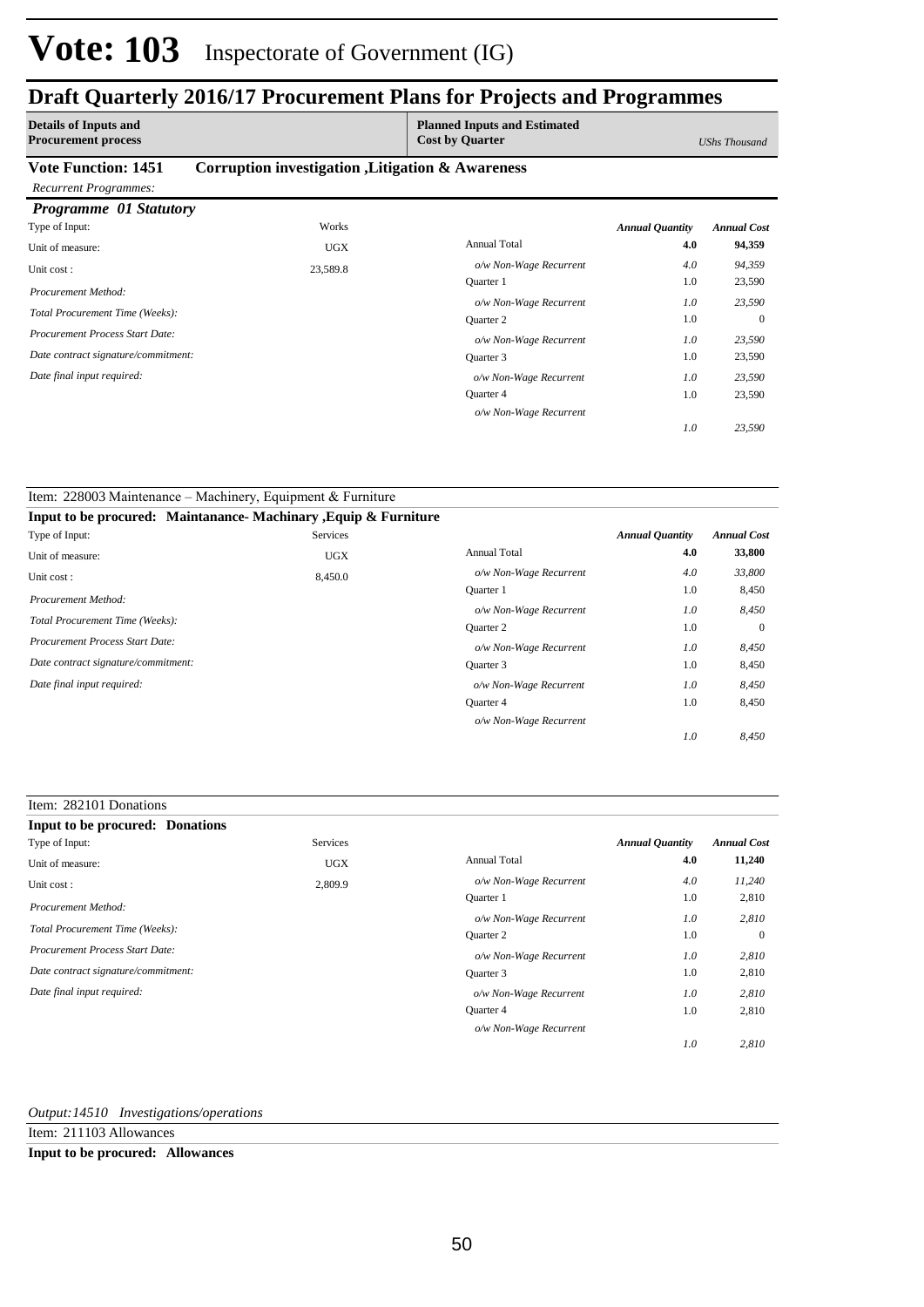# Vote: 103 Inspectorate of Government (IG)

## Draft Quarterly 2016/17 Procurement Plans for Projects and Programmes

| Details of Inputs and Procurement process | Planned Inputs and Estimated Cost by Quarter | UShs Thousand |
|---|---|---|

**Vote Function: 1451 Corruption investigation ,Litigation & Awareness**

*Recurrent Programmes:*

***Programme 01 Statutory***

| | | | Annual Quantity | Annual Cost |
|---|---|---|---|---|
| Type of Input: | Works | | | |
| Unit of measure: | UGX | Annual Total | 4.0 | 94,359 |
| Unit cost : | 23,589.8 | *o/w Non-Wage Recurrent* | *4.0* | *94,359* |
| *Procurement Method:* | | Quarter 1 | 1.0 | 23,590 |
| *Total Procurement Time (Weeks):* | | *o/w Non-Wage Recurrent* | *1.0* | *23,590* |
| *Procurement Process Start Date:* | | Quarter 2 | 1.0 | 0 |
| *Date contract signature/commitment:* | | *o/w Non-Wage Recurrent* | *1.0* | *23,590* |
| *Date final input required:* | | Quarter 3 | 1.0 | 23,590 |
| | | *o/w Non-Wage Recurrent* | *1.0* | *23,590* |
| | | Quarter 4 | 1.0 | 23,590 |
| | | *o/w Non-Wage Recurrent* | *1.0* | *23,590* |

Item: 228003 Maintenance – Machinery, Equipment & Furniture

**Input to be procured: Maintanance- Machinary ,Equip & Furniture**

| | | | Annual Quantity | Annual Cost |
|---|---|---|---|---|
| Type of Input: | Services | | | |
| Unit of measure: | UGX | Annual Total | 4.0 | 33,800 |
| Unit cost : | 8,450.0 | *o/w Non-Wage Recurrent* | *4.0* | *33,800* |
| *Procurement Method:* | | Quarter 1 | 1.0 | 8,450 |
| *Total Procurement Time (Weeks):* | | *o/w Non-Wage Recurrent* | *1.0* | *8,450* |
| *Procurement Process Start Date:* | | Quarter 2 | 1.0 | 0 |
| *Date contract signature/commitment:* | | *o/w Non-Wage Recurrent* | *1.0* | *8,450* |
| *Date final input required:* | | Quarter 3 | 1.0 | 8,450 |
| | | *o/w Non-Wage Recurrent* | *1.0* | *8,450* |
| | | Quarter 4 | 1.0 | 8,450 |
| | | *o/w Non-Wage Recurrent* | *1.0* | *8,450* |

Item: 282101 Donations

**Input to be procured: Donations**

| | | | Annual Quantity | Annual Cost |
|---|---|---|---|---|
| Type of Input: | Services | | | |
| Unit of measure: | UGX | Annual Total | 4.0 | 11,240 |
| Unit cost : | 2,809.9 | *o/w Non-Wage Recurrent* | *4.0* | *11,240* |
| *Procurement Method:* | | Quarter 1 | 1.0 | 2,810 |
| *Total Procurement Time (Weeks):* | | *o/w Non-Wage Recurrent* | *1.0* | *2,810* |
| *Procurement Process Start Date:* | | Quarter 2 | 1.0 | 0 |
| *Date contract signature/commitment:* | | *o/w Non-Wage Recurrent* | *1.0* | *2,810* |
| *Date final input required:* | | Quarter 3 | 1.0 | 2,810 |
| | | *o/w Non-Wage Recurrent* | *1.0* | *2,810* |
| | | Quarter 4 | 1.0 | 2,810 |
| | | *o/w Non-Wage Recurrent* | *1.0* | *2,810* |

*Output:14510 Investigations/operations*

Item: 211103 Allowances

**Input to be procured: Allowances**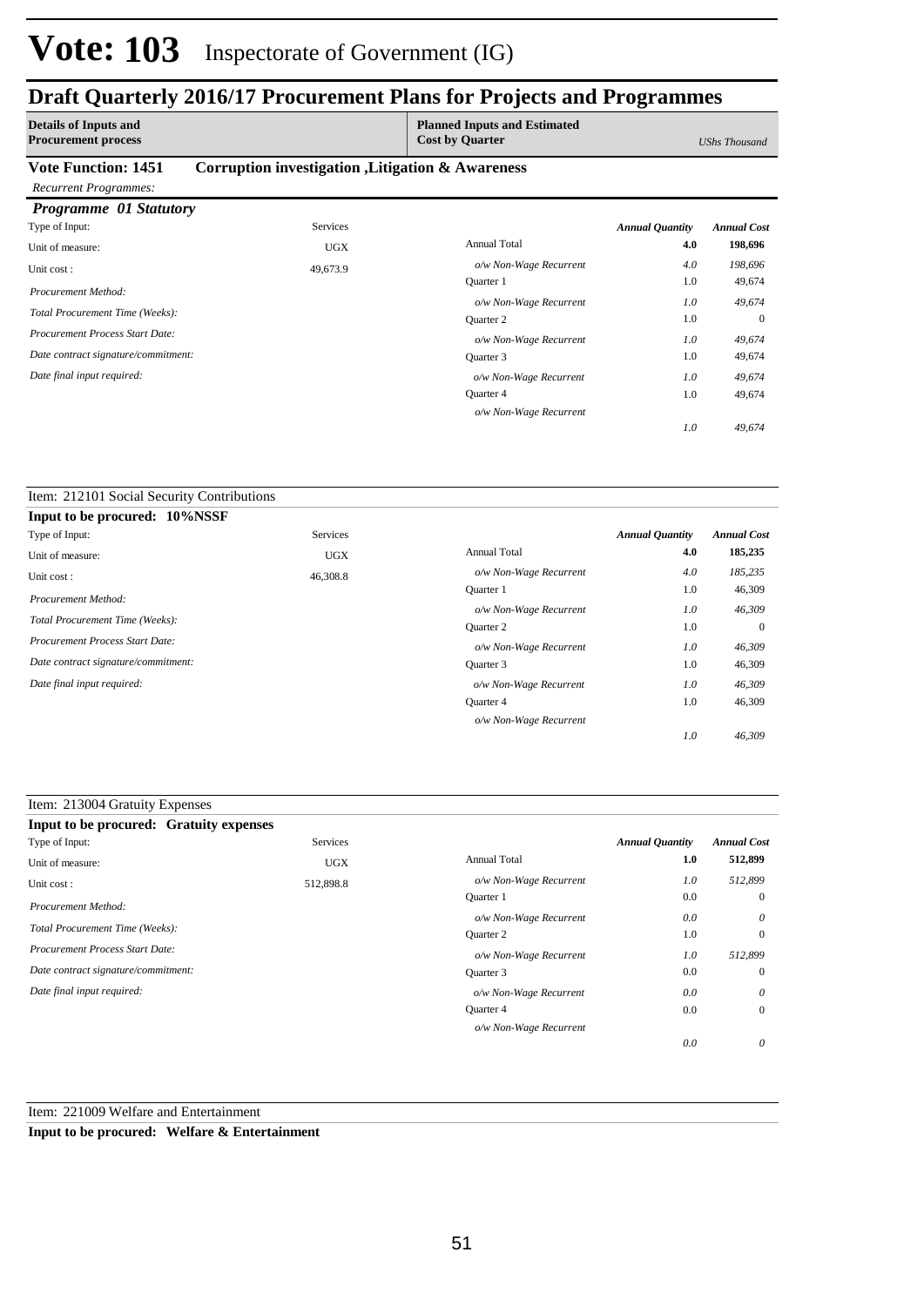# Vote: 103 Inspectorate of Government (IG)

## Draft Quarterly 2016/17 Procurement Plans for Projects and Programmes

| Details of Inputs and Procurement process | Planned Inputs and Estimated Cost by Quarter | *UShs Thousand* |
|---|---|---|

**Vote Function: 1451 Corruption investigation ,Litigation & Awareness**

*Recurrent Programmes:*

***Programme 01 Statutory***

| Type of Input: | Services | | *Annual Quantity* | *Annual Cost* |
|---|---|---|---|---|
| Unit of measure: | UGX | Annual Total | **4.0** | **198,696** |
| Unit cost : | 49,673.9 | *o/w Non-Wage Recurrent* | *4.0* | *198,696* |
| *Procurement Method:* | | Quarter 1 | 1.0 | 49,674 |
| *Total Procurement Time (Weeks):* | | *o/w Non-Wage Recurrent* | *1.0* | *49,674* |
| *Procurement Process Start Date:* | | Quarter 2 | 1.0 | 0 |
| *Date contract signature/commitment:* | | *o/w Non-Wage Recurrent* | *1.0* | *49,674* |
| *Date final input required:* | | Quarter 3 | 1.0 | 49,674 |
| | | *o/w Non-Wage Recurrent* | *1.0* | *49,674* |
| | | Quarter 4 | 1.0 | 49,674 |
| | | *o/w Non-Wage Recurrent* | *1.0* | *49,674* |

Item: 212101 Social Security Contributions

**Input to be procured: 10%NSSF**

| Type of Input: | Services | | *Annual Quantity* | *Annual Cost* |
|---|---|---|---|---|
| Unit of measure: | UGX | Annual Total | **4.0** | **185,235** |
| Unit cost : | 46,308.8 | *o/w Non-Wage Recurrent* | *4.0* | *185,235* |
| *Procurement Method:* | | Quarter 1 | 1.0 | 46,309 |
| *Total Procurement Time (Weeks):* | | *o/w Non-Wage Recurrent* | *1.0* | *46,309* |
| *Procurement Process Start Date:* | | Quarter 2 | 1.0 | 0 |
| *Date contract signature/commitment:* | | *o/w Non-Wage Recurrent* | *1.0* | *46,309* |
| *Date final input required:* | | Quarter 3 | 1.0 | 46,309 |
| | | *o/w Non-Wage Recurrent* | *1.0* | *46,309* |
| | | Quarter 4 | 1.0 | 46,309 |
| | | *o/w Non-Wage Recurrent* | *1.0* | *46,309* |

Item: 213004 Gratuity Expenses

**Input to be procured: Gratuity expenses**

| Type of Input: | Services | | *Annual Quantity* | *Annual Cost* |
|---|---|---|---|---|
| Unit of measure: | UGX | Annual Total | **1.0** | **512,899** |
| Unit cost : | 512,898.8 | *o/w Non-Wage Recurrent* | *1.0* | *512,899* |
| *Procurement Method:* | | Quarter 1 | 0.0 | 0 |
| *Total Procurement Time (Weeks):* | | *o/w Non-Wage Recurrent* | *0.0* | *0* |
| *Procurement Process Start Date:* | | Quarter 2 | 1.0 | 0 |
| *Date contract signature/commitment:* | | *o/w Non-Wage Recurrent* | *1.0* | *512,899* |
| *Date final input required:* | | Quarter 3 | 0.0 | 0 |
| | | *o/w Non-Wage Recurrent* | *0.0* | *0* |
| | | Quarter 4 | 0.0 | 0 |
| | | *o/w Non-Wage Recurrent* | *0.0* | *0* |

Item: 221009 Welfare and Entertainment

**Input to be procured: Welfare & Entertainment**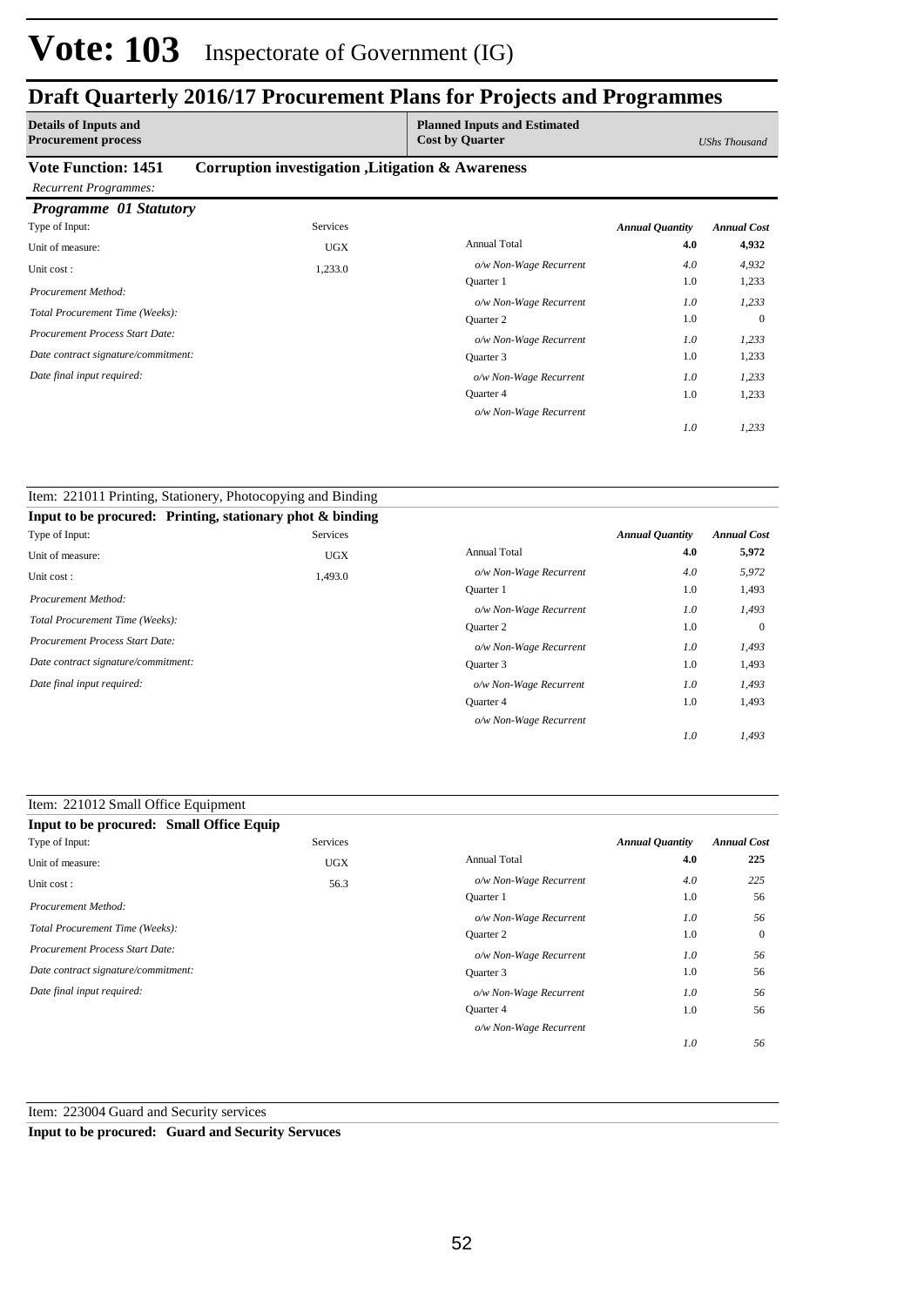# Vote: 103 Inspectorate of Government (IG)

## Draft Quarterly 2016/17 Procurement Plans for Projects and Programmes

| Details of Inputs and Procurement process | Planned Inputs and Estimated Cost by Quarter | UShs Thousand |
|---|---|---|

**Vote Function: 1451 Corruption investigation ,Litigation & Awareness**

*Recurrent Programmes:*

### *Programme 01 Statutory*

| Type of Input: | Services | | *Annual Quantity* | *Annual Cost* |
|---|---|---|---|---|
| Unit of measure: | UGX | Annual Total | **4.0** | **4,932** |
| Unit cost : | 1,233.0 | *o/w Non-Wage Recurrent* | *4.0* | *4,932* |
| *Procurement Method:* | | Quarter 1 | 1.0 | 1,233 |
| *Total Procurement Time (Weeks):* | | *o/w Non-Wage Recurrent* | *1.0* | *1,233* |
| *Procurement Process Start Date:* | | Quarter 2 | 1.0 | 0 |
| *Date contract signature/commitment:* | | *o/w Non-Wage Recurrent* | *1.0* | *1,233* |
| *Date final input required:* | | Quarter 3 | 1.0 | 1,233 |
| | | *o/w Non-Wage Recurrent* | *1.0* | *1,233* |
| | | Quarter 4 | 1.0 | 1,233 |
| | | *o/w Non-Wage Recurrent* | *1.0* | *1,233* |

Item: 221011 Printing, Stationery, Photocopying and Binding

**Input to be procured: Printing, stationary phot & binding**

| Type of Input: | Services | | *Annual Quantity* | *Annual Cost* |
|---|---|---|---|---|
| Unit of measure: | UGX | Annual Total | **4.0** | **5,972** |
| Unit cost : | 1,493.0 | *o/w Non-Wage Recurrent* | *4.0* | *5,972* |
| *Procurement Method:* | | Quarter 1 | 1.0 | 1,493 |
| *Total Procurement Time (Weeks):* | | *o/w Non-Wage Recurrent* | *1.0* | *1,493* |
| *Procurement Process Start Date:* | | Quarter 2 | 1.0 | 0 |
| *Date contract signature/commitment:* | | *o/w Non-Wage Recurrent* | *1.0* | *1,493* |
| *Date final input required:* | | Quarter 3 | 1.0 | 1,493 |
| | | *o/w Non-Wage Recurrent* | *1.0* | *1,493* |
| | | Quarter 4 | 1.0 | 1,493 |
| | | *o/w Non-Wage Recurrent* | *1.0* | *1,493* |

Item: 221012 Small Office Equipment

**Input to be procured: Small Office Equip**

| Type of Input: | Services | | *Annual Quantity* | *Annual Cost* |
|---|---|---|---|---|
| Unit of measure: | UGX | Annual Total | **4.0** | **225** |
| Unit cost : | 56.3 | *o/w Non-Wage Recurrent* | *4.0* | *225* |
| *Procurement Method:* | | Quarter 1 | 1.0 | 56 |
| *Total Procurement Time (Weeks):* | | *o/w Non-Wage Recurrent* | *1.0* | *56* |
| *Procurement Process Start Date:* | | Quarter 2 | 1.0 | 0 |
| *Date contract signature/commitment:* | | *o/w Non-Wage Recurrent* | *1.0* | *56* |
| *Date final input required:* | | Quarter 3 | 1.0 | 56 |
| | | *o/w Non-Wage Recurrent* | *1.0* | *56* |
| | | Quarter 4 | 1.0 | 56 |
| | | *o/w Non-Wage Recurrent* | *1.0* | *56* |

Item: 223004 Guard and Security services

**Input to be procured: Guard and Security Servuces**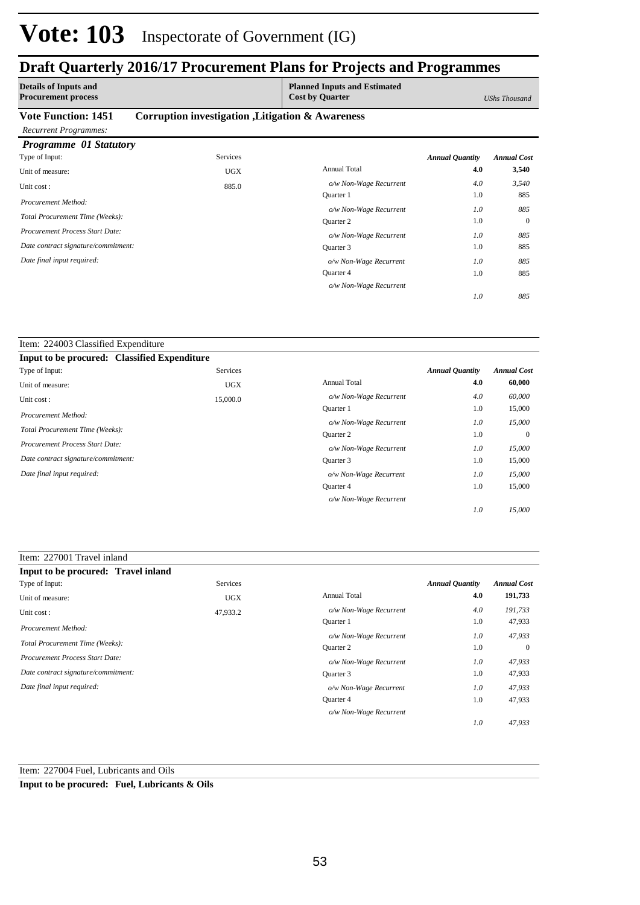# Vote: 103 Inspectorate of Government (IG)

## Draft Quarterly 2016/17 Procurement Plans for Projects and Programmes

| Details of Inputs and Procurement process | Planned Inputs and Estimated Cost by Quarter | UShs Thousand |
|---|---|---|

**Vote Function: 1451 Corruption investigation ,Litigation & Awareness**

*Recurrent Programmes:*

***Programme 01 Statutory***

| | | | *Annual Quantity* | *Annual Cost* |
|---|---|---|---|---|
| Type of Input: | Services | | | |
| Unit of measure: | UGX | Annual Total | **4.0** | **3,540** |
| Unit cost : | 885.0 | *o/w Non-Wage Recurrent* | *4.0* | *3,540* |
| *Procurement Method:* | | Quarter 1 | 1.0 | 885 |
| *Total Procurement Time (Weeks):* | | *o/w Non-Wage Recurrent* | *1.0* | *885* |
| *Procurement Process Start Date:* | | Quarter 2 | 1.0 | 0 |
| *Date contract signature/commitment:* | | *o/w Non-Wage Recurrent* | *1.0* | *885* |
| *Date final input required:* | | Quarter 3 | 1.0 | 885 |
| | | *o/w Non-Wage Recurrent* | *1.0* | *885* |
| | | Quarter 4 | 1.0 | 885 |
| | | *o/w Non-Wage Recurrent* | *1.0* | *885* |

Item: 224003 Classified Expenditure

**Input to be procured: Classified Expenditure**

| | | | *Annual Quantity* | *Annual Cost* |
|---|---|---|---|---|
| Type of Input: | Services | | | |
| Unit of measure: | UGX | Annual Total | **4.0** | **60,000** |
| Unit cost : | 15,000.0 | *o/w Non-Wage Recurrent* | *4.0* | *60,000* |
| *Procurement Method:* | | Quarter 1 | 1.0 | 15,000 |
| *Total Procurement Time (Weeks):* | | *o/w Non-Wage Recurrent* | *1.0* | *15,000* |
| *Procurement Process Start Date:* | | Quarter 2 | 1.0 | 0 |
| *Date contract signature/commitment:* | | *o/w Non-Wage Recurrent* | *1.0* | *15,000* |
| *Date final input required:* | | Quarter 3 | 1.0 | 15,000 |
| | | *o/w Non-Wage Recurrent* | *1.0* | *15,000* |
| | | Quarter 4 | 1.0 | 15,000 |
| | | *o/w Non-Wage Recurrent* | *1.0* | *15,000* |

Item: 227001 Travel inland

**Input to be procured: Travel inland**

| | | | *Annual Quantity* | *Annual Cost* |
|---|---|---|---|---|
| Type of Input: | Services | | | |
| Unit of measure: | UGX | Annual Total | **4.0** | **191,733** |
| Unit cost : | 47,933.2 | *o/w Non-Wage Recurrent* | *4.0* | *191,733* |
| *Procurement Method:* | | Quarter 1 | 1.0 | 47,933 |
| *Total Procurement Time (Weeks):* | | *o/w Non-Wage Recurrent* | *1.0* | *47,933* |
| *Procurement Process Start Date:* | | Quarter 2 | 1.0 | 0 |
| *Date contract signature/commitment:* | | *o/w Non-Wage Recurrent* | *1.0* | *47,933* |
| *Date final input required:* | | Quarter 3 | 1.0 | 47,933 |
| | | *o/w Non-Wage Recurrent* | *1.0* | *47,933* |
| | | Quarter 4 | 1.0 | 47,933 |
| | | *o/w Non-Wage Recurrent* | *1.0* | *47,933* |

Item: 227004 Fuel, Lubricants and Oils

**Input to be procured: Fuel, Lubricants & Oils**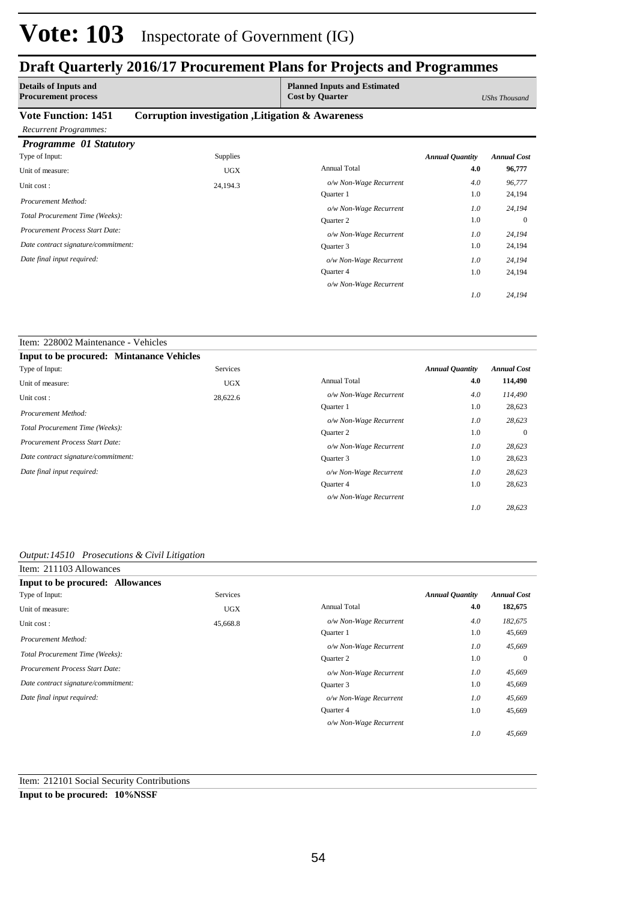# Vote: 103 Inspectorate of Government (IG)

## Draft Quarterly 2016/17 Procurement Plans for Projects and Programmes

| Details of Inputs and Procurement process | Planned Inputs and Estimated Cost by Quarter | UShs Thousand |
|---|---|---|

**Vote Function: 1451 Corruption investigation ,Litigation & Awareness**

*Recurrent Programmes:*

***Programme 01 Statutory***

| | | | *Annual Quantity* | *Annual Cost* |
|---|---|---|---|---|
| Type of Input: | Supplies | | | |
| Unit of measure: | UGX | Annual Total | **4.0** | **96,777** |
| Unit cost : | 24,194.3 | *o/w Non-Wage Recurrent* | *4.0* | *96,777* |
| *Procurement Method:* | | Quarter 1 | 1.0 | 24,194 |
| | | *o/w Non-Wage Recurrent* | *1.0* | *24,194* |
| *Total Procurement Time (Weeks):* | | Quarter 2 | 1.0 | 0 |
| *Procurement Process Start Date:* | | *o/w Non-Wage Recurrent* | *1.0* | *24,194* |
| *Date contract signature/commitment:* | | Quarter 3 | 1.0 | 24,194 |
| *Date final input required:* | | *o/w Non-Wage Recurrent* | *1.0* | *24,194* |
| | | Quarter 4 | 1.0 | 24,194 |
| | | *o/w Non-Wage Recurrent* | *1.0* | *24,194* |

Item: 228002 Maintenance - Vehicles

**Input to be procured: Mintanance Vehicles**

| | | | *Annual Quantity* | *Annual Cost* |
|---|---|---|---|---|
| Type of Input: | Services | | | |
| Unit of measure: | UGX | Annual Total | **4.0** | **114,490** |
| Unit cost : | 28,622.6 | *o/w Non-Wage Recurrent* | *4.0* | *114,490* |
| *Procurement Method:* | | Quarter 1 | 1.0 | 28,623 |
| | | *o/w Non-Wage Recurrent* | *1.0* | *28,623* |
| *Total Procurement Time (Weeks):* | | Quarter 2 | 1.0 | 0 |
| *Procurement Process Start Date:* | | *o/w Non-Wage Recurrent* | *1.0* | *28,623* |
| *Date contract signature/commitment:* | | Quarter 3 | 1.0 | 28,623 |
| *Date final input required:* | | *o/w Non-Wage Recurrent* | *1.0* | *28,623* |
| | | Quarter 4 | 1.0 | 28,623 |
| | | *o/w Non-Wage Recurrent* | *1.0* | *28,623* |

*Output:14510 Prosecutions & Civil Litigation*

Item: 211103 Allowances

**Input to be procured: Allowances**

| | | | *Annual Quantity* | *Annual Cost* |
|---|---|---|---|---|
| Type of Input: | Services | | | |
| Unit of measure: | UGX | Annual Total | **4.0** | **182,675** |
| Unit cost : | 45,668.8 | *o/w Non-Wage Recurrent* | *4.0* | *182,675* |
| *Procurement Method:* | | Quarter 1 | 1.0 | 45,669 |
| | | *o/w Non-Wage Recurrent* | *1.0* | *45,669* |
| *Total Procurement Time (Weeks):* | | Quarter 2 | 1.0 | 0 |
| *Procurement Process Start Date:* | | *o/w Non-Wage Recurrent* | *1.0* | *45,669* |
| *Date contract signature/commitment:* | | Quarter 3 | 1.0 | 45,669 |
| *Date final input required:* | | *o/w Non-Wage Recurrent* | *1.0* | *45,669* |
| | | Quarter 4 | 1.0 | 45,669 |
| | | *o/w Non-Wage Recurrent* | *1.0* | *45,669* |

Item: 212101 Social Security Contributions

**Input to be procured: 10%NSSF**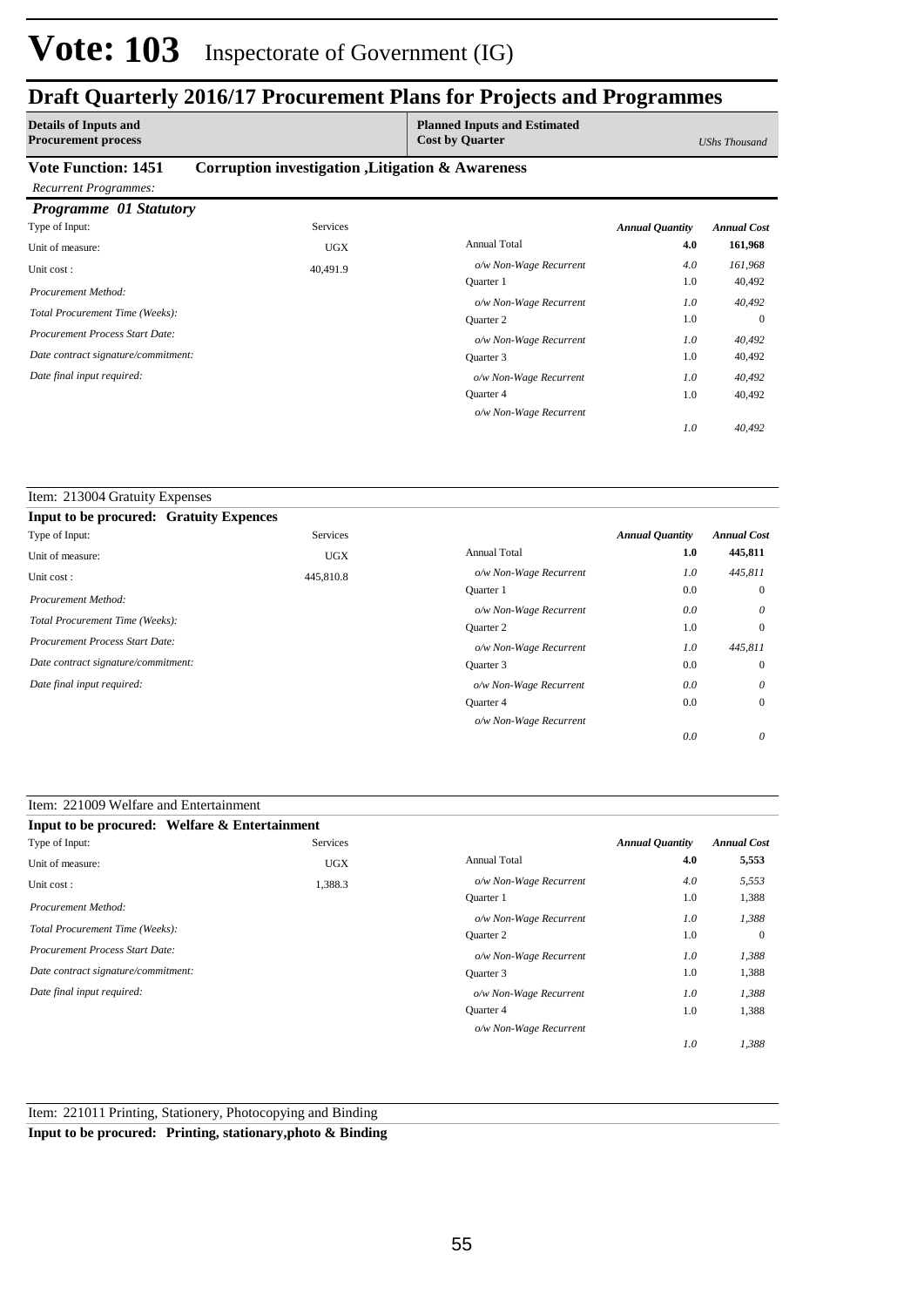# Vote: 103 Inspectorate of Government (IG)

## Draft Quarterly 2016/17 Procurement Plans for Projects and Programmes

| **Details of Inputs and Procurement process** | **Planned Inputs and Estimated Cost by Quarter** | *UShs Thousand* |
|---|---|---|

**Vote Function: 1451 Corruption investigation ,Litigation & Awareness**

*Recurrent Programmes:*

### *Programme 01 Statutory*

| Type of Input: | Services | | *Annual Quantity* | *Annual Cost* |
|---|---|---|---|---|
| Unit of measure: | UGX | Annual Total | **4.0** | **161,968** |
| Unit cost : | 40,491.9 | *o/w Non-Wage Recurrent* | *4.0* | *161,968* |
| *Procurement Method:* | | Quarter 1 | 1.0 | 40,492 |
| *Total Procurement Time (Weeks):* | | *o/w Non-Wage Recurrent* | *1.0* | *40,492* |
| *Procurement Process Start Date:* | | Quarter 2 | 1.0 | 0 |
| *Date contract signature/commitment:* | | *o/w Non-Wage Recurrent* | *1.0* | *40,492* |
| *Date final input required:* | | Quarter 3 | 1.0 | 40,492 |
| | | *o/w Non-Wage Recurrent* | *1.0* | *40,492* |
| | | Quarter 4 | 1.0 | 40,492 |
| | | *o/w Non-Wage Recurrent* | *1.0* | *40,492* |

Item: 213004 Gratuity Expenses

**Input to be procured: Gratuity Expences**

| Type of Input: | Services | | *Annual Quantity* | *Annual Cost* |
|---|---|---|---|---|
| Unit of measure: | UGX | Annual Total | **1.0** | **445,811** |
| Unit cost : | 445,810.8 | *o/w Non-Wage Recurrent* | *1.0* | *445,811* |
| *Procurement Method:* | | Quarter 1 | 0.0 | 0 |
| *Total Procurement Time (Weeks):* | | *o/w Non-Wage Recurrent* | *0.0* | *0* |
| *Procurement Process Start Date:* | | Quarter 2 | 1.0 | 0 |
| *Date contract signature/commitment:* | | *o/w Non-Wage Recurrent* | *1.0* | *445,811* |
| *Date final input required:* | | Quarter 3 | 0.0 | 0 |
| | | *o/w Non-Wage Recurrent* | *0.0* | *0* |
| | | Quarter 4 | 0.0 | 0 |
| | | *o/w Non-Wage Recurrent* | *0.0* | *0* |

Item: 221009 Welfare and Entertainment

**Input to be procured: Welfare & Entertainment**

| Type of Input: | Services | | *Annual Quantity* | *Annual Cost* |
|---|---|---|---|---|
| Unit of measure: | UGX | Annual Total | **4.0** | **5,553** |
| Unit cost : | 1,388.3 | *o/w Non-Wage Recurrent* | *4.0* | *5,553* |
| *Procurement Method:* | | Quarter 1 | 1.0 | 1,388 |
| *Total Procurement Time (Weeks):* | | *o/w Non-Wage Recurrent* | *1.0* | *1,388* |
| *Procurement Process Start Date:* | | Quarter 2 | 1.0 | 0 |
| *Date contract signature/commitment:* | | *o/w Non-Wage Recurrent* | *1.0* | *1,388* |
| *Date final input required:* | | Quarter 3 | 1.0 | 1,388 |
| | | *o/w Non-Wage Recurrent* | *1.0* | *1,388* |
| | | Quarter 4 | 1.0 | 1,388 |
| | | *o/w Non-Wage Recurrent* | *1.0* | *1,388* |

Item: 221011 Printing, Stationery, Photocopying and Binding

**Input to be procured: Printing, stationary,photo & Binding**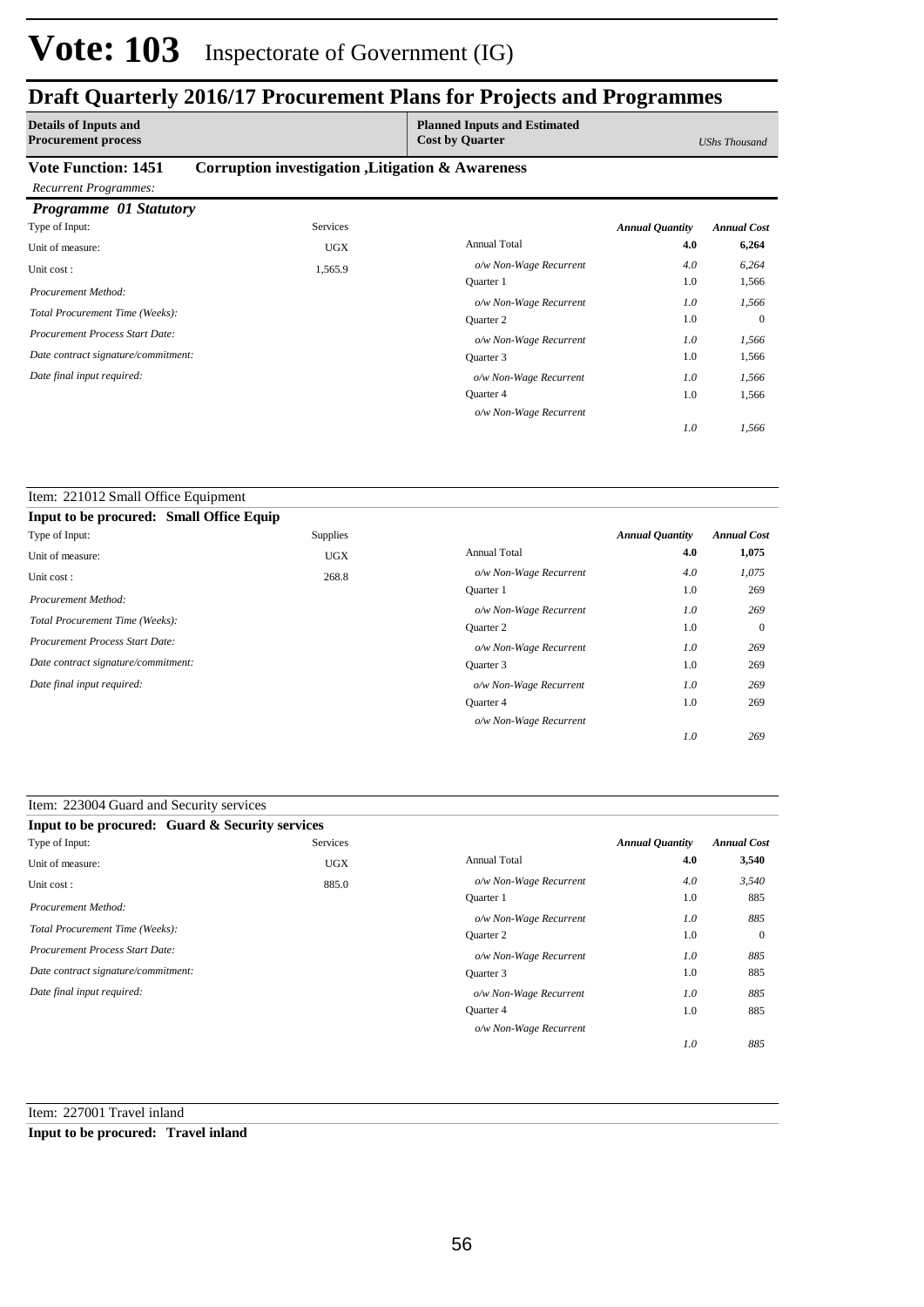# Vote: 103 Inspectorate of Government (IG)

## Draft Quarterly 2016/17 Procurement Plans for Projects and Programmes

| Details of Inputs and Procurement process | Planned Inputs and Estimated Cost by Quarter | UShs Thousand |
|---|---|---|

**Vote Function: 1451 Corruption investigation ,Litigation & Awareness**

*Recurrent Programmes:*

### *Programme 01 Statutory*

| | | | *Annual Quantity* | *Annual Cost* |
|---|---|---|---|---|
| Type of Input: | Services | | | |
| Unit of measure: | UGX | Annual Total | **4.0** | **6,264** |
| Unit cost : | 1,565.9 | *o/w Non-Wage Recurrent* | *4.0* | *6,264* |
| *Procurement Method:* | | Quarter 1 | 1.0 | 1,566 |
| *Total Procurement Time (Weeks):* | | *o/w Non-Wage Recurrent* | *1.0* | *1,566* |
| *Procurement Process Start Date:* | | Quarter 2 | 1.0 | 0 |
| *Date contract signature/commitment:* | | *o/w Non-Wage Recurrent* | *1.0* | *1,566* |
| *Date final input required:* | | Quarter 3 | 1.0 | 1,566 |
| | | *o/w Non-Wage Recurrent* | *1.0* | *1,566* |
| | | Quarter 4 | 1.0 | 1,566 |
| | | *o/w Non-Wage Recurrent* | *1.0* | *1,566* |

Item: 221012 Small Office Equipment

**Input to be procured: Small Office Equip**

| | | | *Annual Quantity* | *Annual Cost* |
|---|---|---|---|---|
| Type of Input: | Supplies | | | |
| Unit of measure: | UGX | Annual Total | **4.0** | **1,075** |
| Unit cost : | 268.8 | *o/w Non-Wage Recurrent* | *4.0* | *1,075* |
| *Procurement Method:* | | Quarter 1 | 1.0 | 269 |
| *Total Procurement Time (Weeks):* | | *o/w Non-Wage Recurrent* | *1.0* | *269* |
| *Procurement Process Start Date:* | | Quarter 2 | 1.0 | 0 |
| *Date contract signature/commitment:* | | *o/w Non-Wage Recurrent* | *1.0* | *269* |
| *Date final input required:* | | Quarter 3 | 1.0 | 269 |
| | | *o/w Non-Wage Recurrent* | *1.0* | *269* |
| | | Quarter 4 | 1.0 | 269 |
| | | *o/w Non-Wage Recurrent* | *1.0* | *269* |

Item: 223004 Guard and Security services

**Input to be procured: Guard & Security services**

| | | | *Annual Quantity* | *Annual Cost* |
|---|---|---|---|---|
| Type of Input: | Services | | | |
| Unit of measure: | UGX | Annual Total | **4.0** | **3,540** |
| Unit cost : | 885.0 | *o/w Non-Wage Recurrent* | *4.0* | *3,540* |
| *Procurement Method:* | | Quarter 1 | 1.0 | 885 |
| *Total Procurement Time (Weeks):* | | *o/w Non-Wage Recurrent* | *1.0* | *885* |
| *Procurement Process Start Date:* | | Quarter 2 | 1.0 | 0 |
| *Date contract signature/commitment:* | | *o/w Non-Wage Recurrent* | *1.0* | *885* |
| *Date final input required:* | | Quarter 3 | 1.0 | 885 |
| | | *o/w Non-Wage Recurrent* | *1.0* | *885* |
| | | Quarter 4 | 1.0 | 885 |
| | | *o/w Non-Wage Recurrent* | *1.0* | *885* |

Item: 227001 Travel inland

**Input to be procured: Travel inland**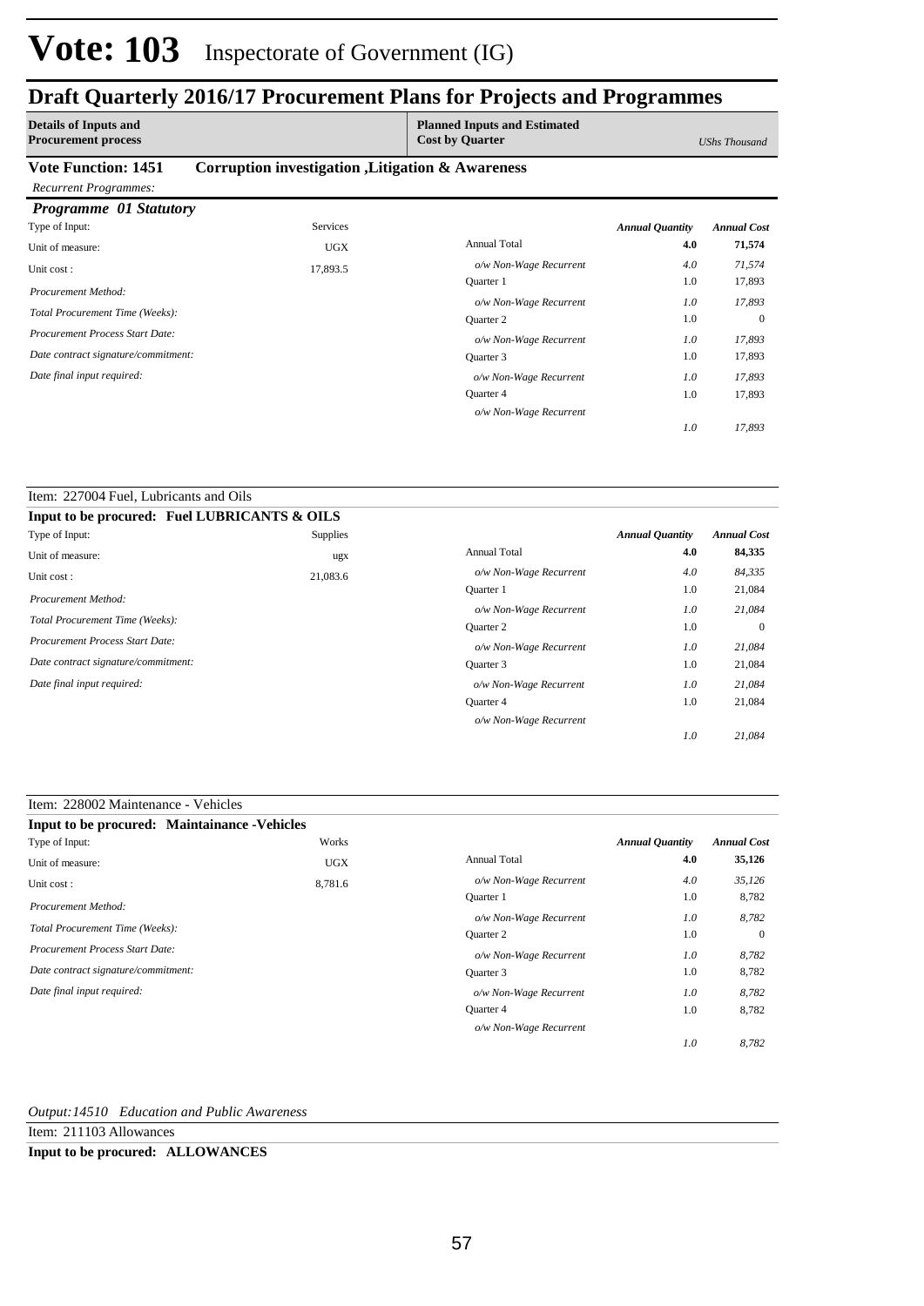# Vote: 103 Inspectorate of Government (IG)

## Draft Quarterly 2016/17 Procurement Plans for Projects and Programmes

| Details of Inputs and Procurement process | Planned Inputs and Estimated Cost by Quarter | *UShs Thousand* |
|---|---|---|

**Vote Function: 1451 Corruption investigation ,Litigation & Awareness**

*Recurrent Programmes:*

### *Programme 01 Statutory*

| | | | *Annual Quantity* | *Annual Cost* |
|---|---|---|---|---|
| Type of Input: | Services | | | |
| Unit of measure: | UGX | Annual Total | **4.0** | **71,574** |
| Unit cost : | 17,893.5 | *o/w Non-Wage Recurrent* | *4.0* | *71,574* |
| *Procurement Method:* | | Quarter 1 | 1.0 | 17,893 |
| *Total Procurement Time (Weeks):* | | *o/w Non-Wage Recurrent* | *1.0* | *17,893* |
| *Procurement Process Start Date:* | | Quarter 2 | 1.0 | 0 |
| *Date contract signature/commitment:* | | *o/w Non-Wage Recurrent* | *1.0* | *17,893* |
| *Date final input required:* | | Quarter 3 | 1.0 | 17,893 |
| | | *o/w Non-Wage Recurrent* | *1.0* | *17,893* |
| | | Quarter 4 | 1.0 | 17,893 |
| | | *o/w Non-Wage Recurrent* | *1.0* | *17,893* |

Item: 227004 Fuel, Lubricants and Oils

**Input to be procured: Fuel LUBRICANTS & OILS**

| | | | *Annual Quantity* | *Annual Cost* |
|---|---|---|---|---|
| Type of Input: | Supplies | | | |
| Unit of measure: | ugx | Annual Total | **4.0** | **84,335** |
| Unit cost : | 21,083.6 | *o/w Non-Wage Recurrent* | *4.0* | *84,335* |
| *Procurement Method:* | | Quarter 1 | 1.0 | 21,084 |
| *Total Procurement Time (Weeks):* | | *o/w Non-Wage Recurrent* | *1.0* | *21,084* |
| *Procurement Process Start Date:* | | Quarter 2 | 1.0 | 0 |
| *Date contract signature/commitment:* | | *o/w Non-Wage Recurrent* | *1.0* | *21,084* |
| *Date final input required:* | | Quarter 3 | 1.0 | 21,084 |
| | | *o/w Non-Wage Recurrent* | *1.0* | *21,084* |
| | | Quarter 4 | 1.0 | 21,084 |
| | | *o/w Non-Wage Recurrent* | *1.0* | *21,084* |

Item: 228002 Maintenance - Vehicles

**Input to be procured: Maintainance -Vehicles**

| | | | *Annual Quantity* | *Annual Cost* |
|---|---|---|---|---|
| Type of Input: | Works | | | |
| Unit of measure: | UGX | Annual Total | **4.0** | **35,126** |
| Unit cost : | 8,781.6 | *o/w Non-Wage Recurrent* | *4.0* | *35,126* |
| *Procurement Method:* | | Quarter 1 | 1.0 | 8,782 |
| *Total Procurement Time (Weeks):* | | *o/w Non-Wage Recurrent* | *1.0* | *8,782* |
| *Procurement Process Start Date:* | | Quarter 2 | 1.0 | 0 |
| *Date contract signature/commitment:* | | *o/w Non-Wage Recurrent* | *1.0* | *8,782* |
| *Date final input required:* | | Quarter 3 | 1.0 | 8,782 |
| | | *o/w Non-Wage Recurrent* | *1.0* | *8,782* |
| | | Quarter 4 | 1.0 | 8,782 |
| | | *o/w Non-Wage Recurrent* | *1.0* | *8,782* |

*Output:14510 Education and Public Awareness*

Item: 211103 Allowances

**Input to be procured: ALLOWANCES**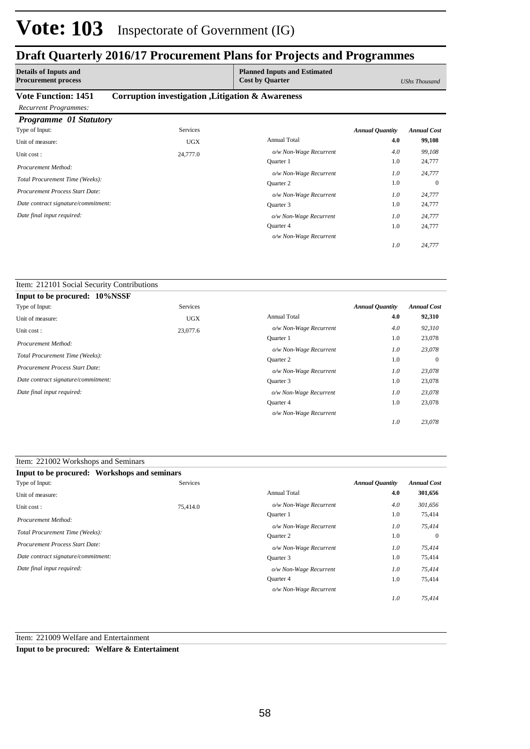# Vote: 103 Inspectorate of Government (IG)

## Draft Quarterly 2016/17 Procurement Plans for Projects and Programmes

| Details of Inputs and Procurement process | Planned Inputs and Estimated Cost by Quarter | UShs Thousand |
|---|---|---|

**Vote Function: 1451 Corruption investigation ,Litigation & Awareness**

*Recurrent Programmes:*

***Programme 01 Statutory***

| Type of Input: | Services | | *Annual Quantity* | *Annual Cost* |
|---|---|---|---|---|
| Unit of measure: | UGX | Annual Total | **4.0** | **99,108** |
| Unit cost : | 24,777.0 | *o/w Non-Wage Recurrent* | *4.0* | *99,108* |
| *Procurement Method:* | | Quarter 1 | 1.0 | 24,777 |
| *Total Procurement Time (Weeks):* | | *o/w Non-Wage Recurrent* | *1.0* | *24,777* |
| *Procurement Process Start Date:* | | Quarter 2 | 1.0 | 0 |
| *Date contract signature/commitment:* | | *o/w Non-Wage Recurrent* | *1.0* | *24,777* |
| *Date final input required:* | | Quarter 3 | 1.0 | 24,777 |
| | | *o/w Non-Wage Recurrent* | *1.0* | *24,777* |
| | | Quarter 4 | 1.0 | 24,777 |
| | | *o/w Non-Wage Recurrent* | *1.0* | *24,777* |

Item: 212101 Social Security Contributions

**Input to be procured: 10%NSSF**

| Type of Input: | Services | | *Annual Quantity* | *Annual Cost* |
|---|---|---|---|---|
| Unit of measure: | UGX | Annual Total | **4.0** | **92,310** |
| Unit cost : | 23,077.6 | *o/w Non-Wage Recurrent* | *4.0* | *92,310* |
| *Procurement Method:* | | Quarter 1 | 1.0 | 23,078 |
| *Total Procurement Time (Weeks):* | | *o/w Non-Wage Recurrent* | *1.0* | *23,078* |
| *Procurement Process Start Date:* | | Quarter 2 | 1.0 | 0 |
| *Date contract signature/commitment:* | | *o/w Non-Wage Recurrent* | *1.0* | *23,078* |
| *Date final input required:* | | Quarter 3 | 1.0 | 23,078 |
| | | *o/w Non-Wage Recurrent* | *1.0* | *23,078* |
| | | Quarter 4 | 1.0 | 23,078 |
| | | *o/w Non-Wage Recurrent* | *1.0* | *23,078* |

Item: 221002 Workshops and Seminars

**Input to be procured: Workshops and seminars**

| Type of Input: | Services | | *Annual Quantity* | *Annual Cost* |
|---|---|---|---|---|
| Unit of measure: | | Annual Total | **4.0** | **301,656** |
| Unit cost : | 75,414.0 | *o/w Non-Wage Recurrent* | *4.0* | *301,656* |
| *Procurement Method:* | | Quarter 1 | 1.0 | 75,414 |
| *Total Procurement Time (Weeks):* | | *o/w Non-Wage Recurrent* | *1.0* | *75,414* |
| *Procurement Process Start Date:* | | Quarter 2 | 1.0 | 0 |
| *Date contract signature/commitment:* | | *o/w Non-Wage Recurrent* | *1.0* | *75,414* |
| *Date final input required:* | | Quarter 3 | 1.0 | 75,414 |
| | | *o/w Non-Wage Recurrent* | *1.0* | *75,414* |
| | | Quarter 4 | 1.0 | 75,414 |
| | | *o/w Non-Wage Recurrent* | *1.0* | *75,414* |

Item: 221009 Welfare and Entertainment

**Input to be procured: Welfare & Entertaiment**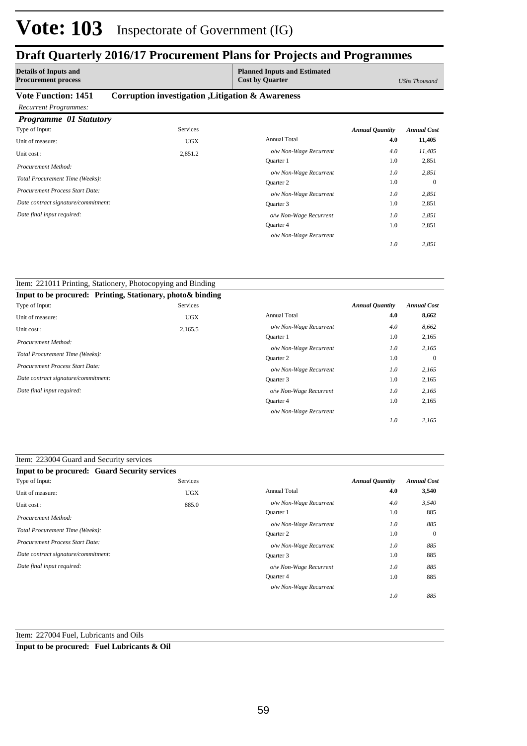# Vote: 103 Inspectorate of Government (IG)

## Draft Quarterly 2016/17 Procurement Plans for Projects and Programmes

| Details of Inputs and Procurement process | Planned Inputs and Estimated Cost by Quarter | UShs Thousand |
|---|---|---|

**Vote Function: 1451 Corruption investigation ,Litigation & Awareness**

*Recurrent Programmes:*

***Programme 01 Statutory***

| Type of Input: | Services | | *Annual Quantity* | *Annual Cost* |
|---|---|---|---|---|
| Unit of measure: | UGX | Annual Total | **4.0** | **11,405** |
| Unit cost : | 2,851.2 | *o/w Non-Wage Recurrent* | *4.0* | *11,405* |
| *Procurement Method:* | | Quarter 1 | 1.0 | 2,851 |
| *Total Procurement Time (Weeks):* | | *o/w Non-Wage Recurrent* | *1.0* | *2,851* |
| *Procurement Process Start Date:* | | Quarter 2 | 1.0 | 0 |
| *Date contract signature/commitment:* | | *o/w Non-Wage Recurrent* | *1.0* | *2,851* |
| *Date final input required:* | | Quarter 3 | 1.0 | 2,851 |
| | | *o/w Non-Wage Recurrent* | *1.0* | *2,851* |
| | | Quarter 4 | 1.0 | 2,851 |
| | | *o/w Non-Wage Recurrent* | *1.0* | *2,851* |

Item: 221011 Printing, Stationery, Photocopying and Binding

**Input to be procured: Printing, Stationary, photo& binding**

| Type of Input: | Services | | *Annual Quantity* | *Annual Cost* |
|---|---|---|---|---|
| Unit of measure: | UGX | Annual Total | **4.0** | **8,662** |
| Unit cost : | 2,165.5 | *o/w Non-Wage Recurrent* | *4.0* | *8,662* |
| *Procurement Method:* | | Quarter 1 | 1.0 | 2,165 |
| *Total Procurement Time (Weeks):* | | *o/w Non-Wage Recurrent* | *1.0* | *2,165* |
| *Procurement Process Start Date:* | | Quarter 2 | 1.0 | 0 |
| *Date contract signature/commitment:* | | *o/w Non-Wage Recurrent* | *1.0* | *2,165* |
| *Date final input required:* | | Quarter 3 | 1.0 | 2,165 |
| | | *o/w Non-Wage Recurrent* | *1.0* | *2,165* |
| | | Quarter 4 | 1.0 | 2,165 |
| | | *o/w Non-Wage Recurrent* | *1.0* | *2,165* |

Item: 223004 Guard and Security services

**Input to be procured: Guard Security services**

| Type of Input: | Services | | *Annual Quantity* | *Annual Cost* |
|---|---|---|---|---|
| Unit of measure: | UGX | Annual Total | **4.0** | **3,540** |
| Unit cost : | 885.0 | *o/w Non-Wage Recurrent* | *4.0* | *3,540* |
| *Procurement Method:* | | Quarter 1 | 1.0 | 885 |
| *Total Procurement Time (Weeks):* | | *o/w Non-Wage Recurrent* | *1.0* | *885* |
| *Procurement Process Start Date:* | | Quarter 2 | 1.0 | 0 |
| *Date contract signature/commitment:* | | *o/w Non-Wage Recurrent* | *1.0* | *885* |
| *Date final input required:* | | Quarter 3 | 1.0 | 885 |
| | | *o/w Non-Wage Recurrent* | *1.0* | *885* |
| | | Quarter 4 | 1.0 | 885 |
| | | *o/w Non-Wage Recurrent* | *1.0* | *885* |

Item: 227004 Fuel, Lubricants and Oils

**Input to be procured: Fuel Lubricants & Oil**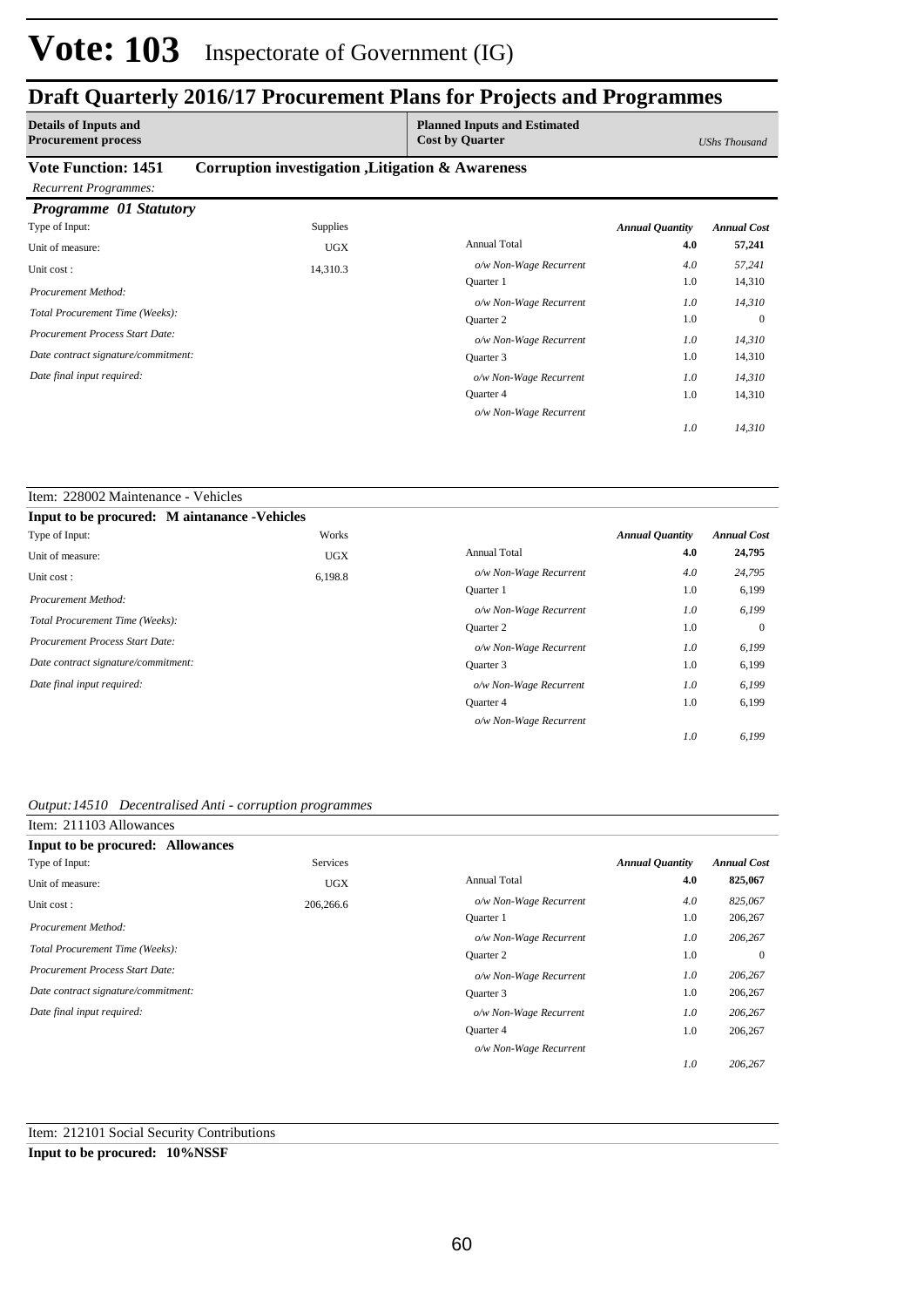# Vote: 103 Inspectorate of Government (IG)

## Draft Quarterly 2016/17 Procurement Plans for Projects and Programmes

| **Details of Inputs and Procurement process** | **Planned Inputs and Estimated Cost by Quarter** | *UShs Thousand* |
|---|---|---|

**Vote Function: 1451 Corruption investigation ,Litigation & Awareness**

*Recurrent Programmes:*

***Programme 01 Statutory***

| | | | *Annual Quantity* | *Annual Cost* |
|---|---|---|---|---|
| Type of Input: | Supplies | | | |
| Unit of measure: | UGX | Annual Total | **4.0** | **57,241** |
| Unit cost : | 14,310.3 | *o/w Non-Wage Recurrent* | *4.0* | *57,241* |
| *Procurement Method:* | | Quarter 1 | 1.0 | 14,310 |
| *Total Procurement Time (Weeks):* | | *o/w Non-Wage Recurrent* | *1.0* | *14,310* |
| | | Quarter 2 | 1.0 | 0 |
| *Procurement Process Start Date:* | | *o/w Non-Wage Recurrent* | *1.0* | *14,310* |
| *Date contract signature/commitment:* | | Quarter 3 | 1.0 | 14,310 |
| *Date final input required:* | | *o/w Non-Wage Recurrent* | *1.0* | *14,310* |
| | | Quarter 4 | 1.0 | 14,310 |
| | | *o/w Non-Wage Recurrent* | *1.0* | *14,310* |

Item: 228002 Maintenance - Vehicles

**Input to be procured: M aintanance -Vehicles**

| | | | *Annual Quantity* | *Annual Cost* |
|---|---|---|---|---|
| Type of Input: | Works | | | |
| Unit of measure: | UGX | Annual Total | **4.0** | **24,795** |
| Unit cost : | 6,198.8 | *o/w Non-Wage Recurrent* | *4.0* | *24,795* |
| *Procurement Method:* | | Quarter 1 | 1.0 | 6,199 |
| *Total Procurement Time (Weeks):* | | *o/w Non-Wage Recurrent* | *1.0* | *6,199* |
| | | Quarter 2 | 1.0 | 0 |
| *Procurement Process Start Date:* | | *o/w Non-Wage Recurrent* | *1.0* | *6,199* |
| *Date contract signature/commitment:* | | Quarter 3 | 1.0 | 6,199 |
| *Date final input required:* | | *o/w Non-Wage Recurrent* | *1.0* | *6,199* |
| | | Quarter 4 | 1.0 | 6,199 |
| | | *o/w Non-Wage Recurrent* | *1.0* | *6,199* |

*Output:14510 Decentralised Anti - corruption programmes*

Item: 211103 Allowances

**Input to be procured: Allowances**

| | | | *Annual Quantity* | *Annual Cost* |
|---|---|---|---|---|
| Type of Input: | Services | | | |
| Unit of measure: | UGX | Annual Total | **4.0** | **825,067** |
| Unit cost : | 206,266.6 | *o/w Non-Wage Recurrent* | *4.0* | *825,067* |
| *Procurement Method:* | | Quarter 1 | 1.0 | 206,267 |
| *Total Procurement Time (Weeks):* | | *o/w Non-Wage Recurrent* | *1.0* | *206,267* |
| | | Quarter 2 | 1.0 | 0 |
| *Procurement Process Start Date:* | | *o/w Non-Wage Recurrent* | *1.0* | *206,267* |
| *Date contract signature/commitment:* | | Quarter 3 | 1.0 | 206,267 |
| *Date final input required:* | | *o/w Non-Wage Recurrent* | *1.0* | *206,267* |
| | | Quarter 4 | 1.0 | 206,267 |
| | | *o/w Non-Wage Recurrent* | *1.0* | *206,267* |

Item: 212101 Social Security Contributions

**Input to be procured: 10%NSSF**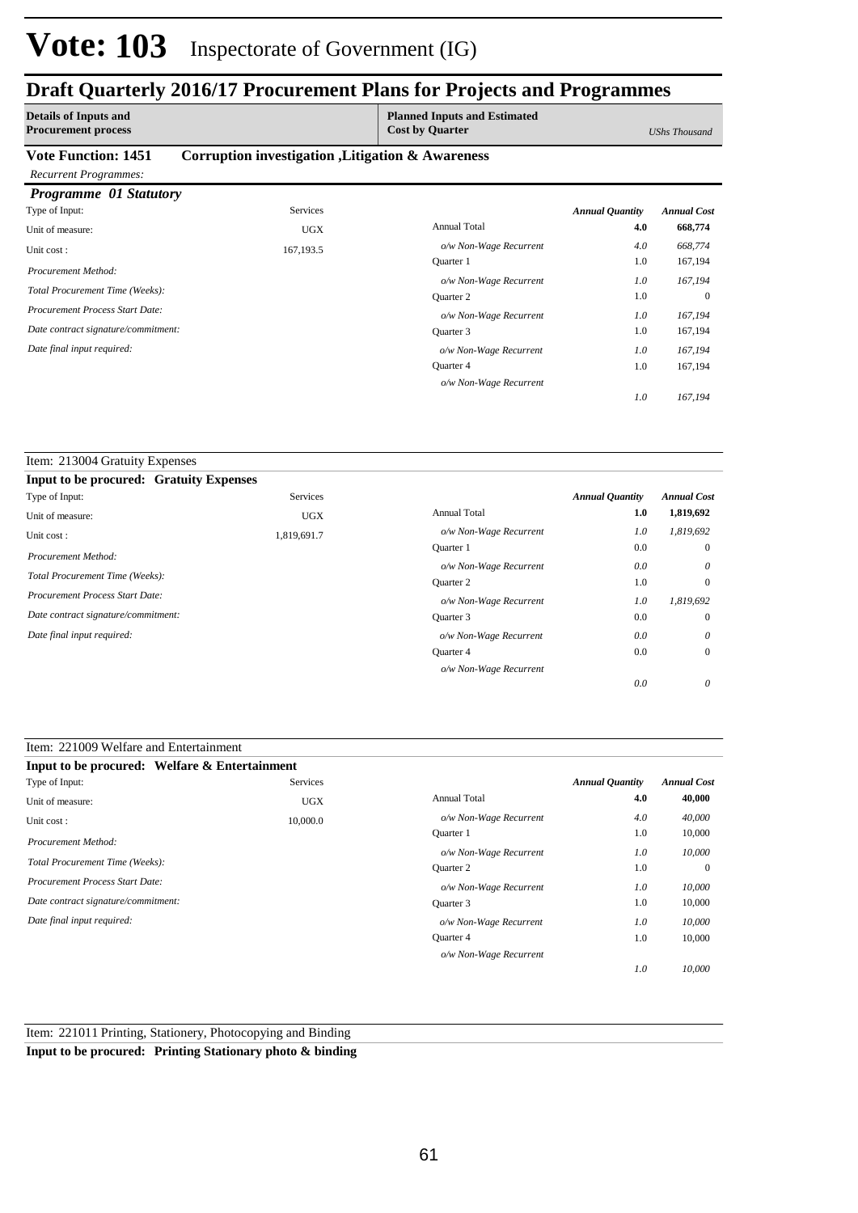# Vote: 103 Inspectorate of Government (IG)

## Draft Quarterly 2016/17 Procurement Plans for Projects and Programmes

| Details of Inputs and Procurement process | Planned Inputs and Estimated Cost by Quarter | UShs Thousand |
|---|---|---|

**Vote Function: 1451 Corruption investigation ,Litigation & Awareness**

*Recurrent Programmes:*

### *Programme 01 Statutory*

| Type of Input: | Services | | *Annual Quantity* | *Annual Cost* |
|---|---|---|---|---|
| Unit of measure: | UGX | Annual Total | **4.0** | **668,774** |
| Unit cost : | 167,193.5 | *o/w Non-Wage Recurrent* | *4.0* | *668,774* |
| *Procurement Method:* | | Quarter 1 | 1.0 | 167,194 |
| *Total Procurement Time (Weeks):* | | *o/w Non-Wage Recurrent* | *1.0* | *167,194* |
| *Procurement Process Start Date:* | | Quarter 2 | 1.0 | 0 |
| *Date contract signature/commitment:* | | *o/w Non-Wage Recurrent* | *1.0* | *167,194* |
| *Date final input required:* | | Quarter 3 | 1.0 | 167,194 |
| | | *o/w Non-Wage Recurrent* | *1.0* | *167,194* |
| | | Quarter 4 | 1.0 | 167,194 |
| | | *o/w Non-Wage Recurrent* | *1.0* | *167,194* |

Item: 213004 Gratuity Expenses

**Input to be procured: Gratuity Expenses**

| Type of Input: | Services | | *Annual Quantity* | *Annual Cost* |
|---|---|---|---|---|
| Unit of measure: | UGX | Annual Total | **1.0** | **1,819,692** |
| Unit cost : | 1,819,691.7 | *o/w Non-Wage Recurrent* | *1.0* | *1,819,692* |
| *Procurement Method:* | | Quarter 1 | 0.0 | 0 |
| *Total Procurement Time (Weeks):* | | *o/w Non-Wage Recurrent* | *0.0* | *0* |
| *Procurement Process Start Date:* | | Quarter 2 | 1.0 | 0 |
| *Date contract signature/commitment:* | | *o/w Non-Wage Recurrent* | *1.0* | *1,819,692* |
| *Date final input required:* | | Quarter 3 | 0.0 | 0 |
| | | *o/w Non-Wage Recurrent* | *0.0* | *0* |
| | | Quarter 4 | 0.0 | 0 |
| | | *o/w Non-Wage Recurrent* | *0.0* | *0* |

Item: 221009 Welfare and Entertainment

**Input to be procured: Welfare & Entertainment**

| Type of Input: | Services | | *Annual Quantity* | *Annual Cost* |
|---|---|---|---|---|
| Unit of measure: | UGX | Annual Total | **4.0** | **40,000** |
| Unit cost : | 10,000.0 | *o/w Non-Wage Recurrent* | *4.0* | *40,000* |
| *Procurement Method:* | | Quarter 1 | 1.0 | 10,000 |
| *Total Procurement Time (Weeks):* | | *o/w Non-Wage Recurrent* | *1.0* | *10,000* |
| *Procurement Process Start Date:* | | Quarter 2 | 1.0 | 0 |
| *Date contract signature/commitment:* | | *o/w Non-Wage Recurrent* | *1.0* | *10,000* |
| *Date final input required:* | | Quarter 3 | 1.0 | 10,000 |
| | | *o/w Non-Wage Recurrent* | *1.0* | *10,000* |
| | | Quarter 4 | 1.0 | 10,000 |
| | | *o/w Non-Wage Recurrent* | *1.0* | *10,000* |

Item: 221011 Printing, Stationery, Photocopying and Binding

**Input to be procured: Printing Stationary photo & binding**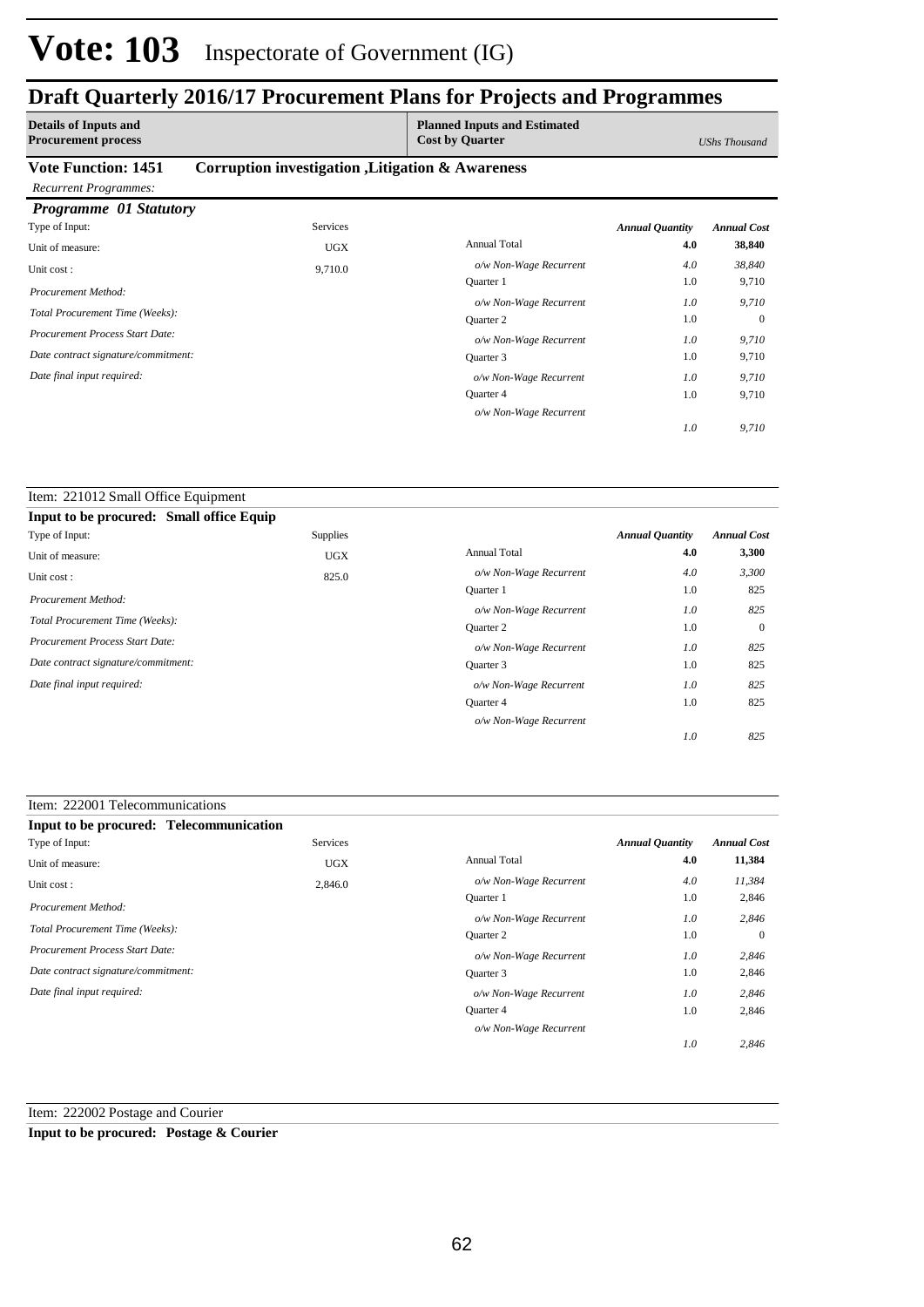# Vote: 103 Inspectorate of Government (IG)

## Draft Quarterly 2016/17 Procurement Plans for Projects and Programmes

| Details of Inputs and Procurement process | Planned Inputs and Estimated Cost by Quarter | *UShs Thousand* |
|---|---|---|

**Vote Function: 1451 Corruption investigation ,Litigation & Awareness**

*Recurrent Programmes:*

### *Programme 01 Statutory*

| Type of Input: | Services | | *Annual Quantity* | *Annual Cost* |
|---|---|---|---|---|
| Unit of measure: | UGX | Annual Total | **4.0** | **38,840** |
| Unit cost : | 9,710.0 | *o/w Non-Wage Recurrent* | *4.0* | *38,840* |
| *Procurement Method:* | | Quarter 1 | 1.0 | 9,710 |
| *Total Procurement Time (Weeks):* | | *o/w Non-Wage Recurrent* | *1.0* | *9,710* |
| *Procurement Process Start Date:* | | Quarter 2 | 1.0 | 0 |
| *Date contract signature/commitment:* | | *o/w Non-Wage Recurrent* | *1.0* | *9,710* |
| *Date final input required:* | | Quarter 3 | 1.0 | 9,710 |
| | | *o/w Non-Wage Recurrent* | *1.0* | *9,710* |
| | | Quarter 4 | 1.0 | 9,710 |
| | | *o/w Non-Wage Recurrent* | *1.0* | *9,710* |

Item: 221012 Small Office Equipment

**Input to be procured: Small office Equip**

| Type of Input: | Supplies | | *Annual Quantity* | *Annual Cost* |
|---|---|---|---|---|
| Unit of measure: | UGX | Annual Total | **4.0** | **3,300** |
| Unit cost : | 825.0 | *o/w Non-Wage Recurrent* | *4.0* | *3,300* |
| *Procurement Method:* | | Quarter 1 | 1.0 | 825 |
| *Total Procurement Time (Weeks):* | | *o/w Non-Wage Recurrent* | *1.0* | *825* |
| *Procurement Process Start Date:* | | Quarter 2 | 1.0 | 0 |
| *Date contract signature/commitment:* | | *o/w Non-Wage Recurrent* | *1.0* | *825* |
| *Date final input required:* | | Quarter 3 | 1.0 | 825 |
| | | *o/w Non-Wage Recurrent* | *1.0* | *825* |
| | | Quarter 4 | 1.0 | 825 |
| | | *o/w Non-Wage Recurrent* | *1.0* | *825* |

Item: 222001 Telecommunications

**Input to be procured: Telecommunication**

| Type of Input: | Services | | *Annual Quantity* | *Annual Cost* |
|---|---|---|---|---|
| Unit of measure: | UGX | Annual Total | **4.0** | **11,384** |
| Unit cost : | 2,846.0 | *o/w Non-Wage Recurrent* | *4.0* | *11,384* |
| *Procurement Method:* | | Quarter 1 | 1.0 | 2,846 |
| *Total Procurement Time (Weeks):* | | *o/w Non-Wage Recurrent* | *1.0* | *2,846* |
| *Procurement Process Start Date:* | | Quarter 2 | 1.0 | 0 |
| *Date contract signature/commitment:* | | *o/w Non-Wage Recurrent* | *1.0* | *2,846* |
| *Date final input required:* | | Quarter 3 | 1.0 | 2,846 |
| | | *o/w Non-Wage Recurrent* | *1.0* | *2,846* |
| | | Quarter 4 | 1.0 | 2,846 |
| | | *o/w Non-Wage Recurrent* | *1.0* | *2,846* |

Item: 222002 Postage and Courier

**Input to be procured: Postage & Courier**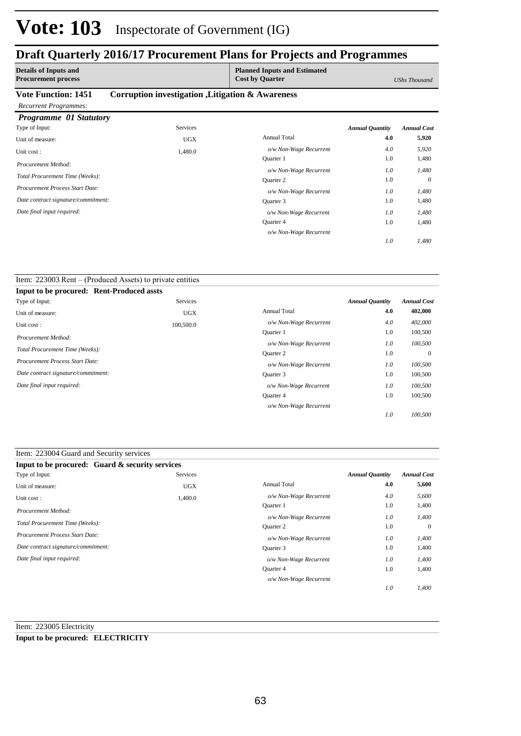# Vote: 103 Inspectorate of Government (IG)

## Draft Quarterly 2016/17 Procurement Plans for Projects and Programmes

| **Details of Inputs and Procurement process** | **Planned Inputs and Estimated Cost by Quarter** | *UShs Thousand* |
|---|---|---|

**Vote Function: 1451 Corruption investigation ,Litigation & Awareness**

*Recurrent Programmes:*

### *Programme 01 Statutory*

| | | | *Annual Quantity* | *Annual Cost* |
|---|---|---|---|---|
| Type of Input: | Services | | | |
| Unit of measure: | UGX | Annual Total | **4.0** | **5,920** |
| Unit cost : | 1,480.0 | *o/w Non-Wage Recurrent* | *4.0* | *5,920* |
| *Procurement Method:* | | Quarter 1 | 1.0 | 1,480 |
| *Total Procurement Time (Weeks):* | | *o/w Non-Wage Recurrent* | *1.0* | *1,480* |
| *Procurement Process Start Date:* | | Quarter 2 | 1.0 | 0 |
| *Date contract signature/commitment:* | | *o/w Non-Wage Recurrent* | *1.0* | *1,480* |
| *Date final input required:* | | Quarter 3 | 1.0 | 1,480 |
| | | *o/w Non-Wage Recurrent* | *1.0* | *1,480* |
| | | Quarter 4 | 1.0 | 1,480 |
| | | *o/w Non-Wage Recurrent* | *1.0* | *1,480* |

Item: 223003 Rent – (Produced Assets) to private entities

**Input to be procured: Rent-Produced assts**

| | | | *Annual Quantity* | *Annual Cost* |
|---|---|---|---|---|
| Type of Input: | Services | | | |
| Unit of measure: | UGX | Annual Total | **4.0** | **402,000** |
| Unit cost : | 100,500.0 | *o/w Non-Wage Recurrent* | *4.0* | *402,000* |
| *Procurement Method:* | | Quarter 1 | 1.0 | 100,500 |
| *Total Procurement Time (Weeks):* | | *o/w Non-Wage Recurrent* | *1.0* | *100,500* |
| *Procurement Process Start Date:* | | Quarter 2 | 1.0 | 0 |
| *Date contract signature/commitment:* | | *o/w Non-Wage Recurrent* | *1.0* | *100,500* |
| *Date final input required:* | | Quarter 3 | 1.0 | 100,500 |
| | | *o/w Non-Wage Recurrent* | *1.0* | *100,500* |
| | | Quarter 4 | 1.0 | 100,500 |
| | | *o/w Non-Wage Recurrent* | *1.0* | *100,500* |

Item: 223004 Guard and Security services

**Input to be procured: Guard & security services**

| | | | *Annual Quantity* | *Annual Cost* |
|---|---|---|---|---|
| Type of Input: | Services | | | |
| Unit of measure: | UGX | Annual Total | **4.0** | **5,600** |
| Unit cost : | 1,400.0 | *o/w Non-Wage Recurrent* | *4.0* | *5,600* |
| *Procurement Method:* | | Quarter 1 | 1.0 | 1,400 |
| *Total Procurement Time (Weeks):* | | *o/w Non-Wage Recurrent* | *1.0* | *1,400* |
| *Procurement Process Start Date:* | | Quarter 2 | 1.0 | 0 |
| *Date contract signature/commitment:* | | *o/w Non-Wage Recurrent* | *1.0* | *1,400* |
| *Date final input required:* | | Quarter 3 | 1.0 | 1,400 |
| | | *o/w Non-Wage Recurrent* | *1.0* | *1,400* |
| | | Quarter 4 | 1.0 | 1,400 |
| | | *o/w Non-Wage Recurrent* | *1.0* | *1,400* |

Item: 223005 Electricity

**Input to be procured: ELECTRICITY**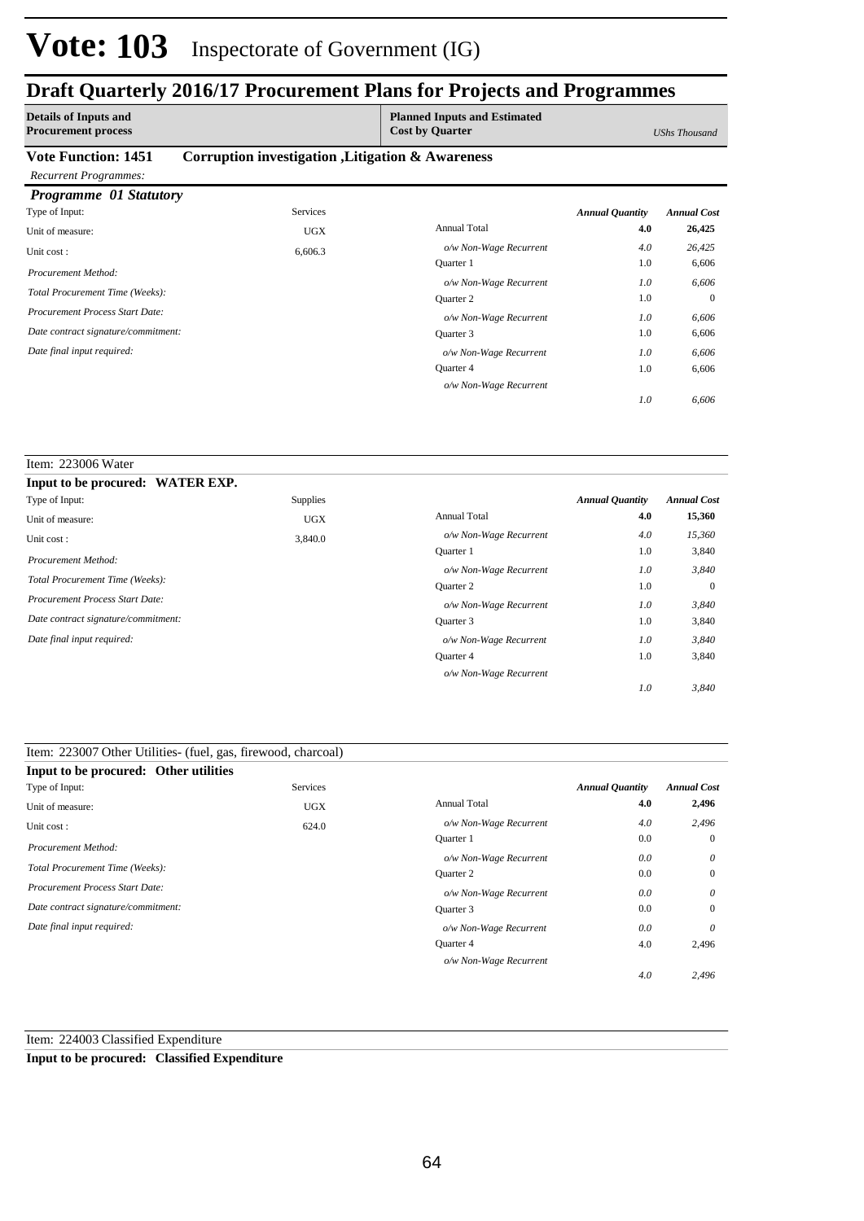# Vote: 103 Inspectorate of Government (IG)

## Draft Quarterly 2016/17 Procurement Plans for Projects and Programmes

| Details of Inputs and Procurement process | Planned Inputs and Estimated Cost by Quarter | UShs Thousand |
|---|---|---|

**Vote Function: 1451 Corruption investigation ,Litigation & Awareness**

*Recurrent Programmes:*

***Programme 01 Statutory***

| Type of Input: | Services | | *Annual Quantity* | *Annual Cost* |
|---|---|---|---|---|
| Unit of measure: | UGX | Annual Total | **4.0** | **26,425** |
| Unit cost : | 6,606.3 | *o/w Non-Wage Recurrent* | *4.0* | *26,425* |
| *Procurement Method:* | | Quarter 1 | 1.0 | 6,606 |
| *Total Procurement Time (Weeks):* | | *o/w Non-Wage Recurrent* | *1.0* | *6,606* |
| *Procurement Process Start Date:* | | Quarter 2 | 1.0 | 0 |
| *Date contract signature/commitment:* | | *o/w Non-Wage Recurrent* | *1.0* | *6,606* |
| *Date final input required:* | | Quarter 3 | 1.0 | 6,606 |
| | | *o/w Non-Wage Recurrent* | *1.0* | *6,606* |
| | | Quarter 4 | 1.0 | 6,606 |
| | | *o/w Non-Wage Recurrent* | *1.0* | *6,606* |

Item: 223006 Water

**Input to be procured: WATER EXP.**

| Type of Input: | Supplies | | *Annual Quantity* | *Annual Cost* |
|---|---|---|---|---|
| Unit of measure: | UGX | Annual Total | **4.0** | **15,360** |
| Unit cost : | 3,840.0 | *o/w Non-Wage Recurrent* | *4.0* | *15,360* |
| *Procurement Method:* | | Quarter 1 | 1.0 | 3,840 |
| *Total Procurement Time (Weeks):* | | *o/w Non-Wage Recurrent* | *1.0* | *3,840* |
| *Procurement Process Start Date:* | | Quarter 2 | 1.0 | 0 |
| *Date contract signature/commitment:* | | *o/w Non-Wage Recurrent* | *1.0* | *3,840* |
| *Date final input required:* | | Quarter 3 | 1.0 | 3,840 |
| | | *o/w Non-Wage Recurrent* | *1.0* | *3,840* |
| | | Quarter 4 | 1.0 | 3,840 |
| | | *o/w Non-Wage Recurrent* | *1.0* | *3,840* |

Item: 223007 Other Utilities- (fuel, gas, firewood, charcoal)

**Input to be procured: Other utilities**

| Type of Input: | Services | | *Annual Quantity* | *Annual Cost* |
|---|---|---|---|---|
| Unit of measure: | UGX | Annual Total | **4.0** | **2,496** |
| Unit cost : | 624.0 | *o/w Non-Wage Recurrent* | *4.0* | *2,496* |
| *Procurement Method:* | | Quarter 1 | 0.0 | 0 |
| *Total Procurement Time (Weeks):* | | *o/w Non-Wage Recurrent* | *0.0* | *0* |
| *Procurement Process Start Date:* | | Quarter 2 | 0.0 | 0 |
| *Date contract signature/commitment:* | | *o/w Non-Wage Recurrent* | *0.0* | *0* |
| *Date final input required:* | | Quarter 3 | 0.0 | 0 |
| | | *o/w Non-Wage Recurrent* | *0.0* | *0* |
| | | Quarter 4 | 4.0 | 2,496 |
| | | *o/w Non-Wage Recurrent* | *4.0* | *2,496* |

Item: 224003 Classified Expenditure

**Input to be procured: Classified Expenditure**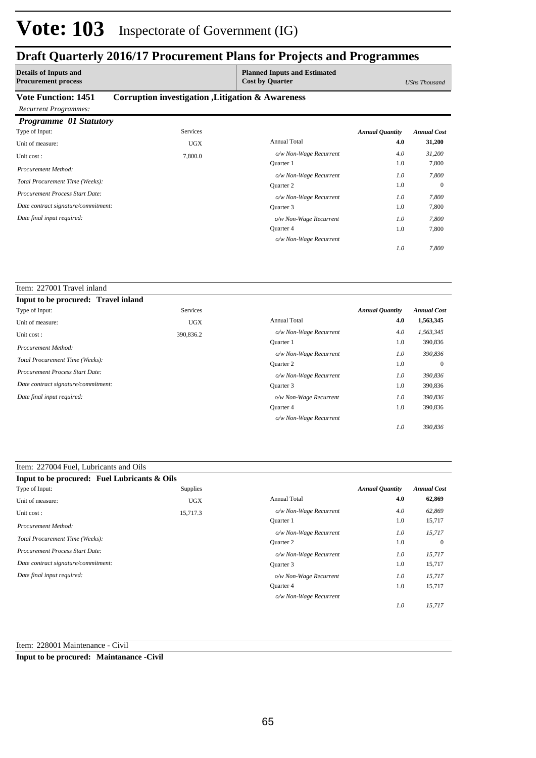# Vote: 103 Inspectorate of Government (IG)

## Draft Quarterly 2016/17 Procurement Plans for Projects and Programmes

| Details of Inputs and Procurement process | Planned Inputs and Estimated Cost by Quarter | UShs Thousand |
|---|---|---|

**Vote Function: 1451 Corruption investigation ,Litigation & Awareness**

*Recurrent Programmes:*

### *Programme 01 Statutory*

| | | | *Annual Quantity* | *Annual Cost* |
|---|---|---|---|---|
| Type of Input: | Services | | | |
| Unit of measure: | UGX | Annual Total | **4.0** | **31,200** |
| Unit cost : | 7,800.0 | *o/w Non-Wage Recurrent* | *4.0* | *31,200* |
| *Procurement Method:* | | Quarter 1 | 1.0 | 7,800 |
| *Total Procurement Time (Weeks):* | | *o/w Non-Wage Recurrent* | *1.0* | *7,800* |
| *Procurement Process Start Date:* | | Quarter 2 | 1.0 | 0 |
| *Date contract signature/commitment:* | | *o/w Non-Wage Recurrent* | *1.0* | *7,800* |
| *Date final input required:* | | Quarter 3 | 1.0 | 7,800 |
| | | *o/w Non-Wage Recurrent* | *1.0* | *7,800* |
| | | Quarter 4 | 1.0 | 7,800 |
| | | *o/w Non-Wage Recurrent* | *1.0* | *7,800* |

Item: 227001 Travel inland

**Input to be procured: Travel inland**

| | | | *Annual Quantity* | *Annual Cost* |
|---|---|---|---|---|
| Type of Input: | Services | | | |
| Unit of measure: | UGX | Annual Total | **4.0** | **1,563,345** |
| Unit cost : | 390,836.2 | *o/w Non-Wage Recurrent* | *4.0* | *1,563,345* |
| *Procurement Method:* | | Quarter 1 | 1.0 | 390,836 |
| *Total Procurement Time (Weeks):* | | *o/w Non-Wage Recurrent* | *1.0* | *390,836* |
| *Procurement Process Start Date:* | | Quarter 2 | 1.0 | 0 |
| *Date contract signature/commitment:* | | *o/w Non-Wage Recurrent* | *1.0* | *390,836* |
| *Date final input required:* | | Quarter 3 | 1.0 | 390,836 |
| | | *o/w Non-Wage Recurrent* | *1.0* | *390,836* |
| | | Quarter 4 | 1.0 | 390,836 |
| | | *o/w Non-Wage Recurrent* | *1.0* | *390,836* |

Item: 227004 Fuel, Lubricants and Oils

**Input to be procured: Fuel Lubricants & Oils**

| | | | *Annual Quantity* | *Annual Cost* |
|---|---|---|---|---|
| Type of Input: | Supplies | | | |
| Unit of measure: | UGX | Annual Total | **4.0** | **62,869** |
| Unit cost : | 15,717.3 | *o/w Non-Wage Recurrent* | *4.0* | *62,869* |
| *Procurement Method:* | | Quarter 1 | 1.0 | 15,717 |
| *Total Procurement Time (Weeks):* | | *o/w Non-Wage Recurrent* | *1.0* | *15,717* |
| *Procurement Process Start Date:* | | Quarter 2 | 1.0 | 0 |
| *Date contract signature/commitment:* | | *o/w Non-Wage Recurrent* | *1.0* | *15,717* |
| *Date final input required:* | | Quarter 3 | 1.0 | 15,717 |
| | | *o/w Non-Wage Recurrent* | *1.0* | *15,717* |
| | | Quarter 4 | 1.0 | 15,717 |
| | | *o/w Non-Wage Recurrent* | *1.0* | *15,717* |

Item: 228001 Maintenance - Civil

**Input to be procured: Maintanance -Civil**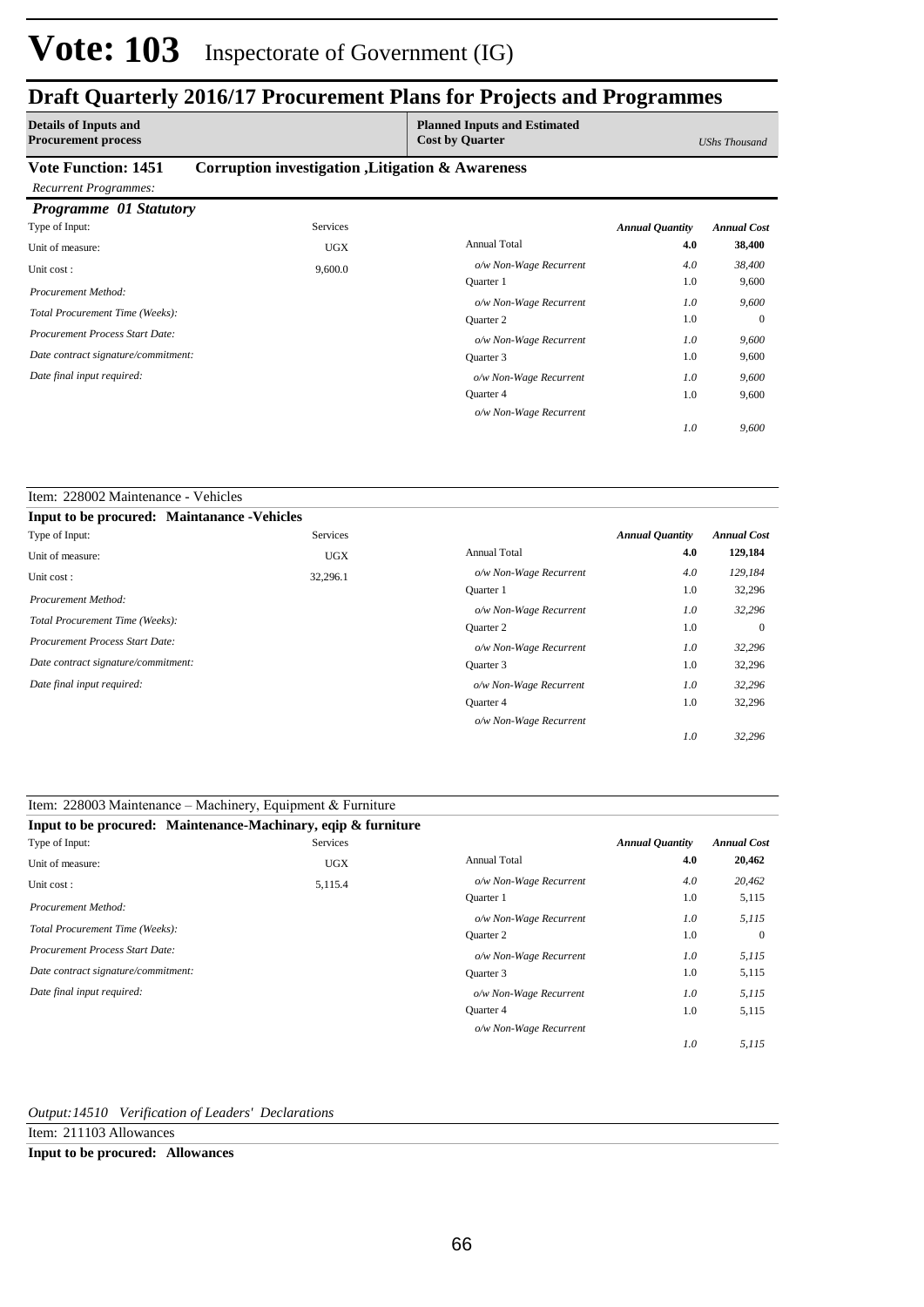# Vote: 103 Inspectorate of Government (IG)

## Draft Quarterly 2016/17 Procurement Plans for Projects and Programmes

| Details of Inputs and Procurement process | Planned Inputs and Estimated Cost by Quarter | UShs Thousand |
|---|---|---|

**Vote Function: 1451 Corruption investigation ,Litigation & Awareness**

*Recurrent Programmes:*

### *Programme 01 Statutory*

| | | | *Annual Quantity* | *Annual Cost* |
|---|---|---|---|---|
| Type of Input: | Services | | | |
| Unit of measure: | UGX | Annual Total | **4.0** | **38,400** |
| Unit cost : | 9,600.0 | *o/w Non-Wage Recurrent* | *4.0* | *38,400* |
| *Procurement Method:* | | Quarter 1 | 1.0 | 9,600 |
| *Total Procurement Time (Weeks):* | | *o/w Non-Wage Recurrent* | *1.0* | *9,600* |
| *Procurement Process Start Date:* | | Quarter 2 | 1.0 | 0 |
| *Date contract signature/commitment:* | | *o/w Non-Wage Recurrent* | *1.0* | *9,600* |
| *Date final input required:* | | Quarter 3 | 1.0 | 9,600 |
| | | *o/w Non-Wage Recurrent* | *1.0* | *9,600* |
| | | Quarter 4 | 1.0 | 9,600 |
| | | *o/w Non-Wage Recurrent* | *1.0* | *9,600* |

Item: 228002 Maintenance - Vehicles

**Input to be procured: Maintanance -Vehicles**

| | | | *Annual Quantity* | *Annual Cost* |
|---|---|---|---|---|
| Type of Input: | Services | | | |
| Unit of measure: | UGX | Annual Total | **4.0** | **129,184** |
| Unit cost : | 32,296.1 | *o/w Non-Wage Recurrent* | *4.0* | *129,184* |
| *Procurement Method:* | | Quarter 1 | 1.0 | 32,296 |
| *Total Procurement Time (Weeks):* | | *o/w Non-Wage Recurrent* | *1.0* | *32,296* |
| *Procurement Process Start Date:* | | Quarter 2 | 1.0 | 0 |
| *Date contract signature/commitment:* | | *o/w Non-Wage Recurrent* | *1.0* | *32,296* |
| *Date final input required:* | | Quarter 3 | 1.0 | 32,296 |
| | | *o/w Non-Wage Recurrent* | *1.0* | *32,296* |
| | | Quarter 4 | 1.0 | 32,296 |
| | | *o/w Non-Wage Recurrent* | *1.0* | *32,296* |

Item: 228003 Maintenance – Machinery, Equipment & Furniture

**Input to be procured: Maintenance-Machinary, eqip & furniture**

| | | | *Annual Quantity* | *Annual Cost* |
|---|---|---|---|---|
| Type of Input: | Services | | | |
| Unit of measure: | UGX | Annual Total | **4.0** | **20,462** |
| Unit cost : | 5,115.4 | *o/w Non-Wage Recurrent* | *4.0* | *20,462* |
| *Procurement Method:* | | Quarter 1 | 1.0 | 5,115 |
| *Total Procurement Time (Weeks):* | | *o/w Non-Wage Recurrent* | *1.0* | *5,115* |
| *Procurement Process Start Date:* | | Quarter 2 | 1.0 | 0 |
| *Date contract signature/commitment:* | | *o/w Non-Wage Recurrent* | *1.0* | *5,115* |
| *Date final input required:* | | Quarter 3 | 1.0 | 5,115 |
| | | *o/w Non-Wage Recurrent* | *1.0* | *5,115* |
| | | Quarter 4 | 1.0 | 5,115 |
| | | *o/w Non-Wage Recurrent* | *1.0* | *5,115* |

*Output:14510 Verification of Leaders' Declarations*

Item: 211103 Allowances

**Input to be procured: Allowances**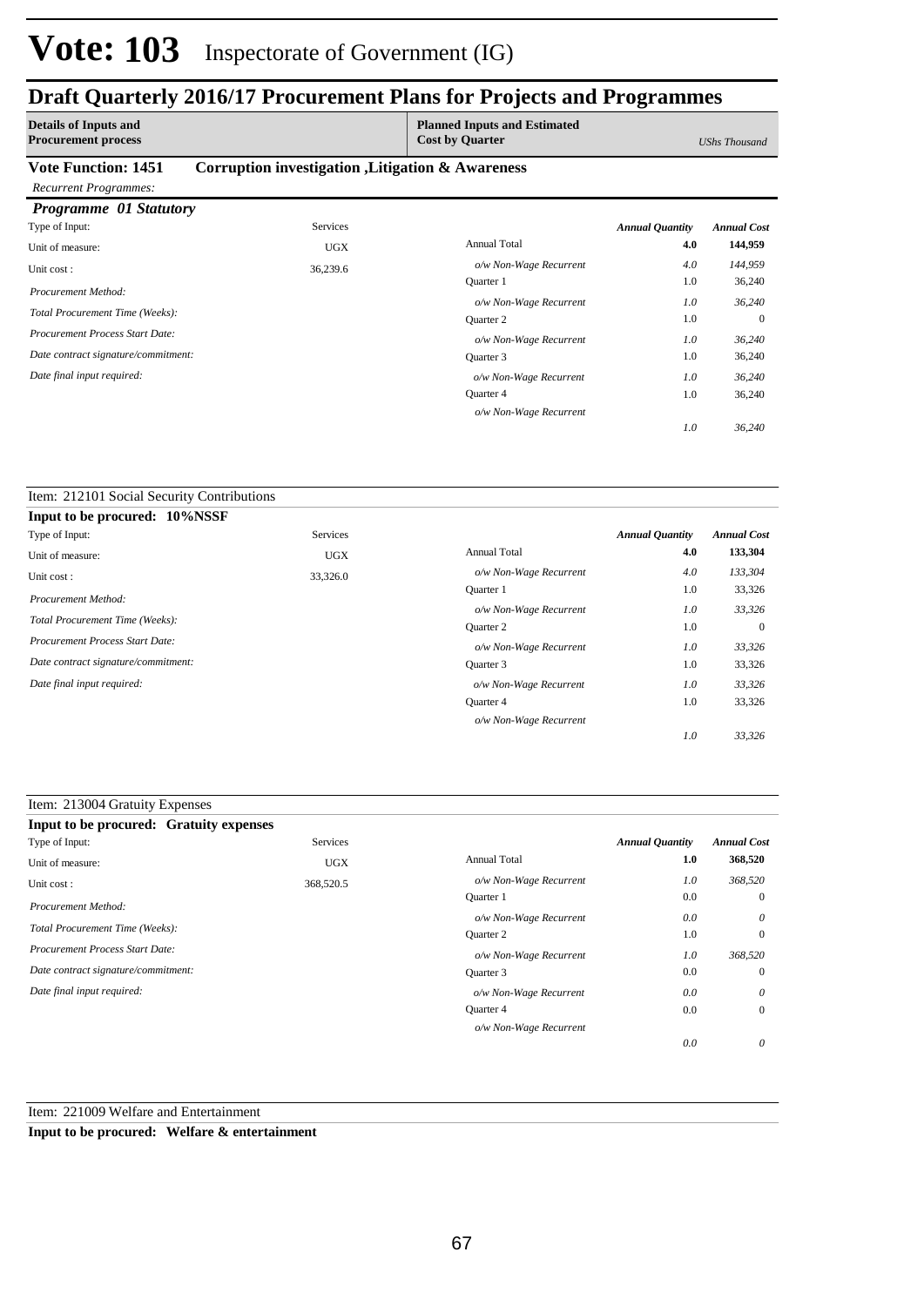# Vote: 103 Inspectorate of Government (IG)

## Draft Quarterly 2016/17 Procurement Plans for Projects and Programmes

| Details of Inputs and Procurement process | Planned Inputs and Estimated Cost by Quarter | UShs Thousand |
|---|---|---|

**Vote Function: 1451 Corruption investigation ,Litigation & Awareness**

*Recurrent Programmes:*

### *Programme 01 Statutory*

| | | | *Annual Quantity* | *Annual Cost* |
|---|---|---|---|---|
| Type of Input: | Services | | | |
| Unit of measure: | UGX | Annual Total | **4.0** | **144,959** |
| Unit cost : | 36,239.6 | *o/w Non-Wage Recurrent* | *4.0* | *144,959* |
| *Procurement Method:* | | Quarter 1 | 1.0 | 36,240 |
| *Total Procurement Time (Weeks):* | | *o/w Non-Wage Recurrent* | *1.0* | *36,240* |
| *Procurement Process Start Date:* | | Quarter 2 | 1.0 | 0 |
| *Date contract signature/commitment:* | | *o/w Non-Wage Recurrent* | *1.0* | *36,240* |
| *Date final input required:* | | Quarter 3 | 1.0 | 36,240 |
| | | *o/w Non-Wage Recurrent* | *1.0* | *36,240* |
| | | Quarter 4 | 1.0 | 36,240 |
| | | *o/w Non-Wage Recurrent* | *1.0* | *36,240* |

Item: 212101 Social Security Contributions

**Input to be procured: 10%NSSF**

| | | | *Annual Quantity* | *Annual Cost* |
|---|---|---|---|---|
| Type of Input: | Services | | | |
| Unit of measure: | UGX | Annual Total | **4.0** | **133,304** |
| Unit cost : | 33,326.0 | *o/w Non-Wage Recurrent* | *4.0* | *133,304* |
| *Procurement Method:* | | Quarter 1 | 1.0 | 33,326 |
| *Total Procurement Time (Weeks):* | | *o/w Non-Wage Recurrent* | *1.0* | *33,326* |
| *Procurement Process Start Date:* | | Quarter 2 | 1.0 | 0 |
| *Date contract signature/commitment:* | | *o/w Non-Wage Recurrent* | *1.0* | *33,326* |
| *Date final input required:* | | Quarter 3 | 1.0 | 33,326 |
| | | *o/w Non-Wage Recurrent* | *1.0* | *33,326* |
| | | Quarter 4 | 1.0 | 33,326 |
| | | *o/w Non-Wage Recurrent* | *1.0* | *33,326* |

Item: 213004 Gratuity Expenses

**Input to be procured: Gratuity expenses**

| | | | *Annual Quantity* | *Annual Cost* |
|---|---|---|---|---|
| Type of Input: | Services | | | |
| Unit of measure: | UGX | Annual Total | **1.0** | **368,520** |
| Unit cost : | 368,520.5 | *o/w Non-Wage Recurrent* | *1.0* | *368,520* |
| *Procurement Method:* | | Quarter 1 | 0.0 | 0 |
| *Total Procurement Time (Weeks):* | | *o/w Non-Wage Recurrent* | *0.0* | *0* |
| *Procurement Process Start Date:* | | Quarter 2 | 1.0 | 0 |
| *Date contract signature/commitment:* | | *o/w Non-Wage Recurrent* | *1.0* | *368,520* |
| *Date final input required:* | | Quarter 3 | 0.0 | 0 |
| | | *o/w Non-Wage Recurrent* | *0.0* | *0* |
| | | Quarter 4 | 0.0 | 0 |
| | | *o/w Non-Wage Recurrent* | *0.0* | *0* |

Item: 221009 Welfare and Entertainment

**Input to be procured: Welfare & entertainment**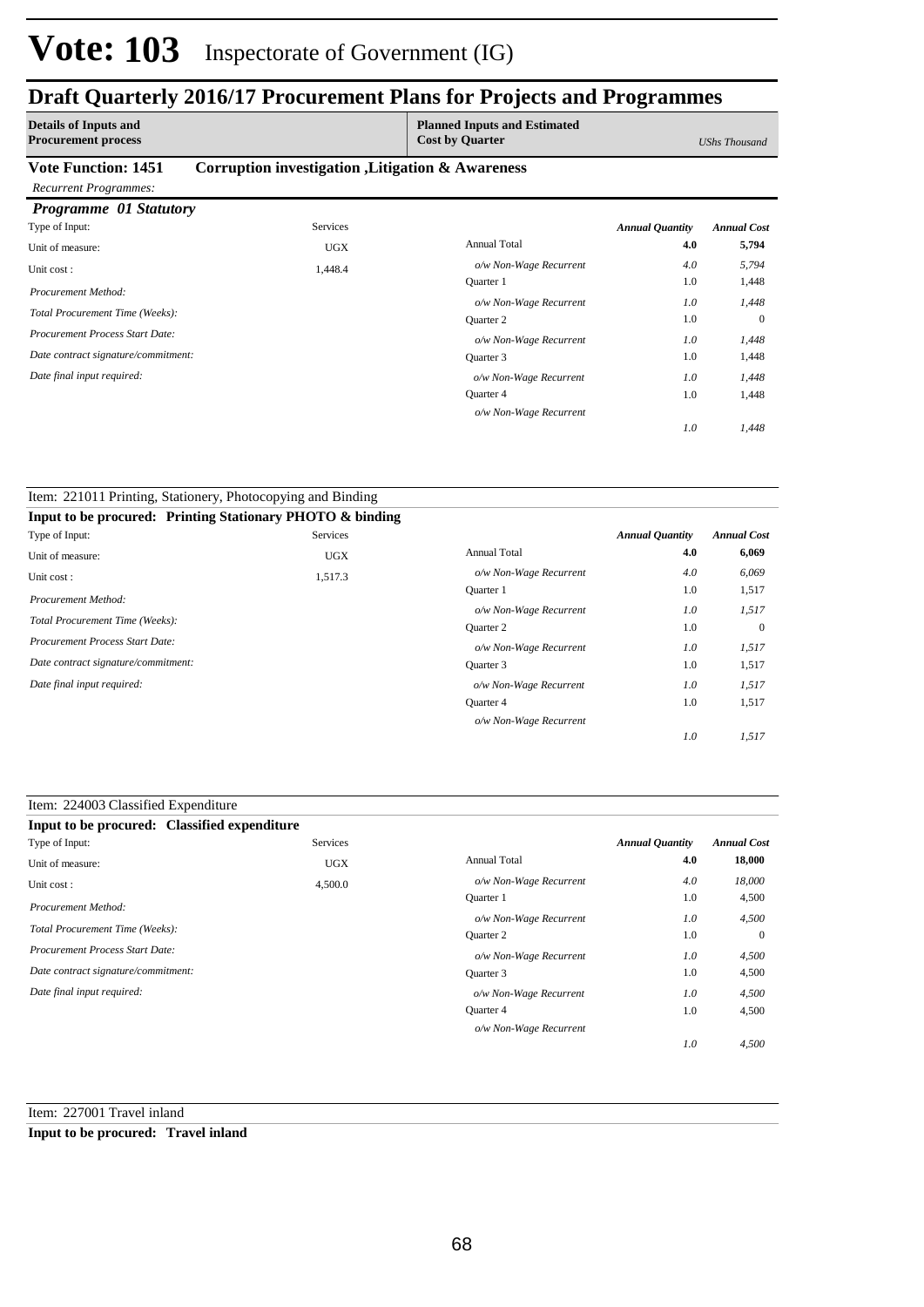# Vote: 103 Inspectorate of Government (IG)

## Draft Quarterly 2016/17 Procurement Plans for Projects and Programmes

| Details of Inputs and Procurement process | | Planned Inputs and Estimated Cost by Quarter | | UShs Thousand |
|---|---|---|---|---|

**Vote Function: 1451 Corruption investigation ,Litigation & Awareness**

*Recurrent Programmes:*

### *Programme 01 Statutory*

| Type of Input: | Services | | *Annual Quantity* | *Annual Cost* |
|---|---|---|---|---|
| Unit of measure: | UGX | Annual Total | **4.0** | **5,794** |
| Unit cost : | 1,448.4 | *o/w Non-Wage Recurrent* | *4.0* | *5,794* |
| *Procurement Method:* | | Quarter 1 | 1.0 | 1,448 |
| *Total Procurement Time (Weeks):* | | *o/w Non-Wage Recurrent* | *1.0* | *1,448* |
| *Procurement Process Start Date:* | | Quarter 2 | 1.0 | 0 |
| *Date contract signature/commitment:* | | *o/w Non-Wage Recurrent* | *1.0* | *1,448* |
| *Date final input required:* | | Quarter 3 | 1.0 | 1,448 |
| | | *o/w Non-Wage Recurrent* | *1.0* | *1,448* |
| | | Quarter 4 | 1.0 | 1,448 |
| | | *o/w Non-Wage Recurrent* | *1.0* | *1,448* |

Item: 221011 Printing, Stationery, Photocopying and Binding

**Input to be procured: Printing Stationary PHOTO & binding**

| Type of Input: | Services | | *Annual Quantity* | *Annual Cost* |
|---|---|---|---|---|
| Unit of measure: | UGX | Annual Total | **4.0** | **6,069** |
| Unit cost : | 1,517.3 | *o/w Non-Wage Recurrent* | *4.0* | *6,069* |
| *Procurement Method:* | | Quarter 1 | 1.0 | 1,517 |
| *Total Procurement Time (Weeks):* | | *o/w Non-Wage Recurrent* | *1.0* | *1,517* |
| *Procurement Process Start Date:* | | Quarter 2 | 1.0 | 0 |
| *Date contract signature/commitment:* | | *o/w Non-Wage Recurrent* | *1.0* | *1,517* |
| *Date final input required:* | | Quarter 3 | 1.0 | 1,517 |
| | | *o/w Non-Wage Recurrent* | *1.0* | *1,517* |
| | | Quarter 4 | 1.0 | 1,517 |
| | | *o/w Non-Wage Recurrent* | *1.0* | *1,517* |

Item: 224003 Classified Expenditure

**Input to be procured: Classified expenditure**

| Type of Input: | Services | | *Annual Quantity* | *Annual Cost* |
|---|---|---|---|---|
| Unit of measure: | UGX | Annual Total | **4.0** | **18,000** |
| Unit cost : | 4,500.0 | *o/w Non-Wage Recurrent* | *4.0* | *18,000* |
| *Procurement Method:* | | Quarter 1 | 1.0 | 4,500 |
| *Total Procurement Time (Weeks):* | | *o/w Non-Wage Recurrent* | *1.0* | *4,500* |
| *Procurement Process Start Date:* | | Quarter 2 | 1.0 | 0 |
| *Date contract signature/commitment:* | | *o/w Non-Wage Recurrent* | *1.0* | *4,500* |
| *Date final input required:* | | Quarter 3 | 1.0 | 4,500 |
| | | *o/w Non-Wage Recurrent* | *1.0* | *4,500* |
| | | Quarter 4 | 1.0 | 4,500 |
| | | *o/w Non-Wage Recurrent* | *1.0* | *4,500* |

Item: 227001 Travel inland

**Input to be procured: Travel inland**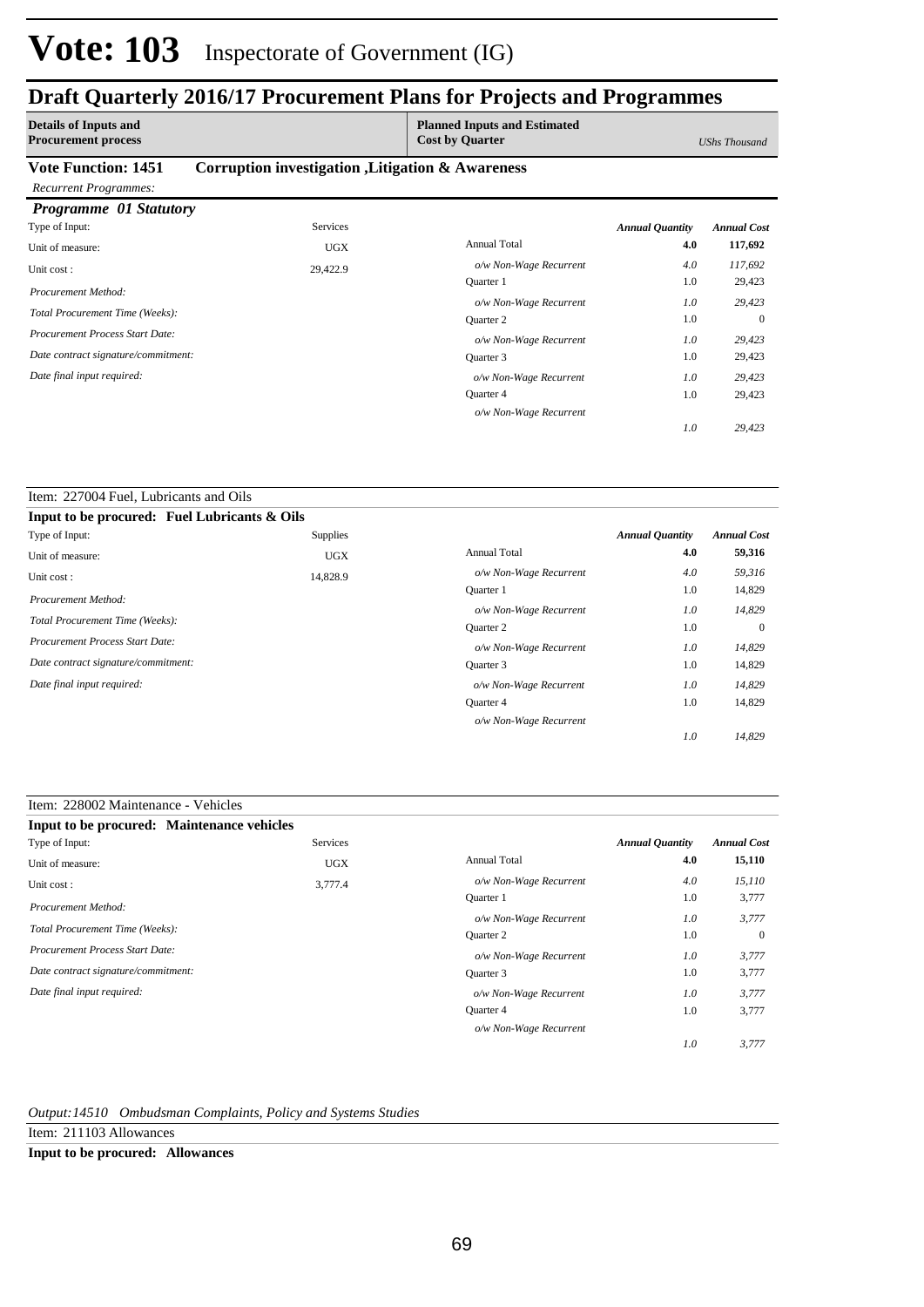# Vote: 103 Inspectorate of Government (IG)

## Draft Quarterly 2016/17 Procurement Plans for Projects and Programmes

| **Details of Inputs and Procurement process** | **Planned Inputs and Estimated Cost by Quarter** | *UShs Thousand* |
|---|---|---|

**Vote Function: 1451 Corruption investigation ,Litigation & Awareness**

*Recurrent Programmes:*

### *Programme 01 Statutory*

| | | | *Annual Quantity* | *Annual Cost* |
|---|---|---|---|---|
| Type of Input: | Services | | | |
| Unit of measure: | UGX | Annual Total | **4.0** | **117,692** |
| Unit cost : | 29,422.9 | *o/w Non-Wage Recurrent* | *4.0* | *117,692* |
| *Procurement Method:* | | Quarter 1 | 1.0 | 29,423 |
| *Total Procurement Time (Weeks):* | | *o/w Non-Wage Recurrent* | *1.0* | *29,423* |
| *Procurement Process Start Date:* | | Quarter 2 | 1.0 | 0 |
| *Date contract signature/commitment:* | | *o/w Non-Wage Recurrent* | *1.0* | *29,423* |
| *Date final input required:* | | Quarter 3 | 1.0 | 29,423 |
| | | *o/w Non-Wage Recurrent* | *1.0* | *29,423* |
| | | Quarter 4 | 1.0 | 29,423 |
| | | *o/w Non-Wage Recurrent* | *1.0* | *29,423* |

Item: 227004 Fuel, Lubricants and Oils

**Input to be procured: Fuel Lubricants & Oils**

| | | | *Annual Quantity* | *Annual Cost* |
|---|---|---|---|---|
| Type of Input: | Supplies | | | |
| Unit of measure: | UGX | Annual Total | **4.0** | **59,316** |
| Unit cost : | 14,828.9 | *o/w Non-Wage Recurrent* | *4.0* | *59,316* |
| *Procurement Method:* | | Quarter 1 | 1.0 | 14,829 |
| *Total Procurement Time (Weeks):* | | *o/w Non-Wage Recurrent* | *1.0* | *14,829* |
| *Procurement Process Start Date:* | | Quarter 2 | 1.0 | 0 |
| *Date contract signature/commitment:* | | *o/w Non-Wage Recurrent* | *1.0* | *14,829* |
| *Date final input required:* | | Quarter 3 | 1.0 | 14,829 |
| | | *o/w Non-Wage Recurrent* | *1.0* | *14,829* |
| | | Quarter 4 | 1.0 | 14,829 |
| | | *o/w Non-Wage Recurrent* | *1.0* | *14,829* |

Item: 228002 Maintenance - Vehicles

**Input to be procured: Maintenance vehicles**

| | | | *Annual Quantity* | *Annual Cost* |
|---|---|---|---|---|
| Type of Input: | Services | | | |
| Unit of measure: | UGX | Annual Total | **4.0** | **15,110** |
| Unit cost : | 3,777.4 | *o/w Non-Wage Recurrent* | *4.0* | *15,110* |
| *Procurement Method:* | | Quarter 1 | 1.0 | 3,777 |
| *Total Procurement Time (Weeks):* | | *o/w Non-Wage Recurrent* | *1.0* | *3,777* |
| *Procurement Process Start Date:* | | Quarter 2 | 1.0 | 0 |
| *Date contract signature/commitment:* | | *o/w Non-Wage Recurrent* | *1.0* | *3,777* |
| *Date final input required:* | | Quarter 3 | 1.0 | 3,777 |
| | | *o/w Non-Wage Recurrent* | *1.0* | *3,777* |
| | | Quarter 4 | 1.0 | 3,777 |
| | | *o/w Non-Wage Recurrent* | *1.0* | *3,777* |

*Output:14510 Ombudsman Complaints, Policy and Systems Studies*

Item: 211103 Allowances

**Input to be procured: Allowances**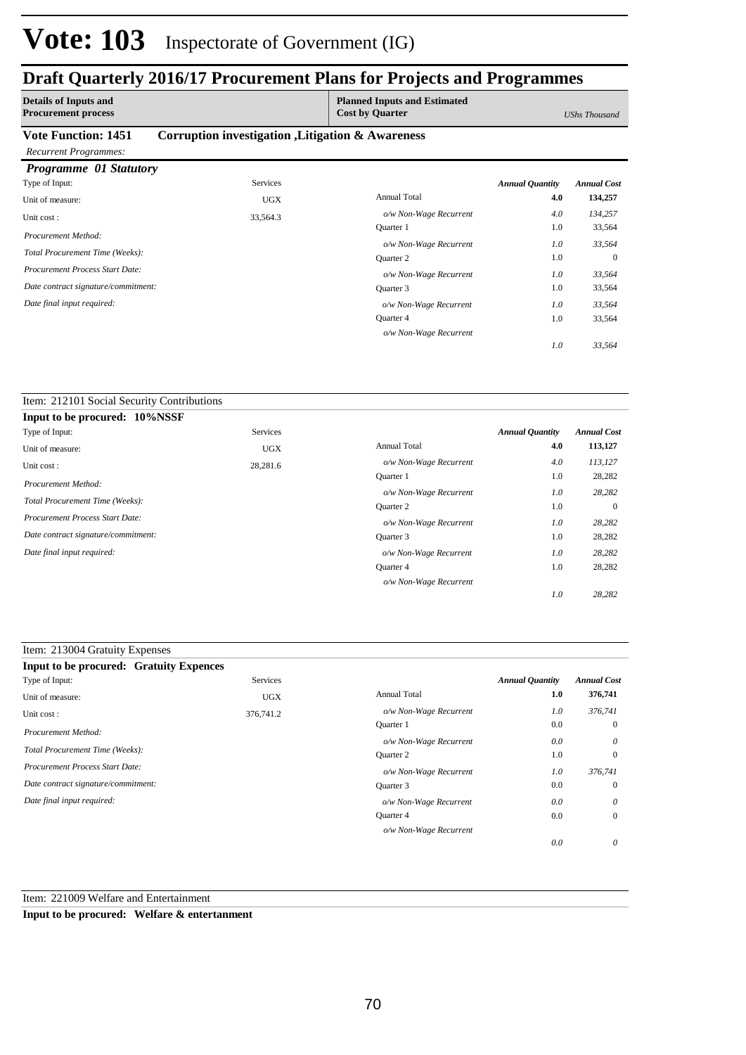# Vote: 103 Inspectorate of Government (IG)

## Draft Quarterly 2016/17 Procurement Plans for Projects and Programmes

| Details of Inputs and Procurement process | Planned Inputs and Estimated Cost by Quarter | UShs Thousand |
|---|---|---|

**Vote Function: 1451** **Corruption investigation ,Litigation & Awareness**

*Recurrent Programmes:*

*Programme 01 Statutory*

| | | | *Annual Quantity* | *Annual Cost* |
|---|---|---|---|---|
| Type of Input: | Services | | | |
| Unit of measure: | UGX | Annual Total | **4.0** | **134,257** |
| Unit cost : | 33,564.3 | *o/w Non-Wage Recurrent* | *4.0* | *134,257* |
| *Procurement Method:* | | Quarter 1 | 1.0 | 33,564 |
| *Total Procurement Time (Weeks):* | | *o/w Non-Wage Recurrent* | *1.0* | *33,564* |
| *Procurement Process Start Date:* | | Quarter 2 | 1.0 | 0 |
| *Date contract signature/commitment:* | | *o/w Non-Wage Recurrent* | *1.0* | *33,564* |
| *Date final input required:* | | Quarter 3 | 1.0 | 33,564 |
| | | *o/w Non-Wage Recurrent* | *1.0* | *33,564* |
| | | Quarter 4 | 1.0 | 33,564 |
| | | *o/w Non-Wage Recurrent* | *1.0* | *33,564* |

Item: 212101 Social Security Contributions

**Input to be procured: 10%NSSF**

| | | | *Annual Quantity* | *Annual Cost* |
|---|---|---|---|---|
| Type of Input: | Services | | | |
| Unit of measure: | UGX | Annual Total | **4.0** | **113,127** |
| Unit cost : | 28,281.6 | *o/w Non-Wage Recurrent* | *4.0* | *113,127* |
| *Procurement Method:* | | Quarter 1 | 1.0 | 28,282 |
| *Total Procurement Time (Weeks):* | | *o/w Non-Wage Recurrent* | *1.0* | *28,282* |
| *Procurement Process Start Date:* | | Quarter 2 | 1.0 | 0 |
| *Date contract signature/commitment:* | | *o/w Non-Wage Recurrent* | *1.0* | *28,282* |
| *Date final input required:* | | Quarter 3 | 1.0 | 28,282 |
| | | *o/w Non-Wage Recurrent* | *1.0* | *28,282* |
| | | Quarter 4 | 1.0 | 28,282 |
| | | *o/w Non-Wage Recurrent* | *1.0* | *28,282* |

Item: 213004 Gratuity Expenses

**Input to be procured: Gratuity Expences**

| | | | *Annual Quantity* | *Annual Cost* |
|---|---|---|---|---|
| Type of Input: | Services | | | |
| Unit of measure: | UGX | Annual Total | **1.0** | **376,741** |
| Unit cost : | 376,741.2 | *o/w Non-Wage Recurrent* | *1.0* | *376,741* |
| *Procurement Method:* | | Quarter 1 | 0.0 | 0 |
| *Total Procurement Time (Weeks):* | | *o/w Non-Wage Recurrent* | *0.0* | *0* |
| *Procurement Process Start Date:* | | Quarter 2 | 1.0 | 0 |
| *Date contract signature/commitment:* | | *o/w Non-Wage Recurrent* | *1.0* | *376,741* |
| *Date final input required:* | | Quarter 3 | 0.0 | 0 |
| | | *o/w Non-Wage Recurrent* | *0.0* | *0* |
| | | Quarter 4 | 0.0 | 0 |
| | | *o/w Non-Wage Recurrent* | *0.0* | *0* |

Item: 221009 Welfare and Entertainment

**Input to be procured: Welfare & entertanment**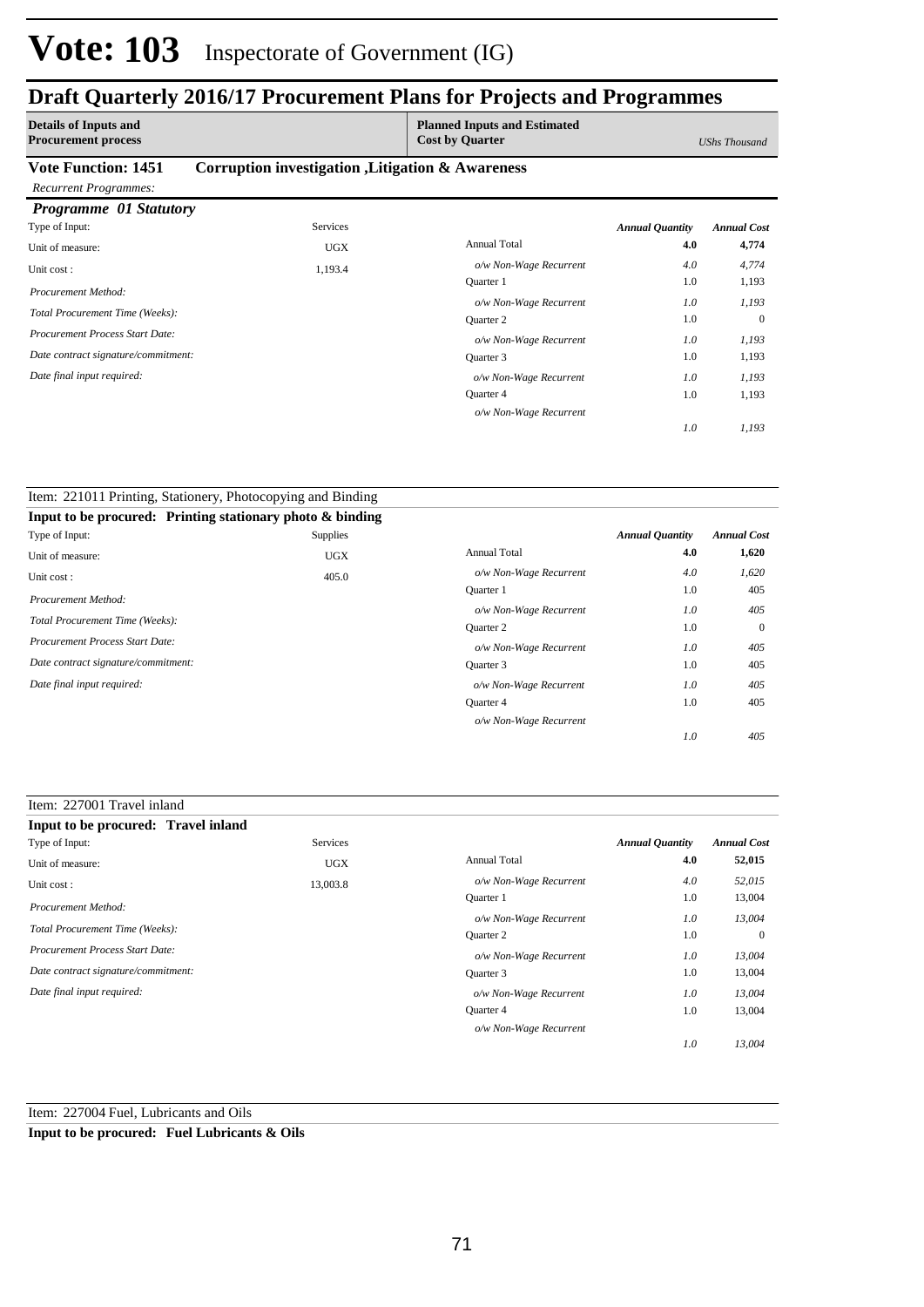# Vote: 103 Inspectorate of Government (IG)

## Draft Quarterly 2016/17 Procurement Plans for Projects and Programmes

| Details of Inputs and Procurement process | Planned Inputs and Estimated Cost by Quarter | *UShs Thousand* |
|---|---|---|

**Vote Function: 1451 Corruption investigation ,Litigation & Awareness**

*Recurrent Programmes:*

### *Programme 01 Statutory*

| Type of Input: | Services | | *Annual Quantity* | *Annual Cost* |
|---|---|---|---|---|
| Unit of measure: | UGX | Annual Total | **4.0** | **4,774** |
| Unit cost : | 1,193.4 | *o/w Non-Wage Recurrent* | *4.0* | *4,774* |
| *Procurement Method:* | | Quarter 1 | 1.0 | 1,193 |
| *Total Procurement Time (Weeks):* | | *o/w Non-Wage Recurrent* | *1.0* | *1,193* |
| *Procurement Process Start Date:* | | Quarter 2 | 1.0 | 0 |
| *Date contract signature/commitment:* | | *o/w Non-Wage Recurrent* | *1.0* | *1,193* |
| *Date final input required:* | | Quarter 3 | 1.0 | 1,193 |
| | | *o/w Non-Wage Recurrent* | *1.0* | *1,193* |
| | | Quarter 4 | 1.0 | 1,193 |
| | | *o/w Non-Wage Recurrent* | *1.0* | *1,193* |

Item: 221011 Printing, Stationery, Photocopying and Binding

**Input to be procured: Printing stationary photo & binding**

| Type of Input: | Supplies | | *Annual Quantity* | *Annual Cost* |
|---|---|---|---|---|
| Unit of measure: | UGX | Annual Total | **4.0** | **1,620** |
| Unit cost : | 405.0 | *o/w Non-Wage Recurrent* | *4.0* | *1,620* |
| *Procurement Method:* | | Quarter 1 | 1.0 | 405 |
| *Total Procurement Time (Weeks):* | | *o/w Non-Wage Recurrent* | *1.0* | *405* |
| *Procurement Process Start Date:* | | Quarter 2 | 1.0 | 0 |
| *Date contract signature/commitment:* | | *o/w Non-Wage Recurrent* | *1.0* | *405* |
| *Date final input required:* | | Quarter 3 | 1.0 | 405 |
| | | *o/w Non-Wage Recurrent* | *1.0* | *405* |
| | | Quarter 4 | 1.0 | 405 |
| | | *o/w Non-Wage Recurrent* | *1.0* | *405* |

Item: 227001 Travel inland

**Input to be procured: Travel inland**

| Type of Input: | Services | | *Annual Quantity* | *Annual Cost* |
|---|---|---|---|---|
| Unit of measure: | UGX | Annual Total | **4.0** | **52,015** |
| Unit cost : | 13,003.8 | *o/w Non-Wage Recurrent* | *4.0* | *52,015* |
| *Procurement Method:* | | Quarter 1 | 1.0 | 13,004 |
| *Total Procurement Time (Weeks):* | | *o/w Non-Wage Recurrent* | *1.0* | *13,004* |
| *Procurement Process Start Date:* | | Quarter 2 | 1.0 | 0 |
| *Date contract signature/commitment:* | | *o/w Non-Wage Recurrent* | *1.0* | *13,004* |
| *Date final input required:* | | Quarter 3 | 1.0 | 13,004 |
| | | *o/w Non-Wage Recurrent* | *1.0* | *13,004* |
| | | Quarter 4 | 1.0 | 13,004 |
| | | *o/w Non-Wage Recurrent* | *1.0* | *13,004* |

Item: 227004 Fuel, Lubricants and Oils

**Input to be procured: Fuel Lubricants & Oils**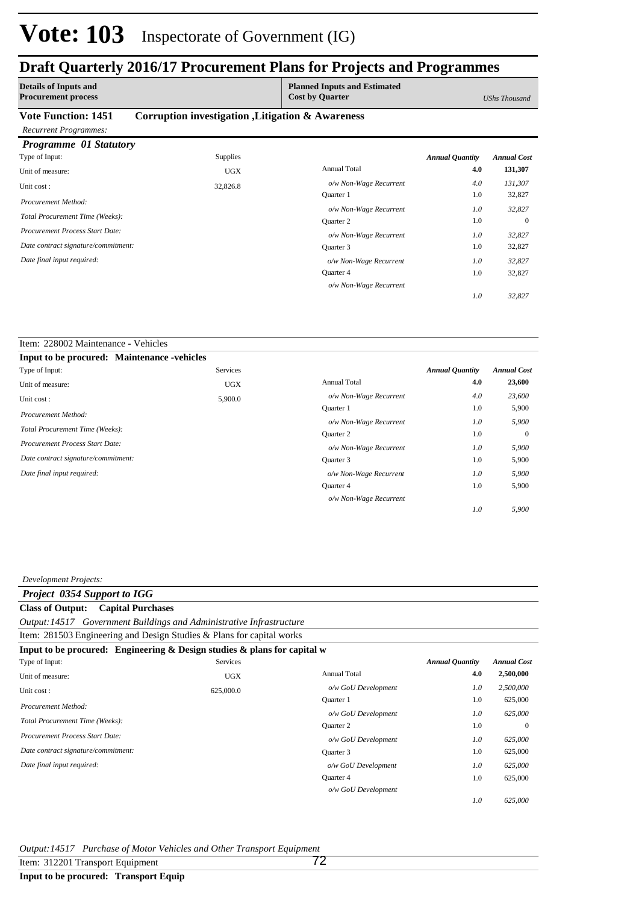# Vote: 103 Inspectorate of Government (IG)

## Draft Quarterly 2016/17 Procurement Plans for Projects and Programmes

| Details of Inputs and Procurement process | Planned Inputs and Estimated Cost by Quarter | UShs Thousand |
|---|---|---|

**Vote Function: 1451 Corruption investigation ,Litigation & Awareness**

*Recurrent Programmes:*

### *Programme 01 Statutory*

| Type of Input: | Supplies | | *Annual Quantity* | *Annual Cost* |
|---|---|---|---|---|
| Unit of measure: | UGX | Annual Total | **4.0** | **131,307** |
| Unit cost : | 32,826.8 | *o/w Non-Wage Recurrent* | *4.0* | *131,307* |
| *Procurement Method:* | | Quarter 1 | 1.0 | 32,827 |
| *Total Procurement Time (Weeks):* | | *o/w Non-Wage Recurrent* | *1.0* | *32,827* |
| *Procurement Process Start Date:* | | Quarter 2 | 1.0 | 0 |
| *Date contract signature/commitment:* | | *o/w Non-Wage Recurrent* | *1.0* | *32,827* |
| *Date final input required:* | | Quarter 3 | 1.0 | 32,827 |
| | | *o/w Non-Wage Recurrent* | *1.0* | *32,827* |
| | | Quarter 4 | 1.0 | 32,827 |
| | | *o/w Non-Wage Recurrent* | *1.0* | *32,827* |

Item: 228002 Maintenance - Vehicles

**Input to be procured: Maintenance -vehicles**

| Type of Input: | Services | | *Annual Quantity* | *Annual Cost* |
|---|---|---|---|---|
| Unit of measure: | UGX | Annual Total | **4.0** | **23,600** |
| Unit cost : | 5,900.0 | *o/w Non-Wage Recurrent* | *4.0* | *23,600* |
| *Procurement Method:* | | Quarter 1 | 1.0 | 5,900 |
| *Total Procurement Time (Weeks):* | | *o/w Non-Wage Recurrent* | *1.0* | *5,900* |
| *Procurement Process Start Date:* | | Quarter 2 | 1.0 | 0 |
| *Date contract signature/commitment:* | | *o/w Non-Wage Recurrent* | *1.0* | *5,900* |
| *Date final input required:* | | Quarter 3 | 1.0 | 5,900 |
| | | *o/w Non-Wage Recurrent* | *1.0* | *5,900* |
| | | Quarter 4 | 1.0 | 5,900 |
| | | *o/w Non-Wage Recurrent* | *1.0* | *5,900* |

*Development Projects:*

### *Project 0354 Support to IGG*

**Class of Output: Capital Purchases**

*Output:14517 Government Buildings and Administrative Infrastructure*

Item: 281503 Engineering and Design Studies & Plans for capital works

**Input to be procured: Engineering & Design studies & plans for capital w**

| Type of Input: | Services | | *Annual Quantity* | *Annual Cost* |
|---|---|---|---|---|
| Unit of measure: | UGX | Annual Total | **4.0** | **2,500,000** |
| Unit cost : | 625,000.0 | *o/w GoU Development* | *1.0* | *2,500,000* |
| *Procurement Method:* | | Quarter 1 | 1.0 | 625,000 |
| *Total Procurement Time (Weeks):* | | *o/w GoU Development* | *1.0* | *625,000* |
| *Procurement Process Start Date:* | | Quarter 2 | 1.0 | 0 |
| *Date contract signature/commitment:* | | *o/w GoU Development* | *1.0* | *625,000* |
| *Date final input required:* | | Quarter 3 | 1.0 | 625,000 |
| | | *o/w GoU Development* | *1.0* | *625,000* |
| | | Quarter 4 | 1.0 | 625,000 |
| | | *o/w GoU Development* | *1.0* | *625,000* |

*Output:14517 Purchase of Motor Vehicles and Other Transport Equipment*

Item: 312201 Transport Equipment

**Input to be procured: Transport Equip**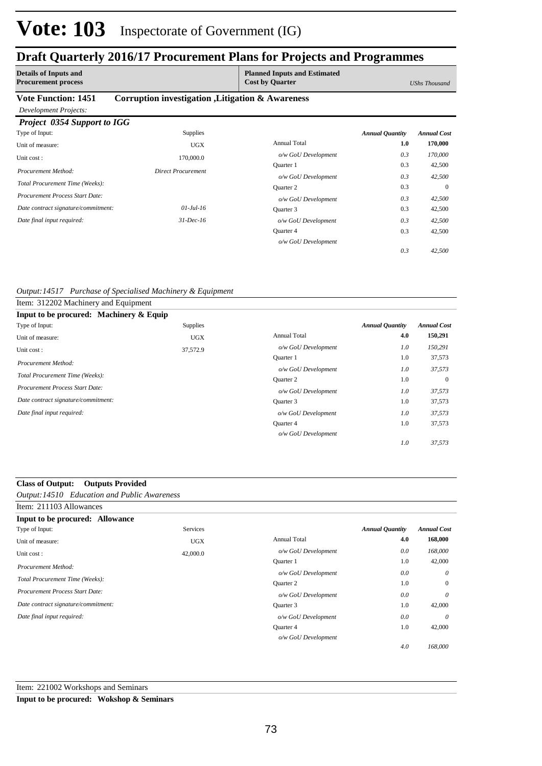# Draft Quarterly 2016/17 Procurement Plans for Projects and Programmes

| Details of Inputs and Procurement process | Planned Inputs and Estimated Cost by Quarter | | UShs Thousand |
|---|---|---|---|

**Vote Function: 1451 Corruption investigation ,Litigation & Awareness**

*Development Projects:*

***Project 0354 Support to IGG***

| | | | Annual Quantity | Annual Cost |
|---|---|---|---|---|
| Type of Input: | Supplies | | | |
| Unit of measure: | UGX | Annual Total | 1.0 | 170,000 |
| Unit cost : | 170,000.0 | *o/w GoU Development* | *0.3* | *170,000* |
| *Procurement Method:* | *Direct Procurement* | Quarter 1 | 0.3 | 42,500 |
| *Total Procurement Time (Weeks):* | | *o/w GoU Development* | *0.3* | *42,500* |
| *Procurement Process Start Date:* | | Quarter 2 | 0.3 | 0 |
| *Date contract signature/commitment:* | *01-Jul-16* | *o/w GoU Development* | *0.3* | *42,500* |
| *Date final input required:* | *31-Dec-16* | Quarter 3 | 0.3 | 42,500 |
| | | *o/w GoU Development* | *0.3* | *42,500* |
| | | Quarter 4 | 0.3 | 42,500 |
| | | *o/w GoU Development* | *0.3* | *42,500* |

*Output:14517 Purchase of Specialised Machinery & Equipment*

Item: 312202 Machinery and Equipment

**Input to be procured: Machinery & Equip**

| | | | Annual Quantity | Annual Cost |
|---|---|---|---|---|
| Type of Input: | Supplies | | | |
| Unit of measure: | UGX | Annual Total | 4.0 | 150,291 |
| Unit cost : | 37,572.9 | *o/w GoU Development* | *1.0* | *150,291* |
| *Procurement Method:* | | Quarter 1 | 1.0 | 37,573 |
| *Total Procurement Time (Weeks):* | | *o/w GoU Development* | *1.0* | *37,573* |
| *Procurement Process Start Date:* | | Quarter 2 | 1.0 | 0 |
| *Date contract signature/commitment:* | | *o/w GoU Development* | *1.0* | *37,573* |
| *Date final input required:* | | Quarter 3 | 1.0 | 37,573 |
| | | *o/w GoU Development* | *1.0* | *37,573* |
| | | Quarter 4 | 1.0 | 37,573 |
| | | *o/w GoU Development* | *1.0* | *37,573* |

**Class of Output: Outputs Provided**

*Output:14510 Education and Public Awareness*

Item: 211103 Allowances

**Input to be procured: Allowance**

| | | | Annual Quantity | Annual Cost |
|---|---|---|---|---|
| Type of Input: | Services | | | |
| Unit of measure: | UGX | Annual Total | 4.0 | 168,000 |
| Unit cost : | 42,000.0 | *o/w GoU Development* | *0.0* | *168,000* |
| *Procurement Method:* | | Quarter 1 | 1.0 | 42,000 |
| *Total Procurement Time (Weeks):* | | *o/w GoU Development* | *0.0* | *0* |
| *Procurement Process Start Date:* | | Quarter 2 | 1.0 | 0 |
| *Date contract signature/commitment:* | | *o/w GoU Development* | *0.0* | *0* |
| *Date final input required:* | | Quarter 3 | 1.0 | 42,000 |
| | | *o/w GoU Development* | *0.0* | *0* |
| | | Quarter 4 | 1.0 | 42,000 |
| | | *o/w GoU Development* | *4.0* | *168,000* |

Item: 221002 Workshops and Seminars

**Input to be procured: Wokshop & Seminars**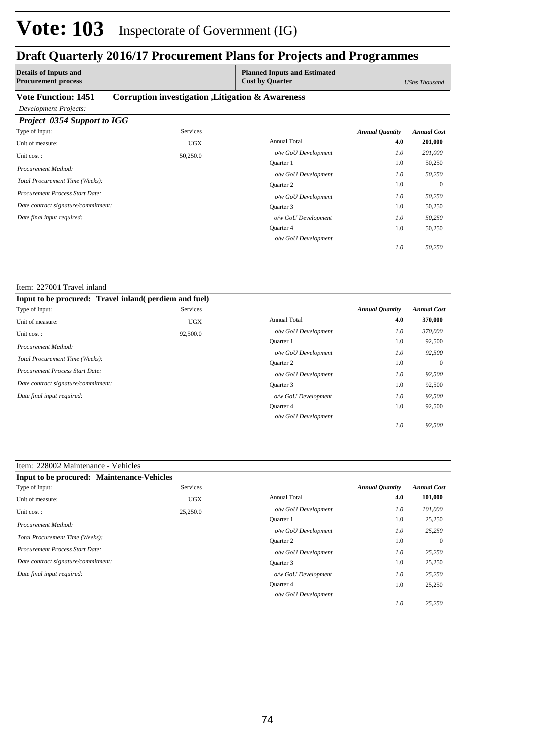# Vote: 103 Inspectorate of Government (IG)

## Draft Quarterly 2016/17 Procurement Plans for Projects and Programmes

| Details of Inputs and Procurement process | Planned Inputs and Estimated Cost by Quarter | UShs Thousand |
|---|---|---|

**Vote Function: 1451 Corruption investigation ,Litigation & Awareness**

*Development Projects:*

***Project 0354 Support to IGG***

| | | | *Annual Quantity* | *Annual Cost* |
|---|---|---|---|---|
| Type of Input: | Services | | | |
| Unit of measure: | UGX | Annual Total | **4.0** | **201,000** |
| Unit cost : | 50,250.0 | *o/w GoU Development* | *1.0* | *201,000* |
| *Procurement Method:* | | Quarter 1 | 1.0 | 50,250 |
| *Total Procurement Time (Weeks):* | | *o/w GoU Development* | *1.0* | *50,250* |
| *Procurement Process Start Date:* | | Quarter 2 | 1.0 | 0 |
| *Date contract signature/commitment:* | | *o/w GoU Development* | *1.0* | *50,250* |
| *Date final input required:* | | Quarter 3 | 1.0 | 50,250 |
| | | *o/w GoU Development* | *1.0* | *50,250* |
| | | Quarter 4 | 1.0 | 50,250 |
| | | *o/w GoU Development* | *1.0* | *50,250* |

Item: 227001 Travel inland

**Input to be procured: Travel inland( perdiem and fuel)**

| | | | *Annual Quantity* | *Annual Cost* |
|---|---|---|---|---|
| Type of Input: | Services | | | |
| Unit of measure: | UGX | Annual Total | **4.0** | **370,000** |
| Unit cost : | 92,500.0 | *o/w GoU Development* | *1.0* | *370,000* |
| *Procurement Method:* | | Quarter 1 | 1.0 | 92,500 |
| *Total Procurement Time (Weeks):* | | *o/w GoU Development* | *1.0* | *92,500* |
| *Procurement Process Start Date:* | | Quarter 2 | 1.0 | 0 |
| *Date contract signature/commitment:* | | *o/w GoU Development* | *1.0* | *92,500* |
| *Date final input required:* | | Quarter 3 | 1.0 | 92,500 |
| | | *o/w GoU Development* | *1.0* | *92,500* |
| | | Quarter 4 | 1.0 | 92,500 |
| | | *o/w GoU Development* | *1.0* | *92,500* |

Item: 228002 Maintenance - Vehicles

**Input to be procured: Maintenance-Vehicles**

| | | | *Annual Quantity* | *Annual Cost* |
|---|---|---|---|---|
| Type of Input: | Services | | | |
| Unit of measure: | UGX | Annual Total | **4.0** | **101,000** |
| Unit cost : | 25,250.0 | *o/w GoU Development* | *1.0* | *101,000* |
| *Procurement Method:* | | Quarter 1 | 1.0 | 25,250 |
| *Total Procurement Time (Weeks):* | | *o/w GoU Development* | *1.0* | *25,250* |
| *Procurement Process Start Date:* | | Quarter 2 | 1.0 | 0 |
| *Date contract signature/commitment:* | | *o/w GoU Development* | *1.0* | *25,250* |
| *Date final input required:* | | Quarter 3 | 1.0 | 25,250 |
| | | *o/w GoU Development* | *1.0* | *25,250* |
| | | Quarter 4 | 1.0 | 25,250 |
| | | *o/w GoU Development* | *1.0* | *25,250* |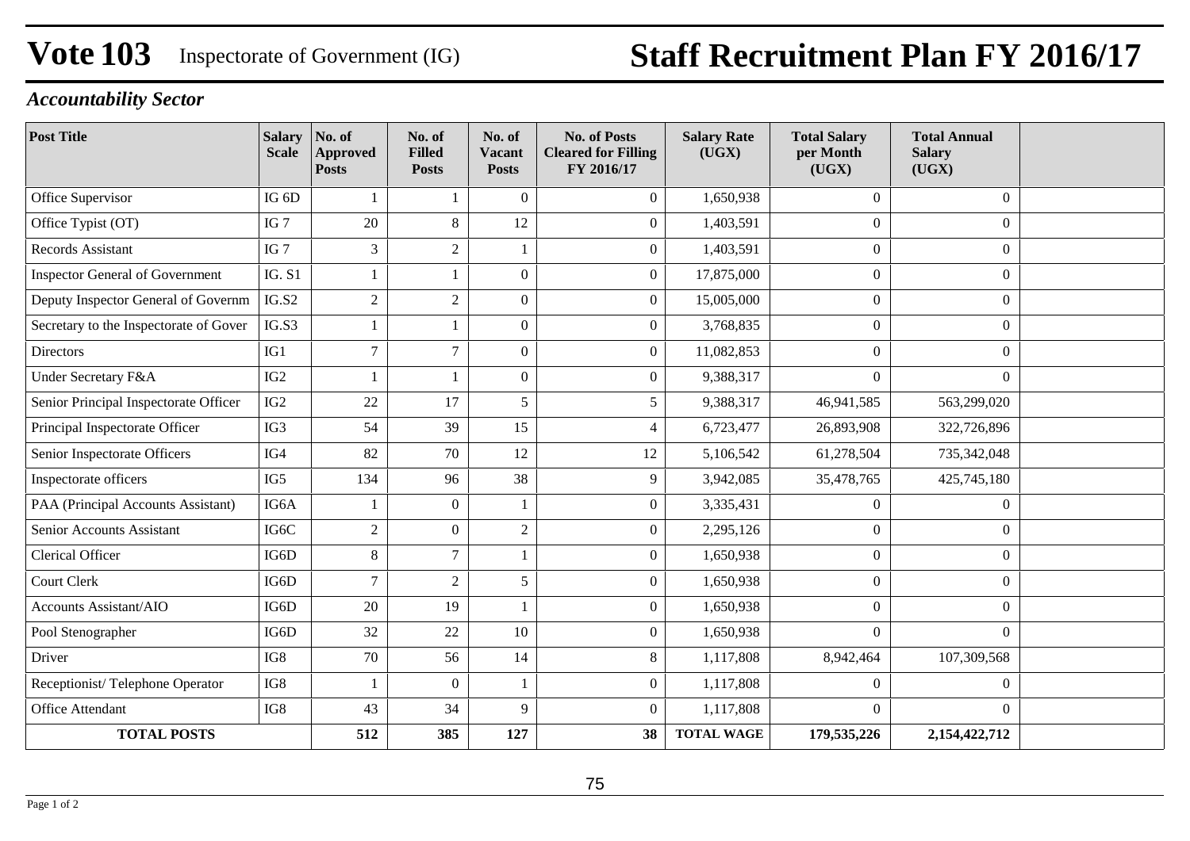# Vote 103 Inspectorate of Government (IG) Staff Recruitment Plan FY 2016/17

### *Accountability Sector*

| Post Title | Salary Scale | No. of Approved Posts | No. of Filled Posts | No. of Vacant Posts | No. of Posts Cleared for Filling FY 2016/17 | Salary Rate (UGX) | Total Salary per Month (UGX) | Total Annual Salary (UGX) | |
|---|---|---|---|---|---|---|---|---|---|
| Office Supervisor | IG 6D | 1 | 1 | 0 | 0 | 1,650,938 | 0 | 0 | |
| Office Typist (OT) | IG 7 | 20 | 8 | 12 | 0 | 1,403,591 | 0 | 0 | |
| Records Assistant | IG 7 | 3 | 2 | 1 | 0 | 1,403,591 | 0 | 0 | |
| Inspector General of Government | IG. S1 | 1 | 1 | 0 | 0 | 17,875,000 | 0 | 0 | |
| Deputy Inspector General of Governm | IG.S2 | 2 | 2 | 0 | 0 | 15,005,000 | 0 | 0 | |
| Secretary to the Inspectorate of Gover | IG.S3 | 1 | 1 | 0 | 0 | 3,768,835 | 0 | 0 | |
| Directors | IG1 | 7 | 7 | 0 | 0 | 11,082,853 | 0 | 0 | |
| Under Secretary F&A | IG2 | 1 | 1 | 0 | 0 | 9,388,317 | 0 | 0 | |
| Senior Principal Inspectorate Officer | IG2 | 22 | 17 | 5 | 5 | 9,388,317 | 46,941,585 | 563,299,020 | |
| Principal Inspectorate Officer | IG3 | 54 | 39 | 15 | 4 | 6,723,477 | 26,893,908 | 322,726,896 | |
| Senior Inspectorate Officers | IG4 | 82 | 70 | 12 | 12 | 5,106,542 | 61,278,504 | 735,342,048 | |
| Inspectorate officers | IG5 | 134 | 96 | 38 | 9 | 3,942,085 | 35,478,765 | 425,745,180 | |
| PAA (Principal Accounts Assistant) | IG6A | 1 | 0 | 1 | 0 | 3,335,431 | 0 | 0 | |
| Senior Accounts Assistant | IG6C | 2 | 0 | 2 | 0 | 2,295,126 | 0 | 0 | |
| Clerical Officer | IG6D | 8 | 7 | 1 | 0 | 1,650,938 | 0 | 0 | |
| Court Clerk | IG6D | 7 | 2 | 5 | 0 | 1,650,938 | 0 | 0 | |
| Accounts Assistant/AIO | IG6D | 20 | 19 | 1 | 0 | 1,650,938 | 0 | 0 | |
| Pool Stenographer | IG6D | 32 | 22 | 10 | 0 | 1,650,938 | 0 | 0 | |
| Driver | IG8 | 70 | 56 | 14 | 8 | 1,117,808 | 8,942,464 | 107,309,568 | |
| Receptionist/ Telephone Operator | IG8 | 1 | 0 | 1 | 0 | 1,117,808 | 0 | 0 | |
| Office Attendant | IG8 | 43 | 34 | 9 | 0 | 1,117,808 | 0 | 0 | |
| **TOTAL POSTS** | | **512** | **385** | **127** | **38** | **TOTAL WAGE** | **179,535,226** | **2,154,422,712** | |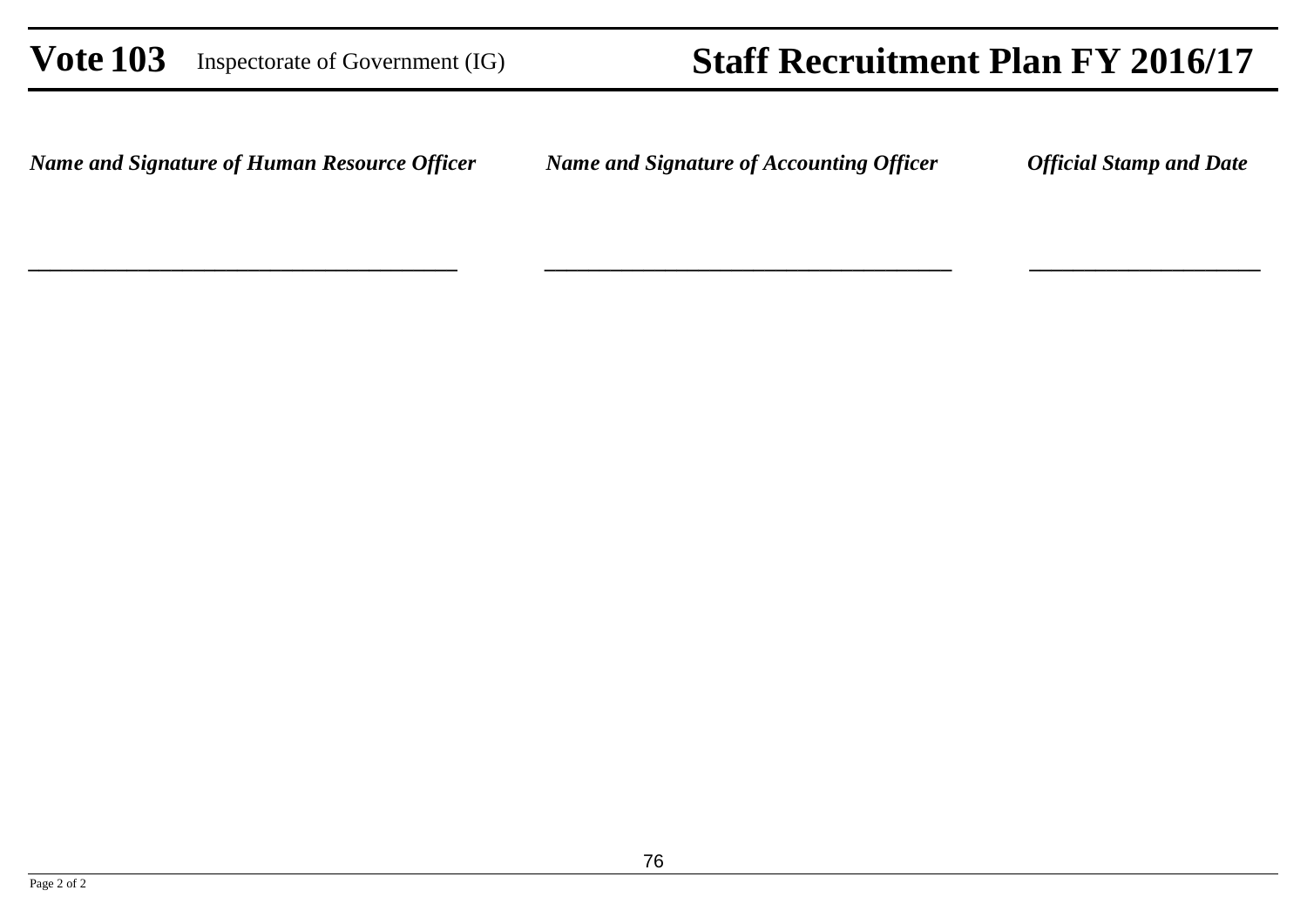***Name and Signature of Human Resource Officer*** ***Name and Signature of Accounting Officer*** ***Official Stamp and Date***

______________________________________ ____________________________________ ____________________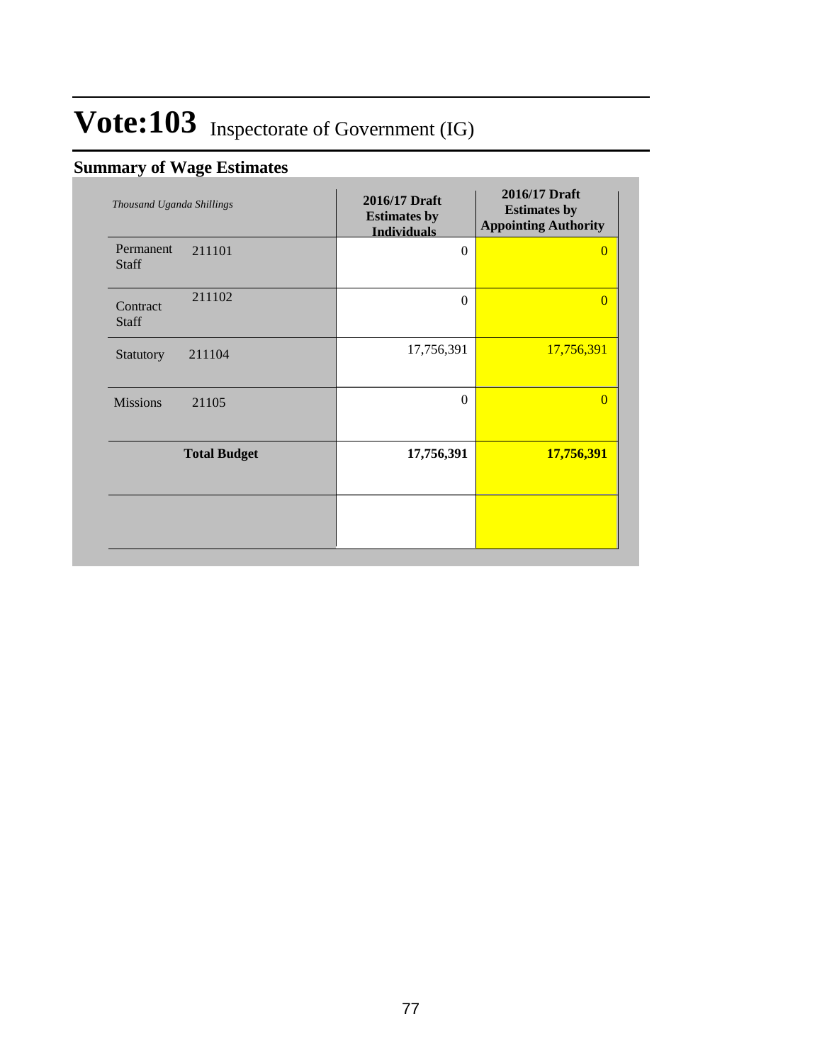# Vote:103 Inspectorate of Government (IG)

## Summary of Wage Estimates

| *Thousand Uganda Shillings* | | 2016/17 Draft Estimates by Individuals | 2016/17 Draft Estimates by Appointing Authority |
|---|---|---|---|
| Permanent Staff | 211101 | 0 | 0 |
| Contract Staff | 211102 | 0 | 0 |
| Statutory | 211104 | 17,756,391 | 17,756,391 |
| Missions | 21105 | 0 | 0 |
| **Total Budget** | | **17,756,391** | **17,756,391** |
| | | | |